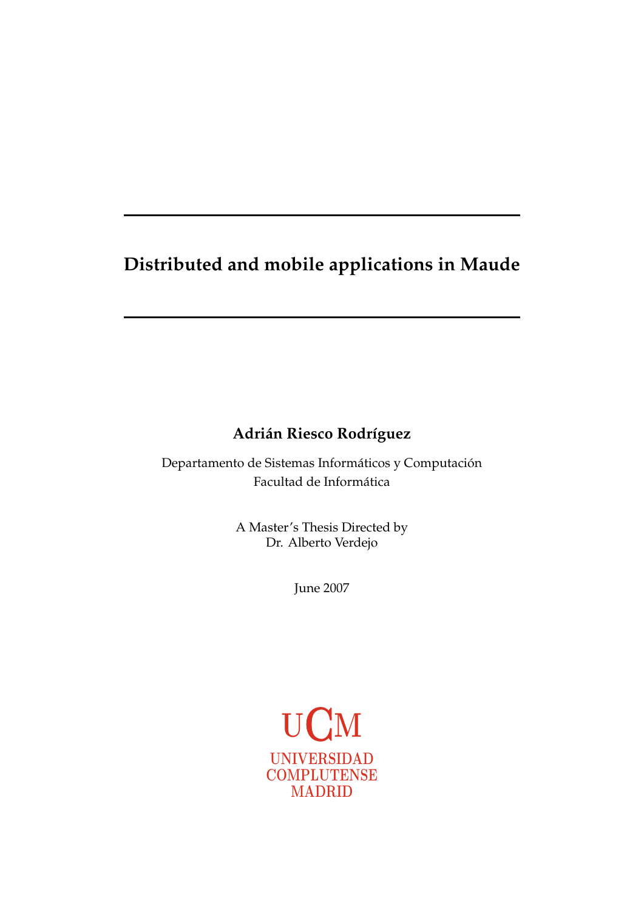# Distributed and mobile applications in Maude

**Adrián Riesco Rodríguez**

Departamento de Sistemas Informáticos y Computación
Facultad de Informática

A Master's Thesis Directed by
Dr. Alberto Verdejo

June 2007

UCM
UNIVERSIDAD
COMPLUTENSE
MADRID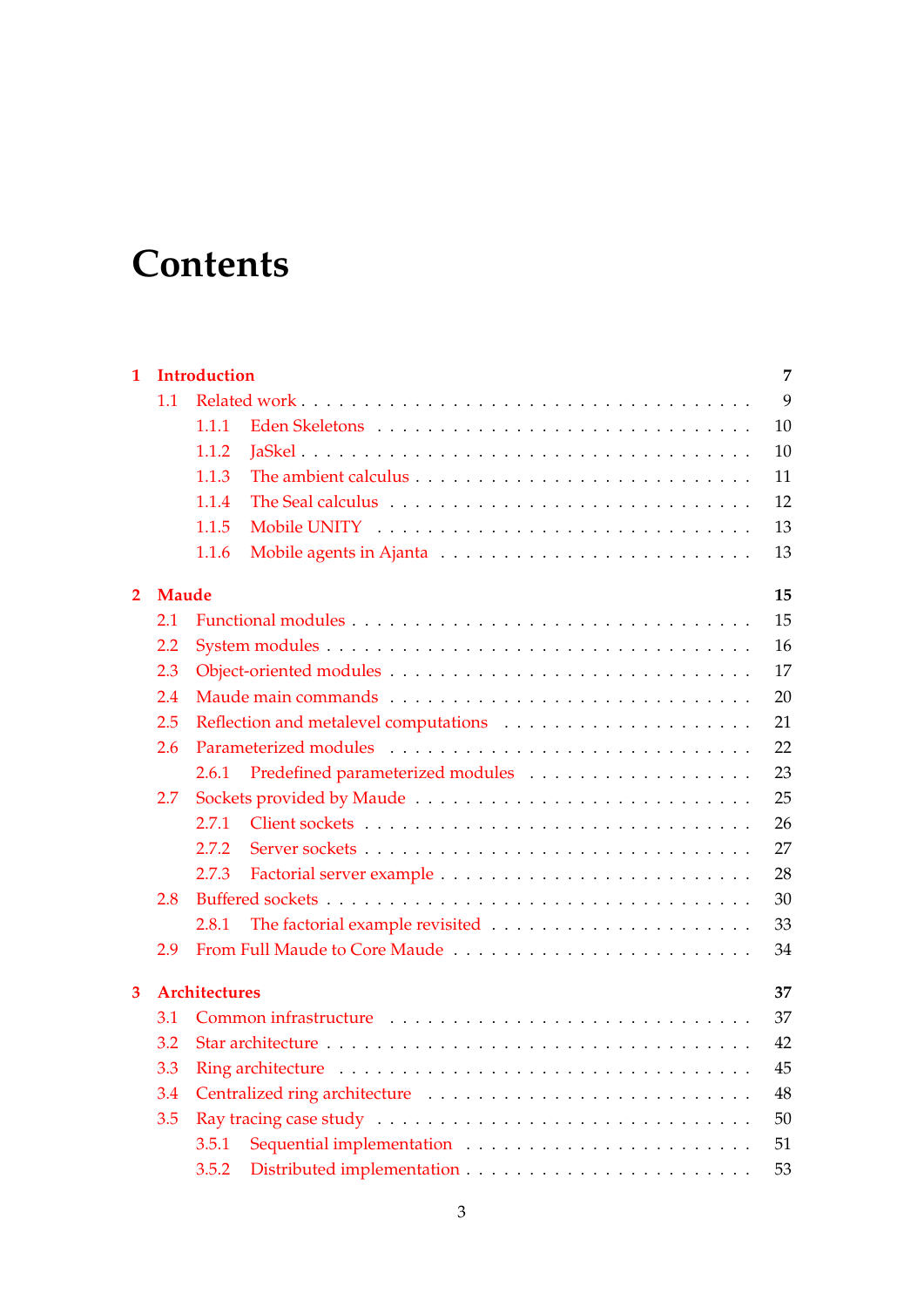# Contents

**1 Introduction** **7**

- 1.1 Related work . . . 9
  - 1.1.1 Eden Skeletons . . . 10
  - 1.1.2 JaSkel . . . 10
  - 1.1.3 The ambient calculus . . . 11
  - 1.1.4 The Seal calculus . . . 12
  - 1.1.5 Mobile UNITY . . . 13
  - 1.1.6 Mobile agents in Ajanta . . . 13

**2 Maude** **15**

- 2.1 Functional modules . . . 15
- 2.2 System modules . . . 16
- 2.3 Object-oriented modules . . . 17
- 2.4 Maude main commands . . . 20
- 2.5 Reflection and metalevel computations . . . 21
- 2.6 Parameterized modules . . . 22
  - 2.6.1 Predefined parameterized modules . . . 23
- 2.7 Sockets provided by Maude . . . 25
  - 2.7.1 Client sockets . . . 26
  - 2.7.2 Server sockets . . . 27
  - 2.7.3 Factorial server example . . . 28
- 2.8 Buffered sockets . . . 30
  - 2.8.1 The factorial example revisited . . . 33
- 2.9 From Full Maude to Core Maude . . . 34

**3 Architectures** **37**

- 3.1 Common infrastructure . . . 37
- 3.2 Star architecture . . . 42
- 3.3 Ring architecture . . . 45
- 3.4 Centralized ring architecture . . . 48
- 3.5 Ray tracing case study . . . 50
  - 3.5.1 Sequential implementation . . . 51
  - 3.5.2 Distributed implementation . . . 53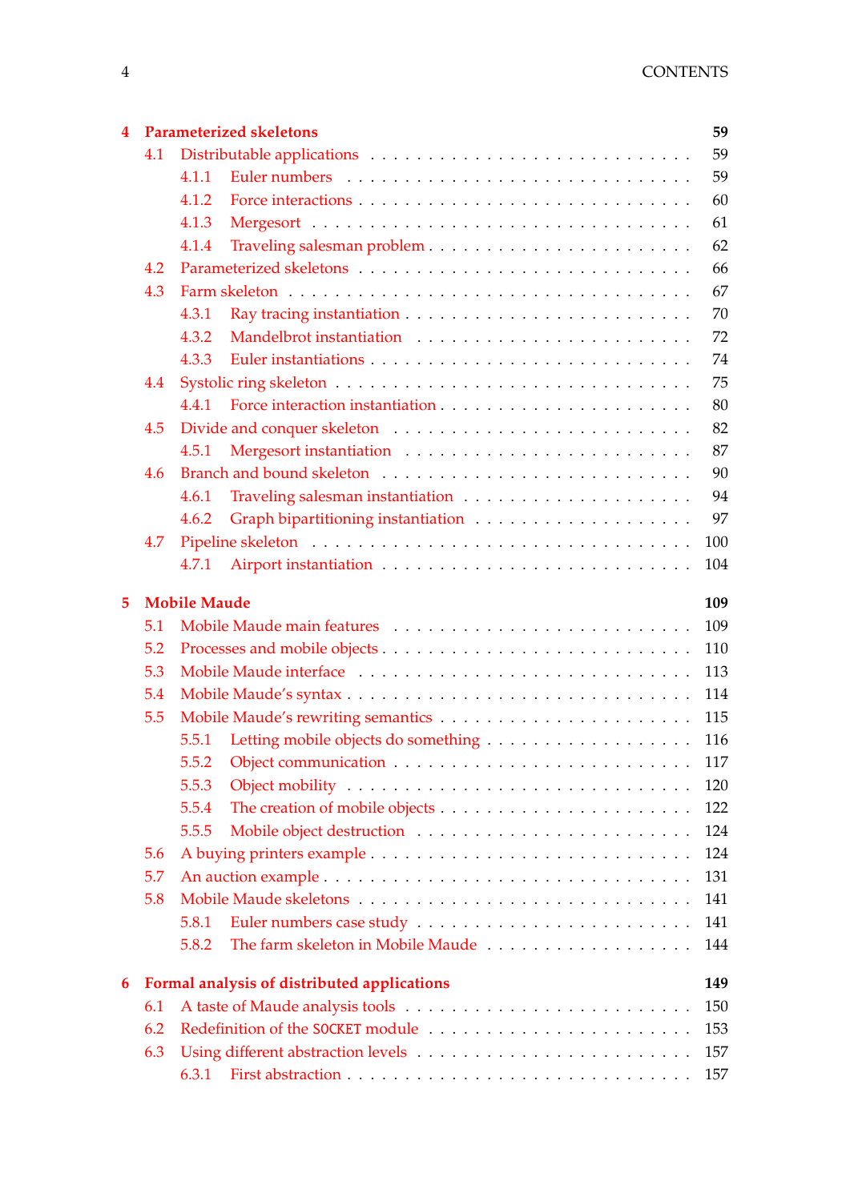| | | |
|---|---|---|
| **4** | **Parameterized skeletons** | **59** |
| 4.1 | Distributable applications | 59 |
| 4.1.1 | Euler numbers | 59 |
| 4.1.2 | Force interactions | 60 |
| 4.1.3 | Mergesort | 61 |
| 4.1.4 | Traveling salesman problem | 62 |
| 4.2 | Parameterized skeletons | 66 |
| 4.3 | Farm skeleton | 67 |
| 4.3.1 | Ray tracing instantiation | 70 |
| 4.3.2 | Mandelbrot instantiation | 72 |
| 4.3.3 | Euler instantiations | 74 |
| 4.4 | Systolic ring skeleton | 75 |
| 4.4.1 | Force interaction instantiation | 80 |
| 4.5 | Divide and conquer skeleton | 82 |
| 4.5.1 | Mergesort instantiation | 87 |
| 4.6 | Branch and bound skeleton | 90 |
| 4.6.1 | Traveling salesman instantiation | 94 |
| 4.6.2 | Graph bipartitioning instantiation | 97 |
| 4.7 | Pipeline skeleton | 100 |
| 4.7.1 | Airport instantiation | 104 |
| **5** | **Mobile Maude** | **109** |
| 5.1 | Mobile Maude main features | 109 |
| 5.2 | Processes and mobile objects | 110 |
| 5.3 | Mobile Maude interface | 113 |
| 5.4 | Mobile Maude's syntax | 114 |
| 5.5 | Mobile Maude's rewriting semantics | 115 |
| 5.5.1 | Letting mobile objects do something | 116 |
| 5.5.2 | Object communication | 117 |
| 5.5.3 | Object mobility | 120 |
| 5.5.4 | The creation of mobile objects | 122 |
| 5.5.5 | Mobile object destruction | 124 |
| 5.6 | A buying printers example | 124 |
| 5.7 | An auction example | 131 |
| 5.8 | Mobile Maude skeletons | 141 |
| 5.8.1 | Euler numbers case study | 141 |
| 5.8.2 | The farm skeleton in Mobile Maude | 144 |
| **6** | **Formal analysis of distributed applications** | **149** |
| 6.1 | A taste of Maude analysis tools | 150 |
| 6.2 | Redefinition of the `SOCKET` module | 153 |
| 6.3 | Using different abstraction levels | 157 |
| 6.3.1 | First abstraction | 157 |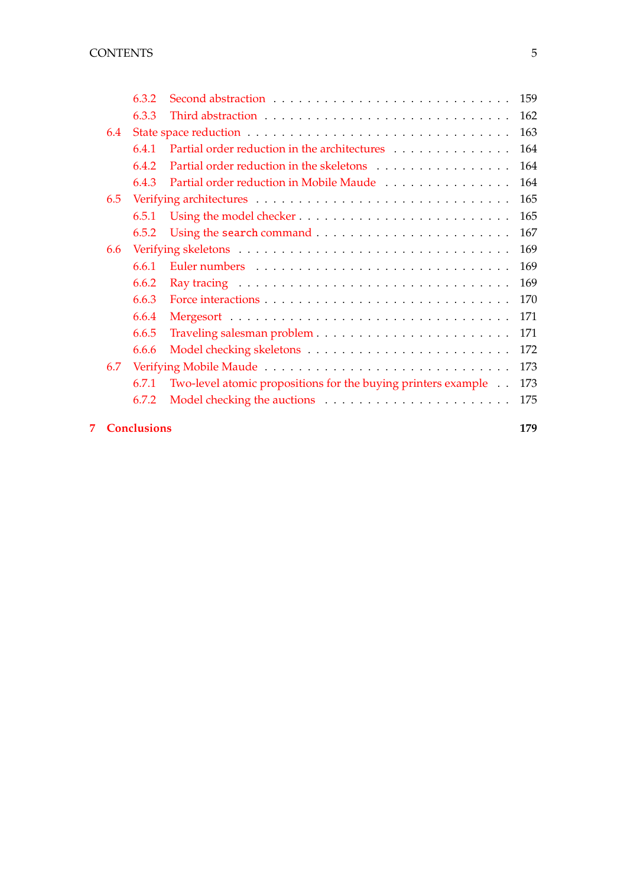- 6.3.2 Second abstraction . . . . . . . . . . . . . . . . . . . . . . . . . . 159
- 6.3.3 Third abstraction . . . . . . . . . . . . . . . . . . . . . . . . . . 162
- 6.4 State space reduction . . . . . . . . . . . . . . . . . . . . . . . . . . 163
  - 6.4.1 Partial order reduction in the architectures . . . . . . . . . . . . . 164
  - 6.4.2 Partial order reduction in the skeletons . . . . . . . . . . . . . . . 164
  - 6.4.3 Partial order reduction in Mobile Maude . . . . . . . . . . . . . . . 164
- 6.5 Verifying architectures . . . . . . . . . . . . . . . . . . . . . . . . . 165
  - 6.5.1 Using the model checker . . . . . . . . . . . . . . . . . . . . . . . 165
  - 6.5.2 Using the `search` command . . . . . . . . . . . . . . . . . . . . . 167
- 6.6 Verifying skeletons . . . . . . . . . . . . . . . . . . . . . . . . . . . 169
  - 6.6.1 Euler numbers . . . . . . . . . . . . . . . . . . . . . . . . . . . . 169
  - 6.6.2 Ray tracing . . . . . . . . . . . . . . . . . . . . . . . . . . . . . 169
  - 6.6.3 Force interactions . . . . . . . . . . . . . . . . . . . . . . . . . . 170
  - 6.6.4 Mergesort . . . . . . . . . . . . . . . . . . . . . . . . . . . . . . 171
  - 6.6.5 Traveling salesman problem . . . . . . . . . . . . . . . . . . . . . 171
  - 6.6.6 Model checking skeletons . . . . . . . . . . . . . . . . . . . . . . 172
- 6.7 Verifying Mobile Maude . . . . . . . . . . . . . . . . . . . . . . . . . 173
  - 6.7.1 Two-level atomic propositions for the buying printers example . . 173
  - 6.7.2 Model checking the auctions . . . . . . . . . . . . . . . . . . . . . 175

**7 Conclusions** **179**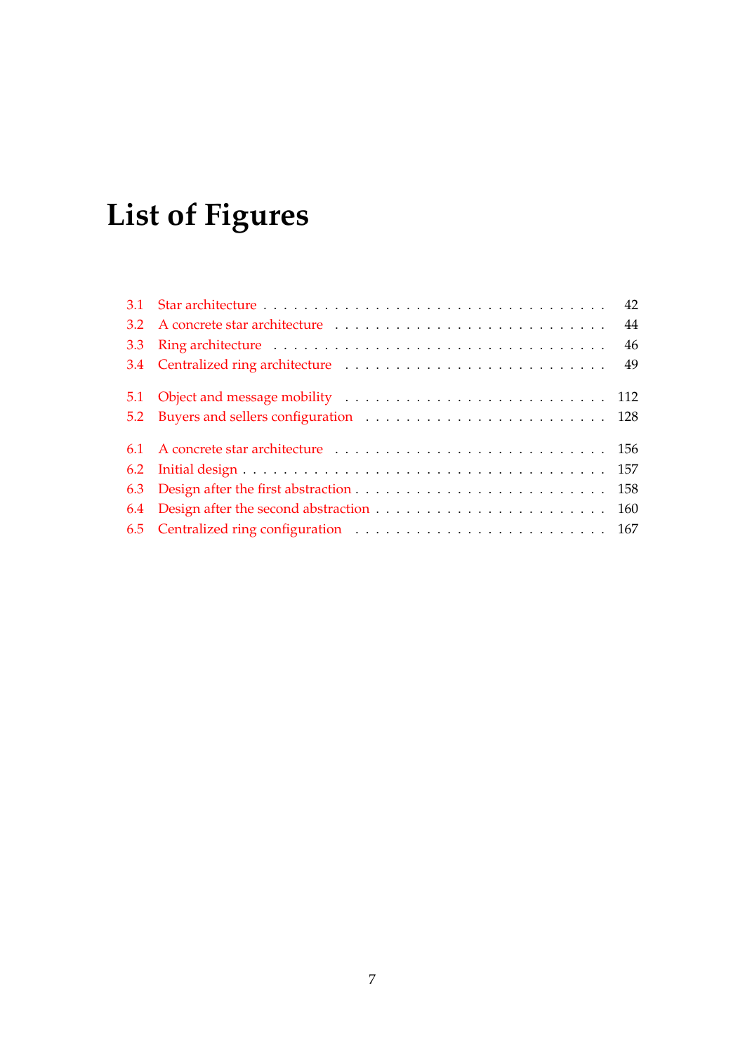# List of Figures

3.1 Star architecture . . . . . . . . . . . . . . . . . . . . . . . . . . . . . . . . 42
3.2 A concrete star architecture . . . . . . . . . . . . . . . . . . . . . . . . . 44
3.3 Ring architecture . . . . . . . . . . . . . . . . . . . . . . . . . . . . . . . 46
3.4 Centralized ring architecture . . . . . . . . . . . . . . . . . . . . . . . . 49

5.1 Object and message mobility . . . . . . . . . . . . . . . . . . . . . . . . 112
5.2 Buyers and sellers configuration . . . . . . . . . . . . . . . . . . . . . . 128

6.1 A concrete star architecture . . . . . . . . . . . . . . . . . . . . . . . . . 156
6.2 Initial design . . . . . . . . . . . . . . . . . . . . . . . . . . . . . . . . . 157
6.3 Design after the first abstraction . . . . . . . . . . . . . . . . . . . . . . 158
6.4 Design after the second abstraction . . . . . . . . . . . . . . . . . . . . . 160
6.5 Centralized ring configuration . . . . . . . . . . . . . . . . . . . . . . . 167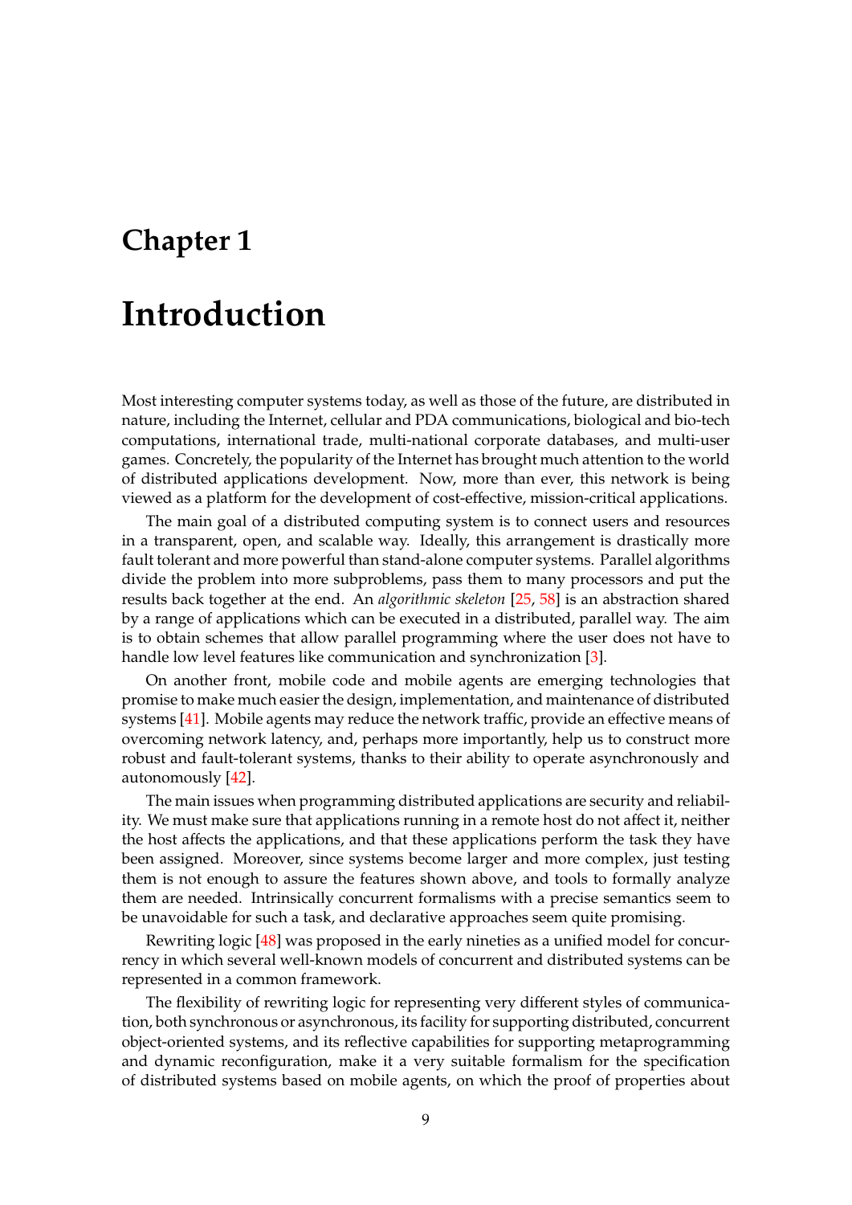# Chapter 1

# Introduction

Most interesting computer systems today, as well as those of the future, are distributed in nature, including the Internet, cellular and PDA communications, biological and bio-tech computations, international trade, multi-national corporate databases, and multi-user games. Concretely, the popularity of the Internet has brought much attention to the world of distributed applications development. Now, more than ever, this network is being viewed as a platform for the development of cost-effective, mission-critical applications.

The main goal of a distributed computing system is to connect users and resources in a transparent, open, and scalable way. Ideally, this arrangement is drastically more fault tolerant and more powerful than stand-alone computer systems. Parallel algorithms divide the problem into more subproblems, pass them to many processors and put the results back together at the end. An *algorithmic skeleton* [25, 58] is an abstraction shared by a range of applications which can be executed in a distributed, parallel way. The aim is to obtain schemes that allow parallel programming where the user does not have to handle low level features like communication and synchronization [3].

On another front, mobile code and mobile agents are emerging technologies that promise to make much easier the design, implementation, and maintenance of distributed systems [41]. Mobile agents may reduce the network traffic, provide an effective means of overcoming network latency, and, perhaps more importantly, help us to construct more robust and fault-tolerant systems, thanks to their ability to operate asynchronously and autonomously [42].

The main issues when programming distributed applications are security and reliability. We must make sure that applications running in a remote host do not affect it, neither the host affects the applications, and that these applications perform the task they have been assigned. Moreover, since systems become larger and more complex, just testing them is not enough to assure the features shown above, and tools to formally analyze them are needed. Intrinsically concurrent formalisms with a precise semantics seem to be unavoidable for such a task, and declarative approaches seem quite promising.

Rewriting logic [48] was proposed in the early nineties as a unified model for concurrency in which several well-known models of concurrent and distributed systems can be represented in a common framework.

The flexibility of rewriting logic for representing very different styles of communication, both synchronous or asynchronous, its facility for supporting distributed, concurrent object-oriented systems, and its reflective capabilities for supporting metaprogramming and dynamic reconfiguration, make it a very suitable formalism for the specification of distributed systems based on mobile agents, on which the proof of properties about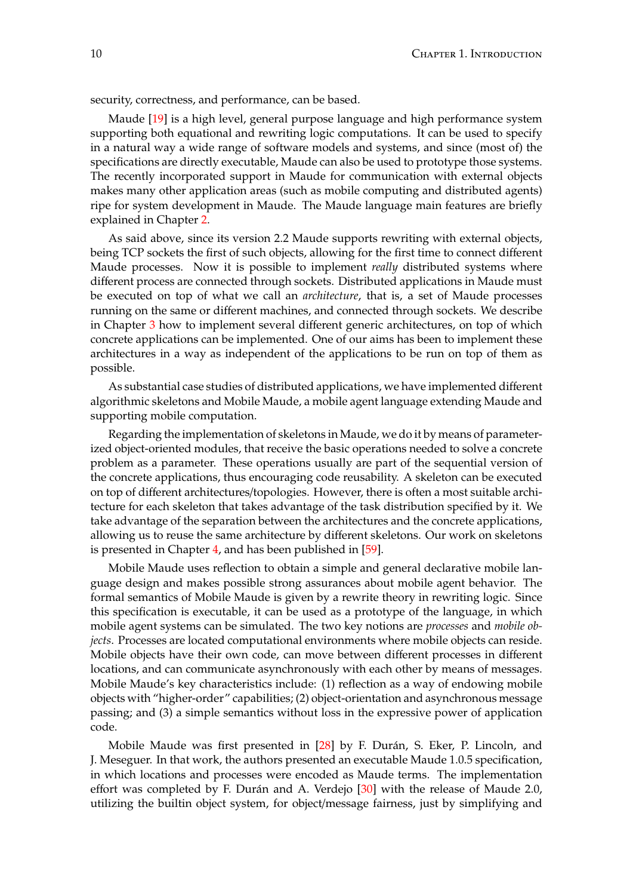security, correctness, and performance, can be based.

Maude [19] is a high level, general purpose language and high performance system supporting both equational and rewriting logic computations. It can be used to specify in a natural way a wide range of software models and systems, and since (most of) the specifications are directly executable, Maude can also be used to prototype those systems. The recently incorporated support in Maude for communication with external objects makes many other application areas (such as mobile computing and distributed agents) ripe for system development in Maude. The Maude language main features are briefly explained in Chapter 2.

As said above, since its version 2.2 Maude supports rewriting with external objects, being TCP sockets the first of such objects, allowing for the first time to connect different Maude processes. Now it is possible to implement *really* distributed systems where different process are connected through sockets. Distributed applications in Maude must be executed on top of what we call an *architecture*, that is, a set of Maude processes running on the same or different machines, and connected through sockets. We describe in Chapter 3 how to implement several different generic architectures, on top of which concrete applications can be implemented. One of our aims has been to implement these architectures in a way as independent of the applications to be run on top of them as possible.

As substantial case studies of distributed applications, we have implemented different algorithmic skeletons and Mobile Maude, a mobile agent language extending Maude and supporting mobile computation.

Regarding the implementation of skeletons in Maude, we do it by means of parameterized object-oriented modules, that receive the basic operations needed to solve a concrete problem as a parameter. These operations usually are part of the sequential version of the concrete applications, thus encouraging code reusability. A skeleton can be executed on top of different architectures/topologies. However, there is often a most suitable architecture for each skeleton that takes advantage of the task distribution specified by it. We take advantage of the separation between the architectures and the concrete applications, allowing us to reuse the same architecture by different skeletons. Our work on skeletons is presented in Chapter 4, and has been published in [59].

Mobile Maude uses reflection to obtain a simple and general declarative mobile language design and makes possible strong assurances about mobile agent behavior. The formal semantics of Mobile Maude is given by a rewrite theory in rewriting logic. Since this specification is executable, it can be used as a prototype of the language, in which mobile agent systems can be simulated. The two key notions are *processes* and *mobile objects*. Processes are located computational environments where mobile objects can reside. Mobile objects have their own code, can move between different processes in different locations, and can communicate asynchronously with each other by means of messages. Mobile Maude's key characteristics include: (1) reflection as a way of endowing mobile objects with "higher-order" capabilities; (2) object-orientation and asynchronous message passing; and (3) a simple semantics without loss in the expressive power of application code.

Mobile Maude was first presented in [28] by F. Durán, S. Eker, P. Lincoln, and J. Meseguer. In that work, the authors presented an executable Maude 1.0.5 specification, in which locations and processes were encoded as Maude terms. The implementation effort was completed by F. Durán and A. Verdejo [30] with the release of Maude 2.0, utilizing the builtin object system, for object/message fairness, just by simplifying and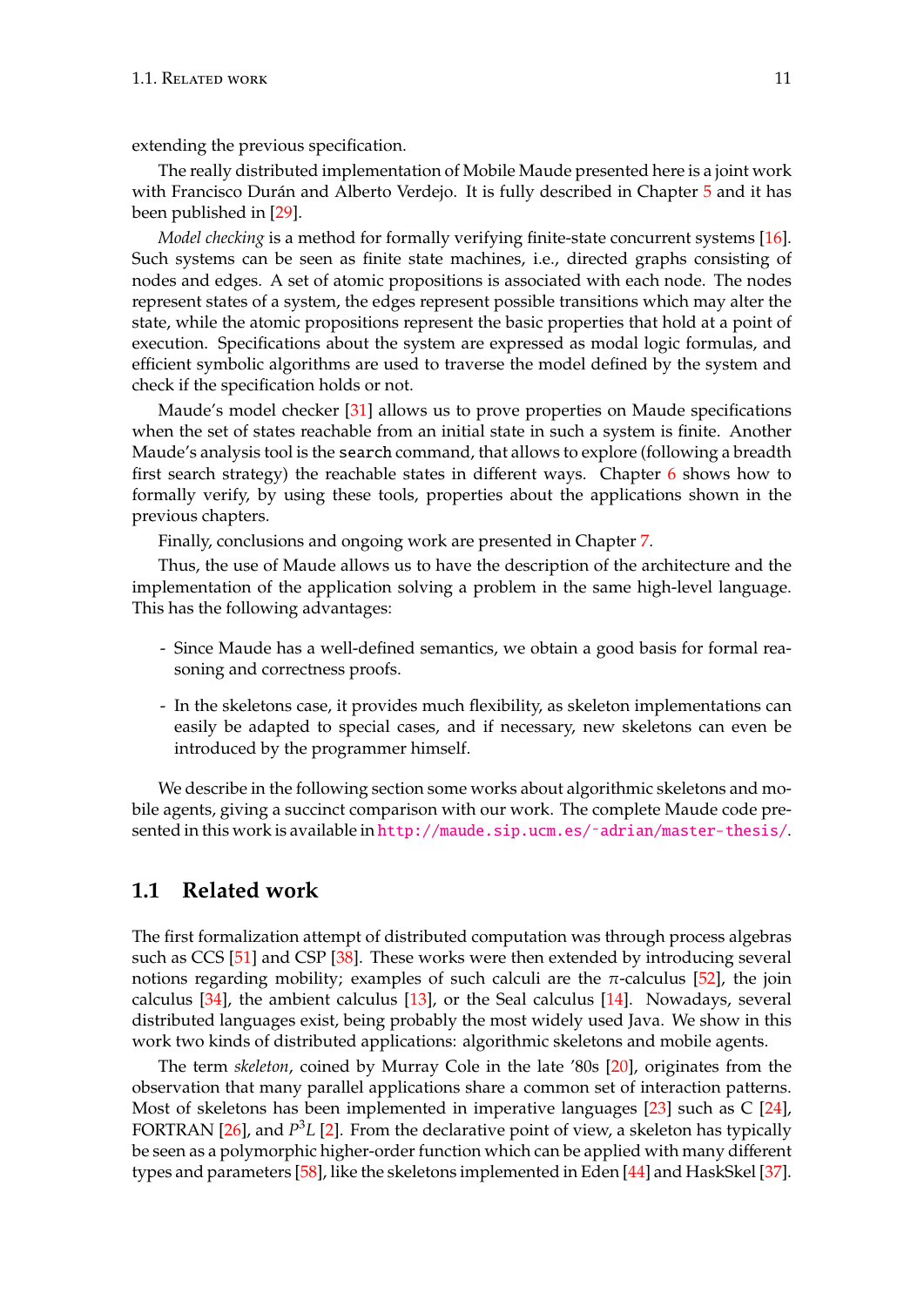extending the previous specification.

The really distributed implementation of Mobile Maude presented here is a joint work with Francisco Durán and Alberto Verdejo. It is fully described in Chapter 5 and it has been published in [29].

*Model checking* is a method for formally verifying finite-state concurrent systems [16]. Such systems can be seen as finite state machines, i.e., directed graphs consisting of nodes and edges. A set of atomic propositions is associated with each node. The nodes represent states of a system, the edges represent possible transitions which may alter the state, while the atomic propositions represent the basic properties that hold at a point of execution. Specifications about the system are expressed as modal logic formulas, and efficient symbolic algorithms are used to traverse the model defined by the system and check if the specification holds or not.

Maude's model checker [31] allows us to prove properties on Maude specifications when the set of states reachable from an initial state in such a system is finite. Another Maude's analysis tool is the `search` command, that allows to explore (following a breadth first search strategy) the reachable states in different ways. Chapter 6 shows how to formally verify, by using these tools, properties about the applications shown in the previous chapters.

Finally, conclusions and ongoing work are presented in Chapter 7.

Thus, the use of Maude allows us to have the description of the architecture and the implementation of the application solving a problem in the same high-level language. This has the following advantages:

- Since Maude has a well-defined semantics, we obtain a good basis for formal reasoning and correctness proofs.
- In the skeletons case, it provides much flexibility, as skeleton implementations can easily be adapted to special cases, and if necessary, new skeletons can even be introduced by the programmer himself.

We describe in the following section some works about algorithmic skeletons and mobile agents, giving a succinct comparison with our work. The complete Maude code presented in this work is available in http://maude.sip.ucm.es/~adrian/master-thesis/.

## 1.1 Related work

The first formalization attempt of distributed computation was through process algebras such as CCS [51] and CSP [38]. These works were then extended by introducing several notions regarding mobility; examples of such calculi are the $\pi$-calculus [52], the join calculus [34], the ambient calculus [13], or the Seal calculus [14]. Nowadays, several distributed languages exist, being probably the most widely used Java. We show in this work two kinds of distributed applications: algorithmic skeletons and mobile agents.

The term *skeleton*, coined by Murray Cole in the late '80s [20], originates from the observation that many parallel applications share a common set of interaction patterns. Most of skeletons has been implemented in imperative languages [23] such as C [24], FORTRAN [26], and $P^3L$ [2]. From the declarative point of view, a skeleton has typically be seen as a polymorphic higher-order function which can be applied with many different types and parameters [58], like the skeletons implemented in Eden [44] and HaskSkel [37].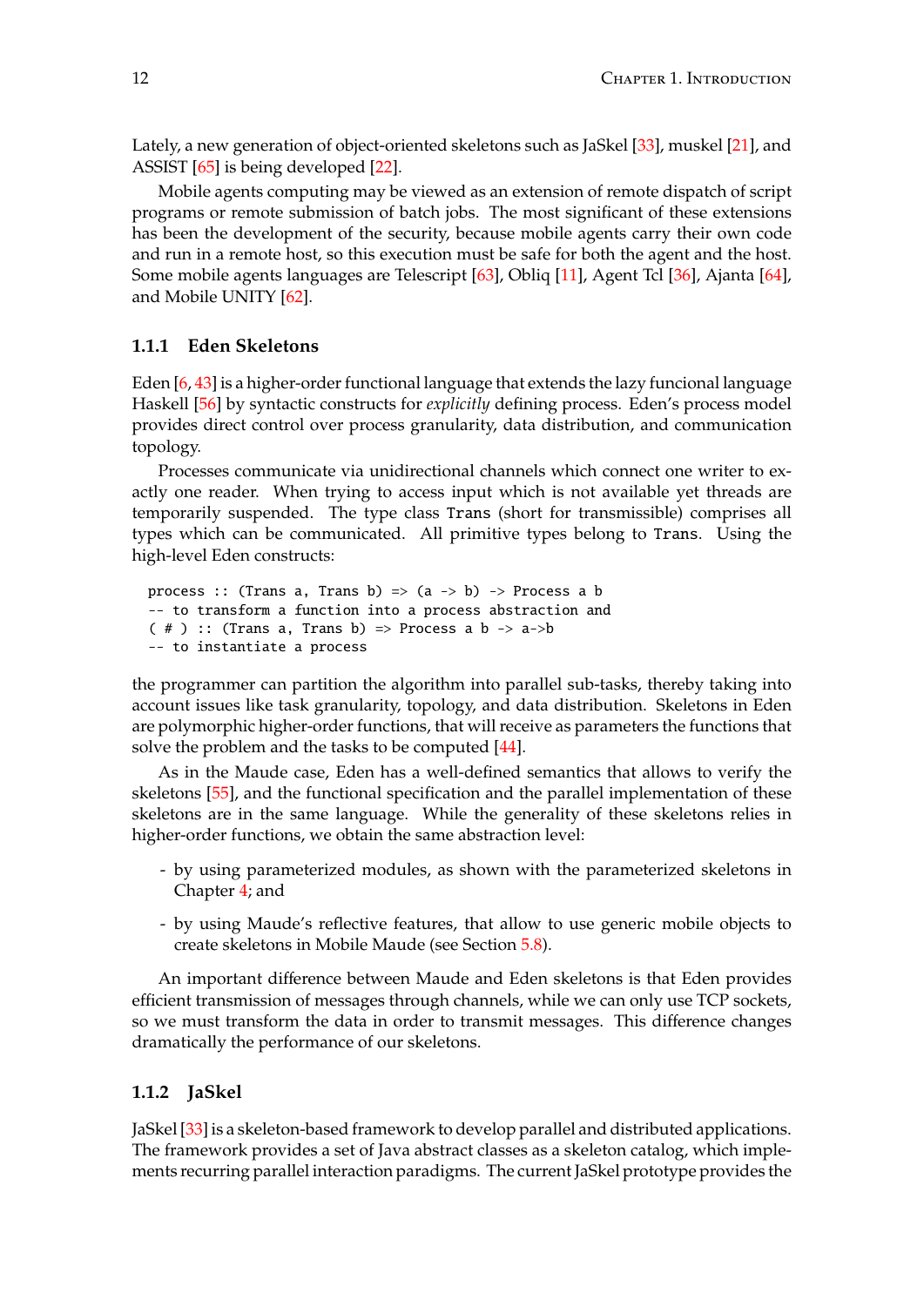Lately, a new generation of object-oriented skeletons such as JaSkel [33], muskel [21], and ASSIST [65] is being developed [22].

Mobile agents computing may be viewed as an extension of remote dispatch of script programs or remote submission of batch jobs. The most significant of these extensions has been the development of the security, because mobile agents carry their own code and run in a remote host, so this execution must be safe for both the agent and the host. Some mobile agents languages are Telescript [63], Obliq [11], Agent Tcl [36], Ajanta [64], and Mobile UNITY [62].

### 1.1.1 Eden Skeletons

Eden [6, 43] is a higher-order functional language that extends the lazy funcional language Haskell [56] by syntactic constructs for *explicitly* defining process. Eden's process model provides direct control over process granularity, data distribution, and communication topology.

Processes communicate via unidirectional channels which connect one writer to exactly one reader. When trying to access input which is not available yet threads are temporarily suspended. The type class `Trans` (short for transmissible) comprises all types which can be communicated. All primitive types belong to `Trans`. Using the high-level Eden constructs:

```
process :: (Trans a, Trans b) => (a -> b) -> Process a b
-- to transform a function into a process abstraction and
( # ) :: (Trans a, Trans b) => Process a b -> a->b
-- to instantiate a process
```

the programmer can partition the algorithm into parallel sub-tasks, thereby taking into account issues like task granularity, topology, and data distribution. Skeletons in Eden are polymorphic higher-order functions, that will receive as parameters the functions that solve the problem and the tasks to be computed [44].

As in the Maude case, Eden has a well-defined semantics that allows to verify the skeletons [55], and the functional specification and the parallel implementation of these skeletons are in the same language. While the generality of these skeletons relies in higher-order functions, we obtain the same abstraction level:

- by using parameterized modules, as shown with the parameterized skeletons in Chapter 4; and
- by using Maude's reflective features, that allow to use generic mobile objects to create skeletons in Mobile Maude (see Section 5.8).

An important difference between Maude and Eden skeletons is that Eden provides efficient transmission of messages through channels, while we can only use TCP sockets, so we must transform the data in order to transmit messages. This difference changes dramatically the performance of our skeletons.

### 1.1.2 JaSkel

JaSkel [33] is a skeleton-based framework to develop parallel and distributed applications. The framework provides a set of Java abstract classes as a skeleton catalog, which implements recurring parallel interaction paradigms. The current JaSkel prototype provides the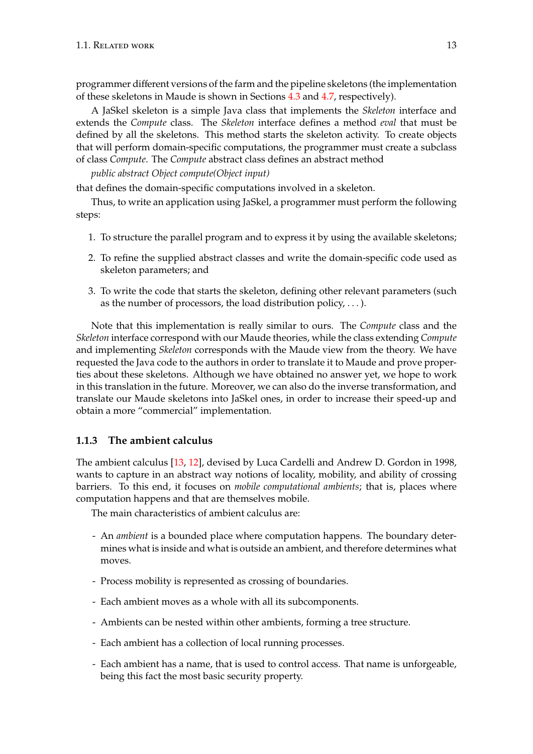programmer different versions of the farm and the pipeline skeletons (the implementation of these skeletons in Maude is shown in Sections 4.3 and 4.7, respectively).

A JaSkel skeleton is a simple Java class that implements the *Skeleton* interface and extends the *Compute* class. The *Skeleton* interface defines a method *eval* that must be defined by all the skeletons. This method starts the skeleton activity. To create objects that will perform domain-specific computations, the programmer must create a subclass of class *Compute*. The *Compute* abstract class defines an abstract method

*public abstract Object compute(Object input)*

that defines the domain-specific computations involved in a skeleton.

Thus, to write an application using JaSkel, a programmer must perform the following steps:

1. To structure the parallel program and to express it by using the available skeletons;
2. To refine the supplied abstract classes and write the domain-specific code used as skeleton parameters; and
3. To write the code that starts the skeleton, defining other relevant parameters (such as the number of processors, the load distribution policy, . . . ).

Note that this implementation is really similar to ours. The *Compute* class and the *Skeleton* interface correspond with our Maude theories, while the class extending *Compute* and implementing *Skeleton* corresponds with the Maude view from the theory. We have requested the Java code to the authors in order to translate it to Maude and prove properties about these skeletons. Although we have obtained no answer yet, we hope to work in this translation in the future. Moreover, we can also do the inverse transformation, and translate our Maude skeletons into JaSkel ones, in order to increase their speed-up and obtain a more "commercial" implementation.

### 1.1.3 The ambient calculus

The ambient calculus [13, 12], devised by Luca Cardelli and Andrew D. Gordon in 1998, wants to capture in an abstract way notions of locality, mobility, and ability of crossing barriers. To this end, it focuses on *mobile computational ambients*; that is, places where computation happens and that are themselves mobile.

The main characteristics of ambient calculus are:

- An *ambient* is a bounded place where computation happens. The boundary determines what is inside and what is outside an ambient, and therefore determines what moves.
- Process mobility is represented as crossing of boundaries.
- Each ambient moves as a whole with all its subcomponents.
- Ambients can be nested within other ambients, forming a tree structure.
- Each ambient has a collection of local running processes.
- Each ambient has a name, that is used to control access. That name is unforgeable, being this fact the most basic security property.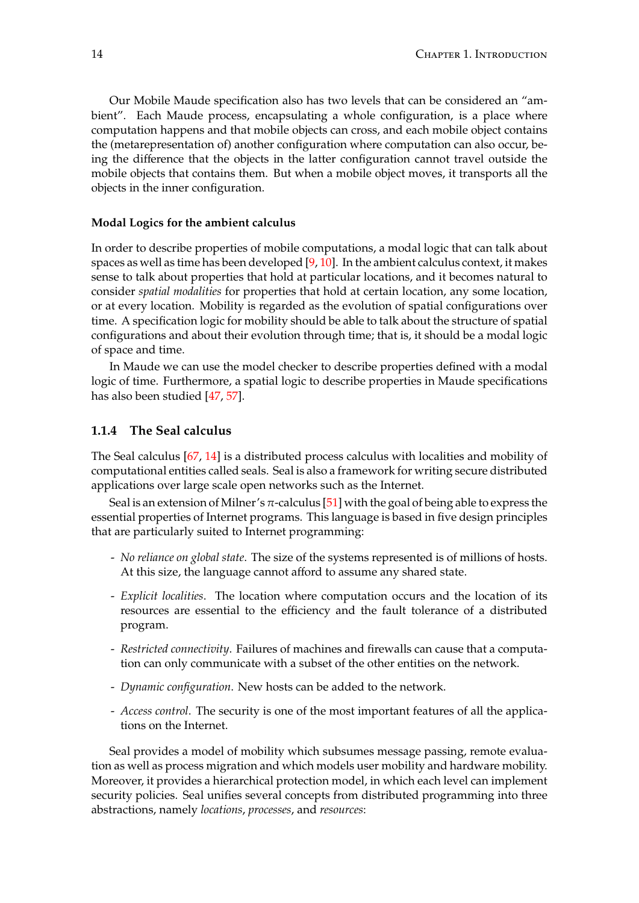Our Mobile Maude specification also has two levels that can be considered an “ambient”. Each Maude process, encapsulating a whole configuration, is a place where computation happens and that mobile objects can cross, and each mobile object contains the (metarepresentation of) another configuration where computation can also occur, being the difference that the objects in the latter configuration cannot travel outside the mobile objects that contains them. But when a mobile object moves, it transports all the objects in the inner configuration.

#### Modal Logics for the ambient calculus

In order to describe properties of mobile computations, a modal logic that can talk about spaces as well as time has been developed [9, 10]. In the ambient calculus context, it makes sense to talk about properties that hold at particular locations, and it becomes natural to consider *spatial modalities* for properties that hold at certain location, any some location, or at every location. Mobility is regarded as the evolution of spatial configurations over time. A specification logic for mobility should be able to talk about the structure of spatial configurations and about their evolution through time; that is, it should be a modal logic of space and time.

In Maude we can use the model checker to describe properties defined with a modal logic of time. Furthermore, a spatial logic to describe properties in Maude specifications has also been studied [47, 57].

### 1.1.4 The Seal calculus

The Seal calculus [67, 14] is a distributed process calculus with localities and mobility of computational entities called seals. Seal is also a framework for writing secure distributed applications over large scale open networks such as the Internet.

Seal is an extension of Milner’s $\pi$-calculus [51] with the goal of being able to express the essential properties of Internet programs. This language is based in five design principles that are particularly suited to Internet programming:

- *No reliance on global state*. The size of the systems represented is of millions of hosts. At this size, the language cannot afford to assume any shared state.
- *Explicit localities*. The location where computation occurs and the location of its resources are essential to the efficiency and the fault tolerance of a distributed program.
- *Restricted connectivity*. Failures of machines and firewalls can cause that a computation can only communicate with a subset of the other entities on the network.
- *Dynamic configuration*. New hosts can be added to the network.
- *Access control*. The security is one of the most important features of all the applications on the Internet.

Seal provides a model of mobility which subsumes message passing, remote evaluation as well as process migration and which models user mobility and hardware mobility. Moreover, it provides a hierarchical protection model, in which each level can implement security policies. Seal unifies several concepts from distributed programming into three abstractions, namely *locations*, *processes*, and *resources*: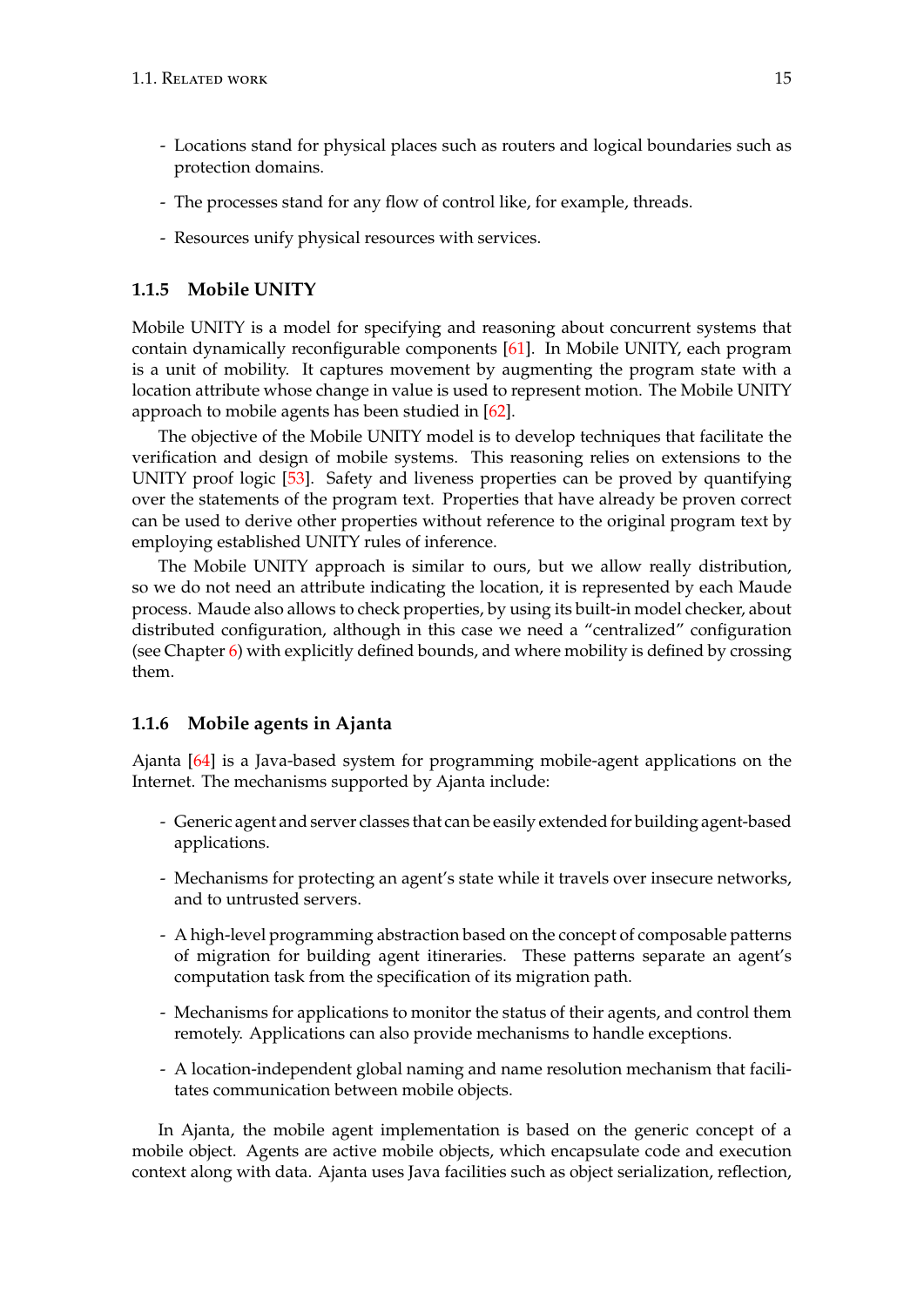- Locations stand for physical places such as routers and logical boundaries such as protection domains.

- The processes stand for any flow of control like, for example, threads.

- Resources unify physical resources with services.

### 1.1.5 Mobile UNITY

Mobile UNITY is a model for specifying and reasoning about concurrent systems that contain dynamically reconfigurable components [61]. In Mobile UNITY, each program is a unit of mobility. It captures movement by augmenting the program state with a location attribute whose change in value is used to represent motion. The Mobile UNITY approach to mobile agents has been studied in [62].

The objective of the Mobile UNITY model is to develop techniques that facilitate the verification and design of mobile systems. This reasoning relies on extensions to the UNITY proof logic [53]. Safety and liveness properties can be proved by quantifying over the statements of the program text. Properties that have already be proven correct can be used to derive other properties without reference to the original program text by employing established UNITY rules of inference.

The Mobile UNITY approach is similar to ours, but we allow really distribution, so we do not need an attribute indicating the location, it is represented by each Maude process. Maude also allows to check properties, by using its built-in model checker, about distributed configuration, although in this case we need a "centralized" configuration (see Chapter 6) with explicitly defined bounds, and where mobility is defined by crossing them.

### 1.1.6 Mobile agents in Ajanta

Ajanta [64] is a Java-based system for programming mobile-agent applications on the Internet. The mechanisms supported by Ajanta include:

- Generic agent and server classes that can be easily extended for building agent-based applications.

- Mechanisms for protecting an agent's state while it travels over insecure networks, and to untrusted servers.

- A high-level programming abstraction based on the concept of composable patterns of migration for building agent itineraries. These patterns separate an agent's computation task from the specification of its migration path.

- Mechanisms for applications to monitor the status of their agents, and control them remotely. Applications can also provide mechanisms to handle exceptions.

- A location-independent global naming and name resolution mechanism that facilitates communication between mobile objects.

In Ajanta, the mobile agent implementation is based on the generic concept of a mobile object. Agents are active mobile objects, which encapsulate code and execution context along with data. Ajanta uses Java facilities such as object serialization, reflection,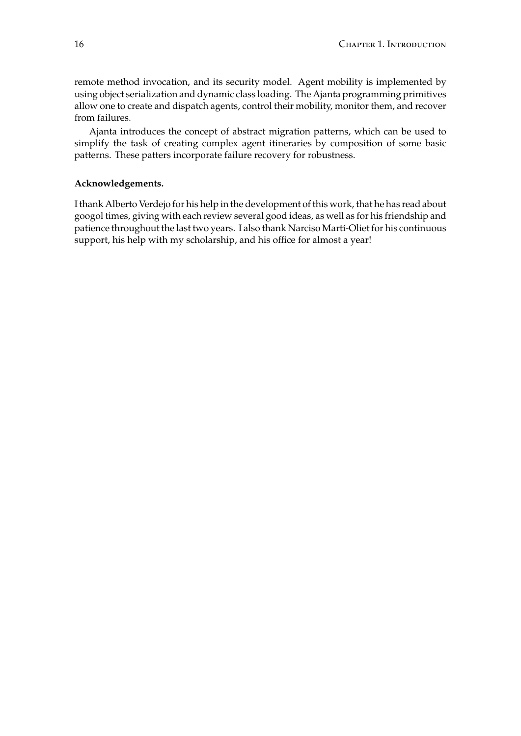remote method invocation, and its security model. Agent mobility is implemented by using object serialization and dynamic class loading. The Ajanta programming primitives allow one to create and dispatch agents, control their mobility, monitor them, and recover from failures.

Ajanta introduces the concept of abstract migration patterns, which can be used to simplify the task of creating complex agent itineraries by composition of some basic patterns. These patters incorporate failure recovery for robustness.

**Acknowledgements.**

I thank Alberto Verdejo for his help in the development of this work, that he has read about googol times, giving with each review several good ideas, as well as for his friendship and patience throughout the last two years. I also thank Narciso Martí-Oliet for his continuous support, his help with my scholarship, and his office for almost a year!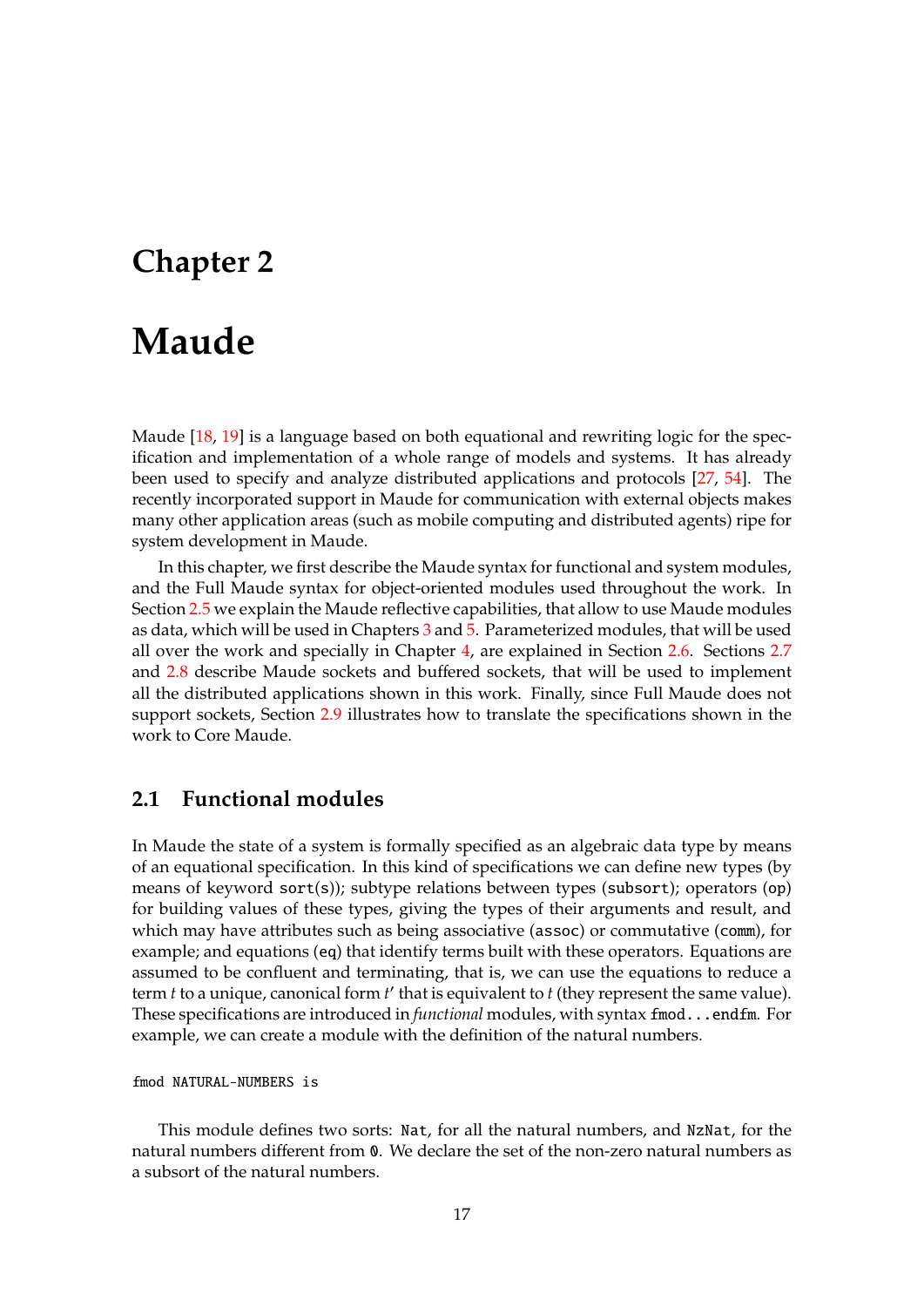# Chapter 2

# Maude

Maude [18, 19] is a language based on both equational and rewriting logic for the specification and implementation of a whole range of models and systems. It has already been used to specify and analyze distributed applications and protocols [27, 54]. The recently incorporated support in Maude for communication with external objects makes many other application areas (such as mobile computing and distributed agents) ripe for system development in Maude.

In this chapter, we first describe the Maude syntax for functional and system modules, and the Full Maude syntax for object-oriented modules used throughout the work. In Section 2.5 we explain the Maude reflective capabilities, that allow to use Maude modules as data, which will be used in Chapters 3 and 5. Parameterized modules, that will be used all over the work and specially in Chapter 4, are explained in Section 2.6. Sections 2.7 and 2.8 describe Maude sockets and buffered sockets, that will be used to implement all the distributed applications shown in this work. Finally, since Full Maude does not support sockets, Section 2.9 illustrates how to translate the specifications shown in the work to Core Maude.

## 2.1 Functional modules

In Maude the state of a system is formally specified as an algebraic data type by means of an equational specification. In this kind of specifications we can define new types (by means of keyword `sort(s)`); subtype relations between types (`subsort`); operators (`op`) for building values of these types, giving the types of their arguments and result, and which may have attributes such as being associative (`assoc`) or commutative (`comm`), for example; and equations (`eq`) that identify terms built with these operators. Equations are assumed to be confluent and terminating, that is, we can use the equations to reduce a term $t$ to a unique, canonical form $t'$ that is equivalent to $t$ (they represent the same value). These specifications are introduced in *functional* modules, with syntax `fmod...endfm`. For example, we can create a module with the definition of the natural numbers.

```
fmod NATURAL-NUMBERS is
```

This module defines two sorts: `Nat`, for all the natural numbers, and `NzNat`, for the natural numbers different from `0`. We declare the set of the non-zero natural numbers as a subsort of the natural numbers.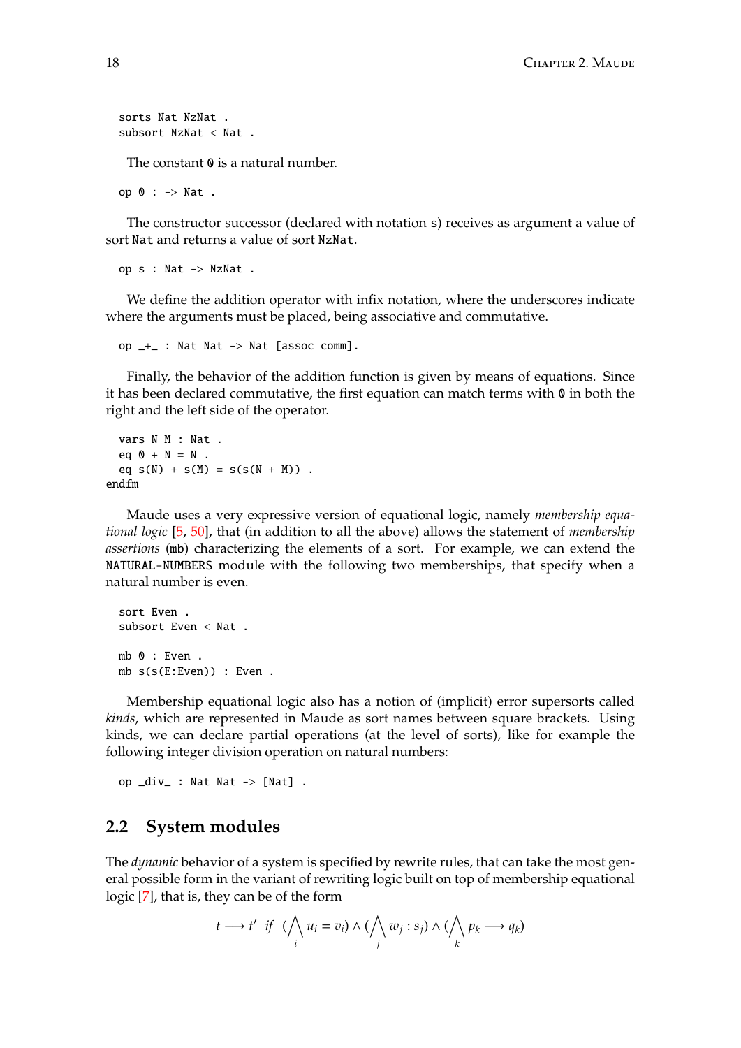```
sorts Nat NzNat .
subsort NzNat < Nat .
```

The constant `0` is a natural number.

```
op 0 : -> Nat .
```

The constructor successor (declared with notation `s`) receives as argument a value of sort `Nat` and returns a value of sort `NzNat`.

```
op s : Nat -> NzNat .
```

We define the addition operator with infix notation, where the underscores indicate where the arguments must be placed, being associative and commutative.

```
op _+_ : Nat Nat -> Nat [assoc comm].
```

Finally, the behavior of the addition function is given by means of equations. Since it has been declared commutative, the first equation can match terms with `0` in both the right and the left side of the operator.

```
  vars N M : Nat .
  eq 0 + N = N .
  eq s(N) + s(M) = s(s(N + M)) .
endfm
```

Maude uses a very expressive version of equational logic, namely *membership equational logic* [5, 50], that (in addition to all the above) allows the statement of *membership assertions* (`mb`) characterizing the elements of a sort. For example, we can extend the `NATURAL-NUMBERS` module with the following two memberships, that specify when a natural number is even.

```
sort Even .
subsort Even < Nat .

mb 0 : Even .
mb s(s(E:Even)) : Even .
```

Membership equational logic also has a notion of (implicit) error supersorts called *kinds*, which are represented in Maude as sort names between square brackets. Using kinds, we can declare partial operations (at the level of sorts), like for example the following integer division operation on natural numbers:

```
op _div_ : Nat Nat -> [Nat] .
```

## 2.2 System modules

The *dynamic* behavior of a system is specified by rewrite rules, that can take the most general possible form in the variant of rewriting logic built on top of membership equational logic [7], that is, they can be of the form

$$t \longrightarrow t' \;\; \textit{if} \;\; (\bigwedge_i u_i = v_i) \wedge (\bigwedge_j w_j : s_j) \wedge (\bigwedge_k p_k \longrightarrow q_k)$$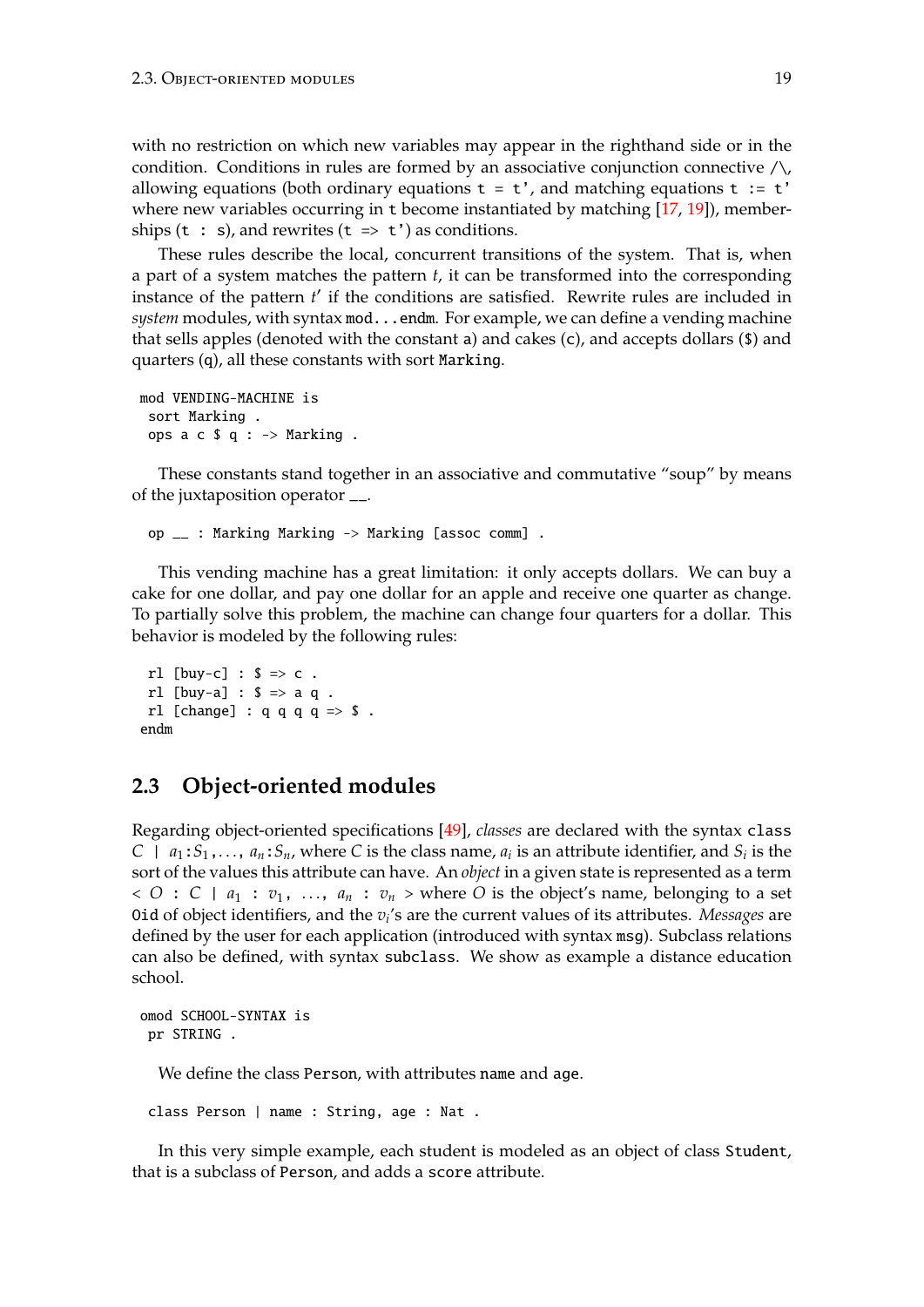with no restriction on which new variables may appear in the righthand side or in the condition. Conditions in rules are formed by an associative conjunction connective `/\`, allowing equations (both ordinary equations `t = t'`, and matching equations `t := t'` where new variables occurring in `t` become instantiated by matching [17, 19]), memberships (`t : s`), and rewrites (`t => t'`) as conditions.

These rules describe the local, concurrent transitions of the system. That is, when a part of a system matches the pattern $t$, it can be transformed into the corresponding instance of the pattern $t'$ if the conditions are satisfied. Rewrite rules are included in *system* modules, with syntax `mod...endm`. For example, we can define a vending machine that sells apples (denoted with the constant `a`) and cakes (`c`), and accepts dollars (`$`) and quarters (`q`), all these constants with sort `Marking`.

```
mod VENDING-MACHINE is
 sort Marking .
 ops a c $ q : -> Marking .
```

These constants stand together in an associative and commutative "soup" by means of the juxtaposition operator `__`.

```
 op __ : Marking Marking -> Marking [assoc comm] .
```

This vending machine has a great limitation: it only accepts dollars. We can buy a cake for one dollar, and pay one dollar for an apple and receive one quarter as change. To partially solve this problem, the machine can change four quarters for a dollar. This behavior is modeled by the following rules:

```
 rl [buy-c] : $ => c .
 rl [buy-a] : $ => a q .
 rl [change] : q q q q => $ .
endm
```

## 2.3 Object-oriented modules

Regarding object-oriented specifications [49], *classes* are declared with the syntax `class` $C$ `|` $a_1$`:`$S_1$`,` ..., $a_n$`:`$S_n$, where $C$ is the class name, $a_i$ is an attribute identifier, and $S_i$ is the sort of the values this attribute can have. An *object* in a given state is represented as a term `<` $O$ `:` $C$ `|` $a_1$ `:` $v_1$`,` ..., $a_n$ `:` $v_n$ `>` where $O$ is the object's name, belonging to a set `Oid` of object identifiers, and the $v_i$'s are the current values of its attributes. *Messages* are defined by the user for each application (introduced with syntax `msg`). Subclass relations can also be defined, with syntax `subclass`. We show as example a distance education school.

```
omod SCHOOL-SYNTAX is
 pr STRING .
```

We define the class `Person`, with attributes `name` and `age`.

```
 class Person | name : String, age : Nat .
```

In this very simple example, each student is modeled as an object of class `Student`, that is a subclass of `Person`, and adds a `score` attribute.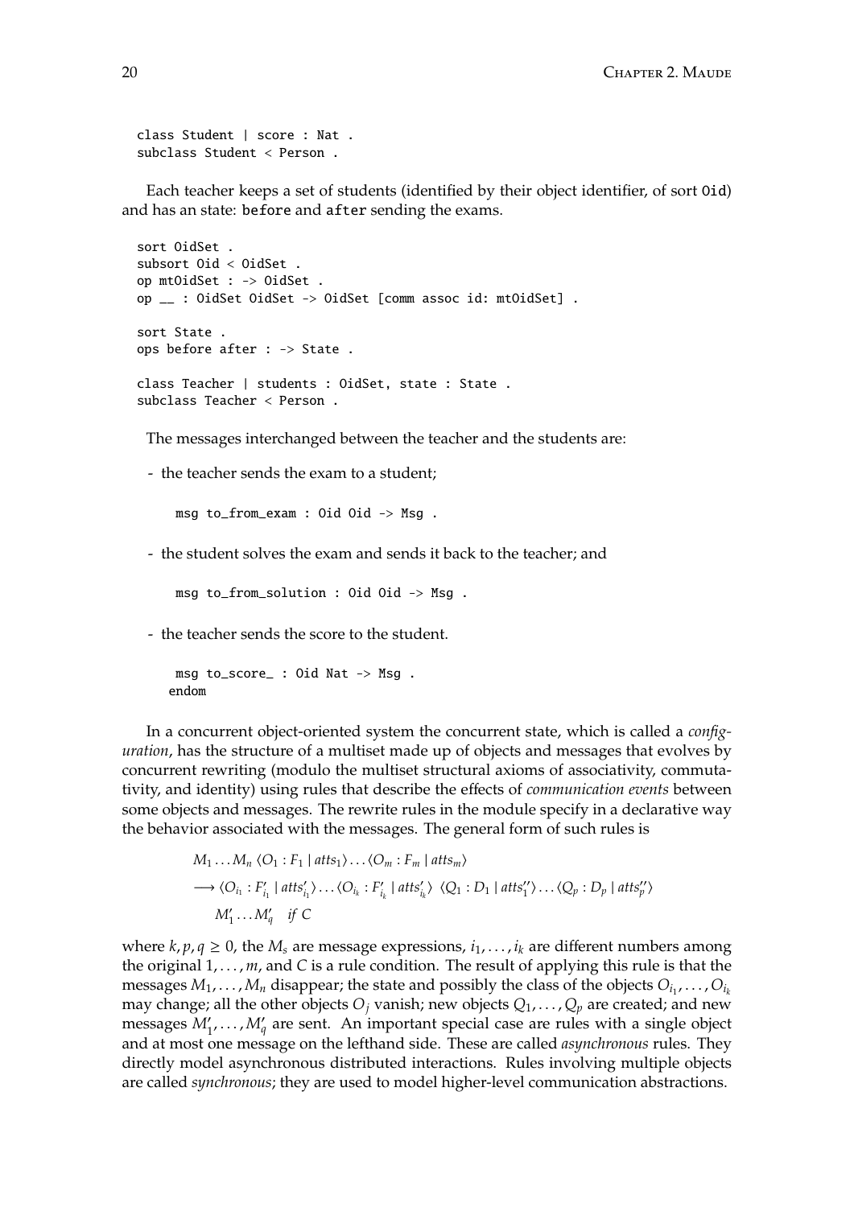```
class Student | score : Nat .
subclass Student < Person .
```

Each teacher keeps a set of students (identified by their object identifier, of sort `Oid`) and has an state: `before` and `after` sending the exams.

```
sort OidSet .
subsort Oid < OidSet .
op mtOidSet : -> OidSet .
op __ : OidSet OidSet -> OidSet [comm assoc id: mtOidSet] .

sort State .
ops before after : -> State .

class Teacher | students : OidSet, state : State .
subclass Teacher < Person .
```

The messages interchanged between the teacher and the students are:

- the teacher sends the exam to a student;

```
msg to_from_exam : Oid Oid -> Msg .
```

- the student solves the exam and sends it back to the teacher; and

```
msg to_from_solution : Oid Oid -> Msg .
```

- the teacher sends the score to the student.

```
 msg to_score_ : Oid Nat -> Msg .
endom
```

In a concurrent object-oriented system the concurrent state, which is called a *configuration*, has the structure of a multiset made up of objects and messages that evolves by concurrent rewriting (modulo the multiset structural axioms of associativity, commutativity, and identity) using rules that describe the effects of *communication events* between some objects and messages. The rewrite rules in the module specify in a declarative way the behavior associated with the messages. The general form of such rules is

$$
\begin{aligned}
& M_1 \ldots M_n \; \langle O_1 : F_1 \mid atts_1 \rangle \ldots \langle O_m : F_m \mid atts_m \rangle \\
& \longrightarrow \langle O_{i_1} : F'_{i_1} \mid atts'_{i_1} \rangle \ldots \langle O_{i_k} : F'_{i_k} \mid atts'_{i_k} \rangle \; \langle Q_1 : D_1 \mid atts''_1 \rangle \ldots \langle Q_p : D_p \mid atts''_p \rangle \\
& \quad M'_1 \ldots M'_q \quad \textit{if } C
\end{aligned}
$$

where $k, p, q \geq 0$, the $M_s$ are message expressions, $i_1, \ldots, i_k$ are different numbers among the original $1, \ldots, m$, and $C$ is a rule condition. The result of applying this rule is that the messages $M_1, \ldots, M_n$ disappear; the state and possibly the class of the objects $O_{i_1}, \ldots, O_{i_k}$ may change; all the other objects $O_j$ vanish; new objects $Q_1, \ldots, Q_p$ are created; and new messages $M'_1, \ldots, M'_q$ are sent. An important special case are rules with a single object and at most one message on the lefthand side. These are called *asynchronous* rules. They directly model asynchronous distributed interactions. Rules involving multiple objects are called *synchronous*; they are used to model higher-level communication abstractions.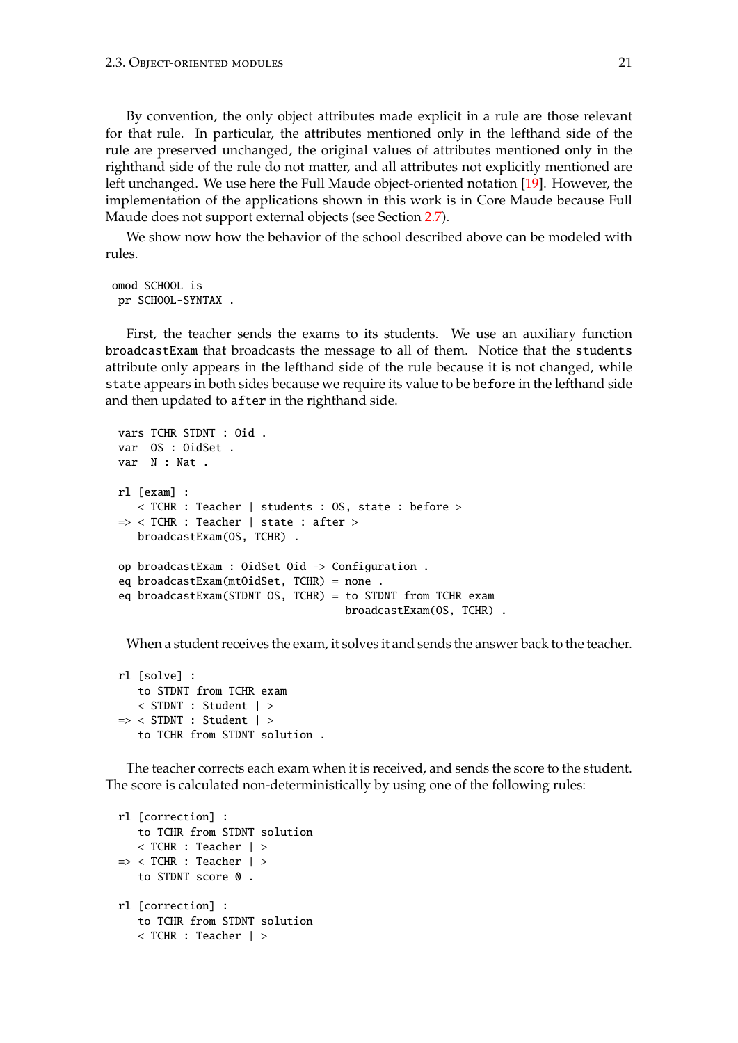By convention, the only object attributes made explicit in a rule are those relevant for that rule. In particular, the attributes mentioned only in the lefthand side of the rule are preserved unchanged, the original values of attributes mentioned only in the righthand side of the rule do not matter, and all attributes not explicitly mentioned are left unchanged. We use here the Full Maude object-oriented notation [19]. However, the implementation of the applications shown in this work is in Core Maude because Full Maude does not support external objects (see Section 2.7).

We show now how the behavior of the school described above can be modeled with rules.

```
omod SCHOOL is
 pr SCHOOL-SYNTAX .
```

First, the teacher sends the exams to its students. We use an auxiliary function `broadcastExam` that broadcasts the message to all of them. Notice that the `students` attribute only appears in the lefthand side of the rule because it is not changed, while `state` appears in both sides because we require its value to be `before` in the lefthand side and then updated to `after` in the righthand side.

```
vars TCHR STDNT : Oid .
var  OS : OidSet .
var  N : Nat .

rl [exam] :
   < TCHR : Teacher | students : OS, state : before >
=> < TCHR : Teacher | state : after >
   broadcastExam(OS, TCHR) .

op broadcastExam : OidSet Oid -> Configuration .
eq broadcastExam(mtOidSet, TCHR) = none .
eq broadcastExam(STDNT OS, TCHR) = to STDNT from TCHR exam
                                   broadcastExam(OS, TCHR) .
```

When a student receives the exam, it solves it and sends the answer back to the teacher.

```
rl [solve] :
   to STDNT from TCHR exam
   < STDNT : Student | >
=> < STDNT : Student | >
   to TCHR from STDNT solution .
```

The teacher corrects each exam when it is received, and sends the score to the student. The score is calculated non-deterministically by using one of the following rules:

```
rl [correction] :
   to TCHR from STDNT solution
   < TCHR : Teacher | >
=> < TCHR : Teacher | >
   to STDNT score 0 .

rl [correction] :
   to TCHR from STDNT solution
   < TCHR : Teacher | >
```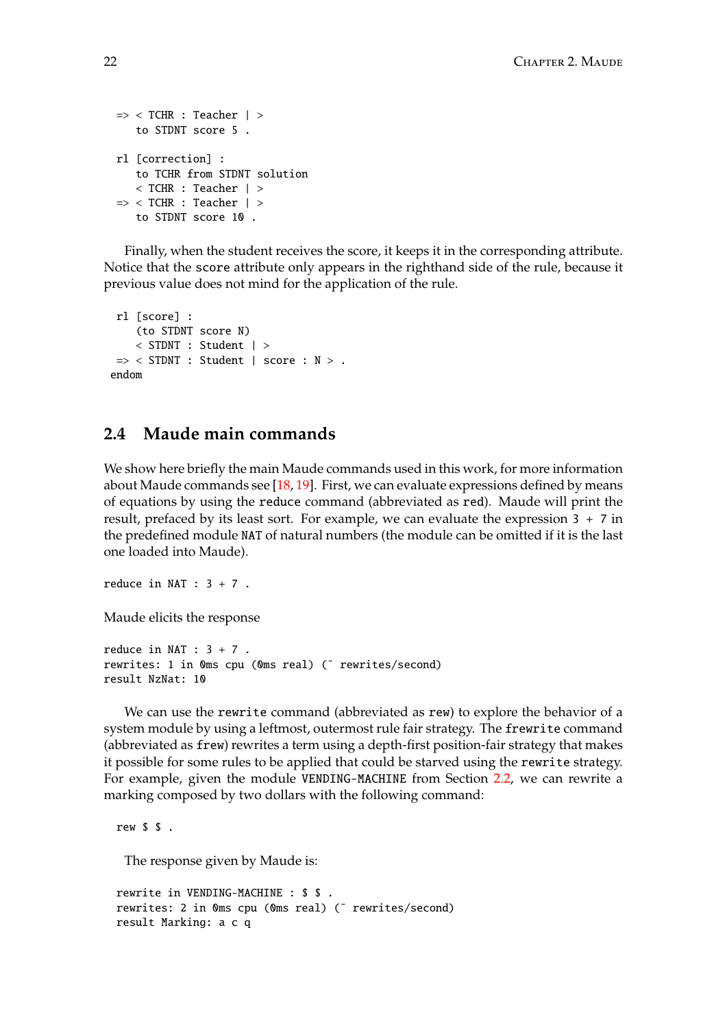```
  => < TCHR : Teacher | >
     to STDNT score 5 .

  rl [correction] :
     to TCHR from STDNT solution
     < TCHR : Teacher | >
  => < TCHR : Teacher | >
     to STDNT score 10 .
```

Finally, when the student receives the score, it keeps it in the corresponding attribute. Notice that the `score` attribute only appears in the righthand side of the rule, because it previous value does not mind for the application of the rule.

```
  rl [score] :
     (to STDNT score N)
     < STDNT : Student | >
  => < STDNT : Student | score : N > .
 endom
```

## 2.4 Maude main commands

We show here briefly the main Maude commands used in this work, for more information about Maude commands see [18, 19]. First, we can evaluate expressions defined by means of equations by using the `reduce` command (abbreviated as `red`). Maude will print the result, prefaced by its least sort. For example, we can evaluate the expression `3 + 7` in the predefined module `NAT` of natural numbers (the module can be omitted if it is the last one loaded into Maude).

```
reduce in NAT : 3 + 7 .
```

Maude elicits the response

```
reduce in NAT : 3 + 7 .
rewrites: 1 in 0ms cpu (0ms real) (~ rewrites/second)
result NzNat: 10
```

We can use the `rewrite` command (abbreviated as `rew`) to explore the behavior of a system module by using a leftmost, outermost rule fair strategy. The `frewrite` command (abbreviated as `frew`) rewrites a term using a depth-first position-fair strategy that makes it possible for some rules to be applied that could be starved using the `rewrite` strategy. For example, given the module `VENDING-MACHINE` from Section 2.2, we can rewrite a marking composed by two dollars with the following command:

```
  rew $ $ .
```

The response given by Maude is:

```
  rewrite in VENDING-MACHINE : $ $ .
  rewrites: 2 in 0ms cpu (0ms real) (~ rewrites/second)
  result Marking: a c q
```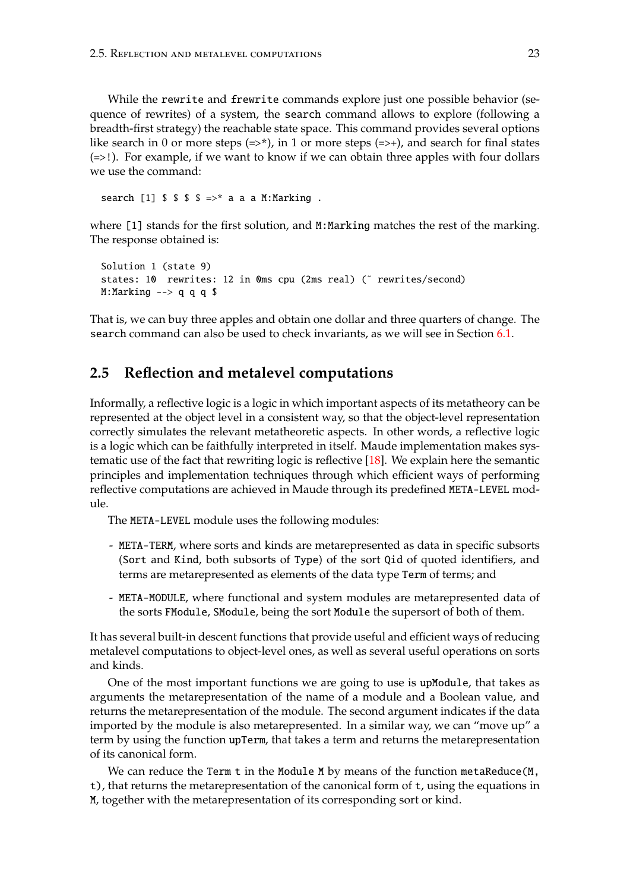While the `rewrite` and `frewrite` commands explore just one possible behavior (sequence of rewrites) of a system, the `search` command allows to explore (following a breadth-first strategy) the reachable state space. This command provides several options like search in 0 or more steps (=>*), in 1 or more steps (=>+), and search for final states (=>!). For example, if we want to know if we can obtain three apples with four dollars we use the command:

```
search [1] $ $ $ $ =>* a a a M:Marking .
```

where `[1]` stands for the first solution, and `M:Marking` matches the rest of the marking. The response obtained is:

```
Solution 1 (state 9)
states: 10  rewrites: 12 in 0ms cpu (2ms real) (~ rewrites/second)
M:Marking --> q q q $
```

That is, we can buy three apples and obtain one dollar and three quarters of change. The `search` command can also be used to check invariants, as we will see in Section 6.1.

## 2.5 Reflection and metalevel computations

Informally, a reflective logic is a logic in which important aspects of its metatheory can be represented at the object level in a consistent way, so that the object-level representation correctly simulates the relevant metatheoretic aspects. In other words, a reflective logic is a logic which can be faithfully interpreted in itself. Maude implementation makes systematic use of the fact that rewriting logic is reflective [18]. We explain here the semantic principles and implementation techniques through which efficient ways of performing reflective computations are achieved in Maude through its predefined `META-LEVEL` module.

The `META-LEVEL` module uses the following modules:

- `META-TERM`, where sorts and kinds are metarepresented as data in specific subsorts (`Sort` and `Kind`, both subsorts of `Type`) of the sort `Qid` of quoted identifiers, and terms are metarepresented as elements of the data type `Term` of terms; and
- `META-MODULE`, where functional and system modules are metarepresented data of the sorts `FModule`, `SModule`, being the sort `Module` the supersort of both of them.

It has several built-in descent functions that provide useful and efficient ways of reducing metalevel computations to object-level ones, as well as several useful operations on sorts and kinds.

One of the most important functions we are going to use is `upModule`, that takes as arguments the metarepresentation of the name of a module and a Boolean value, and returns the metarepresentation of the module. The second argument indicates if the data imported by the module is also metarepresented. In a similar way, we can "move up" a term by using the function `upTerm`, that takes a term and returns the metarepresentation of its canonical form.

We can reduce the `Term t` in the `Module M` by means of the function `metaReduce(M, t)`, that returns the metarepresentation of the canonical form of `t`, using the equations in `M`, together with the metarepresentation of its corresponding sort or kind.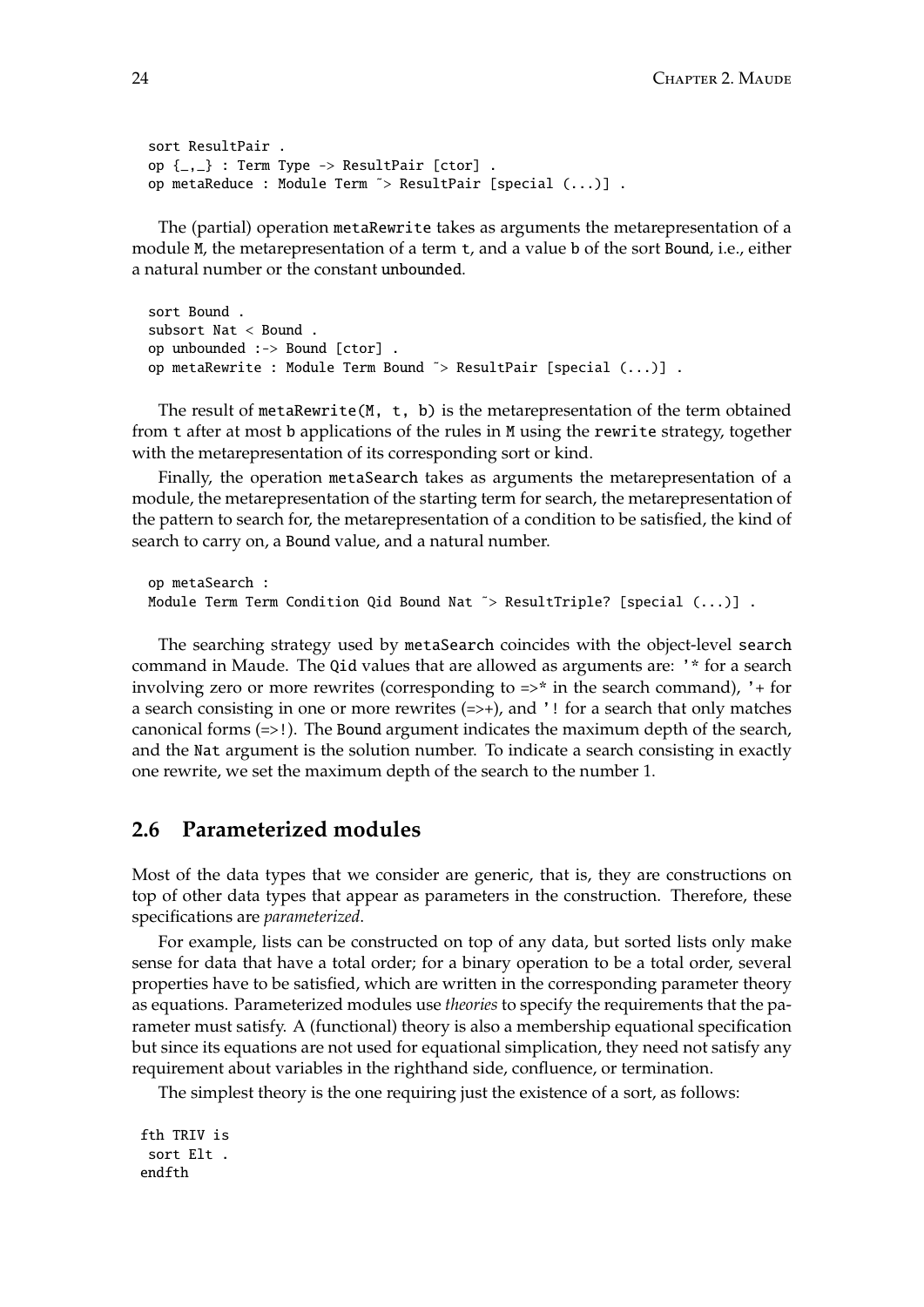```
sort ResultPair .
op {_,_} : Term Type -> ResultPair [ctor] .
op metaReduce : Module Term ~> ResultPair [special (...)] .
```

The (partial) operation `metaRewrite` takes as arguments the metarepresentation of a module `M`, the metarepresentation of a term `t`, and a value `b` of the sort `Bound`, i.e., either a natural number or the constant `unbounded`.

```
sort Bound .
subsort Nat < Bound .
op unbounded :-> Bound [ctor] .
op metaRewrite : Module Term Bound ~> ResultPair [special (...)] .
```

The result of `metaRewrite(M, t, b)` is the metarepresentation of the term obtained from `t` after at most `b` applications of the rules in `M` using the `rewrite` strategy, together with the metarepresentation of its corresponding sort or kind.

Finally, the operation `metaSearch` takes as arguments the metarepresentation of a module, the metarepresentation of the starting term for search, the metarepresentation of the pattern to search for, the metarepresentation of a condition to be satisfied, the kind of search to carry on, a `Bound` value, and a natural number.

```
op metaSearch :
Module Term Term Condition Qid Bound Nat ~> ResultTriple? [special (...)] .
```

The searching strategy used by `metaSearch` coincides with the object-level `search` command in Maude. The `Qid` values that are allowed as arguments are: `'*` for a search involving zero or more rewrites (corresponding to =>* in the search command), `'+` for a search consisting in one or more rewrites (=>+), and `'!` for a search that only matches canonical forms (=>!). The `Bound` argument indicates the maximum depth of the search, and the `Nat` argument is the solution number. To indicate a search consisting in exactly one rewrite, we set the maximum depth of the search to the number 1.

## 2.6 Parameterized modules

Most of the data types that we consider are generic, that is, they are constructions on top of other data types that appear as parameters in the construction. Therefore, these specifications are *parameterized*.

For example, lists can be constructed on top of any data, but sorted lists only make sense for data that have a total order; for a binary operation to be a total order, several properties have to be satisfied, which are written in the corresponding parameter theory as equations. Parameterized modules use *theories* to specify the requirements that the parameter must satisfy. A (functional) theory is also a membership equational specification but since its equations are not used for equational simplification, they need not satisfy any requirement about variables in the righthand side, confluence, or termination.

The simplest theory is the one requiring just the existence of a sort, as follows:

```
fth TRIV is
 sort Elt .
endfth
```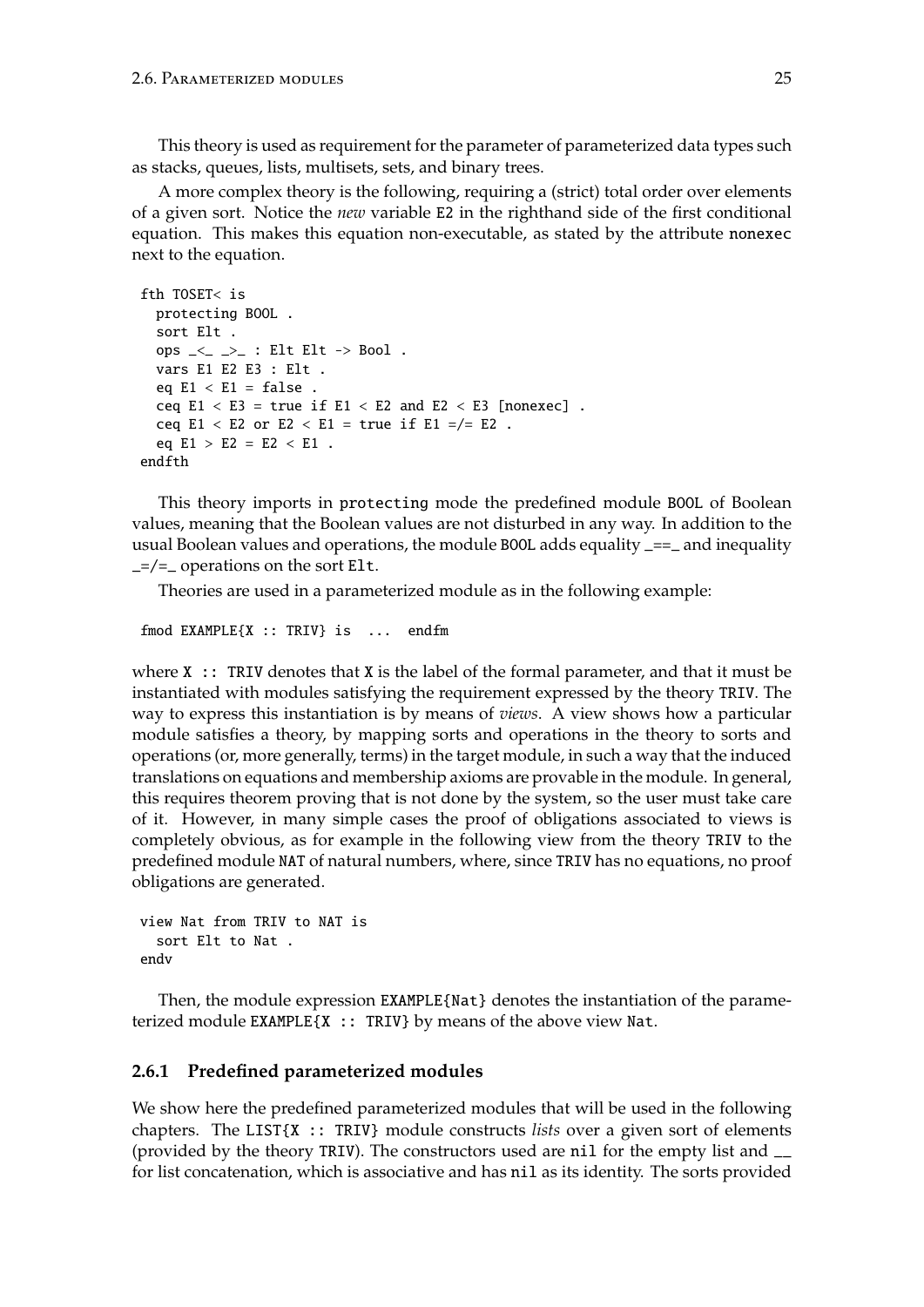This theory is used as requirement for the parameter of parameterized data types such as stacks, queues, lists, multisets, sets, and binary trees.

A more complex theory is the following, requiring a (strict) total order over elements of a given sort. Notice the *new* variable `E2` in the righthand side of the first conditional equation. This makes this equation non-executable, as stated by the attribute `nonexec` next to the equation.

```
fth TOSET< is
  protecting BOOL .
  sort Elt .
  ops _<_ _>_ : Elt Elt -> Bool .
  vars E1 E2 E3 : Elt .
  eq E1 < E1 = false .
  ceq E1 < E3 = true if E1 < E2 and E2 < E3 [nonexec] .
  ceq E1 < E2 or E2 < E1 = true if E1 =/= E2 .
  eq E1 > E2 = E2 < E1 .
endfth
```

This theory imports in `protecting` mode the predefined module `BOOL` of Boolean values, meaning that the Boolean values are not disturbed in any way. In addition to the usual Boolean values and operations, the module `BOOL` adds equality `_==_` and inequality `_=/=_` operations on the sort `Elt`.

Theories are used in a parameterized module as in the following example:

```
fmod EXAMPLE{X :: TRIV} is  ...  endfm
```

where `X :: TRIV` denotes that `X` is the label of the formal parameter, and that it must be instantiated with modules satisfying the requirement expressed by the theory `TRIV`. The way to express this instantiation is by means of *views*. A view shows how a particular module satisfies a theory, by mapping sorts and operations in the theory to sorts and operations (or, more generally, terms) in the target module, in such a way that the induced translations on equations and membership axioms are provable in the module. In general, this requires theorem proving that is not done by the system, so the user must take care of it. However, in many simple cases the proof of obligations associated to views is completely obvious, as for example in the following view from the theory `TRIV` to the predefined module `NAT` of natural numbers, where, since `TRIV` has no equations, no proof obligations are generated.

```
view Nat from TRIV to NAT is
  sort Elt to Nat .
endv
```

Then, the module expression `EXAMPLE{Nat}` denotes the instantiation of the parameterized module `EXAMPLE{X :: TRIV}` by means of the above view `Nat`.

### 2.6.1 Predefined parameterized modules

We show here the predefined parameterized modules that will be used in the following chapters. The `LIST{X :: TRIV}` module constructs *lists* over a given sort of elements (provided by the theory `TRIV`). The constructors used are `nil` for the empty list and `__` for list concatenation, which is associative and has `nil` as its identity. The sorts provided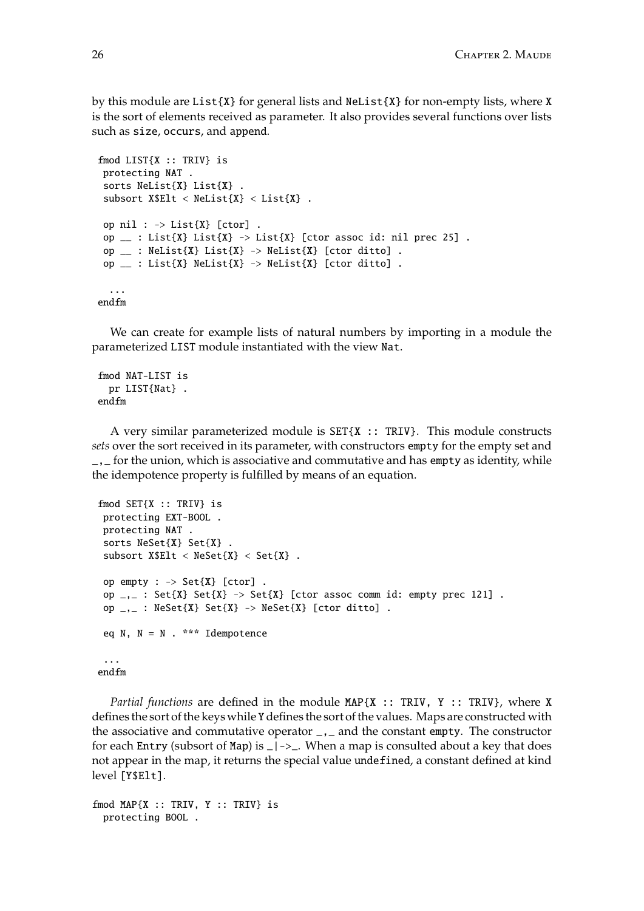by this module are `List{X}` for general lists and `NeList{X}` for non-empty lists, where `X` is the sort of elements received as parameter. It also provides several functions over lists such as `size`, `occurs`, and `append`.

```
fmod LIST{X :: TRIV} is
 protecting NAT .
 sorts NeList{X} List{X} .
 subsort X$Elt < NeList{X} < List{X} .

 op nil : -> List{X} [ctor] .
 op __ : List{X} List{X} -> List{X} [ctor assoc id: nil prec 25] .
 op __ : NeList{X} List{X} -> NeList{X} [ctor ditto] .
 op __ : List{X} NeList{X} -> NeList{X} [ctor ditto] .

  ...
endfm
```

We can create for example lists of natural numbers by importing in a module the parameterized `LIST` module instantiated with the view `Nat`.

```
fmod NAT-LIST is
  pr LIST{Nat} .
endfm
```

A very similar parameterized module is `SET{X :: TRIV}`. This module constructs *sets* over the sort received in its parameter, with constructors `empty` for the empty set and `_,_` for the union, which is associative and commutative and has `empty` as identity, while the idempotence property is fulfilled by means of an equation.

```
fmod SET{X :: TRIV} is
 protecting EXT-BOOL .
 protecting NAT .
 sorts NeSet{X} Set{X} .
 subsort X$Elt < NeSet{X} < Set{X} .

 op empty : -> Set{X} [ctor] .
 op _,_ : Set{X} Set{X} -> Set{X} [ctor assoc comm id: empty prec 121] .
 op _,_ : NeSet{X} Set{X} -> NeSet{X} [ctor ditto] .

 eq N, N = N . *** Idempotence

 ...
endfm
```

*Partial functions* are defined in the module `MAP{X :: TRIV, Y :: TRIV}`, where `X` defines the sort of the keys while `Y` defines the sort of the values. Maps are constructed with the associative and commutative operator `_,_` and the constant `empty`. The constructor for each `Entry` (subsort of `Map`) is `_|->_`. When a map is consulted about a key that does not appear in the map, it returns the special value `undefined`, a constant defined at kind level `[Y$Elt]`.

```
fmod MAP{X :: TRIV, Y :: TRIV} is
  protecting BOOL .
```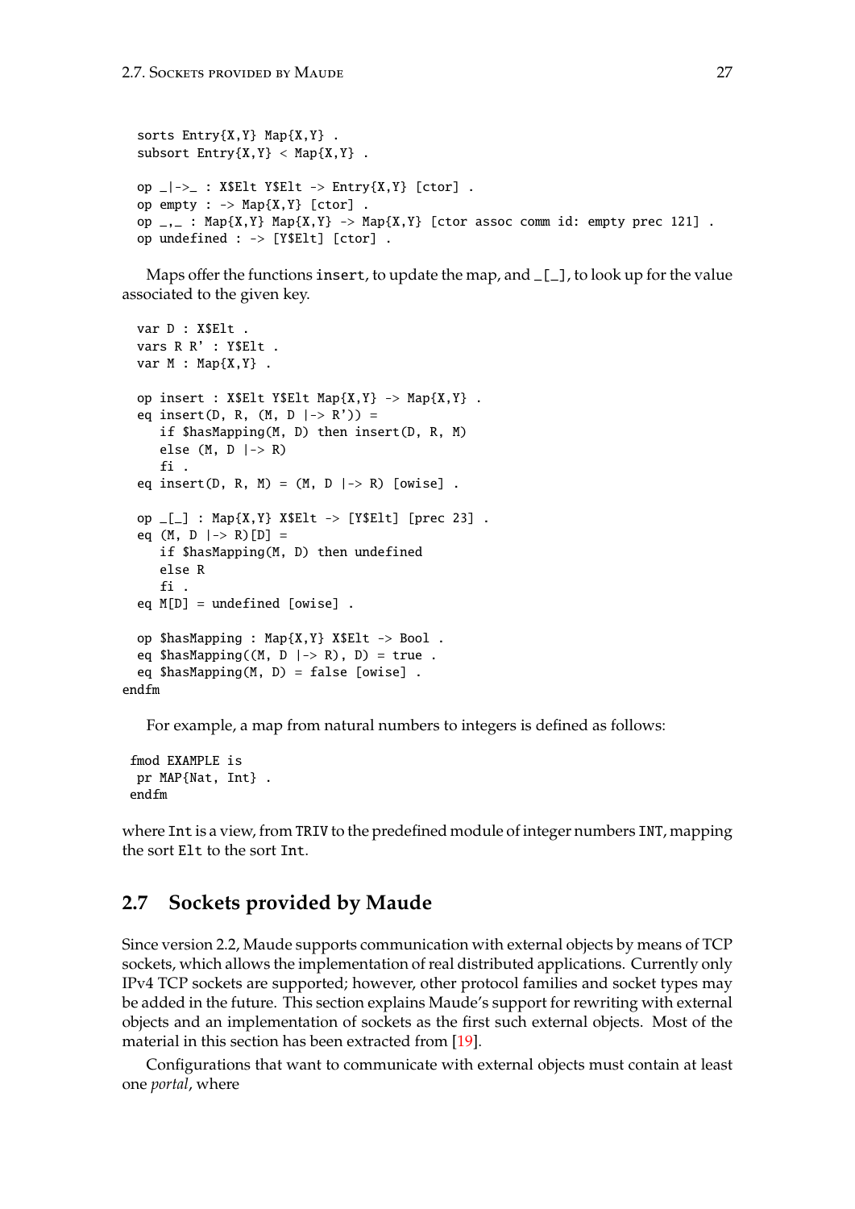```
  sorts Entry{X,Y} Map{X,Y} .
  subsort Entry{X,Y} < Map{X,Y} .

  op _|->_ : X$Elt Y$Elt -> Entry{X,Y} [ctor] .
  op empty : -> Map{X,Y} [ctor] .
  op _,_ : Map{X,Y} Map{X,Y} -> Map{X,Y} [ctor assoc comm id: empty prec 121] .
  op undefined : -> [Y$Elt] [ctor] .
```

Maps offer the functions `insert`, to update the map, and `_[_]`, to look up for the value associated to the given key.

```
  var D : X$Elt .
  vars R R' : Y$Elt .
  var M : Map{X,Y} .

  op insert : X$Elt Y$Elt Map{X,Y} -> Map{X,Y} .
  eq insert(D, R, (M, D |-> R')) =
     if $hasMapping(M, D) then insert(D, R, M)
     else (M, D |-> R)
     fi .
  eq insert(D, R, M) = (M, D |-> R) [owise] .

  op _[_] : Map{X,Y} X$Elt -> [Y$Elt] [prec 23] .
  eq (M, D |-> R)[D] =
     if $hasMapping(M, D) then undefined
     else R
     fi .
  eq M[D] = undefined [owise] .

  op $hasMapping : Map{X,Y} X$Elt -> Bool .
  eq $hasMapping((M, D |-> R), D) = true .
  eq $hasMapping(M, D) = false [owise] .
endfm
```

For example, a map from natural numbers to integers is defined as follows:

```
 fmod EXAMPLE is
  pr MAP{Nat, Int} .
 endfm
```

where `Int` is a view, from `TRIV` to the predefined module of integer numbers `INT`, mapping the sort `Elt` to the sort `Int`.

## 2.7 Sockets provided by Maude

Since version 2.2, Maude supports communication with external objects by means of TCP sockets, which allows the implementation of real distributed applications. Currently only IPv4 TCP sockets are supported; however, other protocol families and socket types may be added in the future. This section explains Maude's support for rewriting with external objects and an implementation of sockets as the first such external objects. Most of the material in this section has been extracted from [19].

Configurations that want to communicate with external objects must contain at least one *portal*, where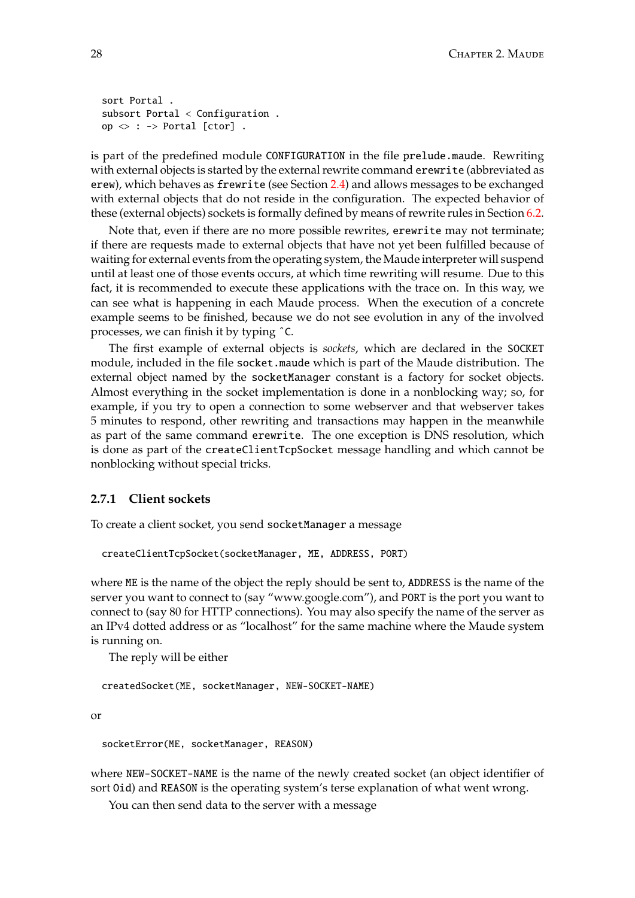```
sort Portal .
subsort Portal < Configuration .
op <> : -> Portal [ctor] .
```

is part of the predefined module `CONFIGURATION` in the file `prelude.maude`. Rewriting with external objects is started by the external rewrite command `erewrite` (abbreviated as `erew`), which behaves as `frewrite` (see Section 2.4) and allows messages to be exchanged with external objects that do not reside in the configuration. The expected behavior of these (external objects) sockets is formally defined by means of rewrite rules in Section 6.2.

Note that, even if there are no more possible rewrites, `erewrite` may not terminate; if there are requests made to external objects that have not yet been fulfilled because of waiting for external events from the operating system, the Maude interpreter will suspend until at least one of those events occurs, at which time rewriting will resume. Due to this fact, it is recommended to execute these applications with the trace on. In this way, we can see what is happening in each Maude process. When the execution of a concrete example seems to be finished, because we do not see evolution in any of the involved processes, we can finish it by typing `^C`.

The first example of external objects is *sockets*, which are declared in the `SOCKET` module, included in the file `socket.maude` which is part of the Maude distribution. The external object named by the `socketManager` constant is a factory for socket objects. Almost everything in the socket implementation is done in a nonblocking way; so, for example, if you try to open a connection to some webserver and that webserver takes 5 minutes to respond, other rewriting and transactions may happen in the meanwhile as part of the same command `erewrite`. The one exception is DNS resolution, which is done as part of the `createClientTcpSocket` message handling and which cannot be nonblocking without special tricks.

### 2.7.1 Client sockets

To create a client socket, you send `socketManager` a message

```
createClientTcpSocket(socketManager, ME, ADDRESS, PORT)
```

where `ME` is the name of the object the reply should be sent to, `ADDRESS` is the name of the server you want to connect to (say "www.google.com"), and `PORT` is the port you want to connect to (say 80 for HTTP connections). You may also specify the name of the server as an IPv4 dotted address or as "localhost" for the same machine where the Maude system is running on.

The reply will be either

```
createdSocket(ME, socketManager, NEW-SOCKET-NAME)
```

or

```
socketError(ME, socketManager, REASON)
```

where `NEW-SOCKET-NAME` is the name of the newly created socket (an object identifier of sort `Oid`) and `REASON` is the operating system's terse explanation of what went wrong.

You can then send data to the server with a message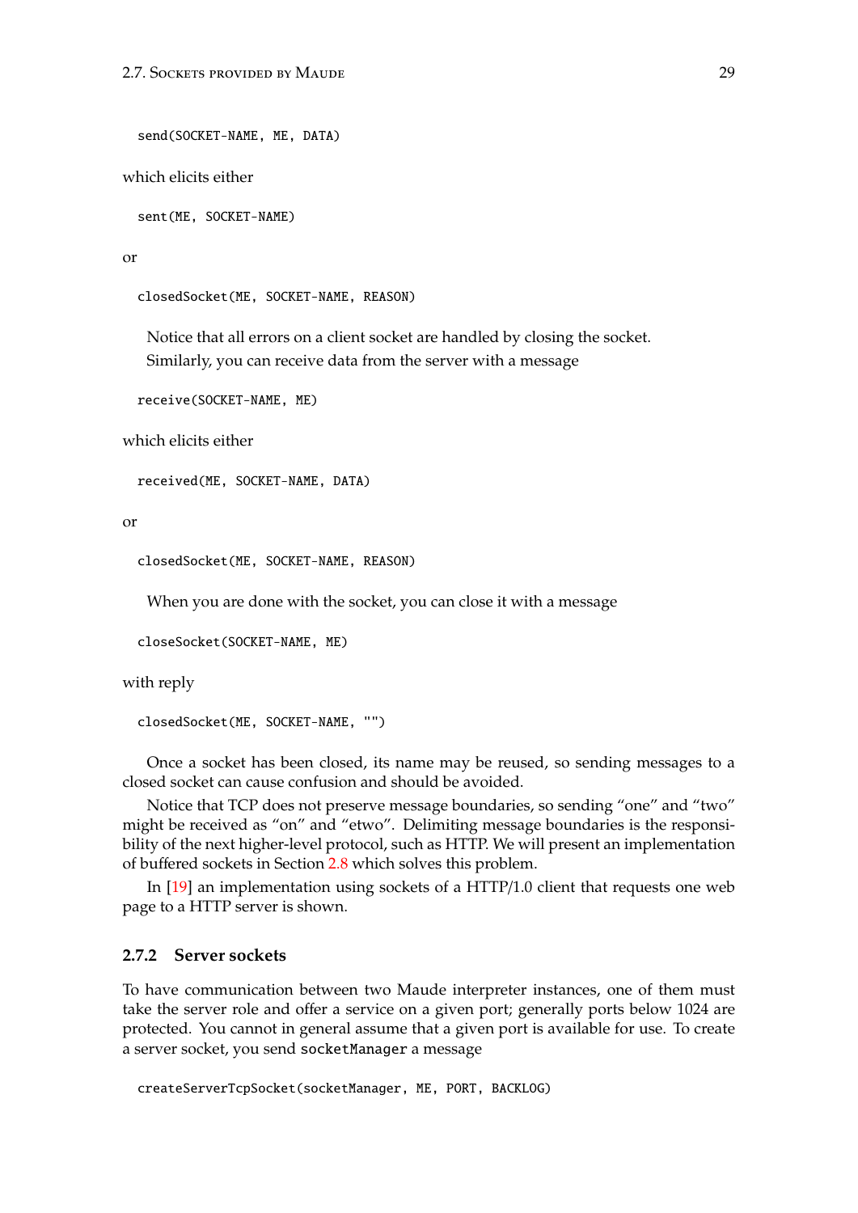```
send(SOCKET-NAME, ME, DATA)
```

which elicits either

```
sent(ME, SOCKET-NAME)
```

or

```
closedSocket(ME, SOCKET-NAME, REASON)
```

Notice that all errors on a client socket are handled by closing the socket.

Similarly, you can receive data from the server with a message

```
receive(SOCKET-NAME, ME)
```

which elicits either

```
received(ME, SOCKET-NAME, DATA)
```

or

```
closedSocket(ME, SOCKET-NAME, REASON)
```

When you are done with the socket, you can close it with a message

```
closeSocket(SOCKET-NAME, ME)
```

with reply

```
closedSocket(ME, SOCKET-NAME, "")
```

Once a socket has been closed, its name may be reused, so sending messages to a closed socket can cause confusion and should be avoided.

Notice that TCP does not preserve message boundaries, so sending "one" and "two" might be received as "on" and "etwo". Delimiting message boundaries is the responsibility of the next higher-level protocol, such as HTTP. We will present an implementation of buffered sockets in Section 2.8 which solves this problem.

In [19] an implementation using sockets of a HTTP/1.0 client that requests one web page to a HTTP server is shown.

### 2.7.2 Server sockets

To have communication between two Maude interpreter instances, one of them must take the server role and offer a service on a given port; generally ports below 1024 are protected. You cannot in general assume that a given port is available for use. To create a server socket, you send `socketManager` a message

```
createServerTcpSocket(socketManager, ME, PORT, BACKLOG)
```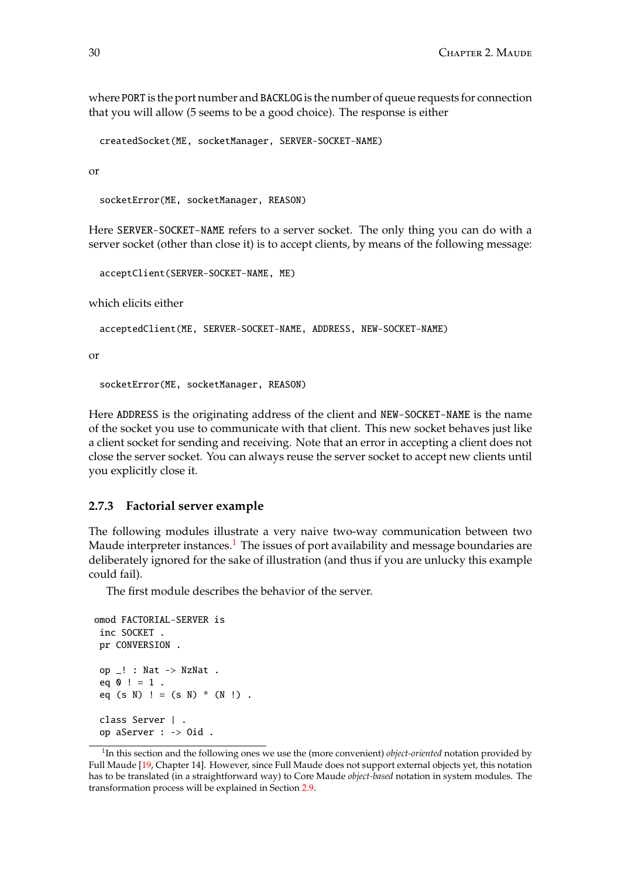where `PORT` is the port number and `BACKLOG` is the number of queue requests for connection that you will allow (5 seems to be a good choice). The response is either

```
createdSocket(ME, socketManager, SERVER-SOCKET-NAME)
```

or

```
socketError(ME, socketManager, REASON)
```

Here `SERVER-SOCKET-NAME` refers to a server socket. The only thing you can do with a server socket (other than close it) is to accept clients, by means of the following message:

```
acceptClient(SERVER-SOCKET-NAME, ME)
```

which elicits either

```
acceptedClient(ME, SERVER-SOCKET-NAME, ADDRESS, NEW-SOCKET-NAME)
```

or

```
socketError(ME, socketManager, REASON)
```

Here `ADDRESS` is the originating address of the client and `NEW-SOCKET-NAME` is the name of the socket you use to communicate with that client. This new socket behaves just like a client socket for sending and receiving. Note that an error in accepting a client does not close the server socket. You can always reuse the server socket to accept new clients until you explicitly close it.

### 2.7.3 Factorial server example

The following modules illustrate a very naive two-way communication between two Maude interpreter instances.[1] The issues of port availability and message boundaries are deliberately ignored for the sake of illustration (and thus if you are unlucky this example could fail).

The first module describes the behavior of the server.

```
omod FACTORIAL-SERVER is
  inc SOCKET .
  pr CONVERSION .

  op _! : Nat -> NzNat .
  eq 0 ! = 1 .
  eq (s N) ! = (s N) * (N !) .

  class Server | .
  op aServer : -> Oid .
```

[1] In this section and the following ones we use the (more convenient) *object-oriented* notation provided by Full Maude [19, Chapter 14]. However, since Full Maude does not support external objects yet, this notation has to be translated (in a straightforward way) to Core Maude *object-based* notation in system modules. The transformation process will be explained in Section 2.9.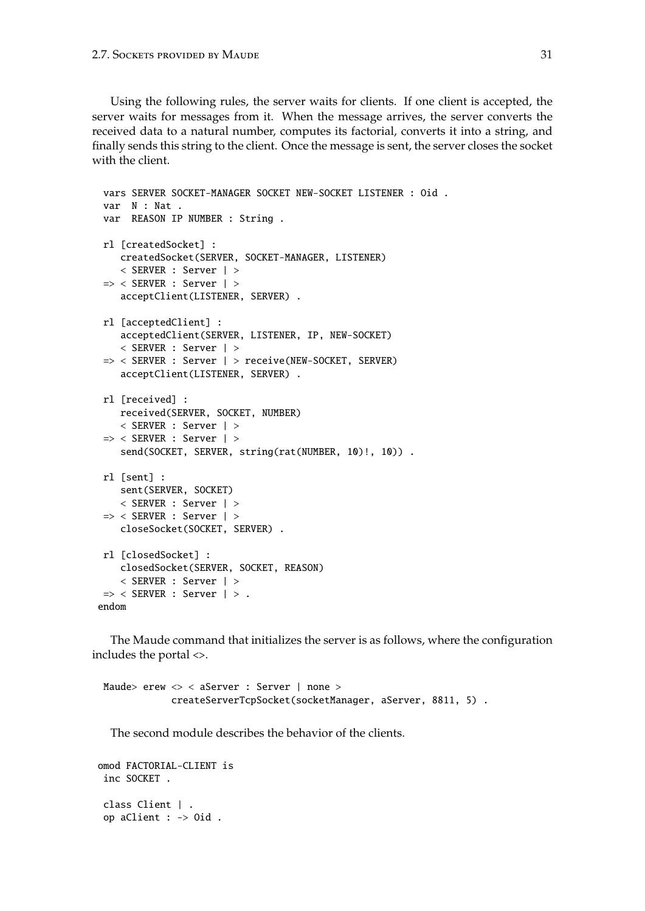Using the following rules, the server waits for clients. If one client is accepted, the server waits for messages from it. When the message arrives, the server converts the received data to a natural number, computes its factorial, converts it into a string, and finally sends this string to the client. Once the message is sent, the server closes the socket with the client.

```
  vars SERVER SOCKET-MANAGER SOCKET NEW-SOCKET LISTENER : Oid .
  var  N : Nat .
  var  REASON IP NUMBER : String .

  rl [createdSocket] :
     createdSocket(SERVER, SOCKET-MANAGER, LISTENER)
     < SERVER : Server | >
  => < SERVER : Server | >
     acceptClient(LISTENER, SERVER) .

  rl [acceptedClient] :
     acceptedClient(SERVER, LISTENER, IP, NEW-SOCKET)
     < SERVER : Server | >
  => < SERVER : Server | > receive(NEW-SOCKET, SERVER)
     acceptClient(LISTENER, SERVER) .

  rl [received] :
     received(SERVER, SOCKET, NUMBER)
     < SERVER : Server | >
  => < SERVER : Server | >
     send(SOCKET, SERVER, string(rat(NUMBER, 10)!, 10)) .

  rl [sent] :
     sent(SERVER, SOCKET)
     < SERVER : Server | >
  => < SERVER : Server | >
     closeSocket(SOCKET, SERVER) .

  rl [closedSocket] :
     closedSocket(SERVER, SOCKET, REASON)
     < SERVER : Server | >
  => < SERVER : Server | > .
 endom
```

The Maude command that initializes the server is as follows, where the configuration includes the portal <>.

```
  Maude> erew <> < aServer : Server | none >
              createServerTcpSocket(socketManager, aServer, 8811, 5) .
```

The second module describes the behavior of the clients.

```
 omod FACTORIAL-CLIENT is
  inc SOCKET .

  class Client | .
  op aClient : -> Oid .
```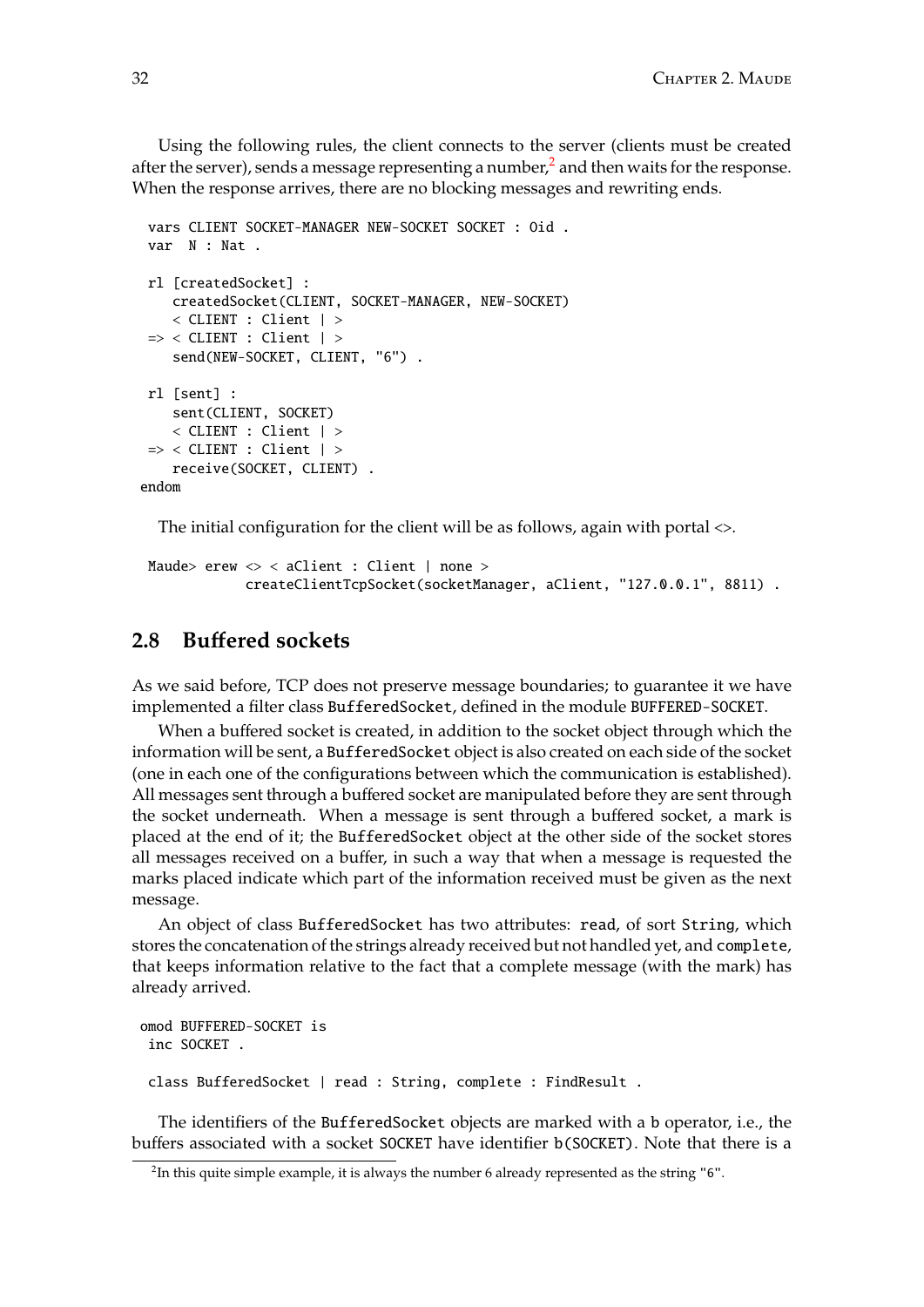Using the following rules, the client connects to the server (clients must be created after the server), sends a message representing a number,[2] and then waits for the response. When the response arrives, there are no blocking messages and rewriting ends.

```
 vars CLIENT SOCKET-MANAGER NEW-SOCKET SOCKET : Oid .
 var  N : Nat .

 rl [createdSocket] :
    createdSocket(CLIENT, SOCKET-MANAGER, NEW-SOCKET)
    < CLIENT : Client | >
 => < CLIENT : Client | >
    send(NEW-SOCKET, CLIENT, "6") .

 rl [sent] :
    sent(CLIENT, SOCKET)
    < CLIENT : Client | >
 => < CLIENT : Client | >
    receive(SOCKET, CLIENT) .
endom
```

The initial configuration for the client will be as follows, again with portal <>.

```
 Maude> erew <> < aClient : Client | none >
             createClientTcpSocket(socketManager, aClient, "127.0.0.1", 8811) .
```

## 2.8 Buffered sockets

As we said before, TCP does not preserve message boundaries; to guarantee it we have implemented a filter class BufferedSocket, defined in the module BUFFERED-SOCKET.

When a buffered socket is created, in addition to the socket object through which the information will be sent, a BufferedSocket object is also created on each side of the socket (one in each one of the configurations between which the communication is established). All messages sent through a buffered socket are manipulated before they are sent through the socket underneath. When a message is sent through a buffered socket, a mark is placed at the end of it; the BufferedSocket object at the other side of the socket stores all messages received on a buffer, in such a way that when a message is requested the marks placed indicate which part of the information received must be given as the next message.

An object of class BufferedSocket has two attributes: read, of sort String, which stores the concatenation of the strings already received but not handled yet, and complete, that keeps information relative to the fact that a complete message (with the mark) has already arrived.

```
omod BUFFERED-SOCKET is
 inc SOCKET .

 class BufferedSocket | read : String, complete : FindResult .
```

The identifiers of the BufferedSocket objects are marked with a b operator, i.e., the buffers associated with a socket SOCKET have identifier b(SOCKET). Note that there is a

[2]In this quite simple example, it is always the number 6 already represented as the string "6".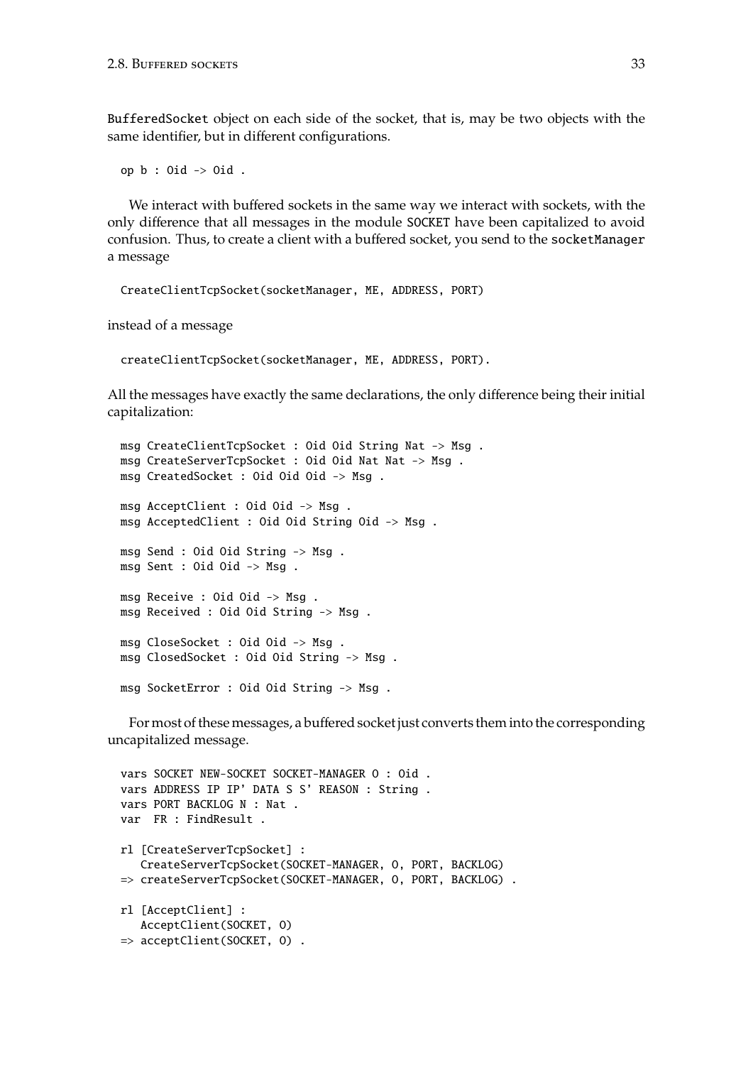BufferedSocket object on each side of the socket, that is, may be two objects with the same identifier, but in different configurations.

```
op b : Oid -> Oid .
```

We interact with buffered sockets in the same way we interact with sockets, with the only difference that all messages in the module SOCKET have been capitalized to avoid confusion. Thus, to create a client with a buffered socket, you send to the socketManager a message

```
CreateClientTcpSocket(socketManager, ME, ADDRESS, PORT)
```

instead of a message

```
createClientTcpSocket(socketManager, ME, ADDRESS, PORT).
```

All the messages have exactly the same declarations, the only difference being their initial capitalization:

```
msg CreateClientTcpSocket : Oid Oid String Nat -> Msg .
msg CreateServerTcpSocket : Oid Oid Nat Nat -> Msg .
msg CreatedSocket : Oid Oid Oid -> Msg .

msg AcceptClient : Oid Oid -> Msg .
msg AcceptedClient : Oid Oid String Oid -> Msg .

msg Send : Oid Oid String -> Msg .
msg Sent : Oid Oid -> Msg .

msg Receive : Oid Oid -> Msg .
msg Received : Oid Oid String -> Msg .

msg CloseSocket : Oid Oid -> Msg .
msg ClosedSocket : Oid Oid String -> Msg .

msg SocketError : Oid Oid String -> Msg .
```

For most of these messages, a buffered socket just converts them into the corresponding uncapitalized message.

```
vars SOCKET NEW-SOCKET SOCKET-MANAGER O : Oid .
vars ADDRESS IP IP' DATA S S' REASON : String .
vars PORT BACKLOG N : Nat .
var  FR : FindResult .

rl [CreateServerTcpSocket] :
   CreateServerTcpSocket(SOCKET-MANAGER, O, PORT, BACKLOG)
=> createServerTcpSocket(SOCKET-MANAGER, O, PORT, BACKLOG) .

rl [AcceptClient] :
   AcceptClient(SOCKET, O)
=> acceptClient(SOCKET, O) .
```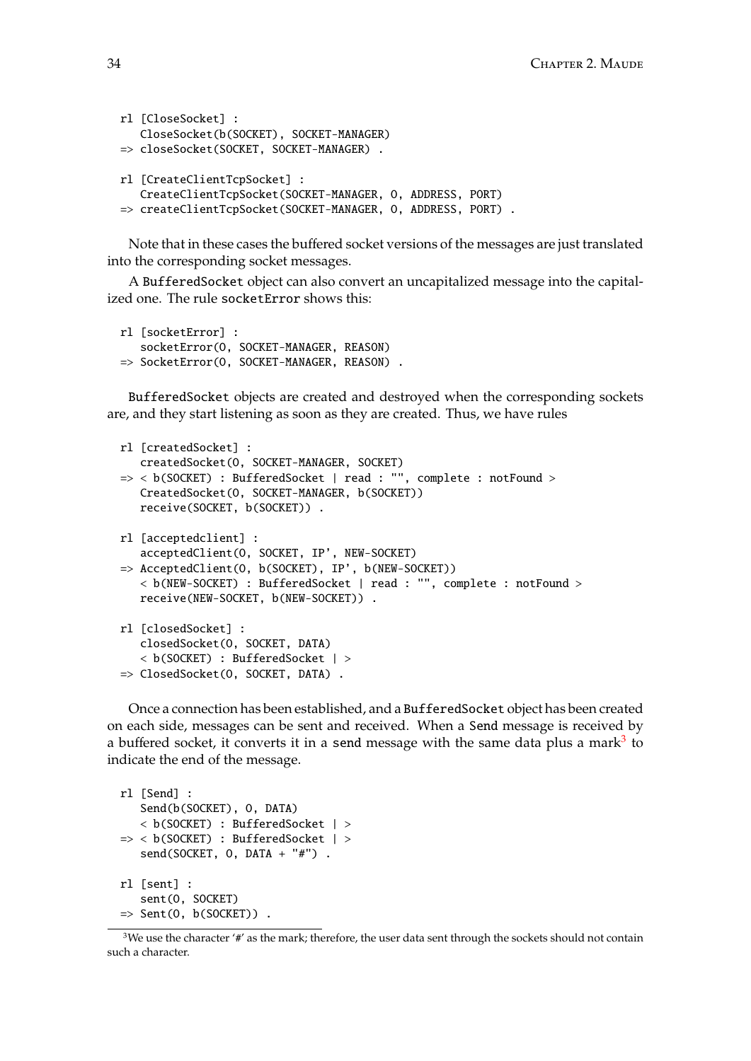```
rl [CloseSocket] :
   CloseSocket(b(SOCKET), SOCKET-MANAGER)
=> closeSocket(SOCKET, SOCKET-MANAGER) .

rl [CreateClientTcpSocket] :
   CreateClientTcpSocket(SOCKET-MANAGER, O, ADDRESS, PORT)
=> createClientTcpSocket(SOCKET-MANAGER, O, ADDRESS, PORT) .
```

Note that in these cases the buffered socket versions of the messages are just translated into the corresponding socket messages.

A `BufferedSocket` object can also convert an uncapitalized message into the capitalized one. The rule `socketError` shows this:

```
rl [socketError] :
   socketError(O, SOCKET-MANAGER, REASON)
=> SocketError(O, SOCKET-MANAGER, REASON) .
```

`BufferedSocket` objects are created and destroyed when the corresponding sockets are, and they start listening as soon as they are created. Thus, we have rules

```
rl [createdSocket] :
   createdSocket(O, SOCKET-MANAGER, SOCKET)
=> < b(SOCKET) : BufferedSocket | read : "", complete : notFound >
   CreatedSocket(O, SOCKET-MANAGER, b(SOCKET))
   receive(SOCKET, b(SOCKET)) .

rl [acceptedclient] :
   acceptedClient(O, SOCKET, IP', NEW-SOCKET)
=> AcceptedClient(O, b(SOCKET), IP', b(NEW-SOCKET))
   < b(NEW-SOCKET) : BufferedSocket | read : "", complete : notFound >
   receive(NEW-SOCKET, b(NEW-SOCKET)) .

rl [closedSocket] :
   closedSocket(O, SOCKET, DATA)
   < b(SOCKET) : BufferedSocket | >
=> ClosedSocket(O, SOCKET, DATA) .
```

Once a connection has been established, and a `BufferedSocket` object has been created on each side, messages can be sent and received. When a `Send` message is received by a buffered socket, it converts it in a `send` message with the same data plus a mark[3] to indicate the end of the message.

```
rl [Send] :
   Send(b(SOCKET), O, DATA)
   < b(SOCKET) : BufferedSocket | >
=> < b(SOCKET) : BufferedSocket | >
   send(SOCKET, O, DATA + "#") .

rl [sent] :
   sent(O, SOCKET)
=> Sent(O, b(SOCKET)) .
```

[3] We use the character '#' as the mark; therefore, the user data sent through the sockets should not contain such a character.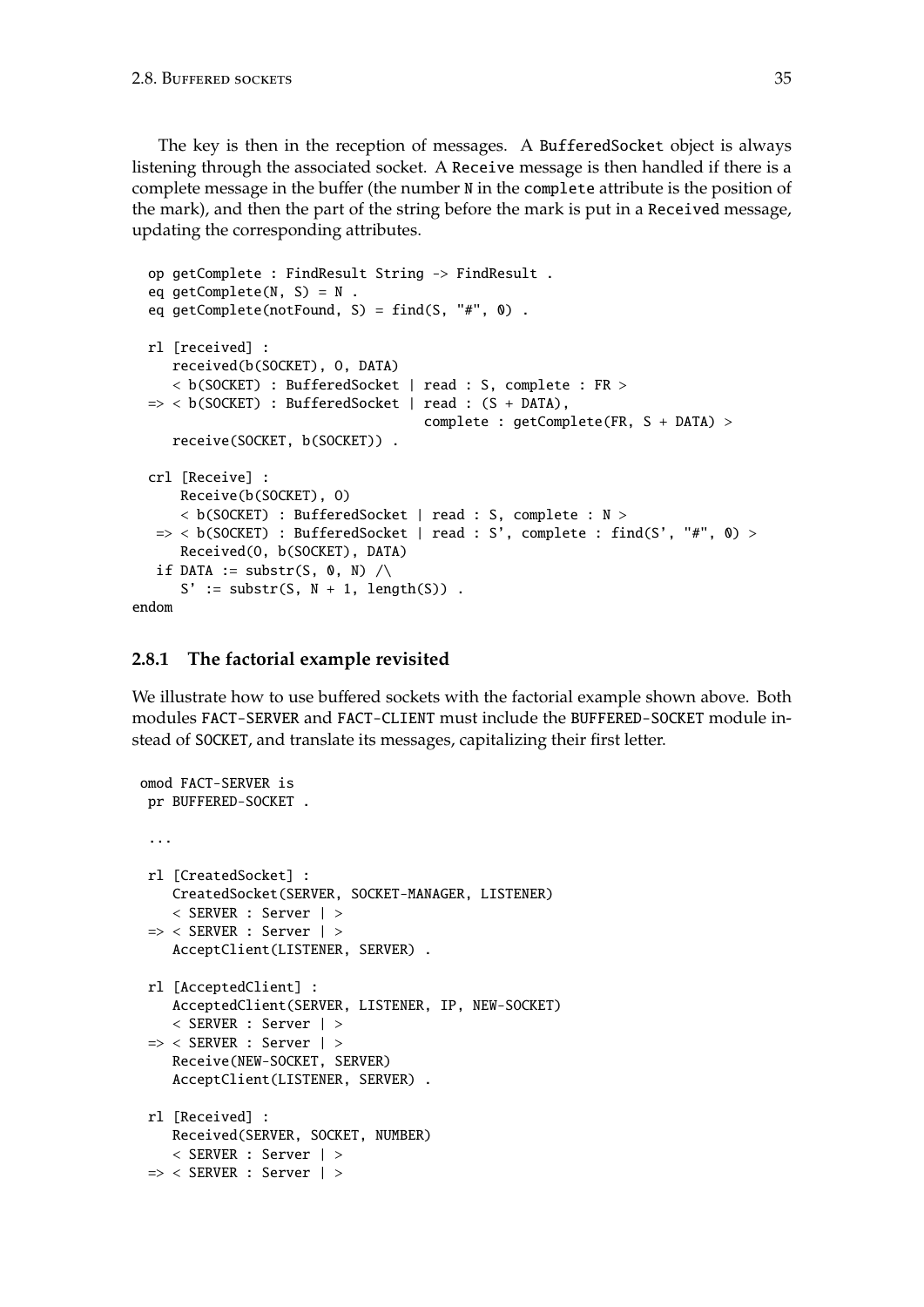The key is then in the reception of messages. A `BufferedSocket` object is always listening through the associated socket. A `Receive` message is then handled if there is a complete message in the buffer (the number `N` in the `complete` attribute is the position of the mark), and then the part of the string before the mark is put in a `Received` message, updating the corresponding attributes.

```
  op getComplete : FindResult String -> FindResult .
  eq getComplete(N, S) = N .
  eq getComplete(notFound, S) = find(S, "#", 0) .

  rl [received] :
     received(b(SOCKET), O, DATA)
     < b(SOCKET) : BufferedSocket | read : S, complete : FR >
  => < b(SOCKET) : BufferedSocket | read : (S + DATA),
                                    complete : getComplete(FR, S + DATA) >
     receive(SOCKET, b(SOCKET)) .

  crl [Receive] :
      Receive(b(SOCKET), O)
      < b(SOCKET) : BufferedSocket | read : S, complete : N >
   => < b(SOCKET) : BufferedSocket | read : S', complete : find(S', "#", 0) >
      Received(O, b(SOCKET), DATA)
   if DATA := substr(S, 0, N) /\
      S' := substr(S, N + 1, length(S)) .
endom
```

### 2.8.1 The factorial example revisited

We illustrate how to use buffered sockets with the factorial example shown above. Both modules `FACT-SERVER` and `FACT-CLIENT` must include the `BUFFERED-SOCKET` module instead of `SOCKET`, and translate its messages, capitalizing their first letter.

```
 omod FACT-SERVER is
  pr BUFFERED-SOCKET .

  ...

  rl [CreatedSocket] :
     CreatedSocket(SERVER, SOCKET-MANAGER, LISTENER)
     < SERVER : Server | >
  => < SERVER : Server | >
     AcceptClient(LISTENER, SERVER) .

  rl [AcceptedClient] :
     AcceptedClient(SERVER, LISTENER, IP, NEW-SOCKET)
     < SERVER : Server | >
  => < SERVER : Server | >
     Receive(NEW-SOCKET, SERVER)
     AcceptClient(LISTENER, SERVER) .

  rl [Received] :
     Received(SERVER, SOCKET, NUMBER)
     < SERVER : Server | >
  => < SERVER : Server | >
```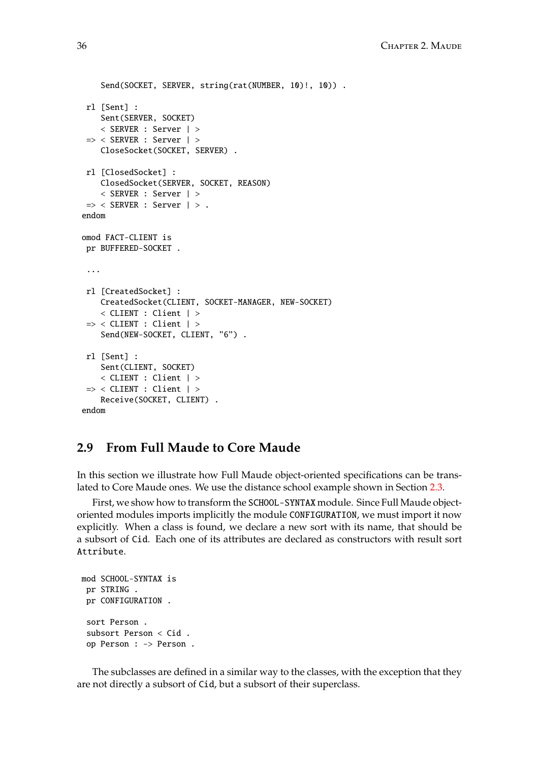```
    Send(SOCKET, SERVER, string(rat(NUMBER, 10)!, 10)) .

 rl [Sent] :
    Sent(SERVER, SOCKET)
    < SERVER : Server | >
 => < SERVER : Server | >
    CloseSocket(SOCKET, SERVER) .

 rl [ClosedSocket] :
    ClosedSocket(SERVER, SOCKET, REASON)
    < SERVER : Server | >
 => < SERVER : Server | > .
endom

omod FACT-CLIENT is
 pr BUFFERED-SOCKET .

 ...

 rl [CreatedSocket] :
    CreatedSocket(CLIENT, SOCKET-MANAGER, NEW-SOCKET)
    < CLIENT : Client | >
 => < CLIENT : Client | >
    Send(NEW-SOCKET, CLIENT, "6") .

 rl [Sent] :
    Sent(CLIENT, SOCKET)
    < CLIENT : Client | >
 => < CLIENT : Client | >
    Receive(SOCKET, CLIENT) .
endom
```

## 2.9 From Full Maude to Core Maude

In this section we illustrate how Full Maude object-oriented specifications can be translated to Core Maude ones. We use the distance school example shown in Section 2.3.

First, we show how to transform the `SCHOOL-SYNTAX` module. Since Full Maude object-oriented modules imports implicitly the module `CONFIGURATION`, we must import it now explicitly. When a class is found, we declare a new sort with its name, that should be a subsort of `Cid`. Each one of its attributes are declared as constructors with result sort `Attribute`.

```
mod SCHOOL-SYNTAX is
 pr STRING .
 pr CONFIGURATION .

 sort Person .
 subsort Person < Cid .
 op Person : -> Person .
```

The subclasses are defined in a similar way to the classes, with the exception that they are not directly a subsort of `Cid`, but a subsort of their superclass.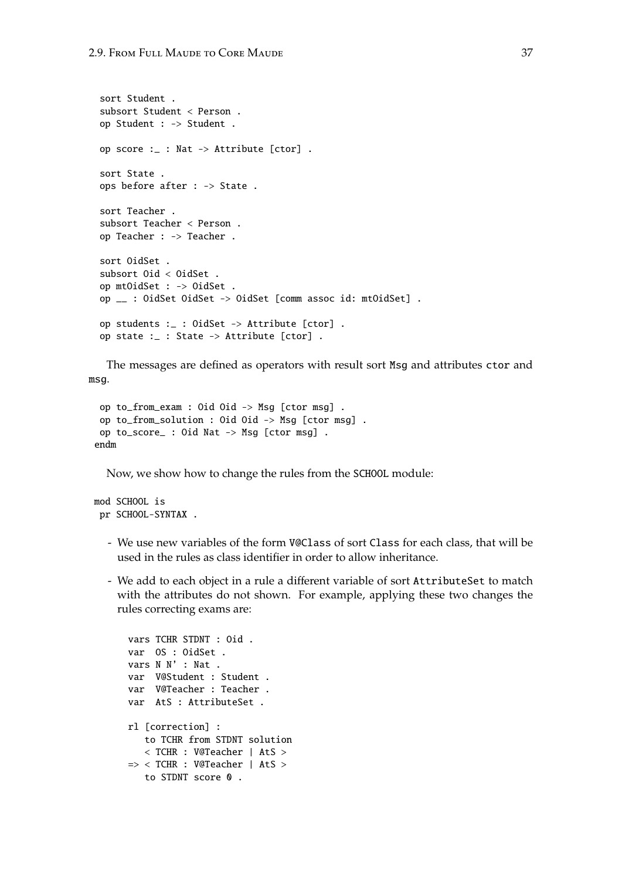```
  sort Student .
  subsort Student < Person .
  op Student : -> Student .

  op score :_ : Nat -> Attribute [ctor] .

  sort State .
  ops before after : -> State .

  sort Teacher .
  subsort Teacher < Person .
  op Teacher : -> Teacher .

  sort OidSet .
  subsort Oid < OidSet .
  op mtOidSet : -> OidSet .
  op __ : OidSet OidSet -> OidSet [comm assoc id: mtOidSet] .

  op students :_ : OidSet -> Attribute [ctor] .
  op state :_ : State -> Attribute [ctor] .
```

The messages are defined as operators with result sort `Msg` and attributes `ctor` and `msg`.

```
  op to_from_exam : Oid Oid -> Msg [ctor msg] .
  op to_from_solution : Oid Oid -> Msg [ctor msg] .
  op to_score_ : Oid Nat -> Msg [ctor msg] .
 endm
```

Now, we show how to change the rules from the `SCHOOL` module:

```
mod SCHOOL is
 pr SCHOOL-SYNTAX .
```

- We use new variables of the form `V@Class` of sort `Class` for each class, that will be used in the rules as class identifier in order to allow inheritance.
- We add to each object in a rule a different variable of sort `AttributeSet` to match with the attributes do not shown. For example, applying these two changes the rules correcting exams are:

```
   vars TCHR STDNT : Oid .
   var  OS : OidSet .
   vars N N' : Nat .
   var  V@Student : Student .
   var  V@Teacher : Teacher .
   var  AtS : AttributeSet .

   rl [correction] :
      to TCHR from STDNT solution
      < TCHR : V@Teacher | AtS >
   => < TCHR : V@Teacher | AtS >
      to STDNT score 0 .
```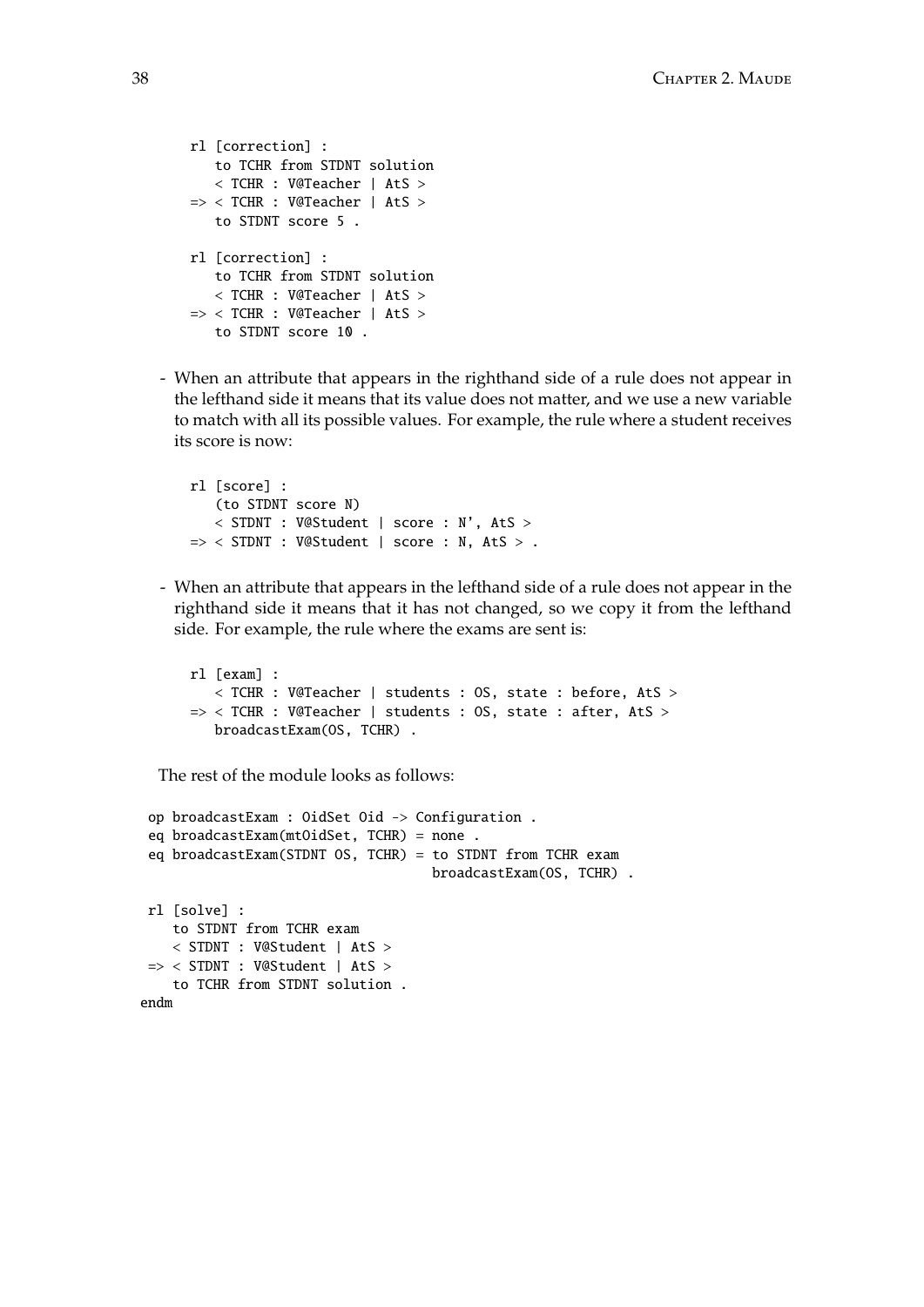```
rl [correction] :
   to TCHR from STDNT solution
   < TCHR : V@Teacher | AtS >
=> < TCHR : V@Teacher | AtS >
   to STDNT score 5 .

rl [correction] :
   to TCHR from STDNT solution
   < TCHR : V@Teacher | AtS >
=> < TCHR : V@Teacher | AtS >
   to STDNT score 10 .
```

- When an attribute that appears in the righthand side of a rule does not appear in the lefthand side it means that its value does not matter, and we use a new variable to match with all its possible values. For example, the rule where a student receives its score is now:

```
rl [score] :
   (to STDNT score N)
   < STDNT : V@Student | score : N', AtS >
=> < STDNT : V@Student | score : N, AtS > .
```

- When an attribute that appears in the lefthand side of a rule does not appear in the righthand side it means that it has not changed, so we copy it from the lefthand side. For example, the rule where the exams are sent is:

```
rl [exam] :
   < TCHR : V@Teacher | students : OS, state : before, AtS >
=> < TCHR : V@Teacher | students : OS, state : after, AtS >
   broadcastExam(OS, TCHR) .
```

The rest of the module looks as follows:

```
 op broadcastExam : OidSet Oid -> Configuration .
 eq broadcastExam(mtOidSet, TCHR) = none .
 eq broadcastExam(STDNT OS, TCHR) = to STDNT from TCHR exam
                                    broadcastExam(OS, TCHR) .

 rl [solve] :
    to STDNT from TCHR exam
    < STDNT : V@Student | AtS >
 => < STDNT : V@Student | AtS >
    to TCHR from STDNT solution .
endm
```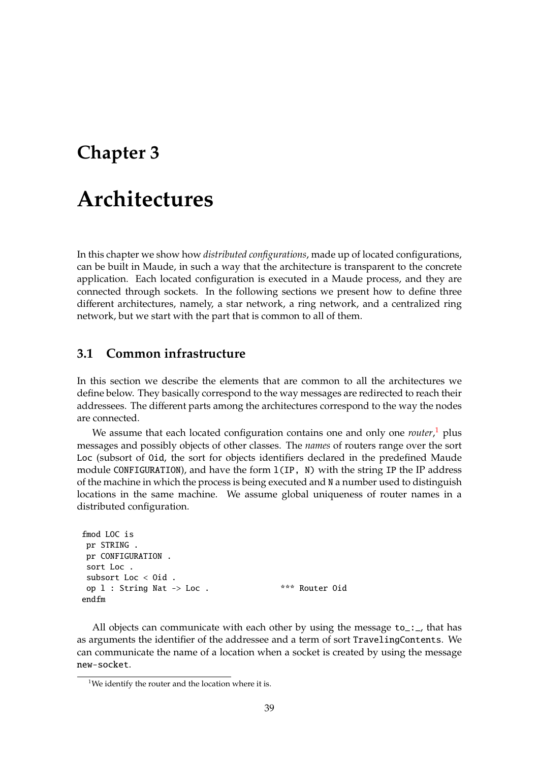# Chapter 3

# Architectures

In this chapter we show how *distributed configurations*, made up of located configurations, can be built in Maude, in such a way that the architecture is transparent to the concrete application. Each located configuration is executed in a Maude process, and they are connected through sockets. In the following sections we present how to define three different architectures, namely, a star network, a ring network, and a centralized ring network, but we start with the part that is common to all of them.

## 3.1 Common infrastructure

In this section we describe the elements that are common to all the architectures we define below. They basically correspond to the way messages are redirected to reach their addressees. The different parts among the architectures correspond to the way the nodes are connected.

We assume that each located configuration contains one and only one *router*,[1] plus messages and possibly objects of other classes. The *names* of routers range over the sort `Loc` (subsort of `Oid`, the sort for objects identifiers declared in the predefined Maude module `CONFIGURATION`), and have the form `l(IP, N)` with the string `IP` the IP address of the machine in which the process is being executed and `N` a number used to distinguish locations in the same machine. We assume global uniqueness of router names in a distributed configuration.

```
fmod LOC is
 pr STRING .
 pr CONFIGURATION .
 sort Loc .
 subsort Loc < Oid .
 op l : String Nat -> Loc .                *** Router Oid
endfm
```

All objects can communicate with each other by using the message `to_:_`, that has as arguments the identifier of the addressee and a term of sort `TravelingContents`. We can communicate the name of a location when a socket is created by using the message `new-socket`.

[1] We identify the router and the location where it is.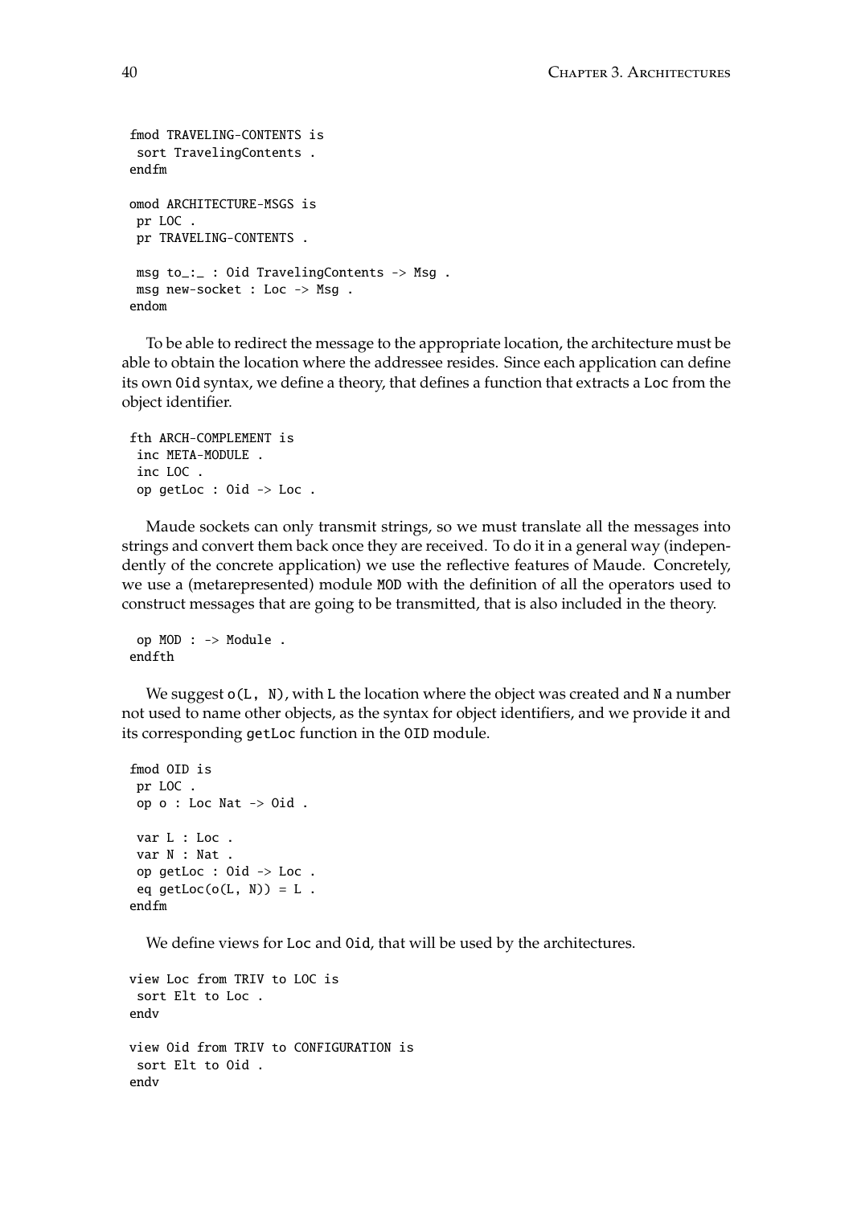```
fmod TRAVELING-CONTENTS is
 sort TravelingContents .
endfm

omod ARCHITECTURE-MSGS is
 pr LOC .
 pr TRAVELING-CONTENTS .

 msg to_:_ : Oid TravelingContents -> Msg .
 msg new-socket : Loc -> Msg .
endom
```

To be able to redirect the message to the appropriate location, the architecture must be able to obtain the location where the addressee resides. Since each application can define its own `Oid` syntax, we define a theory, that defines a function that extracts a `Loc` from the object identifier.

```
fth ARCH-COMPLEMENT is
 inc META-MODULE .
 inc LOC .
 op getLoc : Oid -> Loc .
```

Maude sockets can only transmit strings, so we must translate all the messages into strings and convert them back once they are received. To do it in a general way (independently of the concrete application) we use the reflective features of Maude. Concretely, we use a (metarepresented) module `MOD` with the definition of all the operators used to construct messages that are going to be transmitted, that is also included in the theory.

```
 op MOD : -> Module .
endfth
```

We suggest `o(L, N)`, with `L` the location where the object was created and `N` a number not used to name other objects, as the syntax for object identifiers, and we provide it and its corresponding `getLoc` function in the `OID` module.

```
fmod OID is
 pr LOC .
 op o : Loc Nat -> Oid .

 var L : Loc .
 var N : Nat .
 op getLoc : Oid -> Loc .
 eq getLoc(o(L, N)) = L .
endfm
```

We define views for `Loc` and `Oid`, that will be used by the architectures.

```
view Loc from TRIV to LOC is
 sort Elt to Loc .
endv

view Oid from TRIV to CONFIGURATION is
 sort Elt to Oid .
endv
```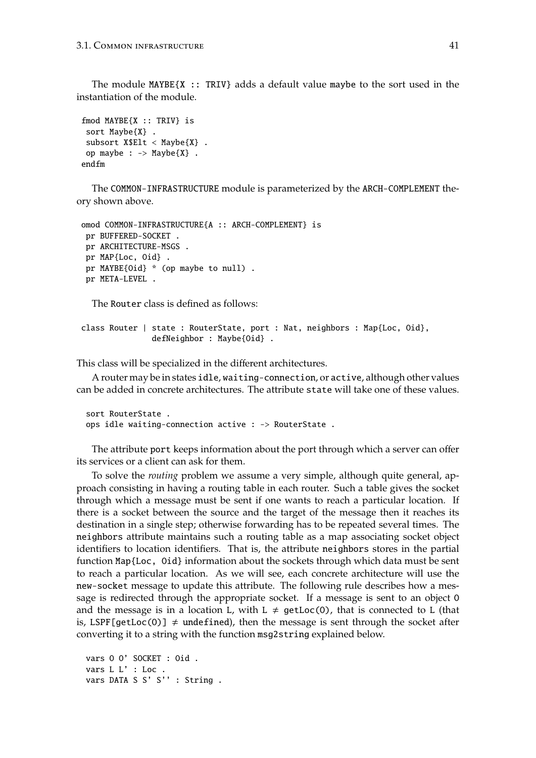The module MAYBE{X :: TRIV} adds a default value maybe to the sort used in the instantiation of the module.

```
fmod MAYBE{X :: TRIV} is
 sort Maybe{X} .
 subsort X$Elt < Maybe{X} .
 op maybe : -> Maybe{X} .
endfm
```

The COMMON-INFRASTRUCTURE module is parameterized by the ARCH-COMPLEMENT theory shown above.

```
omod COMMON-INFRASTRUCTURE{A :: ARCH-COMPLEMENT} is
 pr BUFFERED-SOCKET .
 pr ARCHITECTURE-MSGS .
 pr MAP{Loc, Oid} .
 pr MAYBE{Oid} * (op maybe to null) .
 pr META-LEVEL .
```

The Router class is defined as follows:

```
class Router | state : RouterState, port : Nat, neighbors : Map{Loc, Oid},
               defNeighbor : Maybe{Oid} .
```

This class will be specialized in the different architectures.

A router may be in states idle, waiting-connection, or active, although other values can be added in concrete architectures. The attribute state will take one of these values.

```
sort RouterState .
ops idle waiting-connection active : -> RouterState .
```

The attribute port keeps information about the port through which a server can offer its services or a client can ask for them.

To solve the *routing* problem we assume a very simple, although quite general, approach consisting in having a routing table in each router. Such a table gives the socket through which a message must be sent if one wants to reach a particular location. If there is a socket between the source and the target of the message then it reaches its destination in a single step; otherwise forwarding has to be repeated several times. The neighbors attribute maintains such a routing table as a map associating socket object identifiers to location identifiers. That is, the attribute neighbors stores in the partial function Map{Loc, Oid} information about the sockets through which data must be sent to reach a particular location. As we will see, each concrete architecture will use the new-socket message to update this attribute. The following rule describes how a message is redirected through the appropriate socket. If a message is sent to an object O and the message is in a location L, with L ≠ getLoc(O), that is connected to L (that is, LSPF[getLoc(O)] ≠ undefined), then the message is sent through the socket after converting it to a string with the function msg2string explained below.

```
vars O O' SOCKET : Oid .
vars L L' : Loc .
vars DATA S S' S'' : String .
```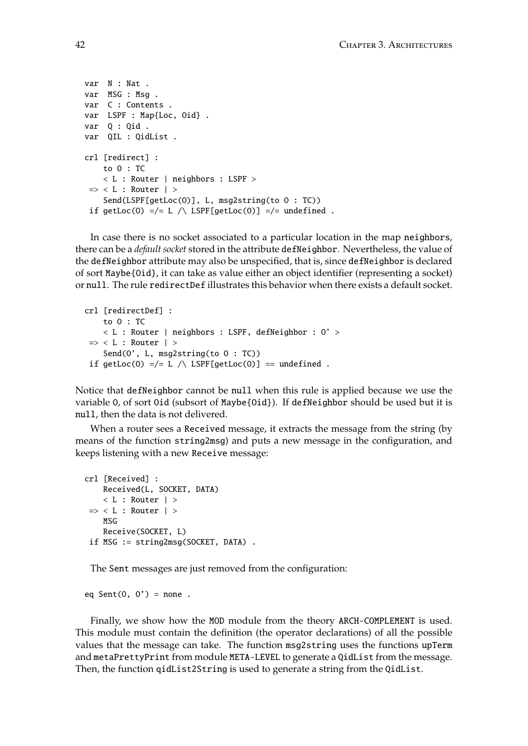```
var  N : Nat .
var  MSG : Msg .
var  C : Contents .
var  LSPF : Map{Loc, Oid} .
var  Q : Qid .
var  QIL : QidList .

crl [redirect] :
    to O : TC
    < L : Router | neighbors : LSPF >
 => < L : Router | >
    Send(LSPF[getLoc(O)], L, msg2string(to O : TC))
 if getLoc(O) =/= L /\ LSPF[getLoc(O)] =/= undefined .
```

In case there is no socket associated to a particular location in the map `neighbors`, there can be a *default socket* stored in the attribute `defNeighbor`. Nevertheless, the value of the `defNeighbor` attribute may also be unspecified, that is, since `defNeighbor` is declared of sort `Maybe{Oid}`, it can take as value either an object identifier (representing a socket) or `null`. The rule `redirectDef` illustrates this behavior when there exists a default socket.

```
crl [redirectDef] :
    to O : TC
    < L : Router | neighbors : LSPF, defNeighbor : O' >
 => < L : Router | >
    Send(O', L, msg2string(to O : TC))
 if getLoc(O) =/= L /\ LSPF[getLoc(O)] == undefined .
```

Notice that `defNeighbor` cannot be `null` when this rule is applied because we use the variable `O`, of sort `Oid` (subsort of `Maybe{Oid}`). If `defNeighbor` should be used but it is `null`, then the data is not delivered.

When a router sees a `Received` message, it extracts the message from the string (by means of the function `string2msg`) and puts a new message in the configuration, and keeps listening with a new `Receive` message:

```
crl [Received] :
    Received(L, SOCKET, DATA)
    < L : Router | >
 => < L : Router | >
    MSG
    Receive(SOCKET, L)
 if MSG := string2msg(SOCKET, DATA) .
```

The `Sent` messages are just removed from the configuration:

```
eq Sent(O, O') = none .
```

Finally, we show how the `MOD` module from the theory `ARCH-COMPLEMENT` is used. This module must contain the definition (the operator declarations) of all the possible values that the message can take. The function `msg2string` uses the functions `upTerm` and `metaPrettyPrint` from module `META-LEVEL` to generate a `QidList` from the message. Then, the function `qidList2String` is used to generate a string from the `QidList`.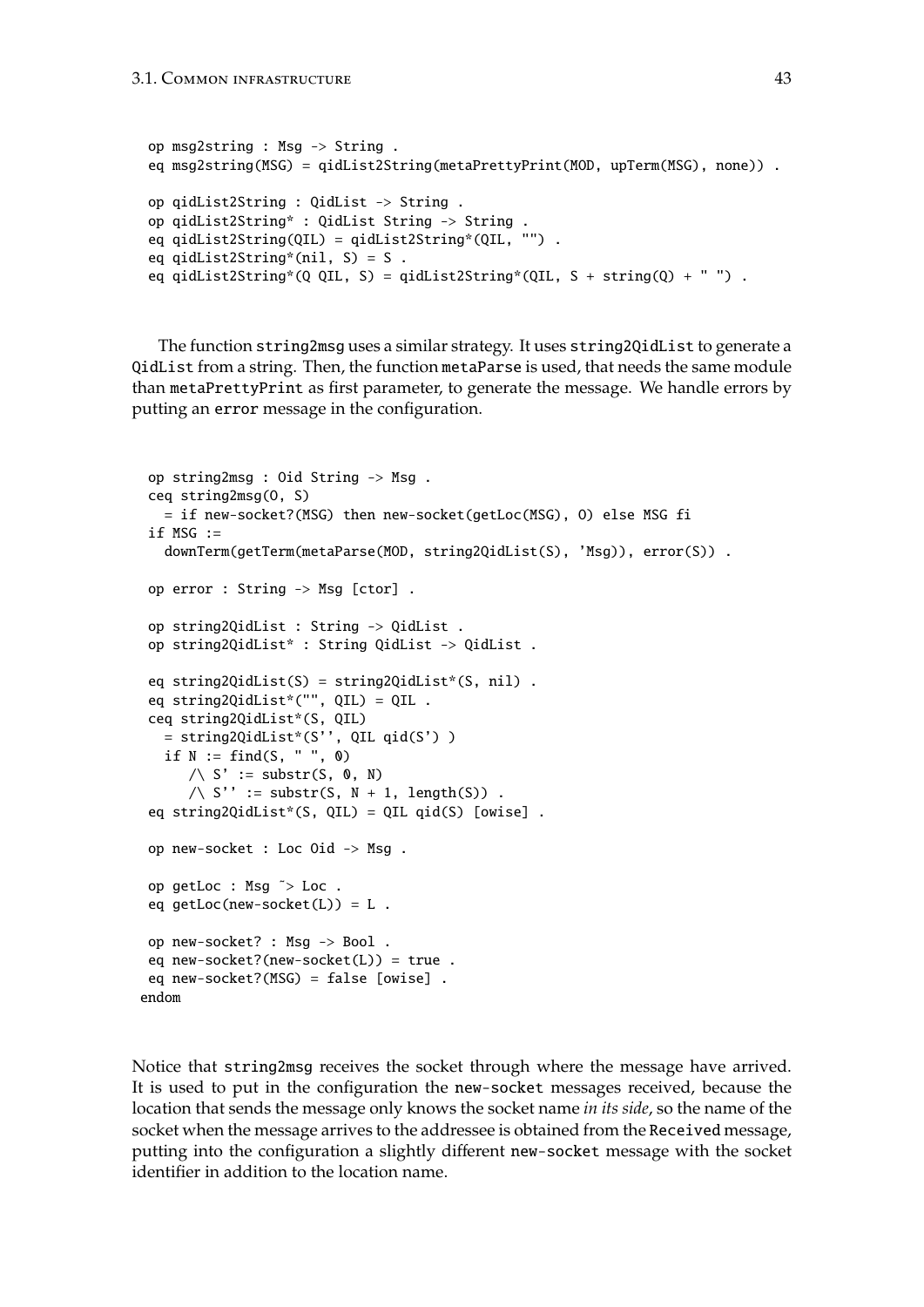```
op msg2string : Msg -> String .
eq msg2string(MSG) = qidList2String(metaPrettyPrint(MOD, upTerm(MSG), none)) .

op qidList2String : QidList -> String .
op qidList2String* : QidList String -> String .
eq qidList2String(QIL) = qidList2String*(QIL, "") .
eq qidList2String*(nil, S) = S .
eq qidList2String*(Q QIL, S) = qidList2String*(QIL, S + string(Q) + " ") .
```

The function `string2msg` uses a similar strategy. It uses `string2QidList` to generate a `QidList` from a string. Then, the function `metaParse` is used, that needs the same module than `metaPrettyPrint` as first parameter, to generate the message. We handle errors by putting an `error` message in the configuration.

```
op string2msg : Oid String -> Msg .
ceq string2msg(O, S)
  = if new-socket?(MSG) then new-socket(getLoc(MSG), O) else MSG fi
if MSG :=
  downTerm(getTerm(metaParse(MOD, string2QidList(S), 'Msg)), error(S)) .

op error : String -> Msg [ctor] .

op string2QidList : String -> QidList .
op string2QidList* : String QidList -> QidList .

eq string2QidList(S) = string2QidList*(S, nil) .
eq string2QidList*("", QIL) = QIL .
ceq string2QidList*(S, QIL)
  = string2QidList*(S'', QIL qid(S') )
  if N := find(S, " ", 0)
     /\ S' := substr(S, 0, N)
     /\ S'' := substr(S, N + 1, length(S)) .
eq string2QidList*(S, QIL) = QIL qid(S) [owise] .

op new-socket : Loc Oid -> Msg .

op getLoc : Msg ~> Loc .
eq getLoc(new-socket(L)) = L .

op new-socket? : Msg -> Bool .
eq new-socket?(new-socket(L)) = true .
eq new-socket?(MSG) = false [owise] .
endom
```

Notice that `string2msg` receives the socket through where the message have arrived. It is used to put in the configuration the `new-socket` messages received, because the location that sends the message only knows the socket name *in its side*, so the name of the socket when the message arrives to the addressee is obtained from the `Received` message, putting into the configuration a slightly different `new-socket` message with the socket identifier in addition to the location name.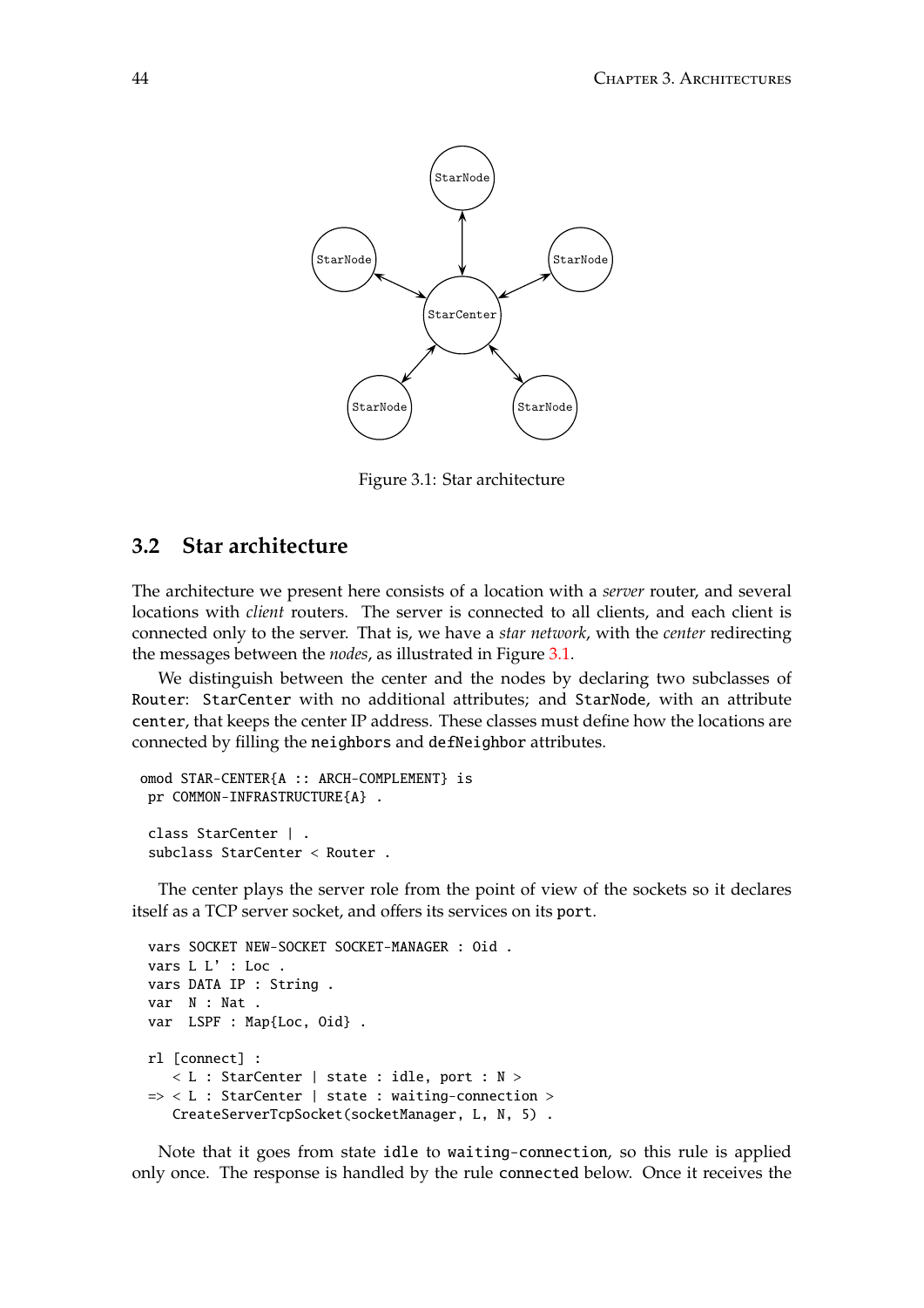Figure 3.1: Star architecture

## 3.2 Star architecture

The architecture we present here consists of a location with a *server* router, and several locations with *client* routers. The server is connected to all clients, and each client is connected only to the server. That is, we have a *star network*, with the *center* redirecting the messages between the *nodes*, as illustrated in Figure 3.1.

We distinguish between the center and the nodes by declaring two subclasses of `Router`: `StarCenter` with no additional attributes; and `StarNode`, with an attribute `center`, that keeps the center IP address. These classes must define how the locations are connected by filling the `neighbors` and `defNeighbor` attributes.

```
omod STAR-CENTER{A :: ARCH-COMPLEMENT} is
 pr COMMON-INFRASTRUCTURE{A} .

 class StarCenter | .
 subclass StarCenter < Router .
```

The center plays the server role from the point of view of the sockets so it declares itself as a TCP server socket, and offers its services on its `port`.

```
 vars SOCKET NEW-SOCKET SOCKET-MANAGER : Oid .
 vars L L' : Loc .
 vars DATA IP : String .
 var  N : Nat .
 var  LSPF : Map{Loc, Oid} .

 rl [connect] :
    < L : StarCenter | state : idle, port : N >
 => < L : StarCenter | state : waiting-connection >
    CreateServerTcpSocket(socketManager, L, N, 5) .
```

Note that it goes from state `idle` to `waiting-connection`, so this rule is applied only once. The response is handled by the rule `connected` below. Once it receives the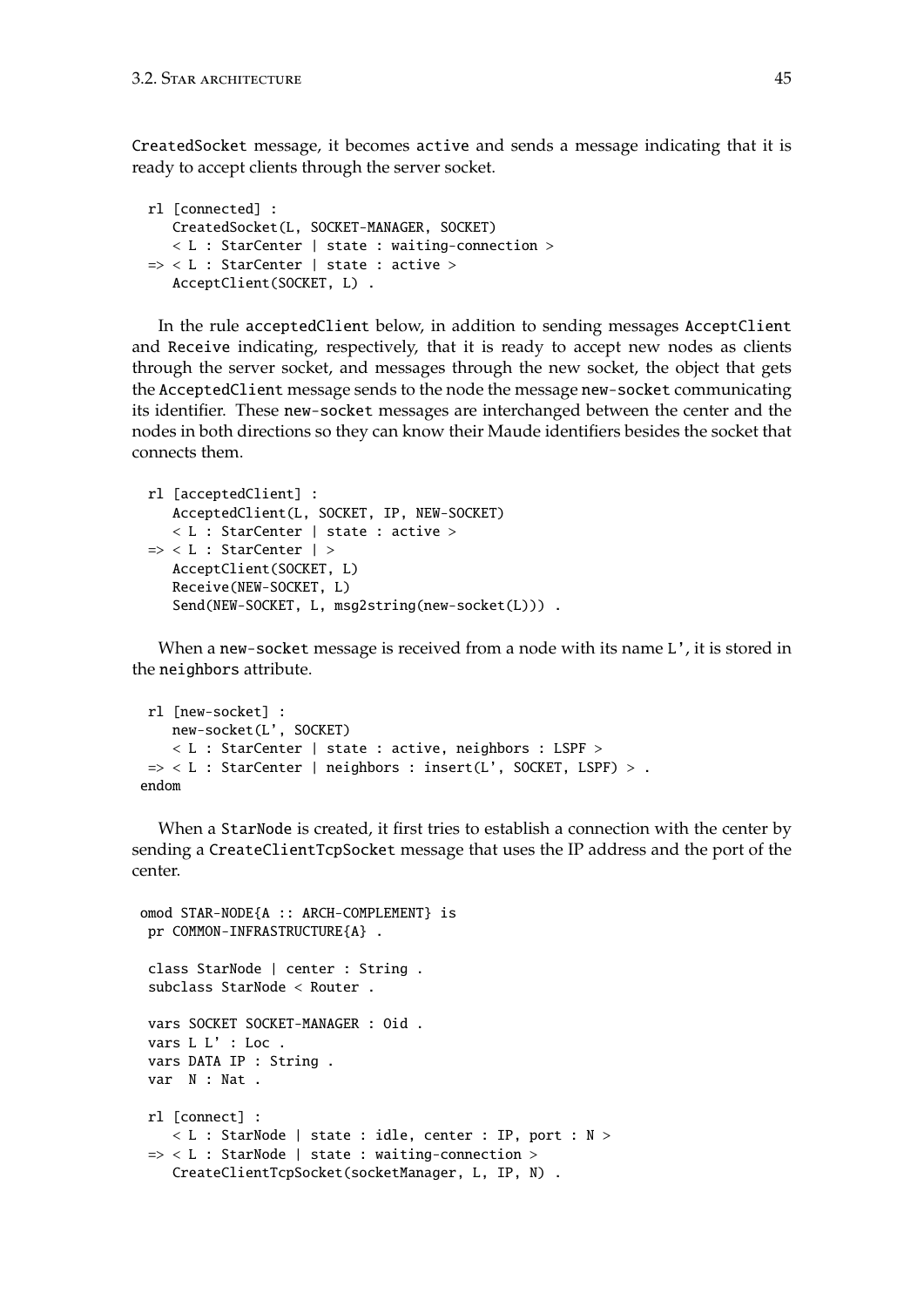CreatedSocket message, it becomes active and sends a message indicating that it is ready to accept clients through the server socket.

```
rl [connected] :
   CreatedSocket(L, SOCKET-MANAGER, SOCKET)
   < L : StarCenter | state : waiting-connection >
=> < L : StarCenter | state : active >
   AcceptClient(SOCKET, L) .
```

In the rule acceptedClient below, in addition to sending messages AcceptClient and Receive indicating, respectively, that it is ready to accept new nodes as clients through the server socket, and messages through the new socket, the object that gets the AcceptedClient message sends to the node the message new-socket communicating its identifier. These new-socket messages are interchanged between the center and the nodes in both directions so they can know their Maude identifiers besides the socket that connects them.

```
rl [acceptedClient] :
   AcceptedClient(L, SOCKET, IP, NEW-SOCKET)
   < L : StarCenter | state : active >
=> < L : StarCenter | >
   AcceptClient(SOCKET, L)
   Receive(NEW-SOCKET, L)
   Send(NEW-SOCKET, L, msg2string(new-socket(L))) .
```

When a new-socket message is received from a node with its name L', it is stored in the neighbors attribute.

```
 rl [new-socket] :
   new-socket(L', SOCKET)
   < L : StarCenter | state : active, neighbors : LSPF >
 => < L : StarCenter | neighbors : insert(L', SOCKET, LSPF) > .
endom
```

When a StarNode is created, it first tries to establish a connection with the center by sending a CreateClientTcpSocket message that uses the IP address and the port of the center.

```
omod STAR-NODE{A :: ARCH-COMPLEMENT} is
 pr COMMON-INFRASTRUCTURE{A} .

 class StarNode | center : String .
 subclass StarNode < Router .

 vars SOCKET SOCKET-MANAGER : Oid .
 vars L L' : Loc .
 vars DATA IP : String .
 var  N : Nat .

 rl [connect] :
   < L : StarNode | state : idle, center : IP, port : N >
 => < L : StarNode | state : waiting-connection >
   CreateClientTcpSocket(socketManager, L, IP, N) .
```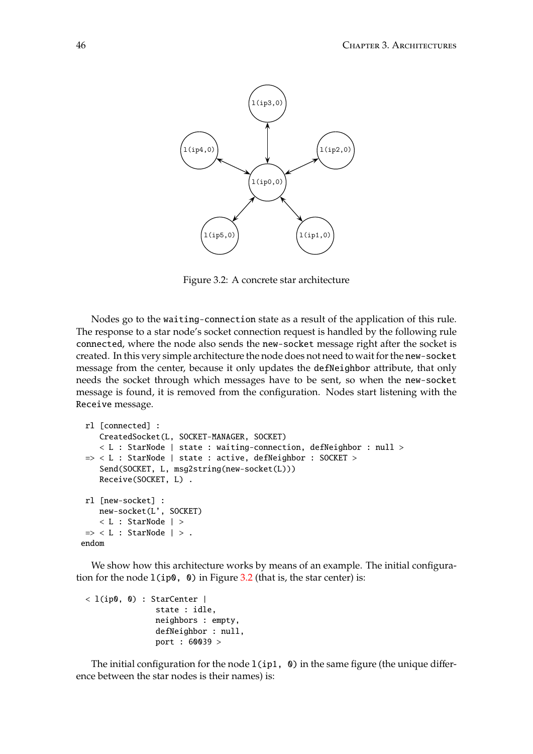Figure 3.2: A concrete star architecture

Nodes go to the `waiting-connection` state as a result of the application of this rule. The response to a star node's socket connection request is handled by the following rule `connected`, where the node also sends the `new-socket` message right after the socket is created. In this very simple architecture the node does not need to wait for the `new-socket` message from the center, because it only updates the `defNeighbor` attribute, that only needs the socket through which messages have to be sent, so when the `new-socket` message is found, it is removed from the configuration. Nodes start listening with the `Receive` message.

```
  rl [connected] :
     CreatedSocket(L, SOCKET-MANAGER, SOCKET)
     < L : StarNode | state : waiting-connection, defNeighbor : null >
  => < L : StarNode | state : active, defNeighbor : SOCKET >
     Send(SOCKET, L, msg2string(new-socket(L)))
     Receive(SOCKET, L) .

  rl [new-socket] :
     new-socket(L', SOCKET)
     < L : StarNode | >
  => < L : StarNode | > .
endom
```

We show how this architecture works by means of an example. The initial configuration for the node `l(ip0, 0)` in Figure 3.2 (that is, the star center) is:

```
  < l(ip0, 0) : StarCenter |
                state : idle,
                neighbors : empty,
                defNeighbor : null,
                port : 60039 >
```

The initial configuration for the node `l(ip1, 0)` in the same figure (the unique difference between the star nodes is their names) is: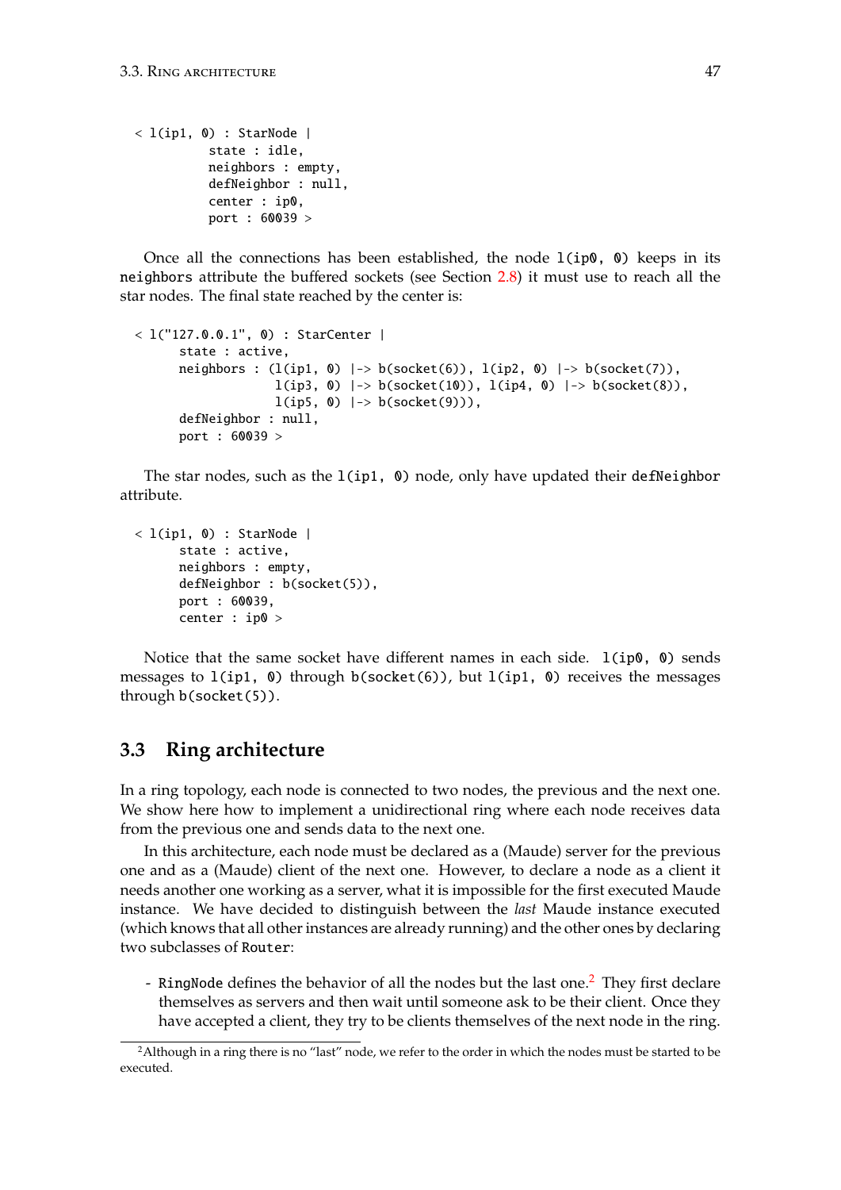```
< l(ip1, 0) : StarNode |
          state : idle,
          neighbors : empty,
          defNeighbor : null,
          center : ip0,
          port : 60039 >
```

Once all the connections has been established, the node `l(ip0, 0)` keeps in its `neighbors` attribute the buffered sockets (see Section 2.8) it must use to reach all the star nodes. The final state reached by the center is:

```
< l("127.0.0.1", 0) : StarCenter |
      state : active,
      neighbors : (l(ip1, 0) |-> b(socket(6)), l(ip2, 0) |-> b(socket(7)),
                   l(ip3, 0) |-> b(socket(10)), l(ip4, 0) |-> b(socket(8)),
                   l(ip5, 0) |-> b(socket(9))),
      defNeighbor : null,
      port : 60039 >
```

The star nodes, such as the `l(ip1, 0)` node, only have updated their `defNeighbor` attribute.

```
< l(ip1, 0) : StarNode |
      state : active,
      neighbors : empty,
      defNeighbor : b(socket(5)),
      port : 60039,
      center : ip0 >
```

Notice that the same socket have different names in each side. `l(ip0, 0)` sends messages to `l(ip1, 0)` through `b(socket(6))`, but `l(ip1, 0)` receives the messages through `b(socket(5))`.

## 3.3 Ring architecture

In a ring topology, each node is connected to two nodes, the previous and the next one. We show here how to implement a unidirectional ring where each node receives data from the previous one and sends data to the next one.

In this architecture, each node must be declared as a (Maude) server for the previous one and as a (Maude) client of the next one. However, to declare a node as a client it needs another one working as a server, what it is impossible for the first executed Maude instance. We have decided to distinguish between the *last* Maude instance executed (which knows that all other instances are already running) and the other ones by declaring two subclasses of `Router`:

- `RingNode` defines the behavior of all the nodes but the last one.[2] They first declare themselves as servers and then wait until someone ask to be their client. Once they have accepted a client, they try to be clients themselves of the next node in the ring.

[2] Although in a ring there is no "last" node, we refer to the order in which the nodes must be started to be executed.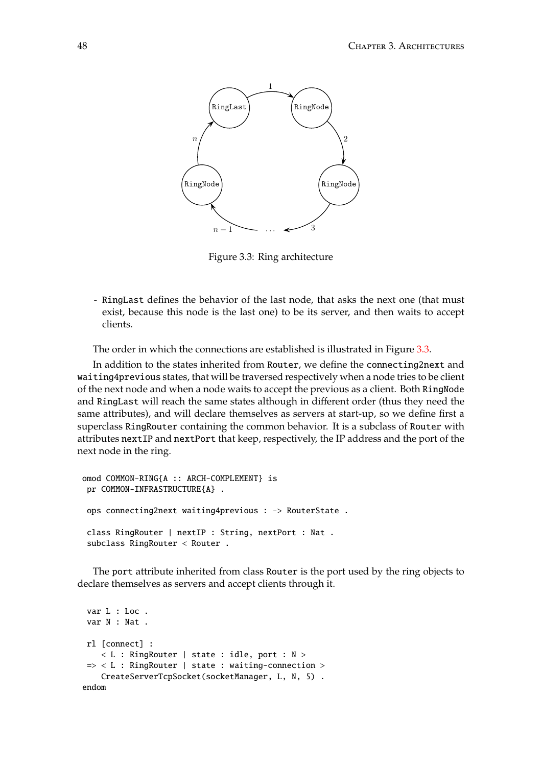Figure 3.3: Ring architecture

- `RingLast` defines the behavior of the last node, that asks the next one (that must exist, because this node is the last one) to be its server, and then waits to accept clients.

The order in which the connections are established is illustrated in Figure 3.3.

In addition to the states inherited from `Router`, we define the `connecting2next` and `waiting4previous` states, that will be traversed respectively when a node tries to be client of the next node and when a node waits to accept the previous as a client. Both `RingNode` and `RingLast` will reach the same states although in different order (thus they need the same attributes), and will declare themselves as servers at start-up, so we define first a superclass `RingRouter` containing the common behavior. It is a subclass of `Router` with attributes `nextIP` and `nextPort` that keep, respectively, the IP address and the port of the next node in the ring.

```
omod COMMON-RING{A :: ARCH-COMPLEMENT} is
 pr COMMON-INFRASTRUCTURE{A} .

 ops connecting2next waiting4previous : -> RouterState .

 class RingRouter | nextIP : String, nextPort : Nat .
 subclass RingRouter < Router .
```

The `port` attribute inherited from class `Router` is the port used by the ring objects to declare themselves as servers and accept clients through it.

```
 var L : Loc .
 var N : Nat .

 rl [connect] :
    < L : RingRouter | state : idle, port : N >
 => < L : RingRouter | state : waiting-connection >
    CreateServerTcpSocket(socketManager, L, N, 5) .
endom
```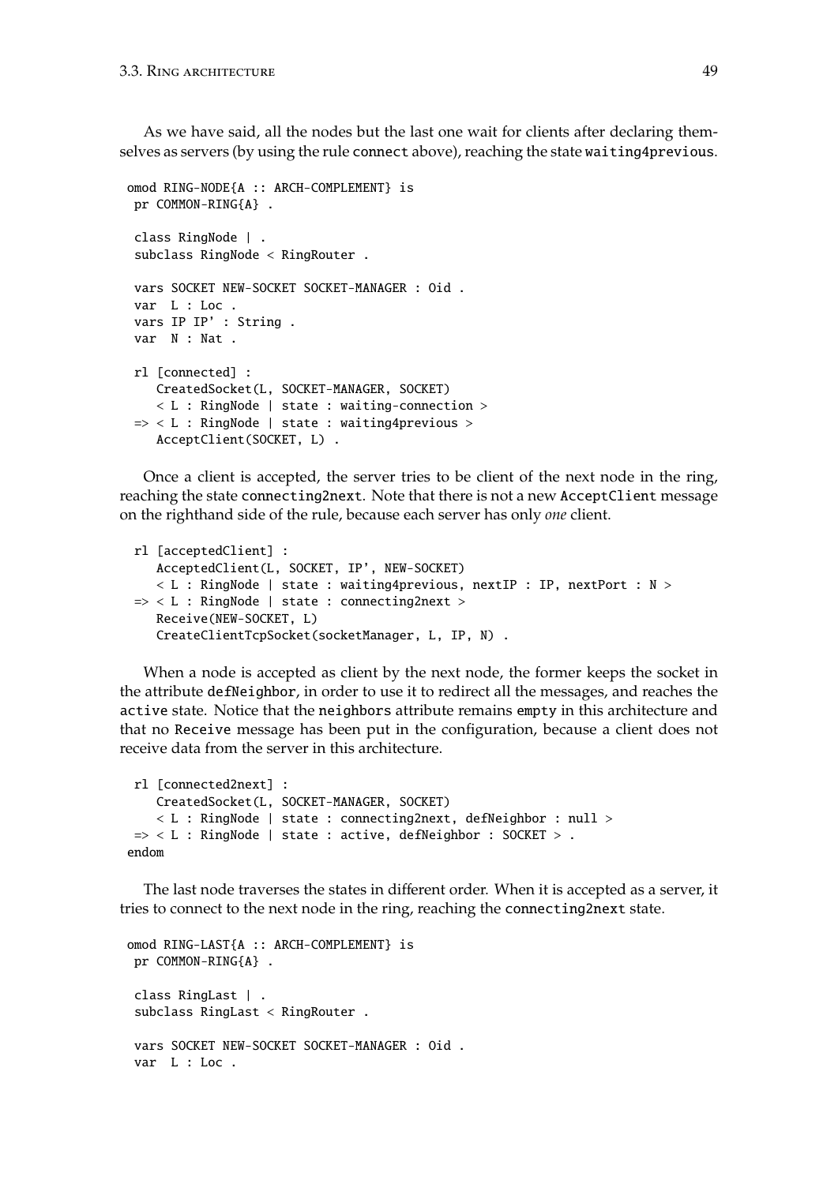As we have said, all the nodes but the last one wait for clients after declaring themselves as servers (by using the rule `connect` above), reaching the state `waiting4previous`.

```
omod RING-NODE{A :: ARCH-COMPLEMENT} is
 pr COMMON-RING{A} .

 class RingNode | .
 subclass RingNode < RingRouter .

 vars SOCKET NEW-SOCKET SOCKET-MANAGER : Oid .
 var  L : Loc .
 vars IP IP' : String .
 var  N : Nat .

 rl [connected] :
    CreatedSocket(L, SOCKET-MANAGER, SOCKET)
    < L : RingNode | state : waiting-connection >
 => < L : RingNode | state : waiting4previous >
    AcceptClient(SOCKET, L) .
```

Once a client is accepted, the server tries to be client of the next node in the ring, reaching the state `connecting2next`. Note that there is not a new `AcceptClient` message on the righthand side of the rule, because each server has only *one* client.

```
 rl [acceptedClient] :
    AcceptedClient(L, SOCKET, IP', NEW-SOCKET)
    < L : RingNode | state : waiting4previous, nextIP : IP, nextPort : N >
 => < L : RingNode | state : connecting2next >
    Receive(NEW-SOCKET, L)
    CreateClientTcpSocket(socketManager, L, IP, N) .
```

When a node is accepted as client by the next node, the former keeps the socket in the attribute `defNeighbor`, in order to use it to redirect all the messages, and reaches the `active` state. Notice that the `neighbors` attribute remains `empty` in this architecture and that no `Receive` message has been put in the configuration, because a client does not receive data from the server in this architecture.

```
 rl [connected2next] :
    CreatedSocket(L, SOCKET-MANAGER, SOCKET)
    < L : RingNode | state : connecting2next, defNeighbor : null >
 => < L : RingNode | state : active, defNeighbor : SOCKET > .
endom
```

The last node traverses the states in different order. When it is accepted as a server, it tries to connect to the next node in the ring, reaching the `connecting2next` state.

```
omod RING-LAST{A :: ARCH-COMPLEMENT} is
 pr COMMON-RING{A} .

 class RingLast | .
 subclass RingLast < RingRouter .

 vars SOCKET NEW-SOCKET SOCKET-MANAGER : Oid .
 var  L : Loc .
```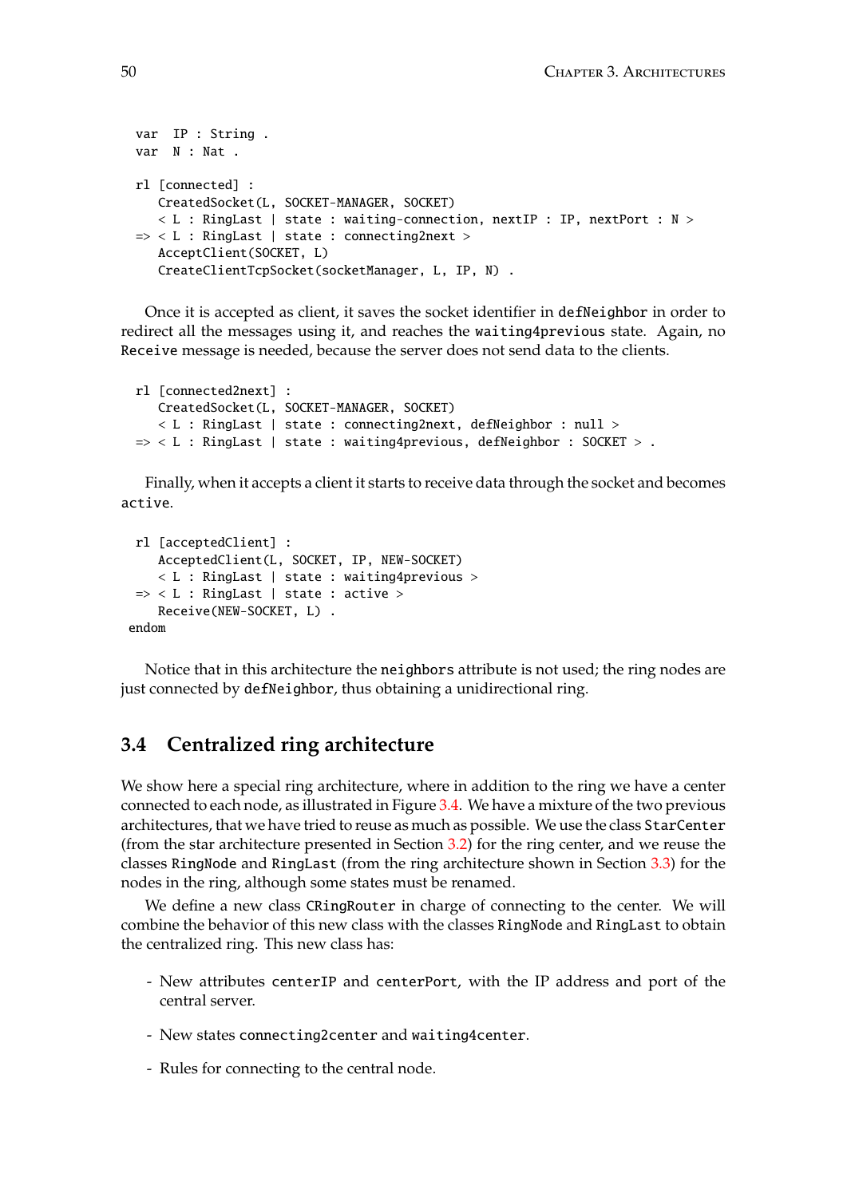```
var  IP : String .
var  N : Nat .

rl [connected] :
   CreatedSocket(L, SOCKET-MANAGER, SOCKET)
   < L : RingLast | state : waiting-connection, nextIP : IP, nextPort : N >
=> < L : RingLast | state : connecting2next >
   AcceptClient(SOCKET, L)
   CreateClientTcpSocket(socketManager, L, IP, N) .
```

Once it is accepted as client, it saves the socket identifier in `defNeighbor` in order to redirect all the messages using it, and reaches the `waiting4previous` state. Again, no `Receive` message is needed, because the server does not send data to the clients.

```
rl [connected2next] :
   CreatedSocket(L, SOCKET-MANAGER, SOCKET)
   < L : RingLast | state : connecting2next, defNeighbor : null >
=> < L : RingLast | state : waiting4previous, defNeighbor : SOCKET > .
```

Finally, when it accepts a client it starts to receive data through the socket and becomes `active`.

```
rl [acceptedClient] :
   AcceptedClient(L, SOCKET, IP, NEW-SOCKET)
   < L : RingLast | state : waiting4previous >
=> < L : RingLast | state : active >
   Receive(NEW-SOCKET, L) .
endom
```

Notice that in this architecture the `neighbors` attribute is not used; the ring nodes are just connected by `defNeighbor`, thus obtaining a unidirectional ring.

## 3.4 Centralized ring architecture

We show here a special ring architecture, where in addition to the ring we have a center connected to each node, as illustrated in Figure 3.4. We have a mixture of the two previous architectures, that we have tried to reuse as much as possible. We use the class `StarCenter` (from the star architecture presented in Section 3.2) for the ring center, and we reuse the classes `RingNode` and `RingLast` (from the ring architecture shown in Section 3.3) for the nodes in the ring, although some states must be renamed.

We define a new class `CRingRouter` in charge of connecting to the center. We will combine the behavior of this new class with the classes `RingNode` and `RingLast` to obtain the centralized ring. This new class has:

- New attributes `centerIP` and `centerPort`, with the IP address and port of the central server.
- New states `connecting2center` and `waiting4center`.
- Rules for connecting to the central node.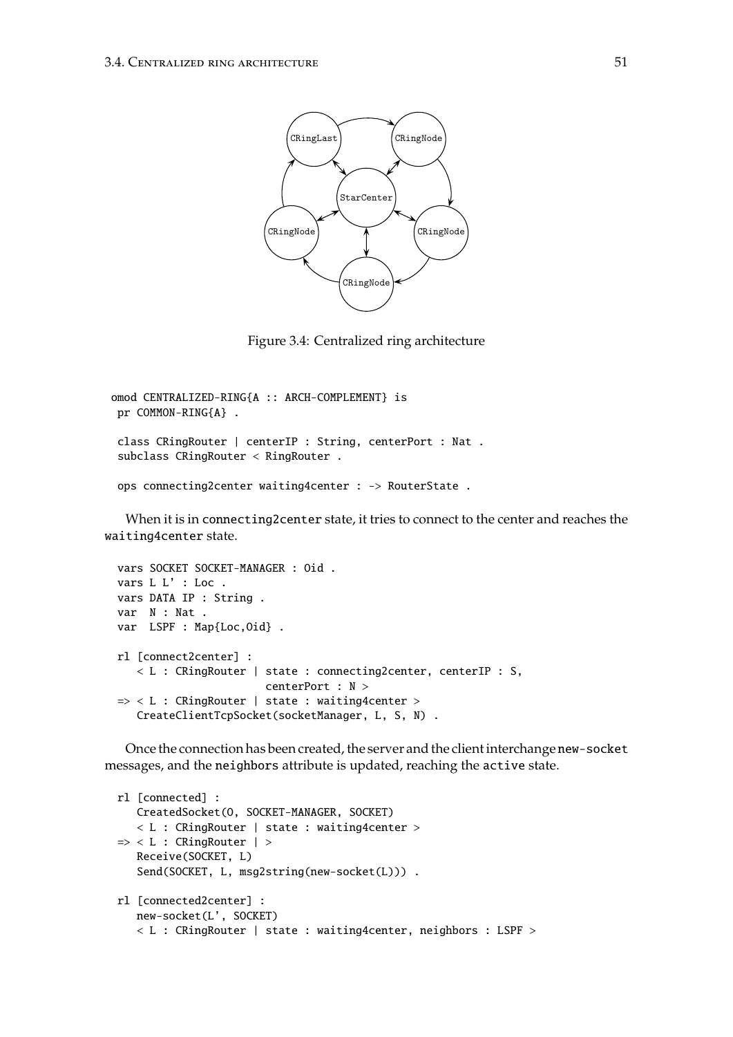Figure 3.4: Centralized ring architecture

```
omod CENTRALIZED-RING{A :: ARCH-COMPLEMENT} is
  pr COMMON-RING{A} .

  class CRingRouter | centerIP : String, centerPort : Nat .
  subclass CRingRouter < RingRouter .

  ops connecting2center waiting4center : -> RouterState .
```

When it is in `connecting2center` state, it tries to connect to the center and reaches the `waiting4center` state.

```
  vars SOCKET SOCKET-MANAGER : Oid .
  vars L L' : Loc .
  vars DATA IP : String .
  var  N : Nat .
  var  LSPF : Map{Loc,Oid} .

  rl [connect2center] :
     < L : CRingRouter | state : connecting2center, centerIP : S,
                         centerPort : N >
  => < L : CRingRouter | state : waiting4center >
     CreateClientTcpSocket(socketManager, L, S, N) .
```

Once the connection has been created, the server and the client interchange `new-socket` messages, and the `neighbors` attribute is updated, reaching the `active` state.

```
  rl [connected] :
     CreatedSocket(O, SOCKET-MANAGER, SOCKET)
     < L : CRingRouter | state : waiting4center >
  => < L : CRingRouter | >
     Receive(SOCKET, L)
     Send(SOCKET, L, msg2string(new-socket(L))) .

  rl [connected2center] :
     new-socket(L', SOCKET)
     < L : CRingRouter | state : waiting4center, neighbors : LSPF >
```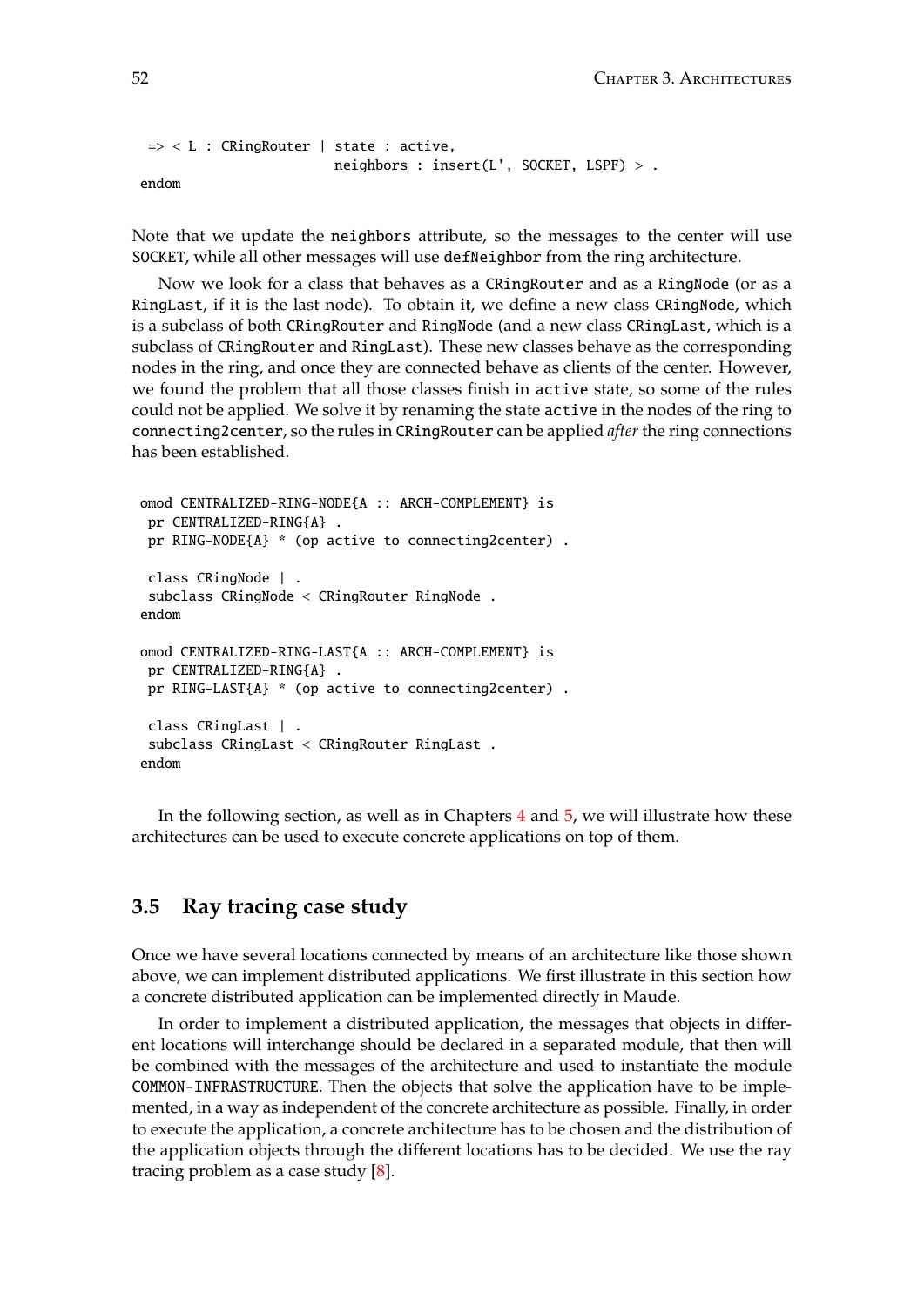```
 => < L : CRingRouter | state : active,
                        neighbors : insert(L', SOCKET, LSPF) > .
endom
```

Note that we update the `neighbors` attribute, so the messages to the center will use `SOCKET`, while all other messages will use `defNeighbor` from the ring architecture.

Now we look for a class that behaves as a `CRingRouter` and as a `RingNode` (or as a `RingLast`, if it is the last node). To obtain it, we define a new class `CRingNode`, which is a subclass of both `CRingRouter` and `RingNode` (and a new class `CRingLast`, which is a subclass of `CRingRouter` and `RingLast`). These new classes behave as the corresponding nodes in the ring, and once they are connected behave as clients of the center. However, we found the problem that all those classes finish in `active` state, so some of the rules could not be applied. We solve it by renaming the state `active` in the nodes of the ring to `connecting2center`, so the rules in `CRingRouter` can be applied *after* the ring connections has been established.

```
omod CENTRALIZED-RING-NODE{A :: ARCH-COMPLEMENT} is
 pr CENTRALIZED-RING{A} .
 pr RING-NODE{A} * (op active to connecting2center) .

 class CRingNode | .
 subclass CRingNode < CRingRouter RingNode .
endom

omod CENTRALIZED-RING-LAST{A :: ARCH-COMPLEMENT} is
 pr CENTRALIZED-RING{A} .
 pr RING-LAST{A} * (op active to connecting2center) .

 class CRingLast | .
 subclass CRingLast < CRingRouter RingLast .
endom
```

In the following section, as well as in Chapters 4 and 5, we will illustrate how these architectures can be used to execute concrete applications on top of them.

## 3.5 Ray tracing case study

Once we have several locations connected by means of an architecture like those shown above, we can implement distributed applications. We first illustrate in this section how a concrete distributed application can be implemented directly in Maude.

In order to implement a distributed application, the messages that objects in different locations will interchange should be declared in a separated module, that then will be combined with the messages of the architecture and used to instantiate the module `COMMON-INFRASTRUCTURE`. Then the objects that solve the application have to be implemented, in a way as independent of the concrete architecture as possible. Finally, in order to execute the application, a concrete architecture has to be chosen and the distribution of the application objects through the different locations has to be decided. We use the ray tracing problem as a case study [8].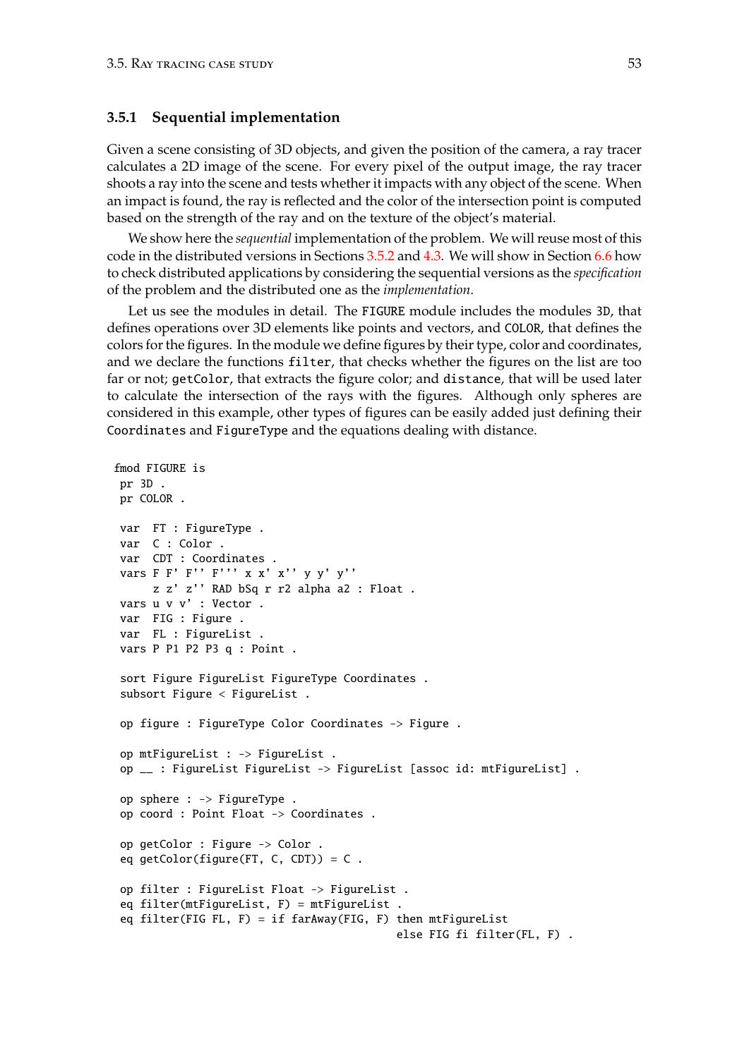### 3.5.1 Sequential implementation

Given a scene consisting of 3D objects, and given the position of the camera, a ray tracer calculates a 2D image of the scene. For every pixel of the output image, the ray tracer shoots a ray into the scene and tests whether it impacts with any object of the scene. When an impact is found, the ray is reflected and the color of the intersection point is computed based on the strength of the ray and on the texture of the object's material.

We show here the *sequential* implementation of the problem. We will reuse most of this code in the distributed versions in Sections 3.5.2 and 4.3. We will show in Section 6.6 how to check distributed applications by considering the sequential versions as the *specification* of the problem and the distributed one as the *implementation*.

Let us see the modules in detail. The `FIGURE` module includes the modules `3D`, that defines operations over 3D elements like points and vectors, and `COLOR`, that defines the colors for the figures. In the module we define figures by their type, color and coordinates, and we declare the functions `filter`, that checks whether the figures on the list are too far or not; `getColor`, that extracts the figure color; and `distance`, that will be used later to calculate the intersection of the rays with the figures. Although only spheres are considered in this example, other types of figures can be easily added just defining their `Coordinates` and `FigureType` and the equations dealing with distance.

```
fmod FIGURE is
 pr 3D .
 pr COLOR .

 var  FT : FigureType .
 var  C : Color .
 var  CDT : Coordinates .
 vars F F' F'' F''' x x' x'' y y' y''
      z z' z'' RAD bSq r r2 alpha a2 : Float .
 vars u v v' : Vector .
 var  FIG : Figure .
 var  FL : FigureList .
 vars P P1 P2 P3 q : Point .

 sort Figure FigureList FigureType Coordinates .
 subsort Figure < FigureList .

 op figure : FigureType Color Coordinates -> Figure .

 op mtFigureList : -> FigureList .
 op __ : FigureList FigureList -> FigureList [assoc id: mtFigureList] .

 op sphere : -> FigureType .
 op coord : Point Float -> Coordinates .

 op getColor : Figure -> Color .
 eq getColor(figure(FT, C, CDT)) = C .

 op filter : FigureList Float -> FigureList .
 eq filter(mtFigureList, F) = mtFigureList .
 eq filter(FIG FL, F) = if farAway(FIG, F) then mtFigureList
                                           else FIG fi filter(FL, F) .
```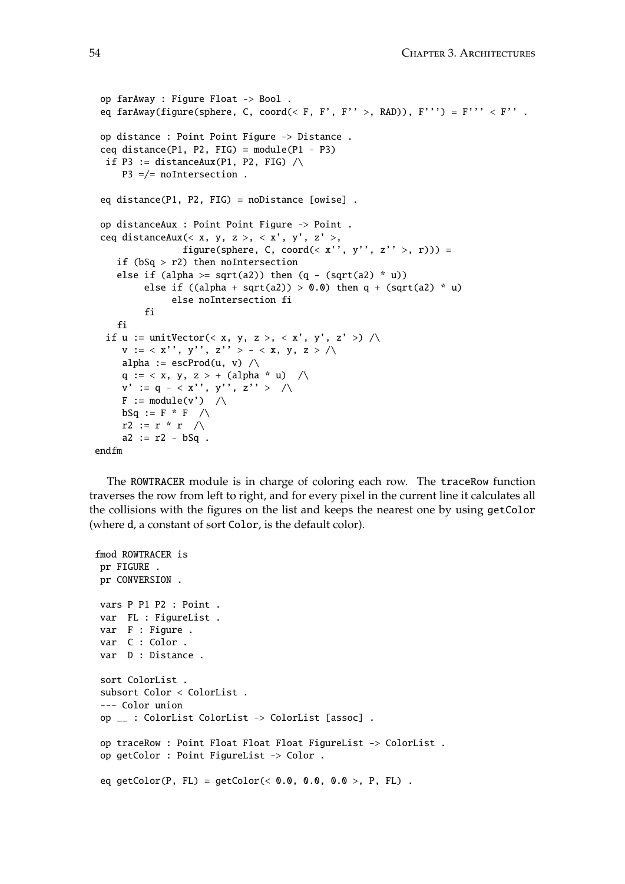```
 op farAway : Figure Float -> Bool .
 eq farAway(figure(sphere, C, coord(< F, F', F'' >, RAD)), F''') = F''' < F'' .

 op distance : Point Point Figure -> Distance .
 ceq distance(P1, P2, FIG) = module(P1 - P3)
  if P3 := distanceAux(P1, P2, FIG) /\
     P3 =/= noIntersection .

 eq distance(P1, P2, FIG) = noDistance [owise] .

 op distanceAux : Point Point Figure -> Point .
 ceq distanceAux(< x, y, z >, < x', y', z' >,
                figure(sphere, C, coord(< x'', y'', z'' >, r))) =
    if (bSq > r2) then noIntersection
    else if (alpha >= sqrt(a2)) then (q - (sqrt(a2) * u))
         else if ((alpha + sqrt(a2)) > 0.0) then q + (sqrt(a2) * u)
              else noIntersection fi
         fi
    fi
  if u := unitVector(< x, y, z >, < x', y', z' >) /\
     v := < x'', y'', z'' > - < x, y, z > /\
     alpha := escProd(u, v) /\
     q := < x, y, z > + (alpha * u)  /\
     v' := q - < x'', y'', z'' >  /\
     F := module(v')  /\
     bSq := F * F  /\
     r2 := r * r  /\
     a2 := r2 - bSq .
endfm
```

The ROWTRACER module is in charge of coloring each row. The traceRow function traverses the row from left to right, and for every pixel in the current line it calculates all the collisions with the figures on the list and keeps the nearest one by using getColor (where d, a constant of sort Color, is the default color).

```
fmod ROWTRACER is
 pr FIGURE .
 pr CONVERSION .

 vars P P1 P2 : Point .
 var  FL : FigureList .
 var  F : Figure .
 var  C : Color .
 var  D : Distance .

 sort ColorList .
 subsort Color < ColorList .
 --- Color union
 op __ : ColorList ColorList -> ColorList [assoc] .

 op traceRow : Point Float Float Float FigureList -> ColorList .
 op getColor : Point FigureList -> Color .

 eq getColor(P, FL) = getColor(< 0.0, 0.0, 0.0 >, P, FL) .
```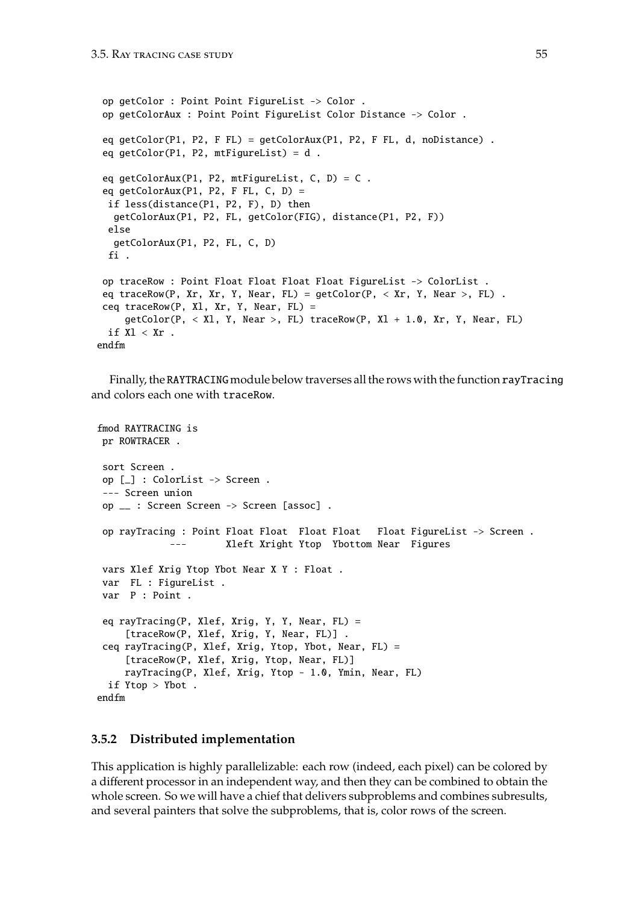```
 op getColor : Point Point FigureList -> Color .
 op getColorAux : Point Point FigureList Color Distance -> Color .

 eq getColor(P1, P2, F FL) = getColorAux(P1, P2, F FL, d, noDistance) .
 eq getColor(P1, P2, mtFigureList) = d .

 eq getColorAux(P1, P2, mtFigureList, C, D) = C .
 eq getColorAux(P1, P2, F FL, C, D) =
  if less(distance(P1, P2, F), D) then
   getColorAux(P1, P2, FL, getColor(FIG), distance(P1, P2, F))
  else
   getColorAux(P1, P2, FL, C, D)
  fi .

 op traceRow : Point Float Float Float Float FigureList -> ColorList .
 eq traceRow(P, Xr, Xr, Y, Near, FL) = getColor(P, < Xr, Y, Near >, FL) .
 ceq traceRow(P, Xl, Xr, Y, Near, FL) =
     getColor(P, < Xl, Y, Near >, FL) traceRow(P, Xl + 1.0, Xr, Y, Near, FL)
  if Xl < Xr .
endfm
```

Finally, the RAYTRACING module below traverses all the rows with the function rayTracing and colors each one with traceRow.

```
fmod RAYTRACING is
 pr ROWTRACER .

 sort Screen .
 op [_] : ColorList -> Screen .
 --- Screen union
 op __ : Screen Screen -> Screen [assoc] .

 op rayTracing : Point Float Float  Float Float   Float FigureList -> Screen .
            ---       Xleft Xright Ytop  Ybottom Near  Figures

 vars Xlef Xrig Ytop Ybot Near X Y : Float .
 var  FL : FigureList .
 var  P : Point .

 eq rayTracing(P, Xlef, Xrig, Y, Y, Near, FL) =
     [traceRow(P, Xlef, Xrig, Y, Near, FL)] .
 ceq rayTracing(P, Xlef, Xrig, Ytop, Ybot, Near, FL) =
     [traceRow(P, Xlef, Xrig, Ytop, Near, FL)]
     rayTracing(P, Xlef, Xrig, Ytop - 1.0, Ymin, Near, FL)
  if Ytop > Ybot .
endfm
```

### 3.5.2 Distributed implementation

This application is highly parallelizable: each row (indeed, each pixel) can be colored by a different processor in an independent way, and then they can be combined to obtain the whole screen. So we will have a chief that delivers subproblems and combines subresults, and several painters that solve the subproblems, that is, color rows of the screen.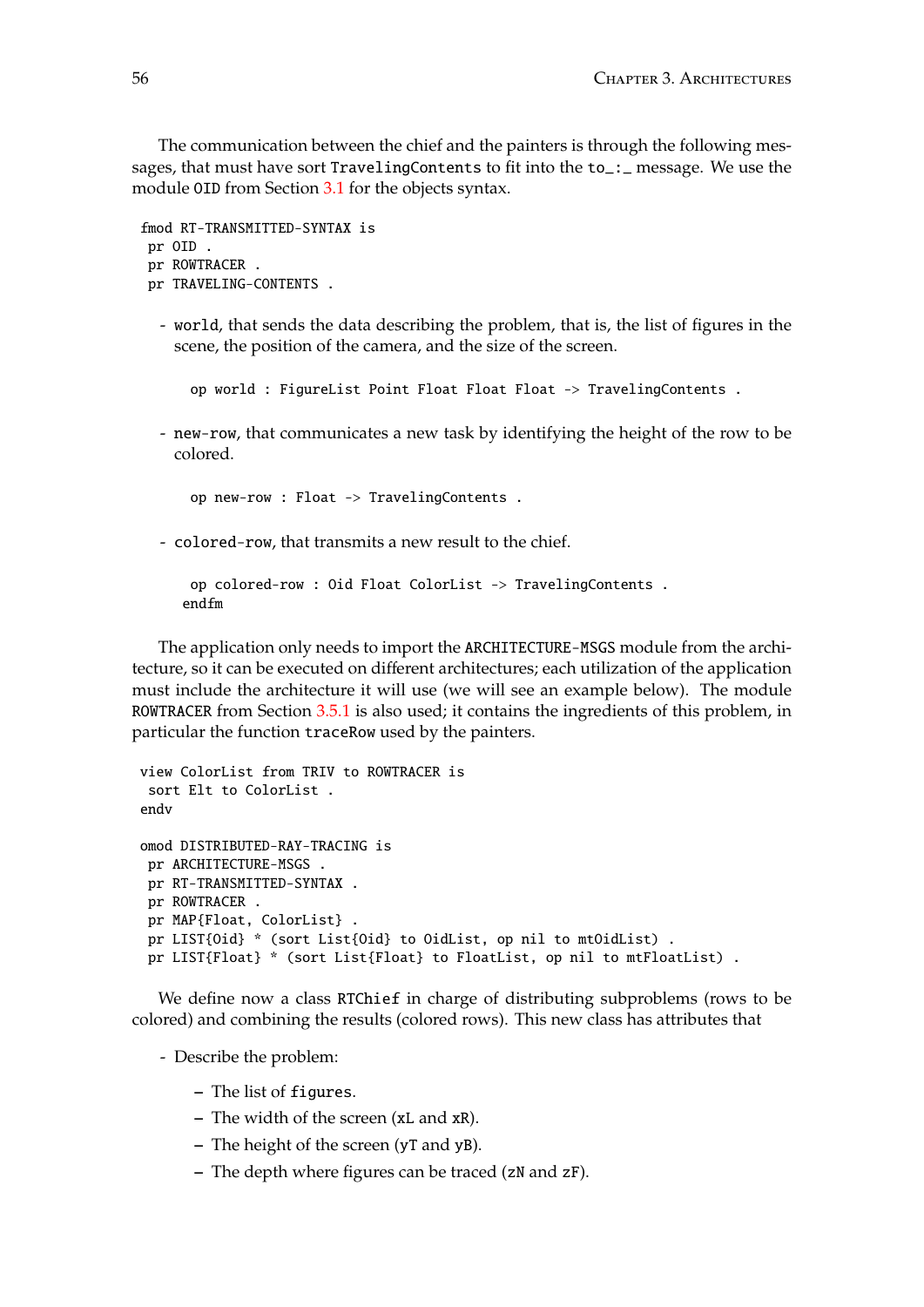The communication between the chief and the painters is through the following messages, that must have sort `TravelingContents` to fit into the `to_:_` message. We use the module `OID` from Section 3.1 for the objects syntax.

```
fmod RT-TRANSMITTED-SYNTAX is
 pr OID .
 pr ROWTRACER .
 pr TRAVELING-CONTENTS .
```

- `world`, that sends the data describing the problem, that is, the list of figures in the scene, the position of the camera, and the size of the screen.

```
    op world : FigureList Point Float Float Float -> TravelingContents .
```

- `new-row`, that communicates a new task by identifying the height of the row to be colored.

```
    op new-row : Float -> TravelingContents .
```

- `colored-row`, that transmits a new result to the chief.

```
    op colored-row : Oid Float ColorList -> TravelingContents .
   endfm
```

The application only needs to import the `ARCHITECTURE-MSGS` module from the architecture, so it can be executed on different architectures; each utilization of the application must include the architecture it will use (we will see an example below). The module `ROWTRACER` from Section 3.5.1 is also used; it contains the ingredients of this problem, in particular the function `traceRow` used by the painters.

```
view ColorList from TRIV to ROWTRACER is
 sort Elt to ColorList .
endv

omod DISTRIBUTED-RAY-TRACING is
 pr ARCHITECTURE-MSGS .
 pr RT-TRANSMITTED-SYNTAX .
 pr ROWTRACER .
 pr MAP{Float, ColorList} .
 pr LIST{Oid} * (sort List{Oid} to OidList, op nil to mtOidList) .
 pr LIST{Float} * (sort List{Float} to FloatList, op nil to mtFloatList) .
```

We define now a class `RTChief` in charge of distributing subproblems (rows to be colored) and combining the results (colored rows). This new class has attributes that

- Describe the problem:
  - The list of `figures`.
  - The width of the screen (`xL` and `xR`).
  - The height of the screen (`yT` and `yB`).
  - The depth where figures can be traced (`zN` and `zF`).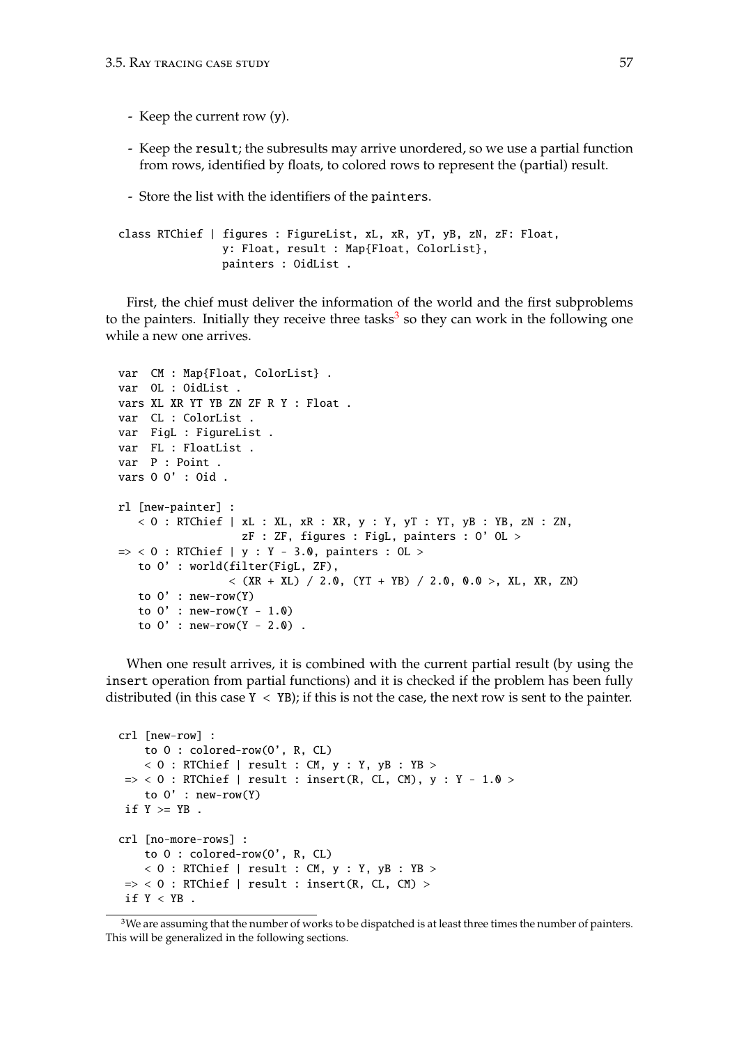- Keep the current row (y).

- Keep the result; the subresults may arrive unordered, so we use a partial function from rows, identified by floats, to colored rows to represent the (partial) result.

- Store the list with the identifiers of the painters.

```
class RTChief | figures : FigureList, xL, xR, yT, yB, zN, zF: Float,
                y: Float, result : Map{Float, ColorList},
                painters : OidList .
```

First, the chief must deliver the information of the world and the first subproblems to the painters. Initially they receive three tasks[3] so they can work in the following one while a new one arrives.

```
var  CM : Map{Float, ColorList} .
var  OL : OidList .
vars XL XR YT YB ZN ZF R Y : Float .
var  CL : ColorList .
var  FigL : FigureList .
var  FL : FloatList .
var  P : Point .
vars O O' : Oid .

rl [new-painter] :
   < O : RTChief | xL : XL, xR : XR, y : Y, yT : YT, yB : YB, zN : ZN,
                   zF : ZF, figures : FigL, painters : O' OL >
=> < O : RTChief | y : Y - 3.0, painters : OL >
   to O' : world(filter(FigL, ZF),
                 < (XR + XL) / 2.0, (YT + YB) / 2.0, 0.0 >, XL, XR, ZN)
   to O' : new-row(Y)
   to O' : new-row(Y - 1.0)
   to O' : new-row(Y - 2.0) .
```

When one result arrives, it is combined with the current partial result (by using the insert operation from partial functions) and it is checked if the problem has been fully distributed (in this case Y < YB); if this is not the case, the next row is sent to the painter.

```
crl [new-row] :
    to O : colored-row(O', R, CL)
    < O : RTChief | result : CM, y : Y, yB : YB >
 => < O : RTChief | result : insert(R, CL, CM), y : Y - 1.0 >
    to O' : new-row(Y)
 if Y >= YB .

crl [no-more-rows] :
    to O : colored-row(O', R, CL)
    < O : RTChief | result : CM, y : Y, yB : YB >
 => < O : RTChief | result : insert(R, CL, CM) >
 if Y < YB .
```

[3] We are assuming that the number of works to be dispatched is at least three times the number of painters. This will be generalized in the following sections.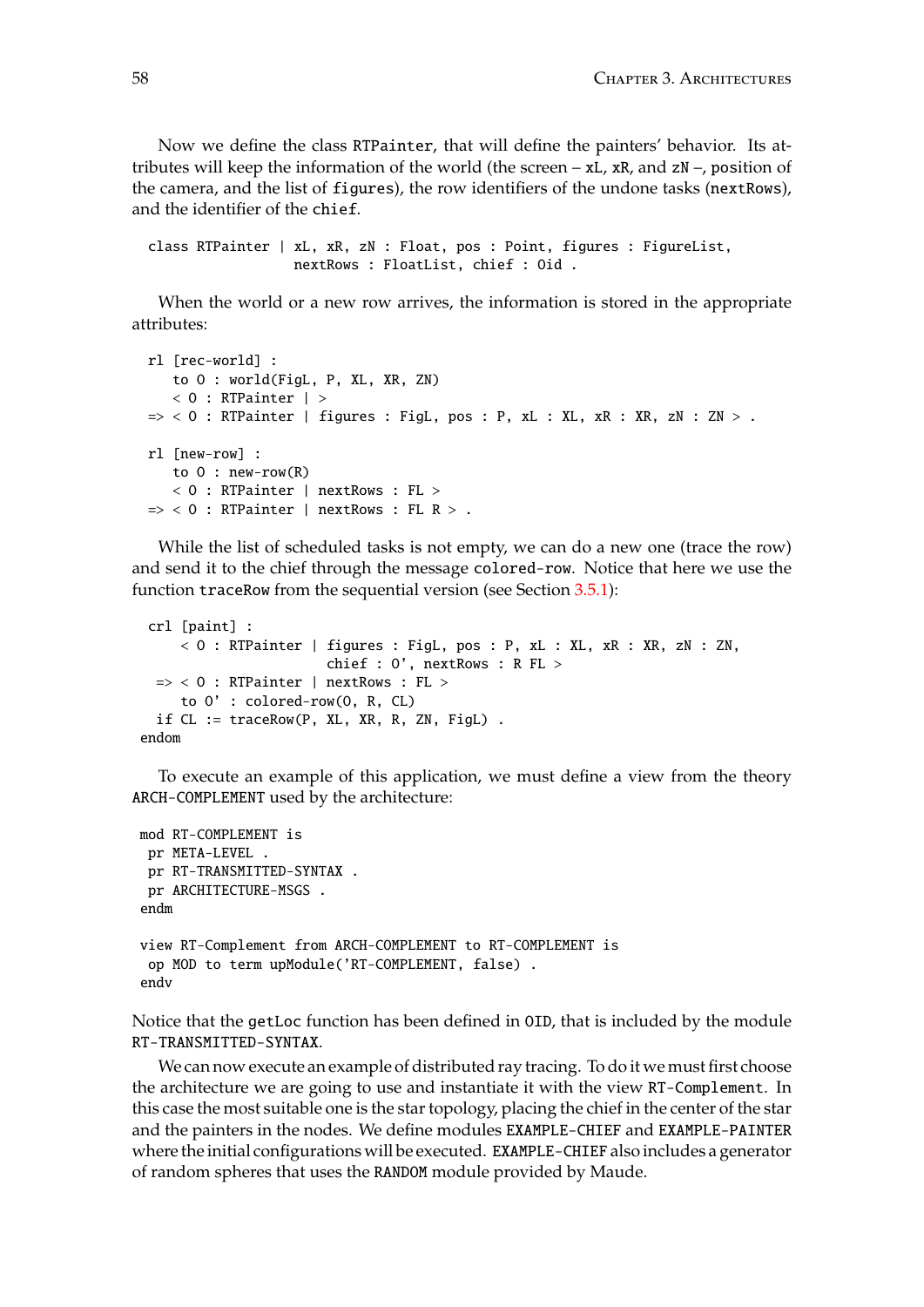Now we define the class `RTPainter`, that will define the painters' behavior. Its attributes will keep the information of the world (the screen – `xL`, `xR`, and `zN` –, position of the camera, and the list of `figures`), the row identifiers of the undone tasks (`nextRows`), and the identifier of the `chief`.

```
class RTPainter | xL, xR, zN : Float, pos : Point, figures : FigureList,
                  nextRows : FloatList, chief : Oid .
```

When the world or a new row arrives, the information is stored in the appropriate attributes:

```
rl [rec-world] :
   to O : world(FigL, P, XL, XR, ZN)
   < O : RTPainter | >
=> < O : RTPainter | figures : FigL, pos : P, xL : XL, xR : XR, zN : ZN > .

rl [new-row] :
   to O : new-row(R)
   < O : RTPainter | nextRows : FL >
=> < O : RTPainter | nextRows : FL R > .
```

While the list of scheduled tasks is not empty, we can do a new one (trace the row) and send it to the chief through the message `colored-row`. Notice that here we use the function `traceRow` from the sequential version (see Section 3.5.1):

```
crl [paint] :
    < O : RTPainter | figures : FigL, pos : P, xL : XL, xR : XR, zN : ZN,
                      chief : O', nextRows : R FL >
 => < O : RTPainter | nextRows : FL >
    to O' : colored-row(O, R, CL)
 if CL := traceRow(P, XL, XR, R, ZN, FigL) .
endom
```

To execute an example of this application, we must define a view from the theory `ARCH-COMPLEMENT` used by the architecture:

```
mod RT-COMPLEMENT is
 pr META-LEVEL .
 pr RT-TRANSMITTED-SYNTAX .
 pr ARCHITECTURE-MSGS .
endm

view RT-Complement from ARCH-COMPLEMENT to RT-COMPLEMENT is
 op MOD to term upModule('RT-COMPLEMENT, false) .
endv
```

Notice that the `getLoc` function has been defined in `OID`, that is included by the module `RT-TRANSMITTED-SYNTAX`.

We can now execute an example of distributed ray tracing. To do it we must first choose the architecture we are going to use and instantiate it with the view `RT-Complement`. In this case the most suitable one is the star topology, placing the chief in the center of the star and the painters in the nodes. We define modules `EXAMPLE-CHIEF` and `EXAMPLE-PAINTER` where the initial configurations will be executed. `EXAMPLE-CHIEF` also includes a generator of random spheres that uses the `RANDOM` module provided by Maude.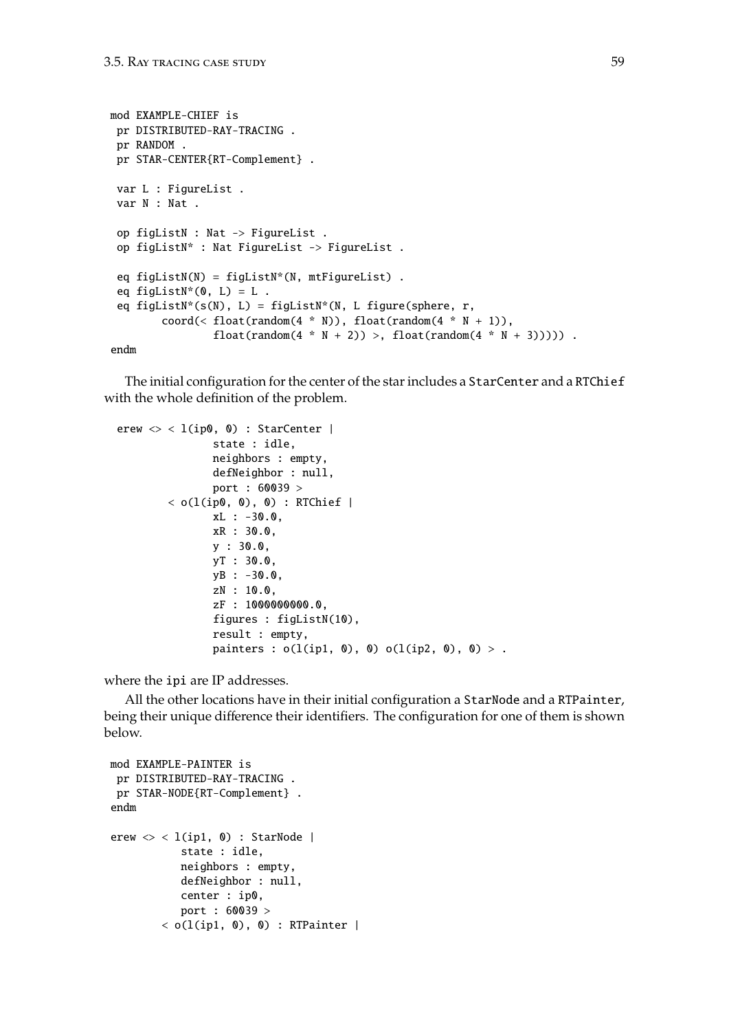```
mod EXAMPLE-CHIEF is
 pr DISTRIBUTED-RAY-TRACING .
 pr RANDOM .
 pr STAR-CENTER{RT-Complement} .

 var L : FigureList .
 var N : Nat .

 op figListN : Nat -> FigureList .
 op figListN* : Nat FigureList -> FigureList .

 eq figListN(N) = figListN*(N, mtFigureList) .
 eq figListN*(0, L) = L .
 eq figListN*(s(N), L) = figListN*(N, L figure(sphere, r,
        coord(< float(random(4 * N)), float(random(4 * N + 1)),
                float(random(4 * N + 2)) >, float(random(4 * N + 3))))) .
endm
```

The initial configuration for the center of the star includes a `StarCenter` and a `RTChief` with the whole definition of the problem.

```
 erew <> < l(ip0, 0) : StarCenter |
                state : idle,
                neighbors : empty,
                defNeighbor : null,
                port : 60039 >
         < o(l(ip0, 0), 0) : RTChief |
                xL : -30.0,
                xR : 30.0,
                y : 30.0,
                yT : 30.0,
                yB : -30.0,
                zN : 10.0,
                zF : 1000000000.0,
                figures : figListN(10),
                result : empty,
                painters : o(l(ip1, 0), 0) o(l(ip2, 0), 0) > .
```

where the `ipi` are IP addresses.

All the other locations have in their initial configuration a `StarNode` and a `RTPainter`, being their unique difference their identifiers. The configuration for one of them is shown below.

```
mod EXAMPLE-PAINTER is
 pr DISTRIBUTED-RAY-TRACING .
 pr STAR-NODE{RT-Complement} .
endm

erew <> < l(ip1, 0) : StarNode |
          state : idle,
          neighbors : empty,
          defNeighbor : null,
          center : ip0,
          port : 60039 >
        < o(l(ip1, 0), 0) : RTPainter |
```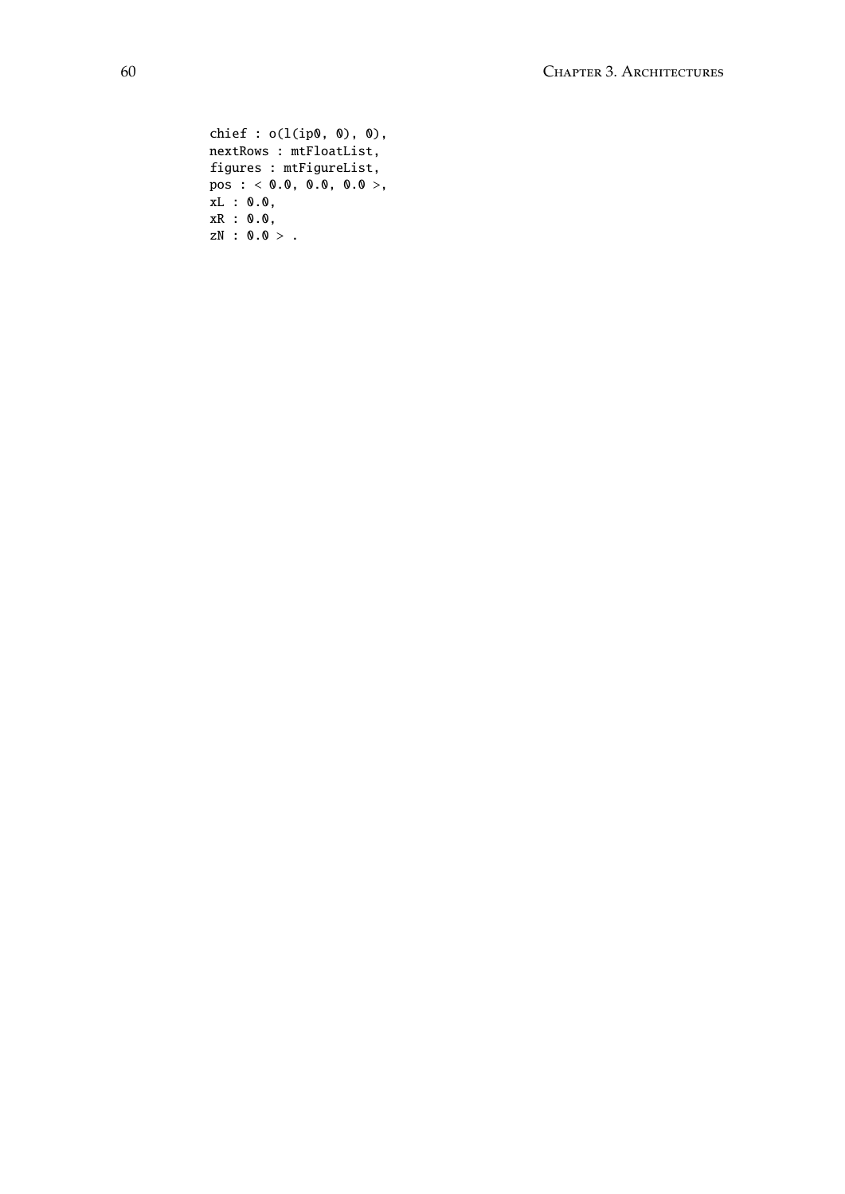```
chief : o(l(ip0, 0), 0),
nextRows : mtFloatList,
figures : mtFigureList,
pos : < 0.0, 0.0, 0.0 >,
xL : 0.0,
xR : 0.0,
zN : 0.0 > .
```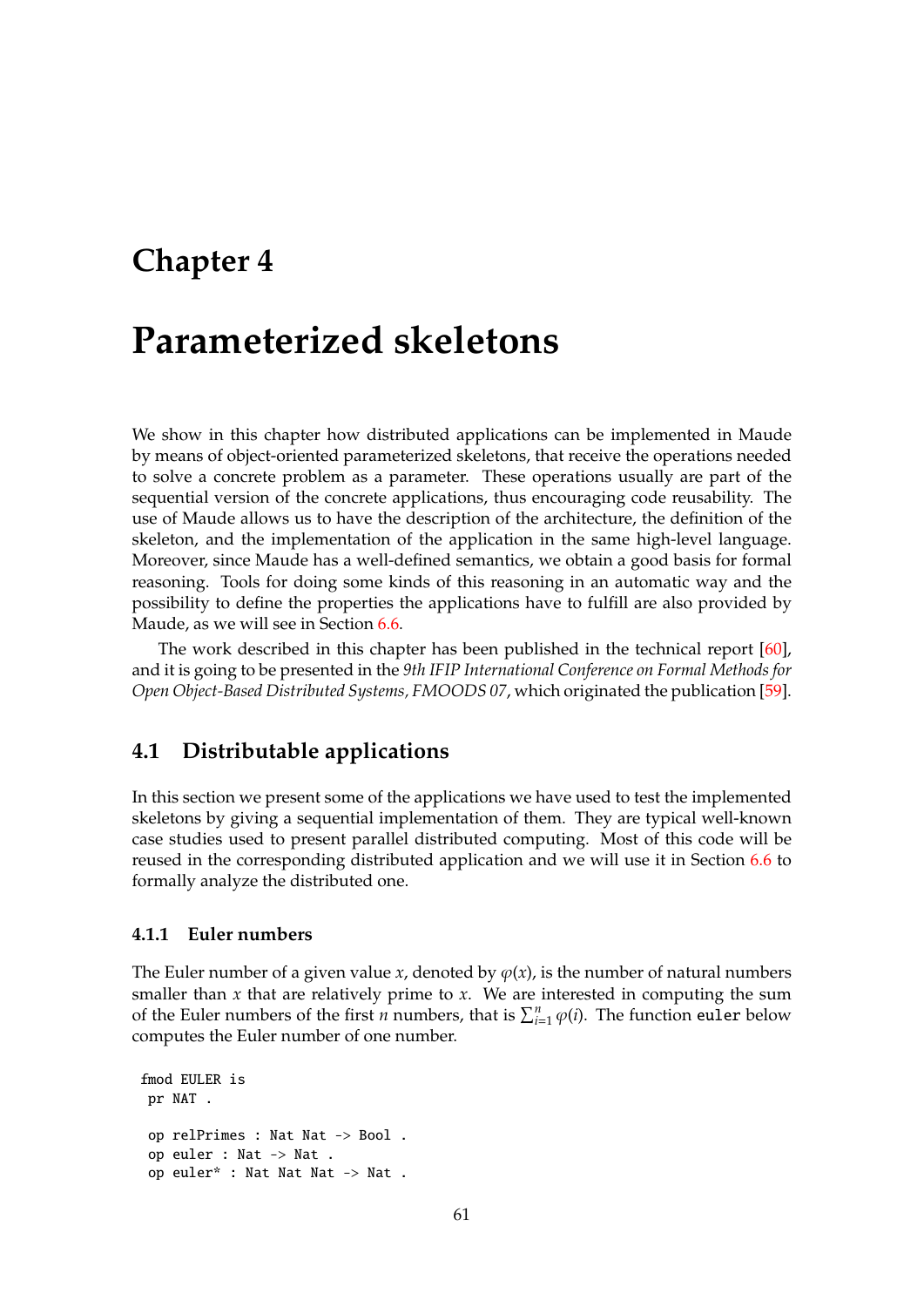# Chapter 4

# Parameterized skeletons

We show in this chapter how distributed applications can be implemented in Maude by means of object-oriented parameterized skeletons, that receive the operations needed to solve a concrete problem as a parameter. These operations usually are part of the sequential version of the concrete applications, thus encouraging code reusability. The use of Maude allows us to have the description of the architecture, the definition of the skeleton, and the implementation of the application in the same high-level language. Moreover, since Maude has a well-defined semantics, we obtain a good basis for formal reasoning. Tools for doing some kinds of this reasoning in an automatic way and the possibility to define the properties the applications have to fulfill are also provided by Maude, as we will see in Section 6.6.

The work described in this chapter has been published in the technical report [60], and it is going to be presented in the *9th IFIP International Conference on Formal Methods for Open Object-Based Distributed Systems, FMOODS 07*, which originated the publication [59].

## 4.1 Distributable applications

In this section we present some of the applications we have used to test the implemented skeletons by giving a sequential implementation of them. They are typical well-known case studies used to present parallel distributed computing. Most of this code will be reused in the corresponding distributed application and we will use it in Section 6.6 to formally analyze the distributed one.

### 4.1.1 Euler numbers

The Euler number of a given value $x$, denoted by $\varphi(x)$, is the number of natural numbers smaller than $x$ that are relatively prime to $x$. We are interested in computing the sum of the Euler numbers of the first $n$ numbers, that is $\sum_{i=1}^{n} \varphi(i)$. The function `euler` below computes the Euler number of one number.

```
fmod EULER is
 pr NAT .

 op relPrimes : Nat Nat -> Bool .
 op euler : Nat -> Nat .
 op euler* : Nat Nat Nat -> Nat .
```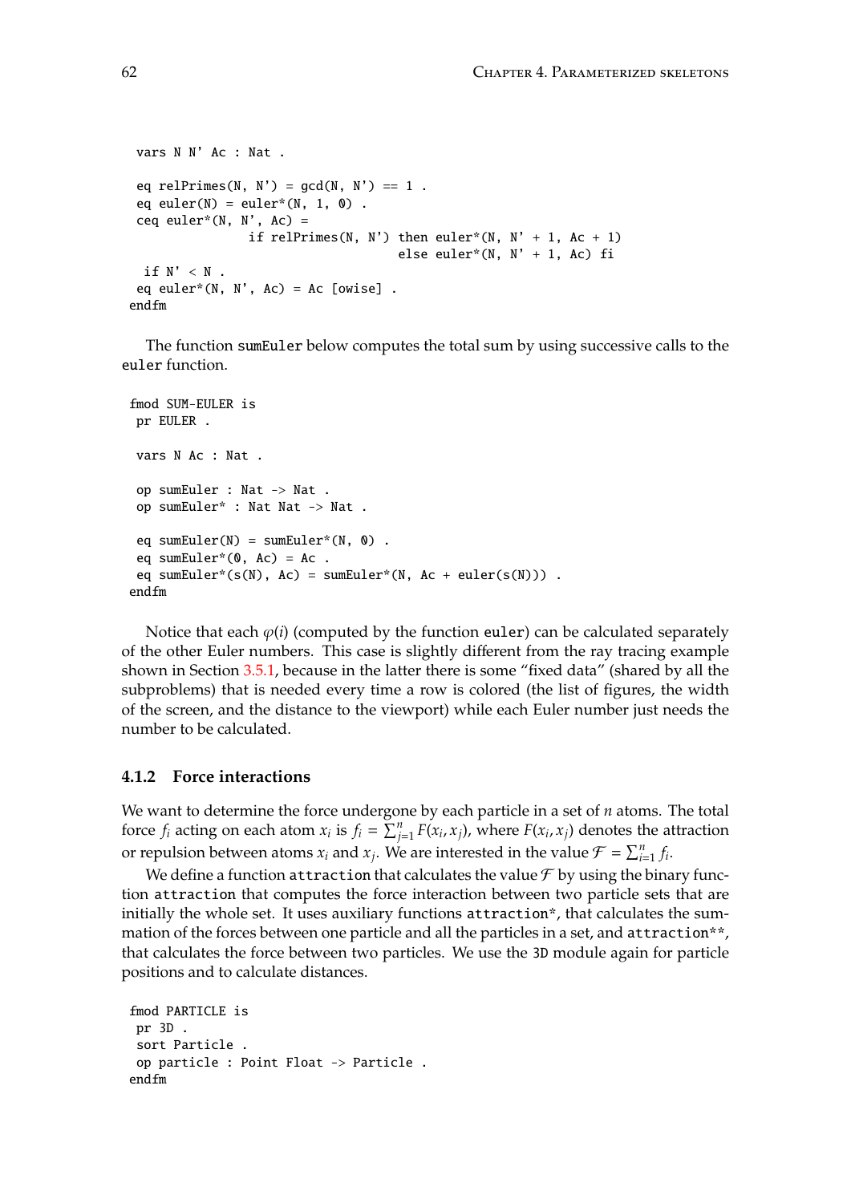```
 vars N N' Ac : Nat .

 eq relPrimes(N, N') = gcd(N, N') == 1 .
 eq euler(N) = euler*(N, 1, 0) .
 ceq euler*(N, N', Ac) =
                if relPrimes(N, N') then euler*(N, N' + 1, Ac + 1)
                                    else euler*(N, N' + 1, Ac) fi
  if N' < N .
 eq euler*(N, N', Ac) = Ac [owise] .
endfm
```

The function `sumEuler` below computes the total sum by using successive calls to the `euler` function.

```
fmod SUM-EULER is
 pr EULER .

 vars N Ac : Nat .

 op sumEuler : Nat -> Nat .
 op sumEuler* : Nat Nat -> Nat .

 eq sumEuler(N) = sumEuler*(N, 0) .
 eq sumEuler*(0, Ac) = Ac .
 eq sumEuler*(s(N), Ac) = sumEuler*(N, Ac + euler(s(N))) .
endfm
```

Notice that each $\varphi(i)$ (computed by the function `euler`) can be calculated separately of the other Euler numbers. This case is slightly different from the ray tracing example shown in Section 3.5.1, because in the latter there is some "fixed data" (shared by all the subproblems) that is needed every time a row is colored (the list of figures, the width of the screen, and the distance to the viewport) while each Euler number just needs the number to be calculated.

### 4.1.2 Force interactions

We want to determine the force undergone by each particle in a set of $n$ atoms. The total force $f_i$ acting on each atom $x_i$ is $f_i = \sum_{j=1}^{n} F(x_i, x_j)$, where $F(x_i, x_j)$ denotes the attraction or repulsion between atoms $x_i$ and $x_j$. We are interested in the value $\mathcal{F} = \sum_{i=1}^{n} f_i$.

We define a function `attraction` that calculates the value $\mathcal{F}$ by using the binary function `attraction` that computes the force interaction between two particle sets that are initially the whole set. It uses auxiliary functions `attraction*`, that calculates the summation of the forces between one particle and all the particles in a set, and `attraction**`, that calculates the force between two particles. We use the `3D` module again for particle positions and to calculate distances.

```
fmod PARTICLE is
 pr 3D .
 sort Particle .
 op particle : Point Float -> Particle .
endfm
```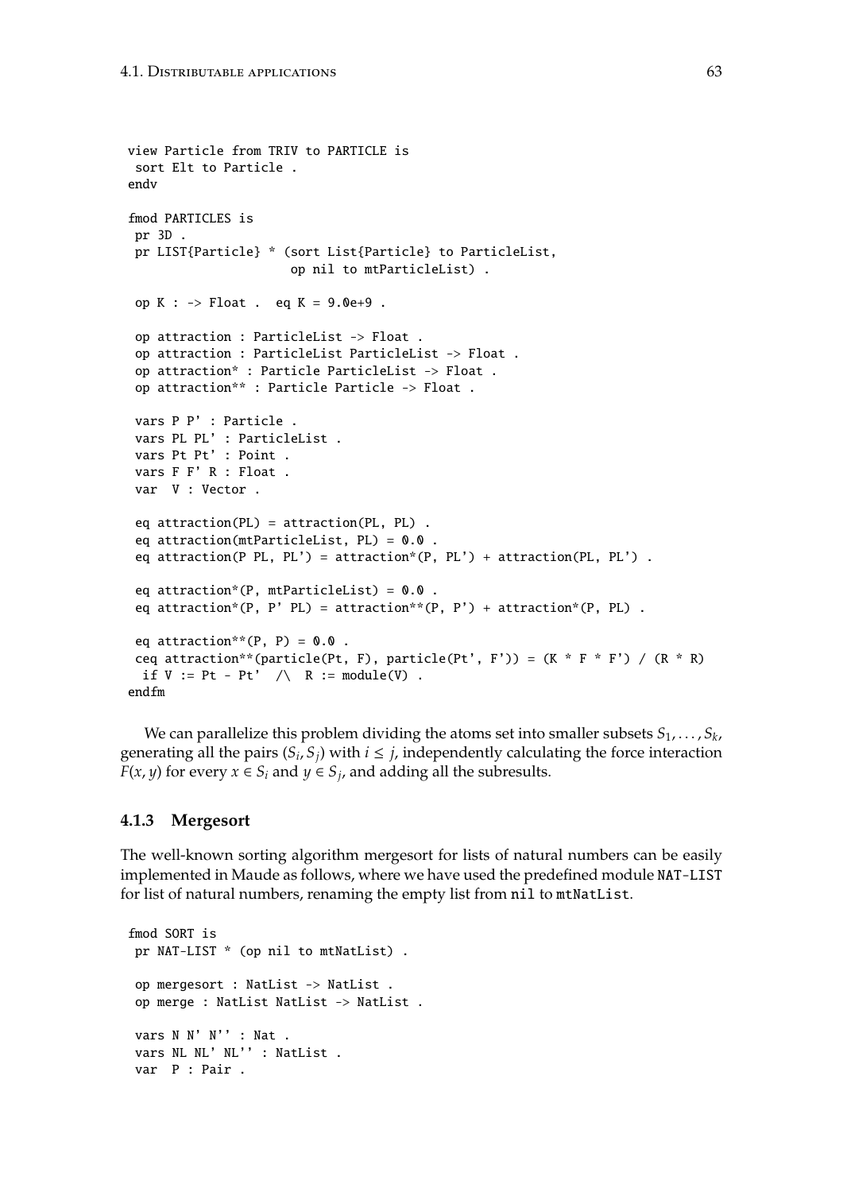```
view Particle from TRIV to PARTICLE is
 sort Elt to Particle .
endv

fmod PARTICLES is
 pr 3D .
 pr LIST{Particle} * (sort List{Particle} to ParticleList,
                      op nil to mtParticleList) .

 op K : -> Float .  eq K = 9.0e+9 .

 op attraction : ParticleList -> Float .
 op attraction : ParticleList ParticleList -> Float .
 op attraction* : Particle ParticleList -> Float .
 op attraction** : Particle Particle -> Float .

 vars P P' : Particle .
 vars PL PL' : ParticleList .
 vars Pt Pt' : Point .
 vars F F' R : Float .
 var  V : Vector .

 eq attraction(PL) = attraction(PL, PL) .
 eq attraction(mtParticleList, PL) = 0.0 .
 eq attraction(P PL, PL') = attraction*(P, PL') + attraction(PL, PL') .

 eq attraction*(P, mtParticleList) = 0.0 .
 eq attraction*(P, P' PL) = attraction**(P, P') + attraction*(P, PL) .

 eq attraction**(P, P) = 0.0 .
 ceq attraction**(particle(Pt, F), particle(Pt', F')) = (K * F * F') / (R * R)
  if V := Pt - Pt'  /\  R := module(V) .
endfm
```

We can parallelize this problem dividing the atoms set into smaller subsets $S_1, \ldots, S_k$, generating all the pairs $(S_i, S_j)$ with $i \leq j$, independently calculating the force interaction $F(x, y)$ for every $x \in S_i$ and $y \in S_j$, and adding all the subresults.

### 4.1.3 Mergesort

The well-known sorting algorithm mergesort for lists of natural numbers can be easily implemented in Maude as follows, where we have used the predefined module `NAT-LIST` for list of natural numbers, renaming the empty list from `nil` to `mtNatList`.

```
fmod SORT is
 pr NAT-LIST * (op nil to mtNatList) .

 op mergesort : NatList -> NatList .
 op merge : NatList NatList -> NatList .

 vars N N' N'' : Nat .
 vars NL NL' NL'' : NatList .
 var  P : Pair .
```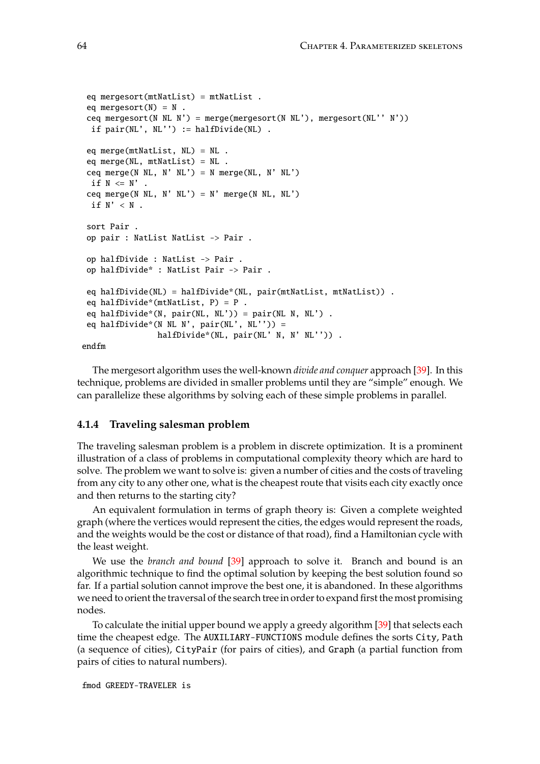```
  eq mergesort(mtNatList) = mtNatList .
  eq mergesort(N) = N .
  ceq mergesort(N NL N') = merge(mergesort(N NL'), mergesort(NL'' N'))
   if pair(NL', NL'') := halfDivide(NL) .

  eq merge(mtNatList, NL) = NL .
  eq merge(NL, mtNatList) = NL .
  ceq merge(N NL, N' NL') = N merge(NL, N' NL')
   if N <= N' .
  ceq merge(N NL, N' NL') = N' merge(N NL, NL')
   if N' < N .

  sort Pair .
  op pair : NatList NatList -> Pair .

  op halfDivide : NatList -> Pair .
  op halfDivide* : NatList Pair -> Pair .

  eq halfDivide(NL) = halfDivide*(NL, pair(mtNatList, mtNatList)) .
  eq halfDivide*(mtNatList, P) = P .
  eq halfDivide*(N, pair(NL, NL')) = pair(NL N, NL') .
  eq halfDivide*(N NL N', pair(NL', NL'')) =
                halfDivide*(NL, pair(NL' N, N' NL'')) .
endfm
```

The mergesort algorithm uses the well-known *divide and conquer* approach [39]. In this technique, problems are divided in smaller problems until they are "simple" enough. We can parallelize these algorithms by solving each of these simple problems in parallel.

### 4.1.4 Traveling salesman problem

The traveling salesman problem is a problem in discrete optimization. It is a prominent illustration of a class of problems in computational complexity theory which are hard to solve. The problem we want to solve is: given a number of cities and the costs of traveling from any city to any other one, what is the cheapest route that visits each city exactly once and then returns to the starting city?

An equivalent formulation in terms of graph theory is: Given a complete weighted graph (where the vertices would represent the cities, the edges would represent the roads, and the weights would be the cost or distance of that road), find a Hamiltonian cycle with the least weight.

We use the *branch and bound* [39] approach to solve it. Branch and bound is an algorithmic technique to find the optimal solution by keeping the best solution found so far. If a partial solution cannot improve the best one, it is abandoned. In these algorithms we need to orient the traversal of the search tree in order to expand first the most promising nodes.

To calculate the initial upper bound we apply a greedy algorithm [39] that selects each time the cheapest edge. The `AUXILIARY-FUNCTIONS` module defines the sorts `City`, `Path` (a sequence of cities), `CityPair` (for pairs of cities), and `Graph` (a partial function from pairs of cities to natural numbers).

```
fmod GREEDY-TRAVELER is
```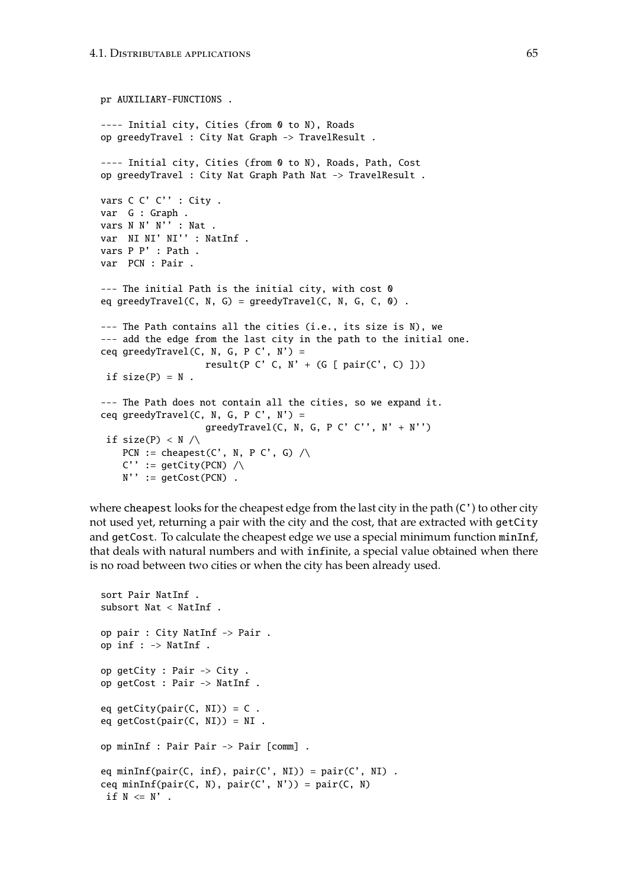```
pr AUXILIARY-FUNCTIONS .

---- Initial city, Cities (from 0 to N), Roads
op greedyTravel : City Nat Graph -> TravelResult .

---- Initial city, Cities (from 0 to N), Roads, Path, Cost
op greedyTravel : City Nat Graph Path Nat -> TravelResult .

vars C C' C'' : City .
var  G : Graph .
vars N N' N'' : Nat .
var  NI NI' NI'' : NatInf .
vars P P' : Path .
var  PCN : Pair .

--- The initial Path is the initial city, with cost 0
eq greedyTravel(C, N, G) = greedyTravel(C, N, G, C, 0) .

--- The Path contains all the cities (i.e., its size is N), we
--- add the edge from the last city in the path to the initial one.
ceq greedyTravel(C, N, G, P C', N') =
                   result(P C' C, N' + (G [ pair(C', C) ]))
 if size(P) = N .

--- The Path does not contain all the cities, so we expand it.
ceq greedyTravel(C, N, G, P C', N') =
                   greedyTravel(C, N, G, P C' C'', N' + N'')
 if size(P) < N /\
    PCN := cheapest(C', N, P C', G) /\
    C'' := getCity(PCN) /\
    N'' := getCost(PCN) .
```

where `cheapest` looks for the cheapest edge from the last city in the path (`C'`) to other city not used yet, returning a pair with the city and the cost, that are extracted with `getCity` and `getCost`. To calculate the cheapest edge we use a special minimum function `minInf`, that deals with natural numbers and with `inf`inite, a special value obtained when there is no road between two cities or when the city has been already used.

```
sort Pair NatInf .
subsort Nat < NatInf .

op pair : City NatInf -> Pair .
op inf : -> NatInf .

op getCity : Pair -> City .
op getCost : Pair -> NatInf .

eq getCity(pair(C, NI)) = C .
eq getCost(pair(C, NI)) = NI .

op minInf : Pair Pair -> Pair [comm] .

eq minInf(pair(C, inf), pair(C', NI)) = pair(C', NI) .
ceq minInf(pair(C, N), pair(C', N')) = pair(C, N)
 if N <= N' .
```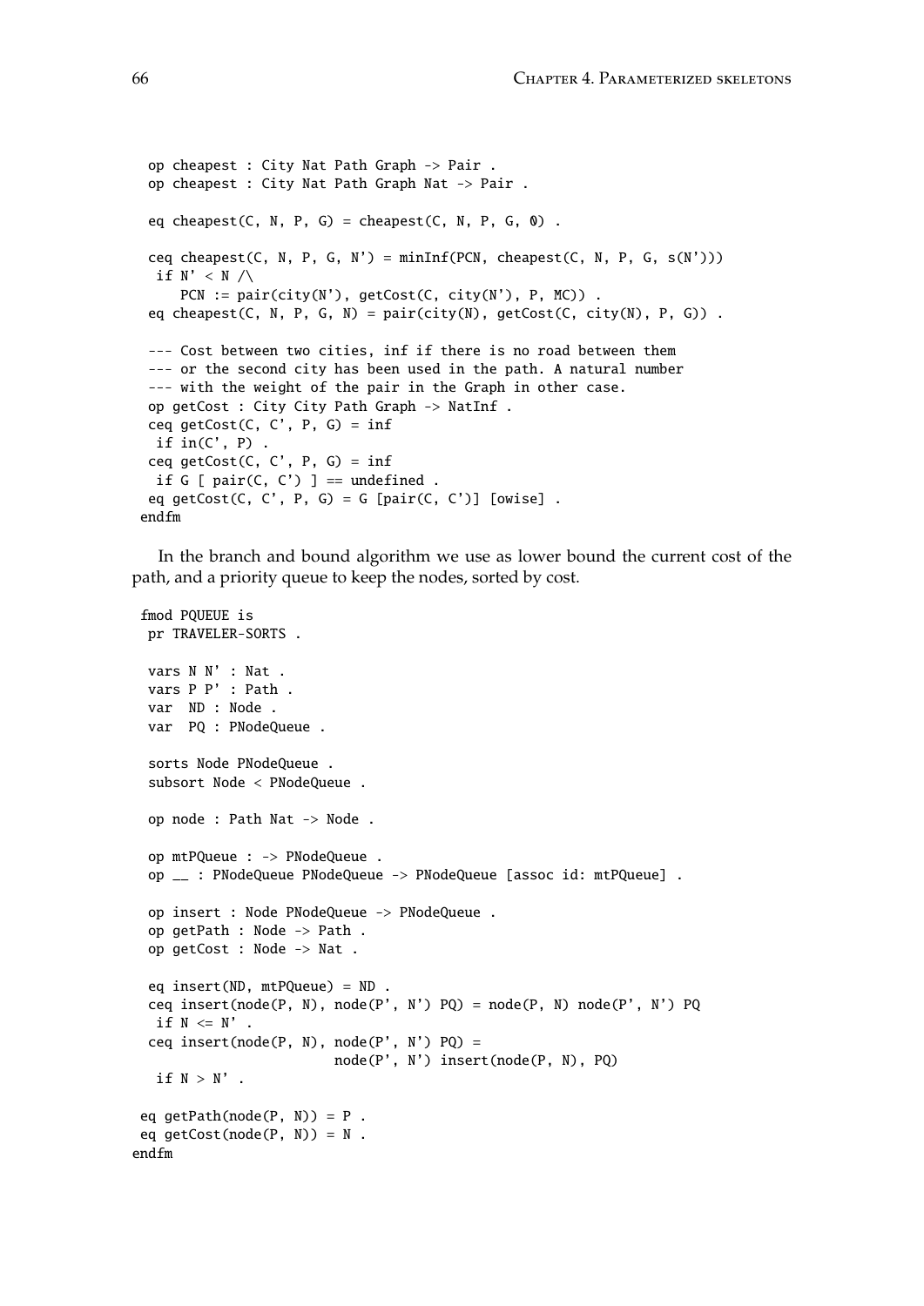```
  op cheapest : City Nat Path Graph -> Pair .
  op cheapest : City Nat Path Graph Nat -> Pair .

  eq cheapest(C, N, P, G) = cheapest(C, N, P, G, 0) .

  ceq cheapest(C, N, P, G, N') = minInf(PCN, cheapest(C, N, P, G, s(N')))
   if N' < N /\
      PCN := pair(city(N'), getCost(C, city(N'), P, MC)) .
  eq cheapest(C, N, P, G, N) = pair(city(N), getCost(C, city(N), P, G)) .

  --- Cost between two cities, inf if there is no road between them
  --- or the second city has been used in the path. A natural number
  --- with the weight of the pair in the Graph in other case.
  op getCost : City City Path Graph -> NatInf .
  ceq getCost(C, C', P, G) = inf
   if in(C', P) .
  ceq getCost(C, C', P, G) = inf
   if G [ pair(C, C') ] == undefined .
  eq getCost(C, C', P, G) = G [pair(C, C')] [owise] .
 endfm
```

In the branch and bound algorithm we use as lower bound the current cost of the path, and a priority queue to keep the nodes, sorted by cost.

```
 fmod PQUEUE is
  pr TRAVELER-SORTS .

  vars N N' : Nat .
  vars P P' : Path .
  var  ND : Node .
  var  PQ : PNodeQueue .

  sorts Node PNodeQueue .
  subsort Node < PNodeQueue .

  op node : Path Nat -> Node .

  op mtPQueue : -> PNodeQueue .
  op __ : PNodeQueue PNodeQueue -> PNodeQueue [assoc id: mtPQueue] .

  op insert : Node PNodeQueue -> PNodeQueue .
  op getPath : Node -> Path .
  op getCost : Node -> Nat .

  eq insert(ND, mtPQueue) = ND .
  ceq insert(node(P, N), node(P', N') PQ) = node(P, N) node(P', N') PQ
   if N <= N' .
  ceq insert(node(P, N), node(P', N') PQ) =
                        node(P', N') insert(node(P, N), PQ)
   if N > N' .

 eq getPath(node(P, N)) = P .
 eq getCost(node(P, N)) = N .
endfm
```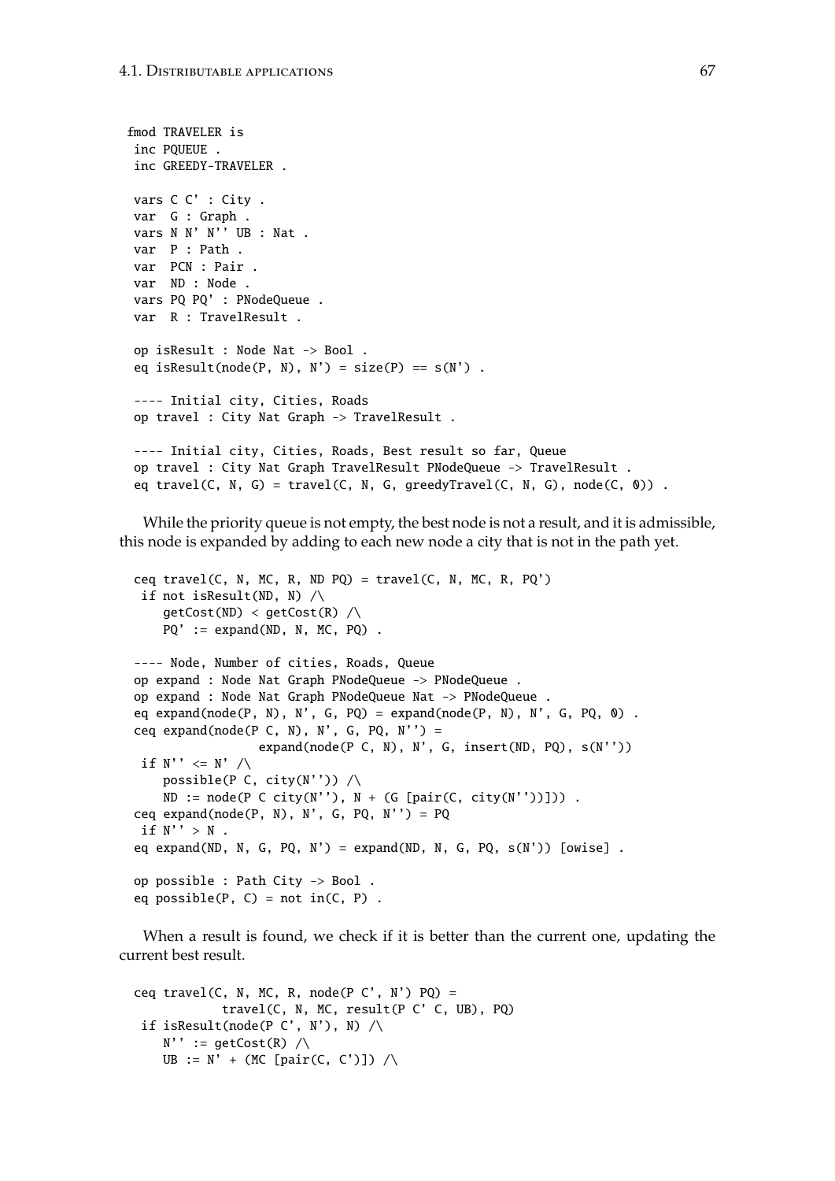```
fmod TRAVELER is
 inc PQUEUE .
 inc GREEDY-TRAVELER .

 vars C C' : City .
 var  G : Graph .
 vars N N' N'' UB : Nat .
 var  P : Path .
 var  PCN : Pair .
 var  ND : Node .
 vars PQ PQ' : PNodeQueue .
 var  R : TravelResult .

 op isResult : Node Nat -> Bool .
 eq isResult(node(P, N), N') = size(P) == s(N') .

 ---- Initial city, Cities, Roads
 op travel : City Nat Graph -> TravelResult .

 ---- Initial city, Cities, Roads, Best result so far, Queue
 op travel : City Nat Graph TravelResult PNodeQueue -> TravelResult .
 eq travel(C, N, G) = travel(C, N, G, greedyTravel(C, N, G), node(C, 0)) .
```

While the priority queue is not empty, the best node is not a result, and it is admissible, this node is expanded by adding to each new node a city that is not in the path yet.

```
 ceq travel(C, N, MC, R, ND PQ) = travel(C, N, MC, R, PQ')
  if not isResult(ND, N) /\
     getCost(ND) < getCost(R) /\
     PQ' := expand(ND, N, MC, PQ) .

 ---- Node, Number of cities, Roads, Queue
 op expand : Node Nat Graph PNodeQueue -> PNodeQueue .
 op expand : Node Nat Graph PNodeQueue Nat -> PNodeQueue .
 eq expand(node(P, N), N', G, PQ) = expand(node(P, N), N', G, PQ, 0) .
 ceq expand(node(P C, N), N', G, PQ, N'') =
                 expand(node(P C, N), N', G, insert(ND, PQ), s(N''))
  if N'' <= N' /\
     possible(P C, city(N'')) /\
     ND := node(P C city(N''), N + (G [pair(C, city(N''))])) .
 ceq expand(node(P, N), N', G, PQ, N'') = PQ
  if N'' > N .
 eq expand(ND, N, G, PQ, N') = expand(ND, N, G, PQ, s(N')) [owise] .

 op possible : Path City -> Bool .
 eq possible(P, C) = not in(C, P) .
```

When a result is found, we check if it is better than the current one, updating the current best result.

```
 ceq travel(C, N, MC, R, node(P C', N') PQ) =
            travel(C, N, MC, result(P C' C, UB), PQ)
  if isResult(node(P C', N'), N) /\
     N'' := getCost(R) /\
     UB := N' + (MC [pair(C, C')]) /\
```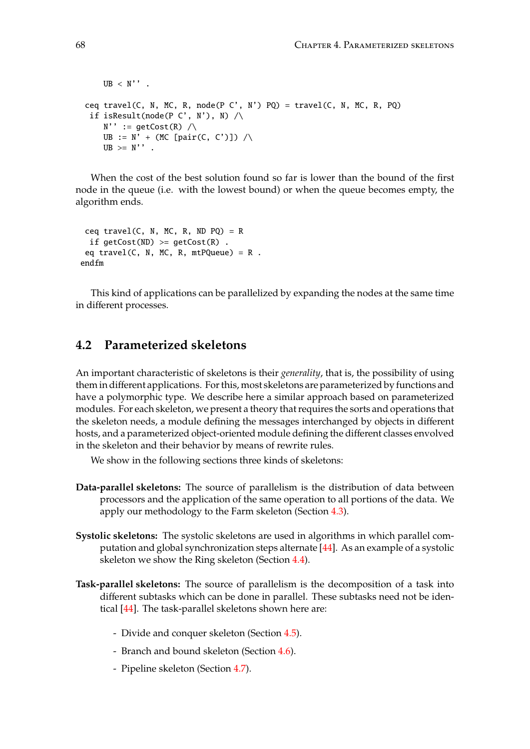```
    UB < N'' .

  ceq travel(C, N, MC, R, node(P C', N') PQ) = travel(C, N, MC, R, PQ)
   if isResult(node(P C', N'), N) /\
      N'' := getCost(R) /\
      UB := N' + (MC [pair(C, C')]) /\
      UB >= N'' .
```

When the cost of the best solution found so far is lower than the bound of the first node in the queue (i.e. with the lowest bound) or when the queue becomes empty, the algorithm ends.

```
  ceq travel(C, N, MC, R, ND PQ) = R
   if getCost(ND) >= getCost(R) .
  eq travel(C, N, MC, R, mtPQueue) = R .
 endfm
```

This kind of applications can be parallelized by expanding the nodes at the same time in different processes.

## 4.2 Parameterized skeletons

An important characteristic of skeletons is their *generality*, that is, the possibility of using them in different applications. For this, most skeletons are parameterized by functions and have a polymorphic type. We describe here a similar approach based on parameterized modules. For each skeleton, we present a theory that requires the sorts and operations that the skeleton needs, a module defining the messages interchanged by objects in different hosts, and a parameterized object-oriented module defining the different classes envolved in the skeleton and their behavior by means of rewrite rules.

We show in the following sections three kinds of skeletons:

**Data-parallel skeletons:** The source of parallelism is the distribution of data between processors and the application of the same operation to all portions of the data. We apply our methodology to the Farm skeleton (Section 4.3).

**Systolic skeletons:** The systolic skeletons are used in algorithms in which parallel computation and global synchronization steps alternate [44]. As an example of a systolic skeleton we show the Ring skeleton (Section 4.4).

**Task-parallel skeletons:** The source of parallelism is the decomposition of a task into different subtasks which can be done in parallel. These subtasks need not be identical [44]. The task-parallel skeletons shown here are:

- Divide and conquer skeleton (Section 4.5).
- Branch and bound skeleton (Section 4.6).
- Pipeline skeleton (Section 4.7).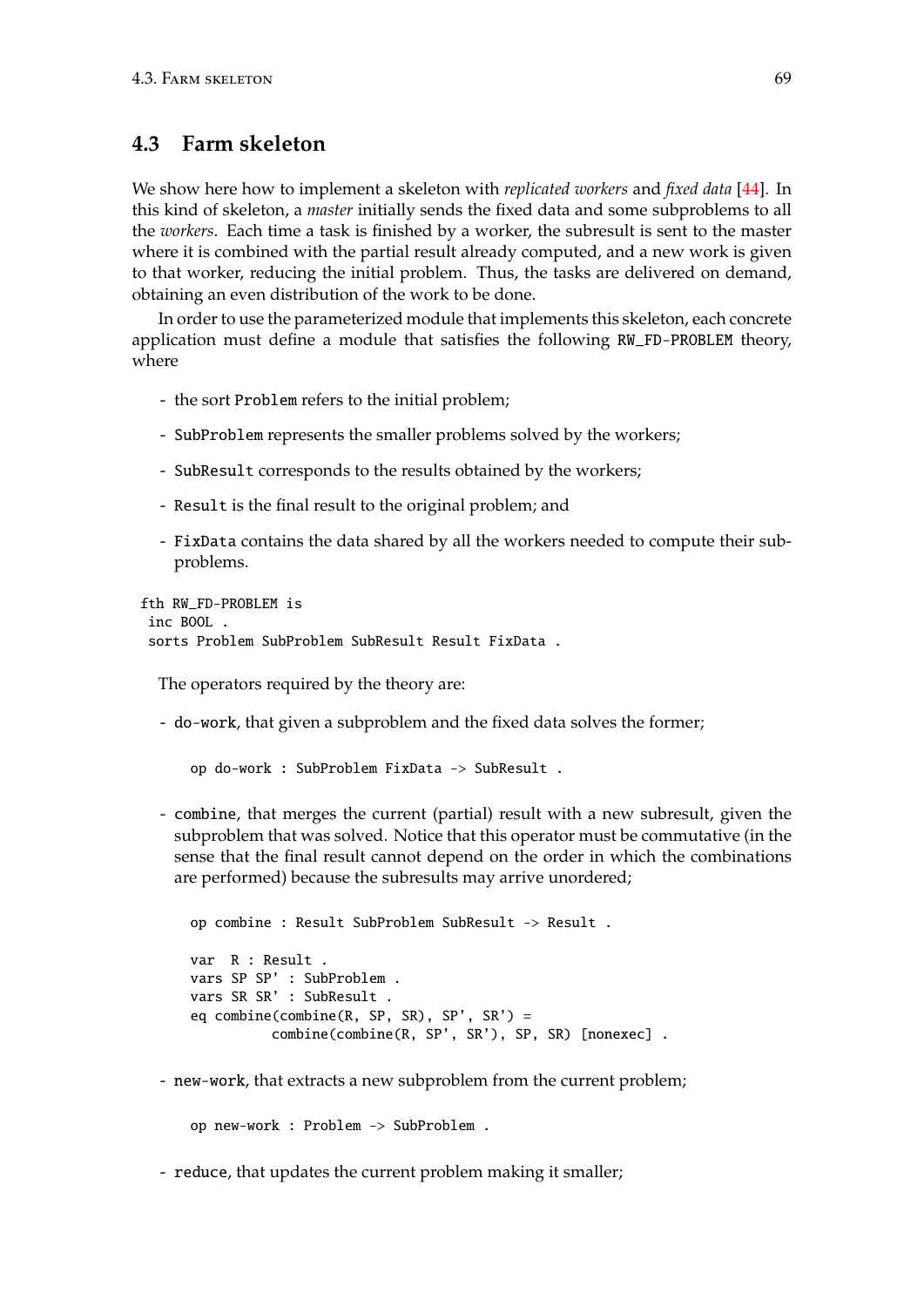## 4.3 Farm skeleton

We show here how to implement a skeleton with *replicated workers* and *fixed data* [44]. In this kind of skeleton, a *master* initially sends the fixed data and some subproblems to all the *workers*. Each time a task is finished by a worker, the subresult is sent to the master where it is combined with the partial result already computed, and a new work is given to that worker, reducing the initial problem. Thus, the tasks are delivered on demand, obtaining an even distribution of the work to be done.

In order to use the parameterized module that implements this skeleton, each concrete application must define a module that satisfies the following `RW_FD-PROBLEM` theory, where

- the sort `Problem` refers to the initial problem;
- `SubProblem` represents the smaller problems solved by the workers;
- `SubResult` corresponds to the results obtained by the workers;
- `Result` is the final result to the original problem; and
- `FixData` contains the data shared by all the workers needed to compute their subproblems.

```
fth RW_FD-PROBLEM is
 inc BOOL .
 sorts Problem SubProblem SubResult Result FixData .
```

The operators required by the theory are:

- `do-work`, that given a subproblem and the fixed data solves the former;

  ```
  op do-work : SubProblem FixData -> SubResult .
  ```

- `combine`, that merges the current (partial) result with a new subresult, given the subproblem that was solved. Notice that this operator must be commutative (in the sense that the final result cannot depend on the order in which the combinations are performed) because the subresults may arrive unordered;

  ```
  op combine : Result SubProblem SubResult -> Result .

  var  R : Result .
  vars SP SP' : SubProblem .
  vars SR SR' : SubResult .
  eq combine(combine(R, SP, SR), SP', SR') =
            combine(combine(R, SP', SR'), SP, SR) [nonexec] .
  ```

- `new-work`, that extracts a new subproblem from the current problem;

  ```
  op new-work : Problem -> SubProblem .
  ```

- `reduce`, that updates the current problem making it smaller;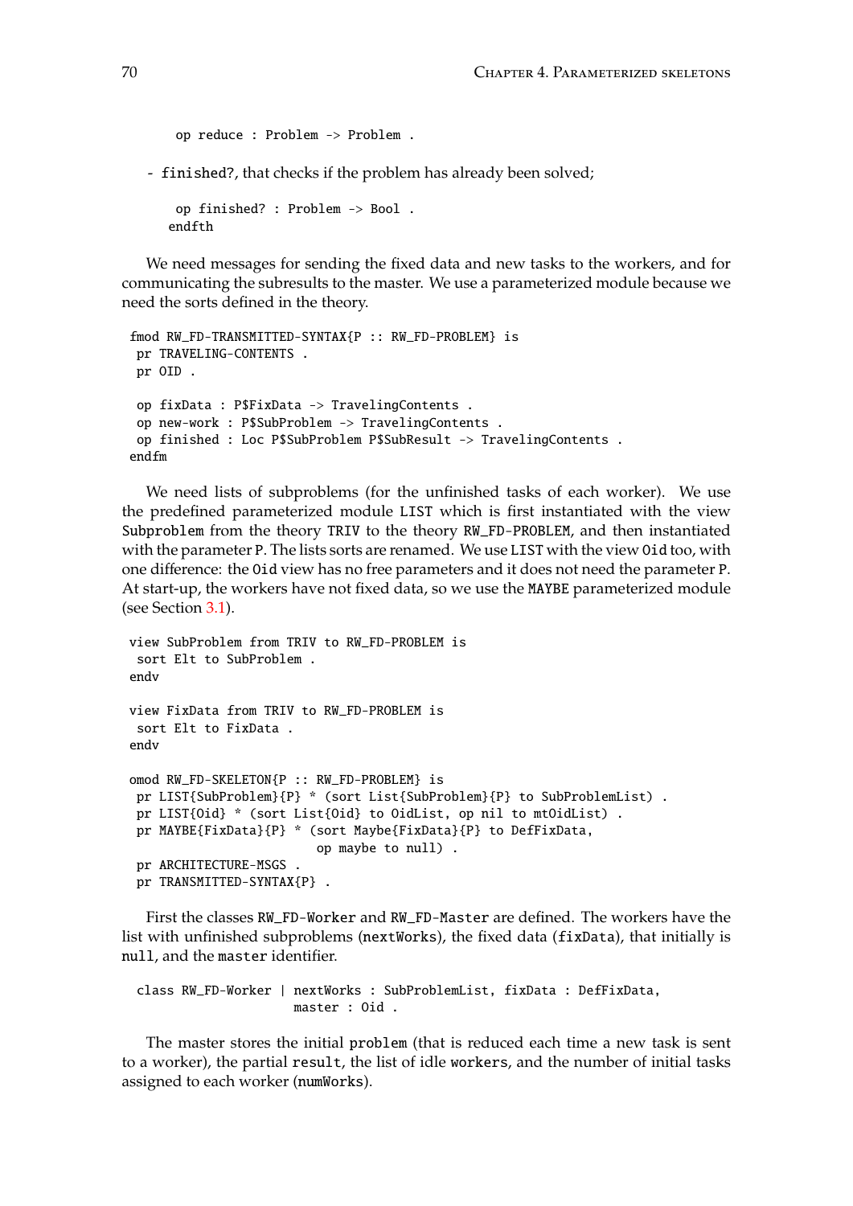```
  op reduce : Problem -> Problem .
```

- finished?, that checks if the problem has already been solved;

```
  op finished? : Problem -> Bool .
 endfth
```

We need messages for sending the fixed data and new tasks to the workers, and for communicating the subresults to the master. We use a parameterized module because we need the sorts defined in the theory.

```
fmod RW_FD-TRANSMITTED-SYNTAX{P :: RW_FD-PROBLEM} is
 pr TRAVELING-CONTENTS .
 pr OID .

 op fixData : P$FixData -> TravelingContents .
 op new-work : P$SubProblem -> TravelingContents .
 op finished : Loc P$SubProblem P$SubResult -> TravelingContents .
endfm
```

We need lists of subproblems (for the unfinished tasks of each worker). We use the predefined parameterized module LIST which is first instantiated with the view Subproblem from the theory TRIV to the theory RW_FD-PROBLEM, and then instantiated with the parameter P. The lists sorts are renamed. We use LIST with the view Oid too, with one difference: the Oid view has no free parameters and it does not need the parameter P. At start-up, the workers have not fixed data, so we use the MAYBE parameterized module (see Section 3.1).

```
view SubProblem from TRIV to RW_FD-PROBLEM is
 sort Elt to SubProblem .
endv

view FixData from TRIV to RW_FD-PROBLEM is
 sort Elt to FixData .
endv

omod RW_FD-SKELETON{P :: RW_FD-PROBLEM} is
 pr LIST{SubProblem}{P} * (sort List{SubProblem}{P} to SubProblemList) .
 pr LIST{Oid} * (sort List{Oid} to OidList, op nil to mtOidList) .
 pr MAYBE{FixData}{P} * (sort Maybe{FixData}{P} to DefFixData,
                         op maybe to null) .
 pr ARCHITECTURE-MSGS .
 pr TRANSMITTED-SYNTAX{P} .
```

First the classes RW_FD-Worker and RW_FD-Master are defined. The workers have the list with unfinished subproblems (nextWorks), the fixed data (fixData), that initially is null, and the master identifier.

```
 class RW_FD-Worker | nextWorks : SubProblemList, fixData : DefFixData,
                      master : Oid .
```

The master stores the initial problem (that is reduced each time a new task is sent to a worker), the partial result, the list of idle workers, and the number of initial tasks assigned to each worker (numWorks).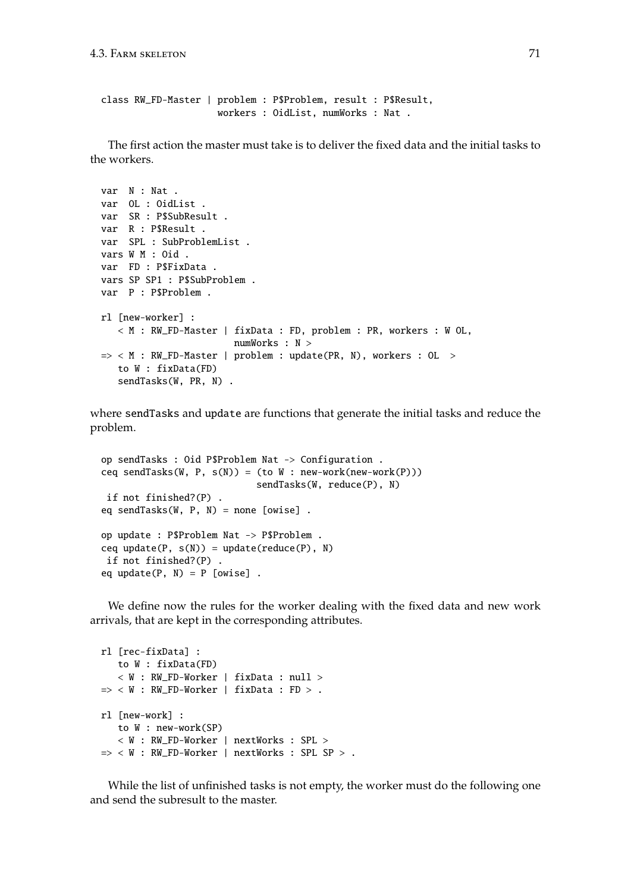```
class RW_FD-Master | problem : P$Problem, result : P$Result,
                     workers : OidList, numWorks : Nat .
```

The first action the master must take is to deliver the fixed data and the initial tasks to the workers.

```
var  N : Nat .
var  OL : OidList .
var  SR : P$SubResult .
var  R : P$Result .
var  SPL : SubProblemList .
vars W M : Oid .
var  FD : P$FixData .
vars SP SP1 : P$SubProblem .
var  P : P$Problem .

rl [new-worker] :
   < M : RW_FD-Master | fixData : FD, problem : PR, workers : W OL,
                        numWorks : N >
=> < M : RW_FD-Master | problem : update(PR, N), workers : OL  >
   to W : fixData(FD)
   sendTasks(W, PR, N) .
```

where sendTasks and update are functions that generate the initial tasks and reduce the problem.

```
op sendTasks : Oid P$Problem Nat -> Configuration .
ceq sendTasks(W, P, s(N)) = (to W : new-work(new-work(P)))
                            sendTasks(W, reduce(P), N)
 if not finished?(P) .
eq sendTasks(W, P, N) = none [owise] .

op update : P$Problem Nat -> P$Problem .
ceq update(P, s(N)) = update(reduce(P), N)
 if not finished?(P) .
eq update(P, N) = P [owise] .
```

We define now the rules for the worker dealing with the fixed data and new work arrivals, that are kept in the corresponding attributes.

```
rl [rec-fixData] :
   to W : fixData(FD)
   < W : RW_FD-Worker | fixData : null >
=> < W : RW_FD-Worker | fixData : FD > .

rl [new-work] :
   to W : new-work(SP)
   < W : RW_FD-Worker | nextWorks : SPL >
=> < W : RW_FD-Worker | nextWorks : SPL SP > .
```

While the list of unfinished tasks is not empty, the worker must do the following one and send the subresult to the master.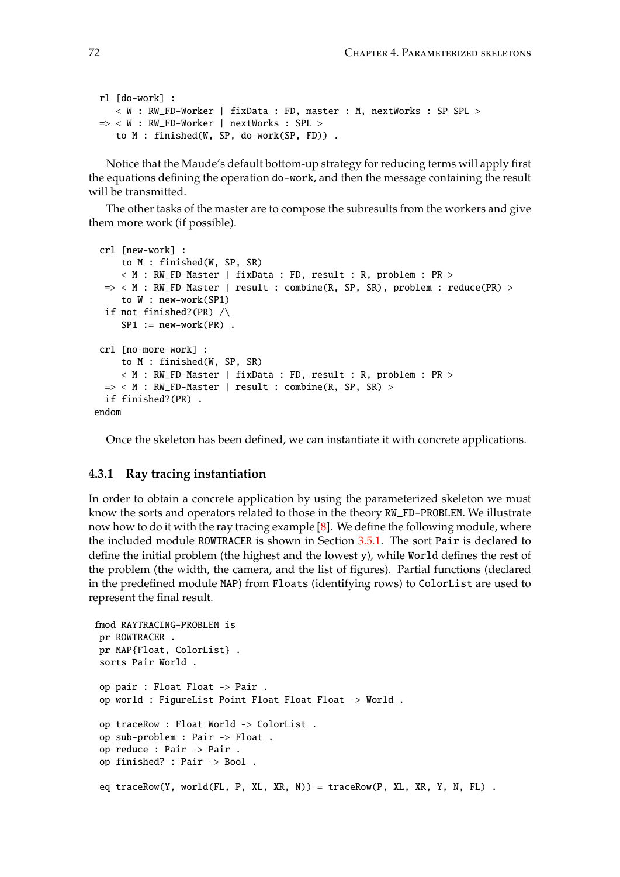```
rl [do-work] :
   < W : RW_FD-Worker | fixData : FD, master : M, nextWorks : SP SPL >
=> < W : RW_FD-Worker | nextWorks : SPL >
   to M : finished(W, SP, do-work(SP, FD)) .
```

Notice that the Maude's default bottom-up strategy for reducing terms will apply first the equations defining the operation `do-work`, and then the message containing the result will be transmitted.

The other tasks of the master are to compose the subresults from the workers and give them more work (if possible).

```
crl [new-work] :
    to M : finished(W, SP, SR)
    < M : RW_FD-Master | fixData : FD, result : R, problem : PR >
 => < M : RW_FD-Master | result : combine(R, SP, SR), problem : reduce(PR) >
    to W : new-work(SP1)
 if not finished?(PR) /\
    SP1 := new-work(PR) .

crl [no-more-work] :
    to M : finished(W, SP, SR)
    < M : RW_FD-Master | fixData : FD, result : R, problem : PR >
 => < M : RW_FD-Master | result : combine(R, SP, SR) >
 if finished?(PR) .
endom
```

Once the skeleton has been defined, we can instantiate it with concrete applications.

### 4.3.1 Ray tracing instantiation

In order to obtain a concrete application by using the parameterized skeleton we must know the sorts and operators related to those in the theory `RW_FD-PROBLEM`. We illustrate now how to do it with the ray tracing example [8]. We define the following module, where the included module `ROWTRACER` is shown in Section 3.5.1. The sort `Pair` is declared to define the initial problem (the highest and the lowest `y`), while `World` defines the rest of the problem (the width, the camera, and the list of figures). Partial functions (declared in the predefined module `MAP`) from `Floats` (identifying rows) to `ColorList` are used to represent the final result.

```
fmod RAYTRACING-PROBLEM is
 pr ROWTRACER .
 pr MAP{Float, ColorList} .
 sorts Pair World .

 op pair : Float Float -> Pair .
 op world : FigureList Point Float Float Float -> World .

 op traceRow : Float World -> ColorList .
 op sub-problem : Pair -> Float .
 op reduce : Pair -> Pair .
 op finished? : Pair -> Bool .

 eq traceRow(Y, world(FL, P, XL, XR, N)) = traceRow(P, XL, XR, Y, N, FL) .
```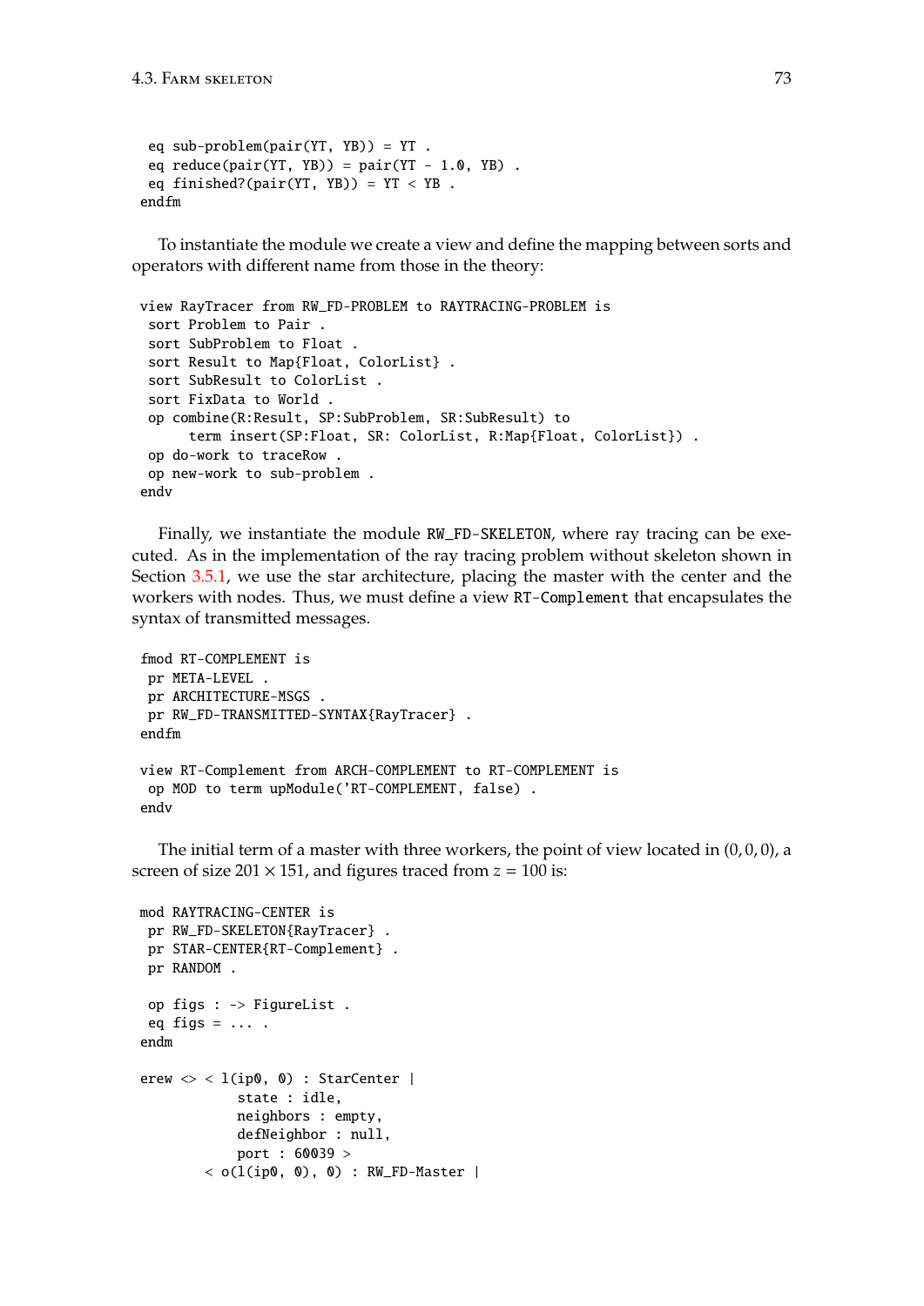```
 eq sub-problem(pair(YT, YB)) = YT .
 eq reduce(pair(YT, YB)) = pair(YT - 1.0, YB) .
 eq finished?(pair(YT, YB)) = YT < YB .
endfm
```

To instantiate the module we create a view and define the mapping between sorts and operators with different name from those in the theory:

```
view RayTracer from RW_FD-PROBLEM to RAYTRACING-PROBLEM is
 sort Problem to Pair .
 sort SubProblem to Float .
 sort Result to Map{Float, ColorList} .
 sort SubResult to ColorList .
 sort FixData to World .
 op combine(R:Result, SP:SubProblem, SR:SubResult) to
      term insert(SP:Float, SR: ColorList, R:Map{Float, ColorList}) .
 op do-work to traceRow .
 op new-work to sub-problem .
endv
```

Finally, we instantiate the module RW_FD-SKELETON, where ray tracing can be executed. As in the implementation of the ray tracing problem without skeleton shown in Section 3.5.1, we use the star architecture, placing the master with the center and the workers with nodes. Thus, we must define a view RT-Complement that encapsulates the syntax of transmitted messages.

```
fmod RT-COMPLEMENT is
 pr META-LEVEL .
 pr ARCHITECTURE-MSGS .
 pr RW_FD-TRANSMITTED-SYNTAX{RayTracer} .
endfm

view RT-Complement from ARCH-COMPLEMENT to RT-COMPLEMENT is
 op MOD to term upModule('RT-COMPLEMENT, false) .
endv
```

The initial term of a master with three workers, the point of view located in $(0, 0, 0)$, a screen of size $201 \times 151$, and figures traced from $z = 100$ is:

```
mod RAYTRACING-CENTER is
 pr RW_FD-SKELETON{RayTracer} .
 pr STAR-CENTER{RT-Complement} .
 pr RANDOM .

 op figs : -> FigureList .
 eq figs = ... .
endm

erew <> < l(ip0, 0) : StarCenter |
            state : idle,
            neighbors : empty,
            defNeighbor : null,
            port : 60039 >
        < o(l(ip0, 0), 0) : RW_FD-Master |
```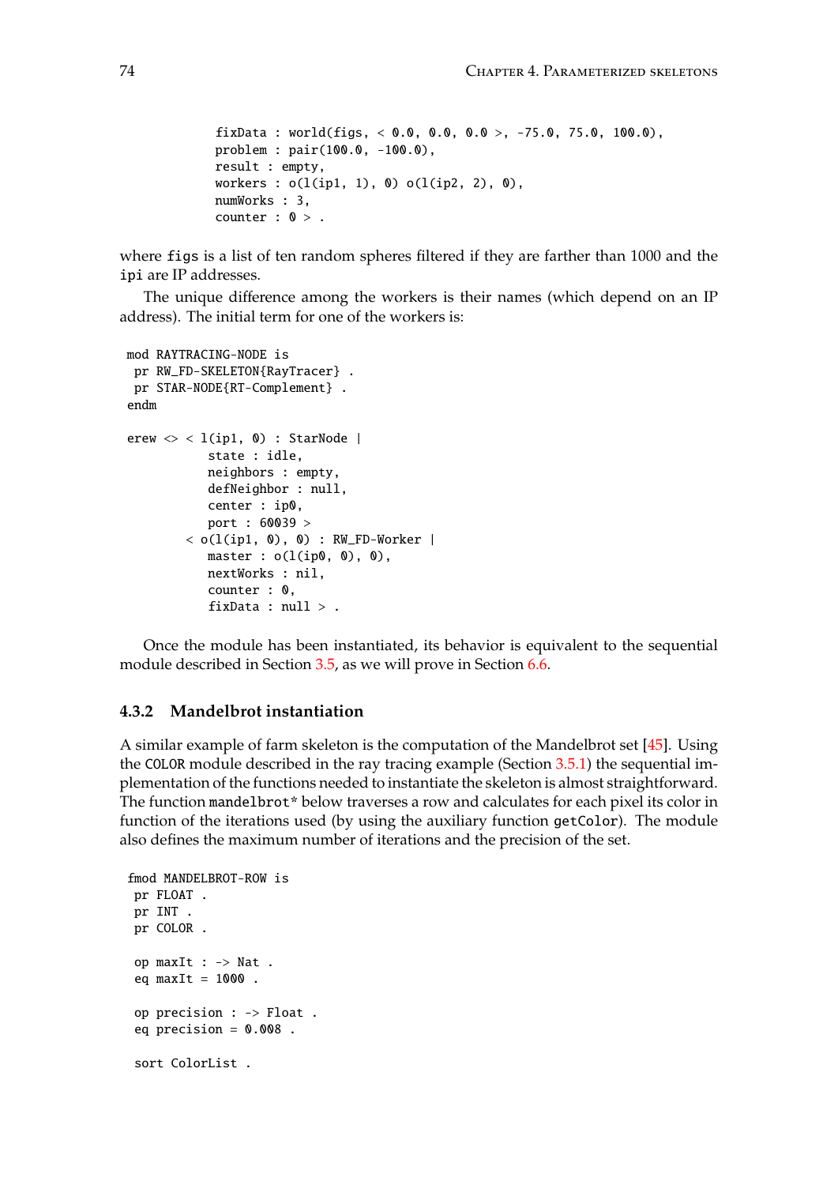```
            fixData : world(figs, < 0.0, 0.0, 0.0 >, -75.0, 75.0, 100.0),
            problem : pair(100.0, -100.0),
            result : empty,
            workers : o(l(ip1, 1), 0) o(l(ip2, 2), 0),
            numWorks : 3,
            counter : 0 > .
```

where `figs` is a list of ten random spheres filtered if they are farther than 1000 and the `ipi` are IP addresses.

The unique difference among the workers is their names (which depend on an IP address). The initial term for one of the workers is:

```
mod RAYTRACING-NODE is
 pr RW_FD-SKELETON{RayTracer} .
 pr STAR-NODE{RT-Complement} .
endm

erew <> < l(ip1, 0) : StarNode |
           state : idle,
           neighbors : empty,
           defNeighbor : null,
           center : ip0,
           port : 60039 >
        < o(l(ip1, 0), 0) : RW_FD-Worker |
           master : o(l(ip0, 0), 0),
           nextWorks : nil,
           counter : 0,
           fixData : null > .
```

Once the module has been instantiated, its behavior is equivalent to the sequential module described in Section 3.5, as we will prove in Section 6.6.

### 4.3.2 Mandelbrot instantiation

A similar example of farm skeleton is the computation of the Mandelbrot set [45]. Using the `COLOR` module described in the ray tracing example (Section 3.5.1) the sequential implementation of the functions needed to instantiate the skeleton is almost straightforward. The function `mandelbrot*` below traverses a row and calculates for each pixel its color in function of the iterations used (by using the auxiliary function `getColor`). The module also defines the maximum number of iterations and the precision of the set.

```
fmod MANDELBROT-ROW is
 pr FLOAT .
 pr INT .
 pr COLOR .

 op maxIt : -> Nat .
 eq maxIt = 1000 .

 op precision : -> Float .
 eq precision = 0.008 .

 sort ColorList .
```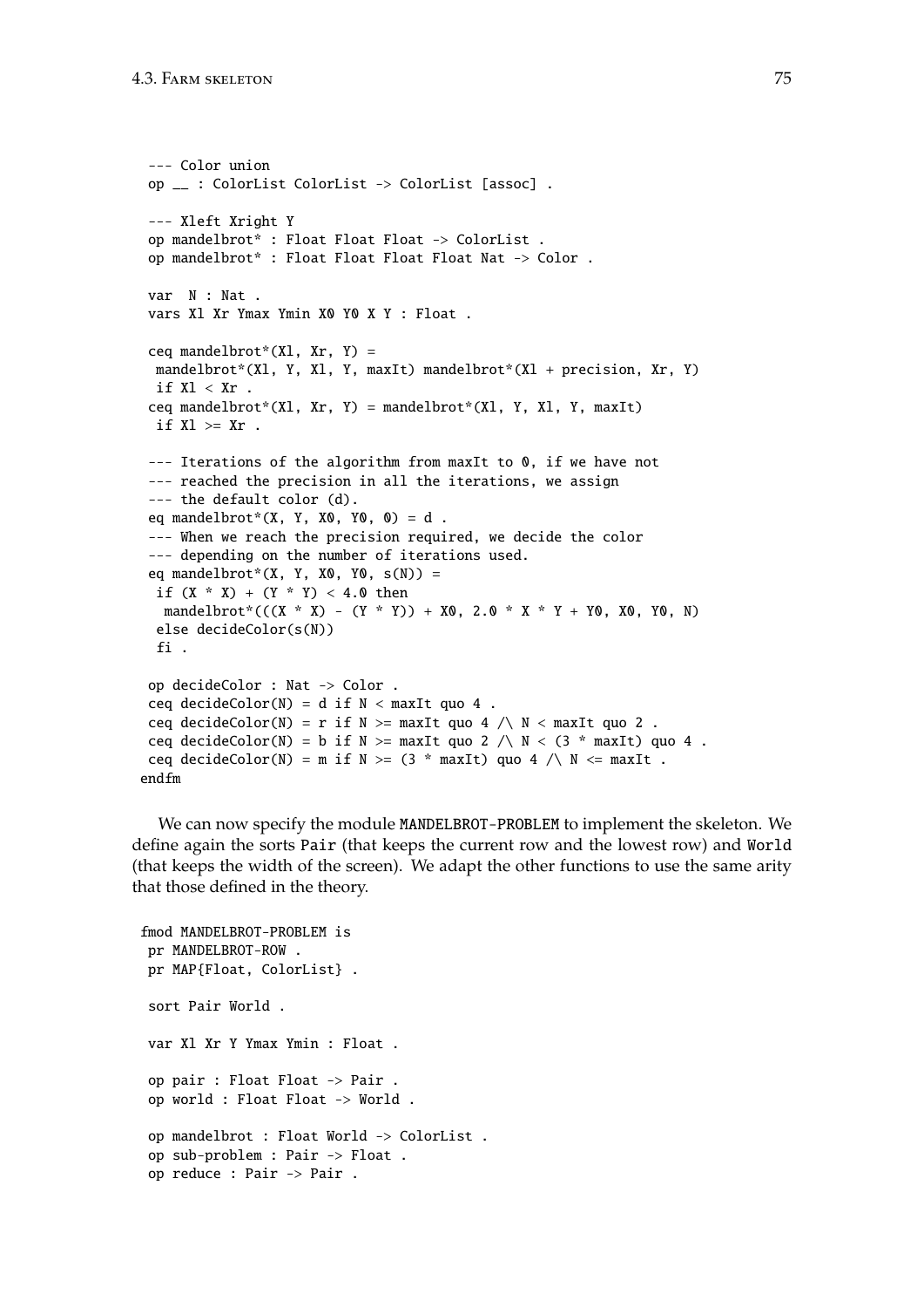```
 --- Color union
 op __ : ColorList ColorList -> ColorList [assoc] .

 --- Xleft Xright Y
 op mandelbrot* : Float Float Float -> ColorList .
 op mandelbrot* : Float Float Float Float Nat -> Color .

 var  N : Nat .
 vars Xl Xr Ymax Ymin X0 Y0 X Y : Float .

 ceq mandelbrot*(Xl, Xr, Y) =
  mandelbrot*(Xl, Y, Xl, Y, maxIt) mandelbrot*(Xl + precision, Xr, Y)
  if Xl < Xr .
 ceq mandelbrot*(Xl, Xr, Y) = mandelbrot*(Xl, Y, Xl, Y, maxIt)
  if Xl >= Xr .

 --- Iterations of the algorithm from maxIt to 0, if we have not
 --- reached the precision in all the iterations, we assign
 --- the default color (d).
 eq mandelbrot*(X, Y, X0, Y0, 0) = d .
 --- When we reach the precision required, we decide the color
 --- depending on the number of iterations used.
 eq mandelbrot*(X, Y, X0, Y0, s(N)) =
  if (X * X) + (Y * Y) < 4.0 then
   mandelbrot*(((X * X) - (Y * Y)) + X0, 2.0 * X * Y + Y0, X0, Y0, N)
  else decideColor(s(N))
  fi .

 op decideColor : Nat -> Color .
 ceq decideColor(N) = d if N < maxIt quo 4 .
 ceq decideColor(N) = r if N >= maxIt quo 4 /\ N < maxIt quo 2 .
 ceq decideColor(N) = b if N >= maxIt quo 2 /\ N < (3 * maxIt) quo 4 .
 ceq decideColor(N) = m if N >= (3 * maxIt) quo 4 /\ N <= maxIt .
endfm
```

We can now specify the module MANDELBROT-PROBLEM to implement the skeleton. We define again the sorts Pair (that keeps the current row and the lowest row) and World (that keeps the width of the screen). We adapt the other functions to use the same arity that those defined in the theory.

```
fmod MANDELBROT-PROBLEM is
 pr MANDELBROT-ROW .
 pr MAP{Float, ColorList} .

 sort Pair World .

 var Xl Xr Y Ymax Ymin : Float .

 op pair : Float Float -> Pair .
 op world : Float Float -> World .

 op mandelbrot : Float World -> ColorList .
 op sub-problem : Pair -> Float .
 op reduce : Pair -> Pair .
```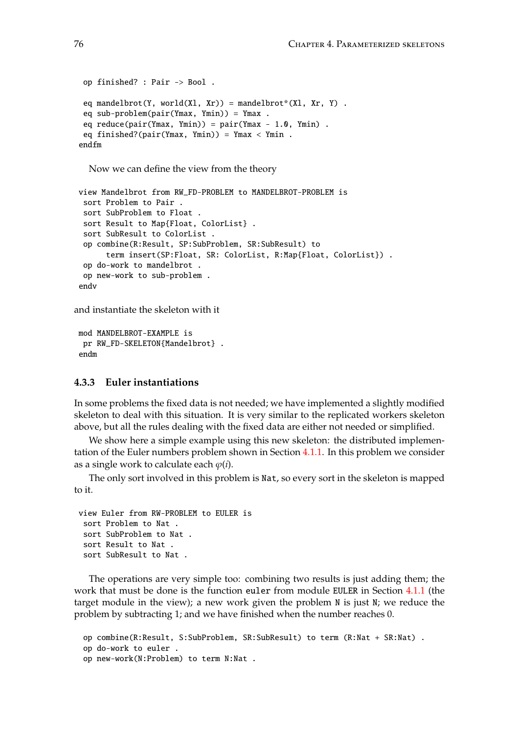```
 op finished? : Pair -> Bool .

 eq mandelbrot(Y, world(Xl, Xr)) = mandelbrot*(Xl, Xr, Y) .
 eq sub-problem(pair(Ymax, Ymin)) = Ymax .
 eq reduce(pair(Ymax, Ymin)) = pair(Ymax - 1.0, Ymin) .
 eq finished?(pair(Ymax, Ymin)) = Ymax < Ymin .
endfm
```

Now we can define the view from the theory

```
view Mandelbrot from RW_FD-PROBLEM to MANDELBROT-PROBLEM is
 sort Problem to Pair .
 sort SubProblem to Float .
 sort Result to Map{Float, ColorList} .
 sort SubResult to ColorList .
 op combine(R:Result, SP:SubProblem, SR:SubResult) to
      term insert(SP:Float, SR: ColorList, R:Map{Float, ColorList}) .
 op do-work to mandelbrot .
 op new-work to sub-problem .
endv
```

and instantiate the skeleton with it

```
mod MANDELBROT-EXAMPLE is
 pr RW_FD-SKELETON{Mandelbrot} .
endm
```

### 4.3.3 Euler instantiations

In some problems the fixed data is not needed; we have implemented a slightly modified skeleton to deal with this situation. It is very similar to the replicated workers skeleton above, but all the rules dealing with the fixed data are either not needed or simplified.

We show here a simple example using this new skeleton: the distributed implementation of the Euler numbers problem shown in Section 4.1.1. In this problem we consider as a single work to calculate each $\varphi(i)$.

The only sort involved in this problem is Nat, so every sort in the skeleton is mapped to it.

```
view Euler from RW-PROBLEM to EULER is
 sort Problem to Nat .
 sort SubProblem to Nat .
 sort Result to Nat .
 sort SubResult to Nat .
```

The operations are very simple too: combining two results is just adding them; the work that must be done is the function `euler` from module `EULER` in Section 4.1.1 (the target module in the view); a new work given the problem `N` is just `N`; we reduce the problem by subtracting 1; and we have finished when the number reaches 0.

```
 op combine(R:Result, S:SubProblem, SR:SubResult) to term (R:Nat + SR:Nat) .
 op do-work to euler .
 op new-work(N:Problem) to term N:Nat .
```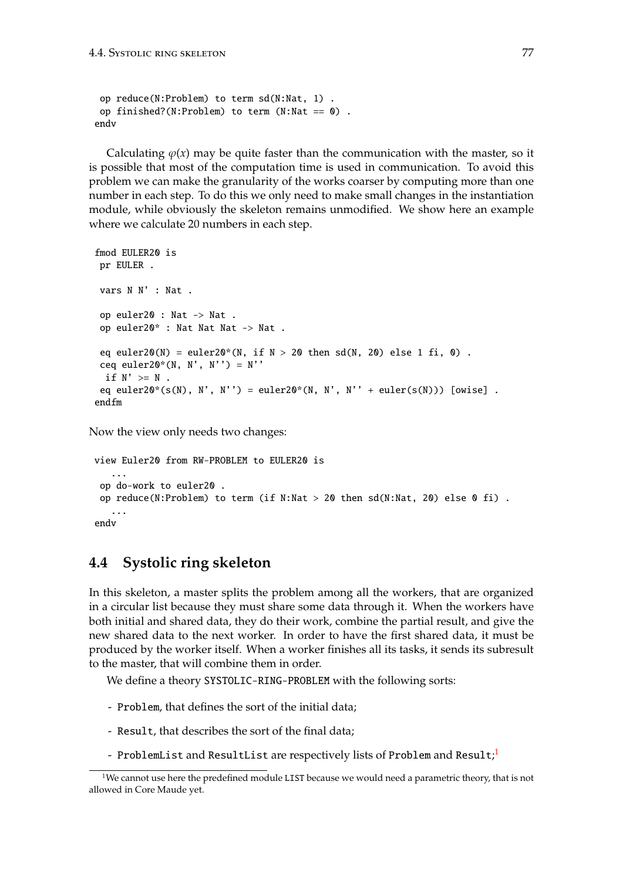```
 op reduce(N:Problem) to term sd(N:Nat, 1) .
 op finished?(N:Problem) to term (N:Nat == 0) .
endv
```

Calculating $\varphi(x)$ may be quite faster than the communication with the master, so it is possible that most of the computation time is used in communication. To avoid this problem we can make the granularity of the works coarser by computing more than one number in each step. To do this we only need to make small changes in the instantiation module, while obviously the skeleton remains unmodified. We show here an example where we calculate 20 numbers in each step.

```
fmod EULER20 is
 pr EULER .

 vars N N' : Nat .

 op euler20 : Nat -> Nat .
 op euler20* : Nat Nat Nat -> Nat .

 eq euler20(N) = euler20*(N, if N > 20 then sd(N, 20) else 1 fi, 0) .
 ceq euler20*(N, N', N'') = N''
  if N' >= N .
 eq euler20*(s(N), N', N'') = euler20*(N, N', N'' + euler(s(N))) [owise] .
endfm
```

Now the view only needs two changes:

```
view Euler20 from RW-PROBLEM to EULER20 is
   ...
 op do-work to euler20 .
 op reduce(N:Problem) to term (if N:Nat > 20 then sd(N:Nat, 20) else 0 fi) .
   ...
endv
```

## 4.4 Systolic ring skeleton

In this skeleton, a master splits the problem among all the workers, that are organized in a circular list because they must share some data through it. When the workers have both initial and shared data, they do their work, combine the partial result, and give the new shared data to the next worker. In order to have the first shared data, it must be produced by the worker itself. When a worker finishes all its tasks, it sends its subresult to the master, that will combine them in order.

We define a theory `SYSTOLIC-RING-PROBLEM` with the following sorts:

- `Problem`, that defines the sort of the initial data;
- `Result`, that describes the sort of the final data;
- `ProblemList` and `ResultList` are respectively lists of `Problem` and `Result`;[1]

[1] We cannot use here the predefined module LIST because we would need a parametric theory, that is not allowed in Core Maude yet.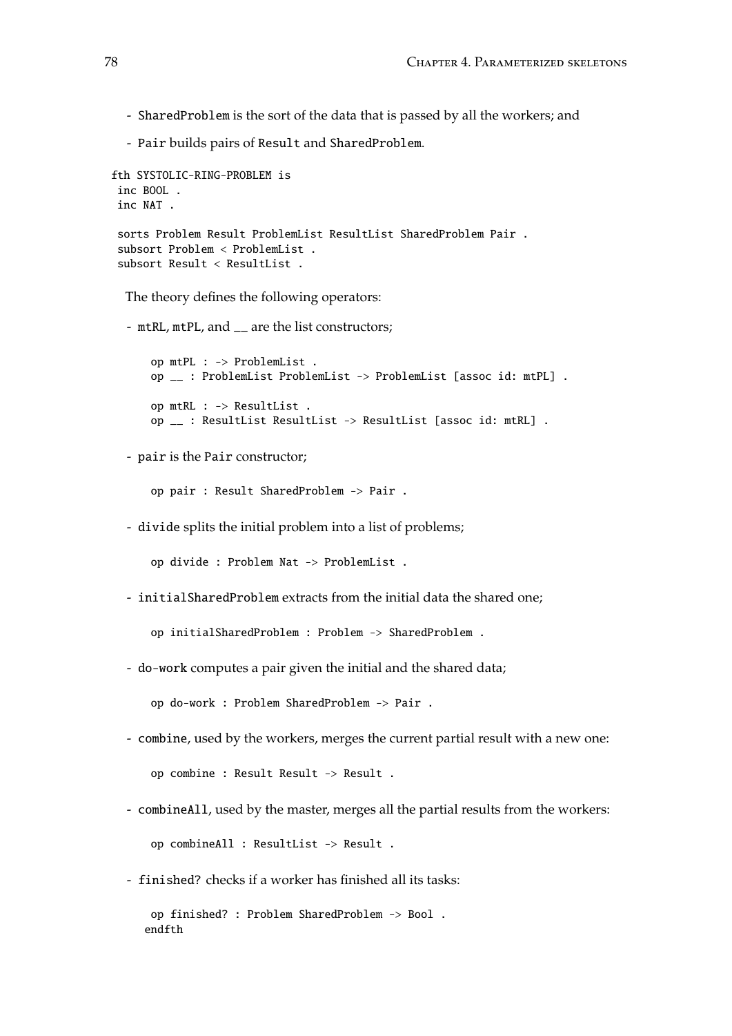- `SharedProblem` is the sort of the data that is passed by all the workers; and

- `Pair` builds pairs of `Result` and `SharedProblem`.

```
fth SYSTOLIC-RING-PROBLEM is
 inc BOOL .
 inc NAT .

 sorts Problem Result ProblemList ResultList SharedProblem Pair .
 subsort Problem < ProblemList .
 subsort Result < ResultList .
```

The theory defines the following operators:

- `mtRL`, `mtPL`, and `__` are the list constructors;

```
op mtPL : -> ProblemList .
op __ : ProblemList ProblemList -> ProblemList [assoc id: mtPL] .

op mtRL : -> ResultList .
op __ : ResultList ResultList -> ResultList [assoc id: mtRL] .
```

- `pair` is the `Pair` constructor;

```
op pair : Result SharedProblem -> Pair .
```

- `divide` splits the initial problem into a list of problems;

```
op divide : Problem Nat -> ProblemList .
```

- `initialSharedProblem` extracts from the initial data the shared one;

```
op initialSharedProblem : Problem -> SharedProblem .
```

- `do-work` computes a pair given the initial and the shared data;

```
op do-work : Problem SharedProblem -> Pair .
```

- `combine`, used by the workers, merges the current partial result with a new one:

```
op combine : Result Result -> Result .
```

- `combineAll`, used by the master, merges all the partial results from the workers:

```
op combineAll : ResultList -> Result .
```

- `finished?` checks if a worker has finished all its tasks:

```
 op finished? : Problem SharedProblem -> Bool .
endfth
```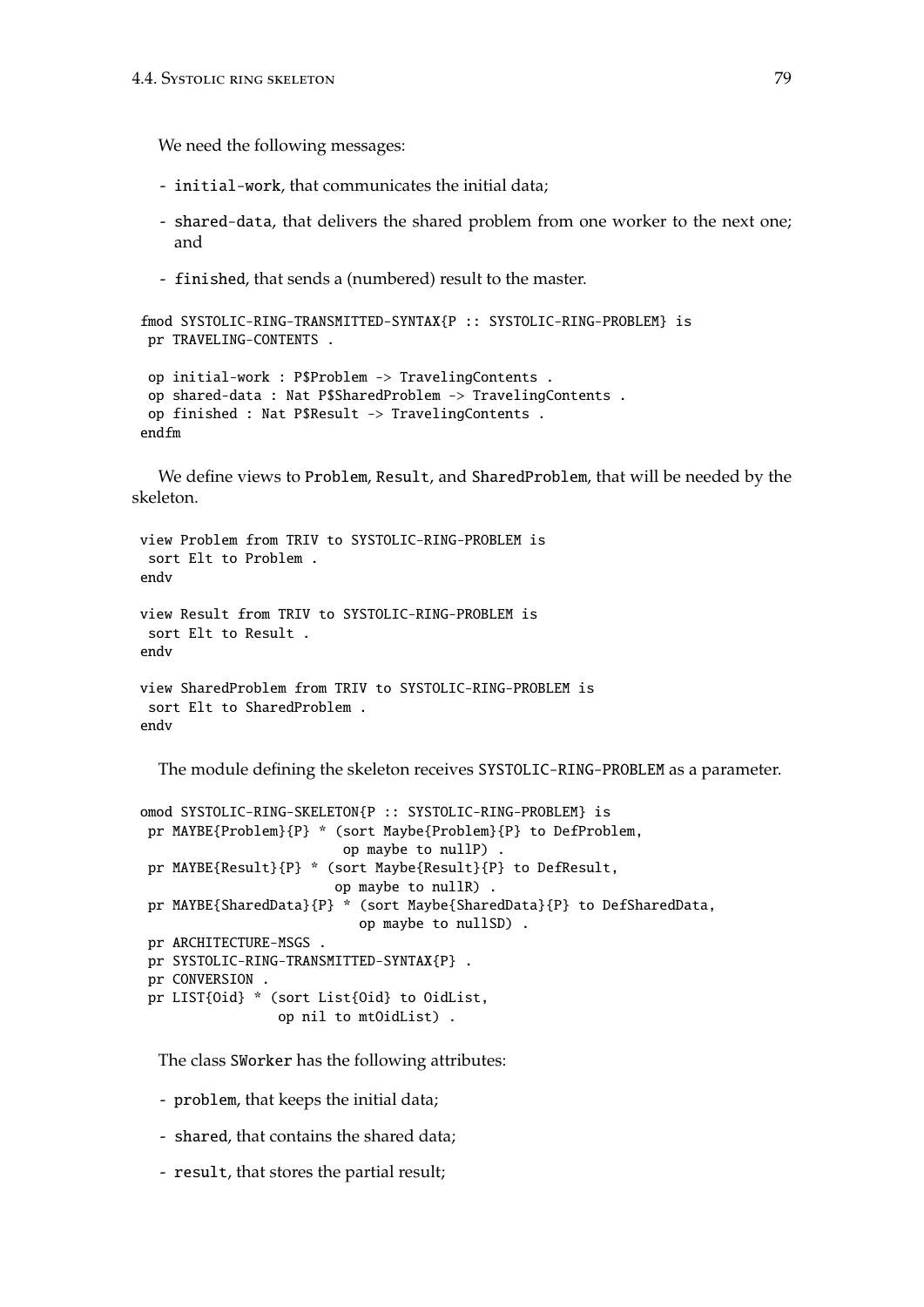We need the following messages:

- initial-work, that communicates the initial data;
- shared-data, that delivers the shared problem from one worker to the next one; and
- finished, that sends a (numbered) result to the master.

```
fmod SYSTOLIC-RING-TRANSMITTED-SYNTAX{P :: SYSTOLIC-RING-PROBLEM} is
 pr TRAVELING-CONTENTS .

 op initial-work : P$Problem -> TravelingContents .
 op shared-data : Nat P$SharedProblem -> TravelingContents .
 op finished : Nat P$Result -> TravelingContents .
endfm
```

We define views to Problem, Result, and SharedProblem, that will be needed by the skeleton.

```
view Problem from TRIV to SYSTOLIC-RING-PROBLEM is
 sort Elt to Problem .
endv

view Result from TRIV to SYSTOLIC-RING-PROBLEM is
 sort Elt to Result .
endv

view SharedProblem from TRIV to SYSTOLIC-RING-PROBLEM is
 sort Elt to SharedProblem .
endv
```

The module defining the skeleton receives SYSTOLIC-RING-PROBLEM as a parameter.

```
omod SYSTOLIC-RING-SKELETON{P :: SYSTOLIC-RING-PROBLEM} is
 pr MAYBE{Problem}{P} * (sort Maybe{Problem}{P} to DefProblem,
                         op maybe to nullP) .
 pr MAYBE{Result}{P} * (sort Maybe{Result}{P} to DefResult,
                        op maybe to nullR) .
 pr MAYBE{SharedData}{P} * (sort Maybe{SharedData}{P} to DefSharedData,
                            op maybe to nullSD) .
 pr ARCHITECTURE-MSGS .
 pr SYSTOLIC-RING-TRANSMITTED-SYNTAX{P} .
 pr CONVERSION .
 pr LIST{Oid} * (sort List{Oid} to OidList,
                 op nil to mtOidList) .
```

The class SWorker has the following attributes:

- problem, that keeps the initial data;
- shared, that contains the shared data;
- result, that stores the partial result;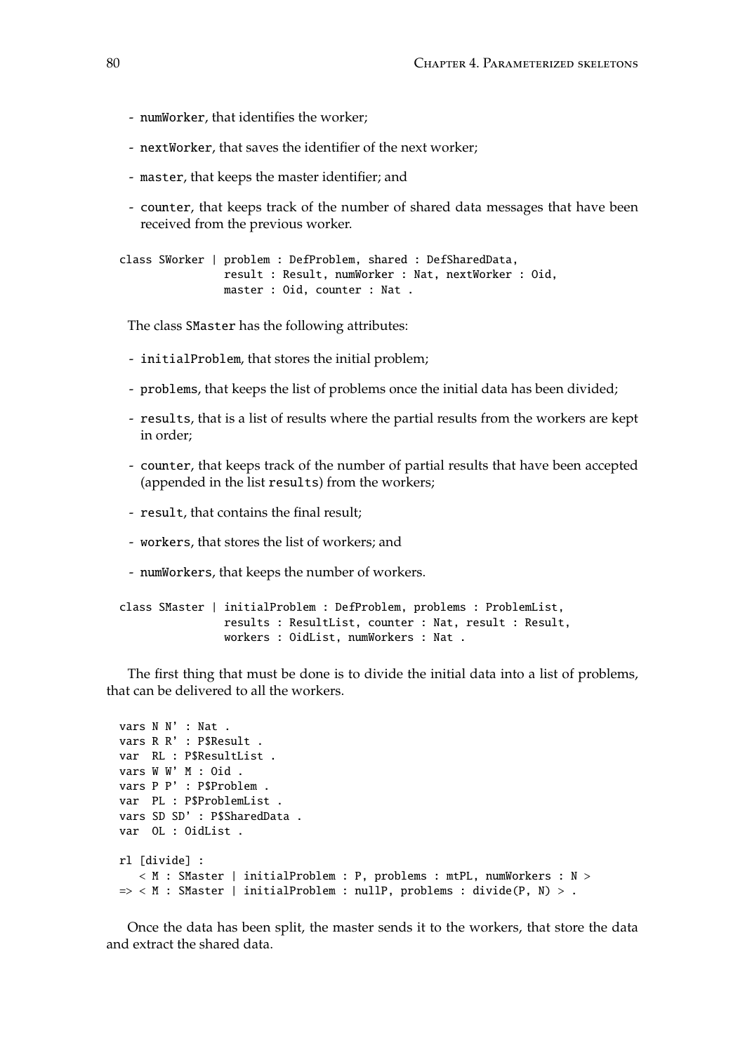- numWorker, that identifies the worker;

- nextWorker, that saves the identifier of the next worker;

- master, that keeps the master identifier; and

- counter, that keeps track of the number of shared data messages that have been received from the previous worker.

```
class SWorker | problem : DefProblem, shared : DefSharedData,
                result : Result, numWorker : Nat, nextWorker : Oid,
                master : Oid, counter : Nat .
```

The class SMaster has the following attributes:

- initialProblem, that stores the initial problem;

- problems, that keeps the list of problems once the initial data has been divided;

- results, that is a list of results where the partial results from the workers are kept in order;

- counter, that keeps track of the number of partial results that have been accepted (appended in the list results) from the workers;

- result, that contains the final result;

- workers, that stores the list of workers; and

- numWorkers, that keeps the number of workers.

```
class SMaster | initialProblem : DefProblem, problems : ProblemList,
                results : ResultList, counter : Nat, result : Result,
                workers : OidList, numWorkers : Nat .
```

The first thing that must be done is to divide the initial data into a list of problems, that can be delivered to all the workers.

```
vars N N' : Nat .
vars R R' : P$Result .
var  RL : P$ResultList .
vars W W' M : Oid .
vars P P' : P$Problem .
var  PL : P$ProblemList .
vars SD SD' : P$SharedData .
var  OL : OidList .

rl [divide] :
   < M : SMaster | initialProblem : P, problems : mtPL, numWorkers : N >
=> < M : SMaster | initialProblem : nullP, problems : divide(P, N) > .
```

Once the data has been split, the master sends it to the workers, that store the data and extract the shared data.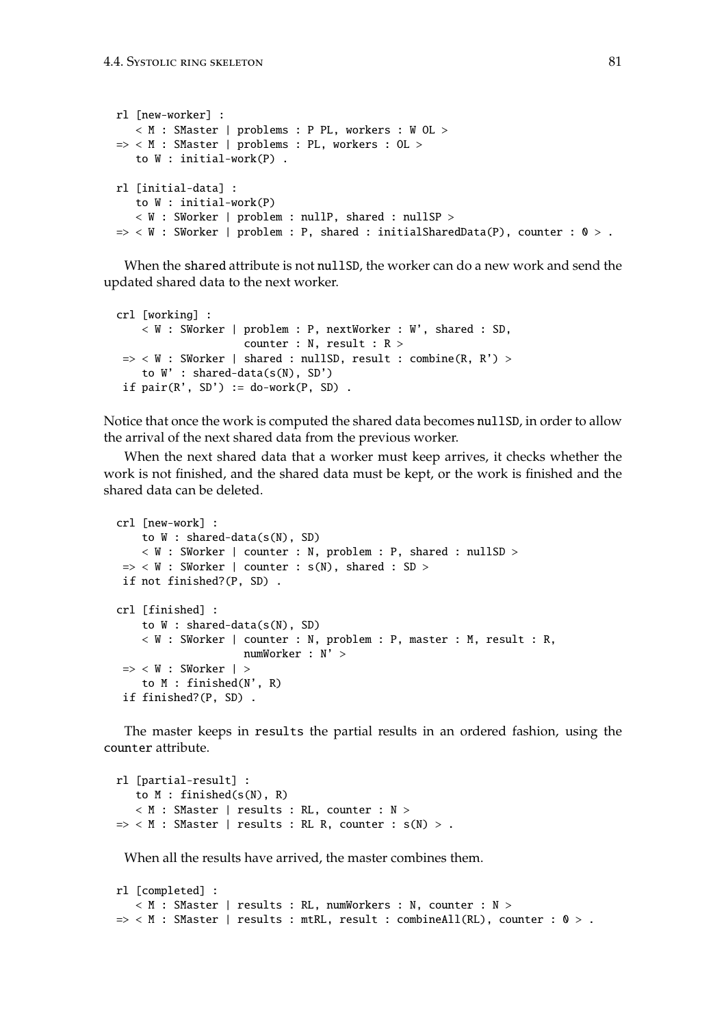```
rl [new-worker] :
   < M : SMaster | problems : P PL, workers : W OL >
=> < M : SMaster | problems : PL, workers : OL >
   to W : initial-work(P) .

rl [initial-data] :
   to W : initial-work(P)
   < W : SWorker | problem : nullP, shared : nullSP >
=> < W : SWorker | problem : P, shared : initialSharedData(P), counter : 0 > .
```

When the shared attribute is not nullSD, the worker can do a new work and send the updated shared data to the next worker.

```
crl [working] :
    < W : SWorker | problem : P, nextWorker : W', shared : SD,
                    counter : N, result : R >
 => < W : SWorker | shared : nullSD, result : combine(R, R') >
    to W' : shared-data(s(N), SD')
 if pair(R', SD') := do-work(P, SD) .
```

Notice that once the work is computed the shared data becomes nullSD, in order to allow the arrival of the next shared data from the previous worker.

When the next shared data that a worker must keep arrives, it checks whether the work is not finished, and the shared data must be kept, or the work is finished and the shared data can be deleted.

```
crl [new-work] :
    to W : shared-data(s(N), SD)
    < W : SWorker | counter : N, problem : P, shared : nullSD >
 => < W : SWorker | counter : s(N), shared : SD >
 if not finished?(P, SD) .

crl [finished] :
    to W : shared-data(s(N), SD)
    < W : SWorker | counter : N, problem : P, master : M, result : R,
                    numWorker : N' >
 => < W : SWorker | >
    to M : finished(N', R)
 if finished?(P, SD) .
```

The master keeps in results the partial results in an ordered fashion, using the counter attribute.

```
rl [partial-result] :
   to M : finished(s(N), R)
   < M : SMaster | results : RL, counter : N >
=> < M : SMaster | results : RL R, counter : s(N) > .
```

When all the results have arrived, the master combines them.

```
rl [completed] :
   < M : SMaster | results : RL, numWorkers : N, counter : N >
=> < M : SMaster | results : mtRL, result : combineAll(RL), counter : 0 > .
```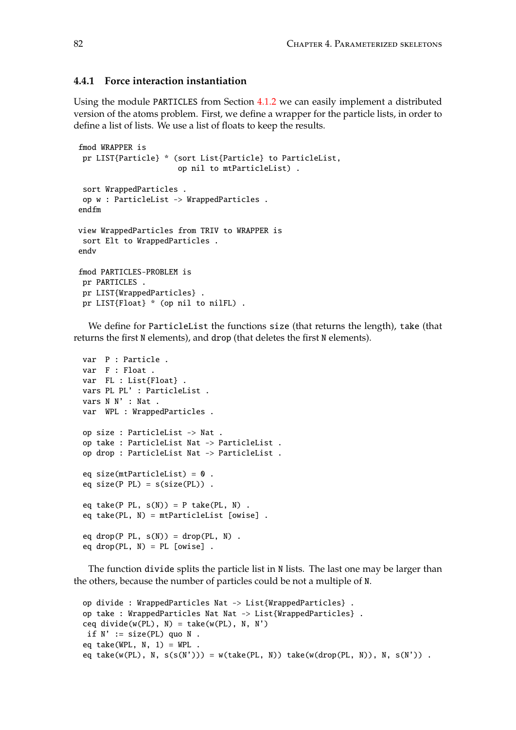### 4.4.1 Force interaction instantiation

Using the module `PARTICLES` from Section 4.1.2 we can easily implement a distributed version of the atoms problem. First, we define a wrapper for the particle lists, in order to define a list of lists. We use a list of floats to keep the results.

```
fmod WRAPPER is
 pr LIST{Particle} * (sort List{Particle} to ParticleList,
                      op nil to mtParticleList) .

 sort WrappedParticles .
 op w : ParticleList -> WrappedParticles .
endfm

view WrappedParticles from TRIV to WRAPPER is
 sort Elt to WrappedParticles .
endv

fmod PARTICLES-PROBLEM is
 pr PARTICLES .
 pr LIST{WrappedParticles} .
 pr LIST{Float} * (op nil to nilFL) .
```

We define for `ParticleList` the functions `size` (that returns the length), `take` (that returns the first `N` elements), and `drop` (that deletes the first `N` elements).

```
 var  P : Particle .
 var  F : Float .
 var  FL : List{Float} .
 vars PL PL' : ParticleList .
 vars N N' : Nat .
 var  WPL : WrappedParticles .

 op size : ParticleList -> Nat .
 op take : ParticleList Nat -> ParticleList .
 op drop : ParticleList Nat -> ParticleList .

 eq size(mtParticleList) = 0 .
 eq size(P PL) = s(size(PL)) .

 eq take(P PL, s(N)) = P take(PL, N) .
 eq take(PL, N) = mtParticleList [owise] .

 eq drop(P PL, s(N)) = drop(PL, N) .
 eq drop(PL, N) = PL [owise] .
```

The function `divide` splits the particle list in `N` lists. The last one may be larger than the others, because the number of particles could be not a multiple of `N`.

```
 op divide : WrappedParticles Nat -> List{WrappedParticles} .
 op take : WrappedParticles Nat Nat -> List{WrappedParticles} .
 ceq divide(w(PL), N) = take(w(PL), N, N')
  if N' := size(PL) quo N .
 eq take(WPL, N, 1) = WPL .
 eq take(w(PL), N, s(s(N'))) = w(take(PL, N)) take(w(drop(PL, N)), N, s(N')) .
```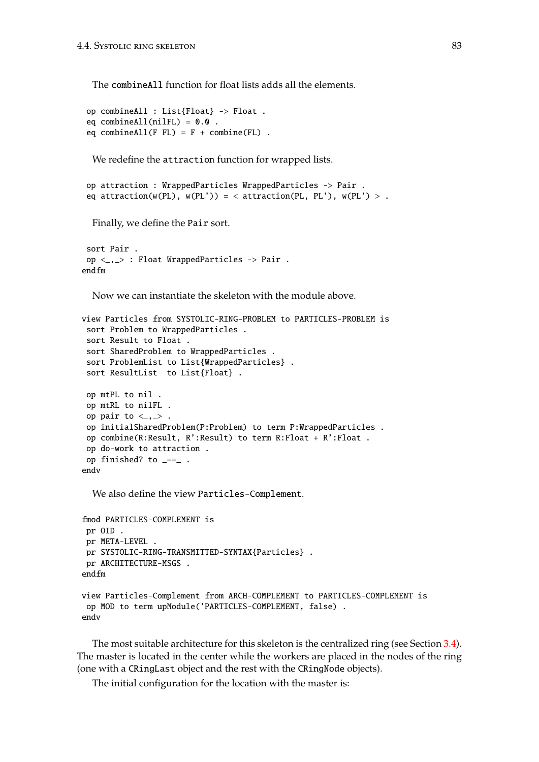The `combineAll` function for float lists adds all the elements.

```
 op combineAll : List{Float} -> Float .
 eq combineAll(nilFL) = 0.0 .
 eq combineAll(F FL) = F + combine(FL) .
```

We redefine the `attraction` function for wrapped lists.

```
 op attraction : WrappedParticles WrappedParticles -> Pair .
 eq attraction(w(PL), w(PL')) = < attraction(PL, PL'), w(PL') > .
```

Finally, we define the `Pair` sort.

```
 sort Pair .
 op <_,_> : Float WrappedParticles -> Pair .
endfm
```

Now we can instantiate the skeleton with the module above.

```
view Particles from SYSTOLIC-RING-PROBLEM to PARTICLES-PROBLEM is
 sort Problem to WrappedParticles .
 sort Result to Float .
 sort SharedProblem to WrappedParticles .
 sort ProblemList to List{WrappedParticles} .
 sort ResultList  to List{Float} .

 op mtPL to nil .
 op mtRL to nilFL .
 op pair to <_,_> .
 op initialSharedProblem(P:Problem) to term P:WrappedParticles .
 op combine(R:Result, R':Result) to term R:Float + R':Float .
 op do-work to attraction .
 op finished? to _==_ .
endv
```

We also define the view `Particles-Complement`.

```
fmod PARTICLES-COMPLEMENT is
 pr OID .
 pr META-LEVEL .
 pr SYSTOLIC-RING-TRANSMITTED-SYNTAX{Particles} .
 pr ARCHITECTURE-MSGS .
endfm

view Particles-Complement from ARCH-COMPLEMENT to PARTICLES-COMPLEMENT is
 op MOD to term upModule('PARTICLES-COMPLEMENT, false) .
endv
```

The most suitable architecture for this skeleton is the centralized ring (see Section 3.4). The master is located in the center while the workers are placed in the nodes of the ring (one with a `CRingLast` object and the rest with the `CRingNode` objects).

The initial configuration for the location with the master is: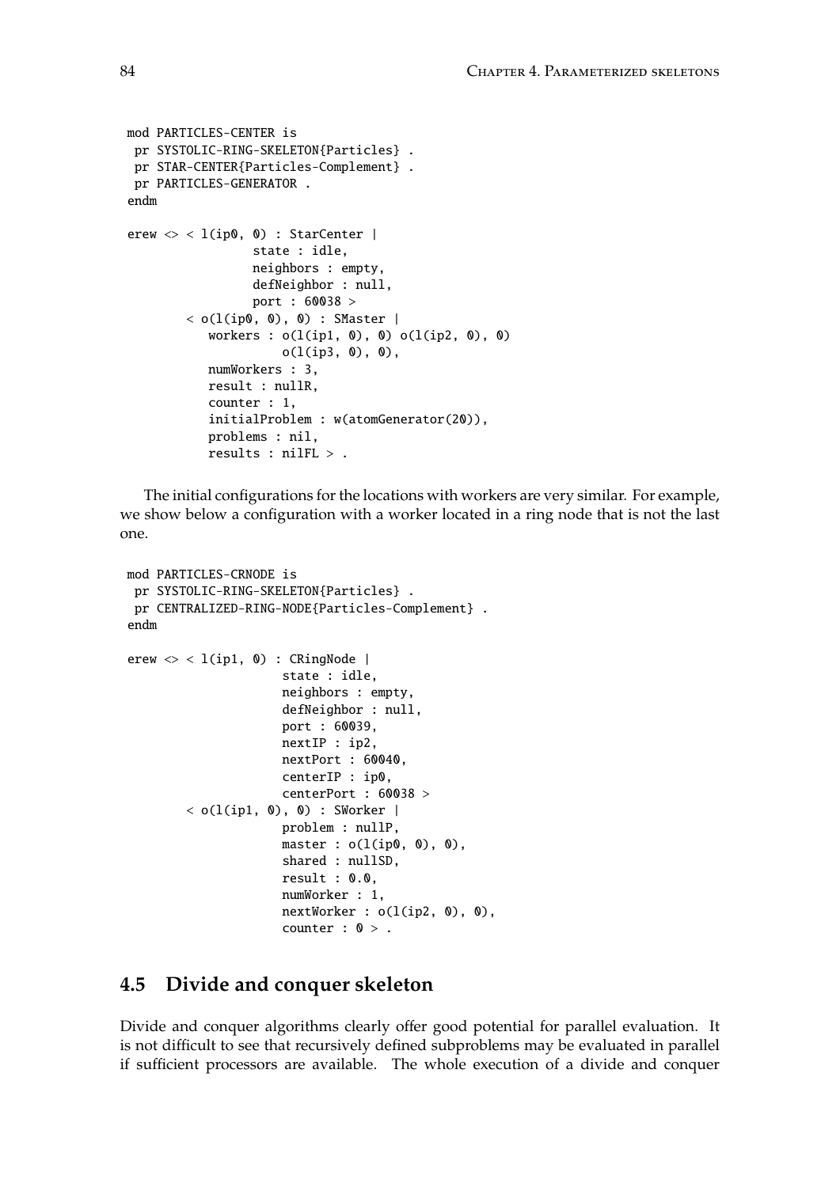```
mod PARTICLES-CENTER is
 pr SYSTOLIC-RING-SKELETON{Particles} .
 pr STAR-CENTER{Particles-Complement} .
 pr PARTICLES-GENERATOR .
endm

erew <> < l(ip0, 0) : StarCenter |
                state : idle,
                neighbors : empty,
                defNeighbor : null,
                port : 60038 >
        < o(l(ip0, 0), 0) : SMaster |
           workers : o(l(ip1, 0), 0) o(l(ip2, 0), 0)
                     o(l(ip3, 0), 0),
           numWorkers : 3,
           result : nullR,
           counter : 1,
           initialProblem : w(atomGenerator(20)),
           problems : nil,
           results : nilFL > .
```

The initial configurations for the locations with workers are very similar. For example, we show below a configuration with a worker located in a ring node that is not the last one.

```
mod PARTICLES-CRNODE is
 pr SYSTOLIC-RING-SKELETON{Particles} .
 pr CENTRALIZED-RING-NODE{Particles-Complement} .
endm

erew <> < l(ip1, 0) : CRingNode |
                    state : idle,
                    neighbors : empty,
                    defNeighbor : null,
                    port : 60039,
                    nextIP : ip2,
                    nextPort : 60040,
                    centerIP : ip0,
                    centerPort : 60038 >
        < o(l(ip1, 0), 0) : SWorker |
                    problem : nullP,
                    master : o(l(ip0, 0), 0),
                    shared : nullSD,
                    result : 0.0,
                    numWorker : 1,
                    nextWorker : o(l(ip2, 0), 0),
                    counter : 0 > .
```

## 4.5 Divide and conquer skeleton

Divide and conquer algorithms clearly offer good potential for parallel evaluation. It is not difficult to see that recursively defined subproblems may be evaluated in parallel if sufficient processors are available. The whole execution of a divide and conquer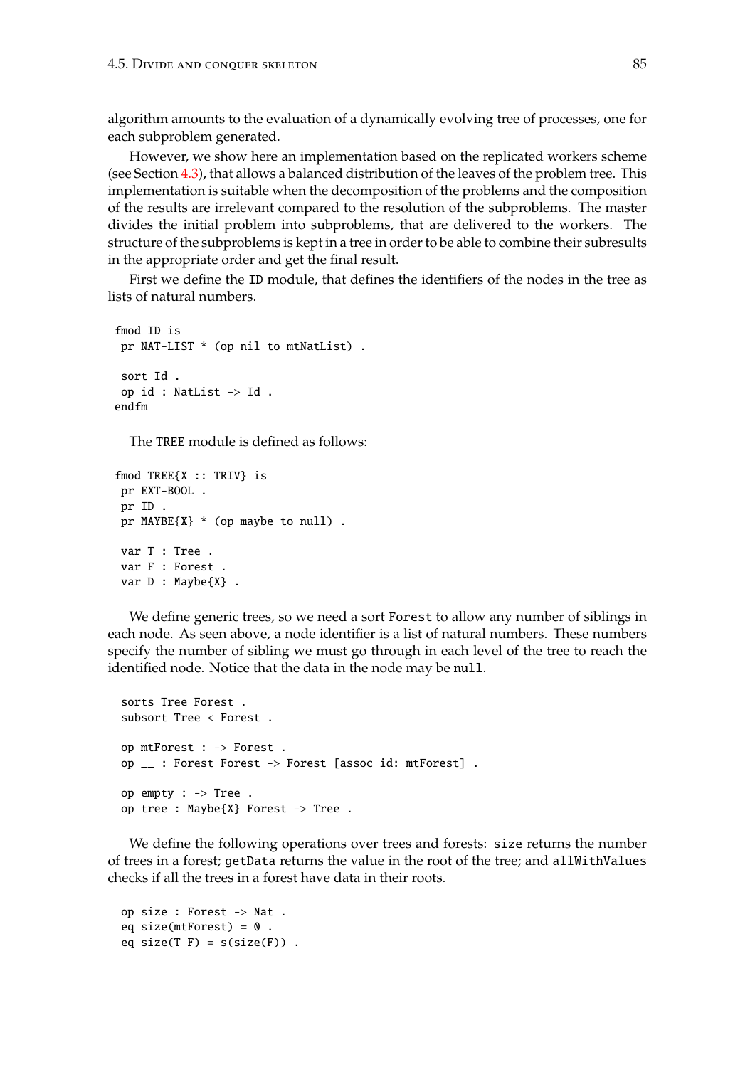algorithm amounts to the evaluation of a dynamically evolving tree of processes, one for each subproblem generated.

However, we show here an implementation based on the replicated workers scheme (see Section 4.3), that allows a balanced distribution of the leaves of the problem tree. This implementation is suitable when the decomposition of the problems and the composition of the results are irrelevant compared to the resolution of the subproblems. The master divides the initial problem into subproblems, that are delivered to the workers. The structure of the subproblems is kept in a tree in order to be able to combine their subresults in the appropriate order and get the final result.

First we define the ID module, that defines the identifiers of the nodes in the tree as lists of natural numbers.

```
fmod ID is
 pr NAT-LIST * (op nil to mtNatList) .

 sort Id .
 op id : NatList -> Id .
endfm
```

The TREE module is defined as follows:

```
fmod TREE{X :: TRIV} is
 pr EXT-BOOL .
 pr ID .
 pr MAYBE{X} * (op maybe to null) .

 var T : Tree .
 var F : Forest .
 var D : Maybe{X} .
```

We define generic trees, so we need a sort `Forest` to allow any number of siblings in each node. As seen above, a node identifier is a list of natural numbers. These numbers specify the number of sibling we must go through in each level of the tree to reach the identified node. Notice that the data in the node may be `null`.

```
 sorts Tree Forest .
 subsort Tree < Forest .

 op mtForest : -> Forest .
 op __ : Forest Forest -> Forest [assoc id: mtForest] .

 op empty : -> Tree .
 op tree : Maybe{X} Forest -> Tree .
```

We define the following operations over trees and forests: `size` returns the number of trees in a forest; `getData` returns the value in the root of the tree; and `allWithValues` checks if all the trees in a forest have data in their roots.

```
 op size : Forest -> Nat .
 eq size(mtForest) = 0 .
 eq size(T F) = s(size(F)) .
```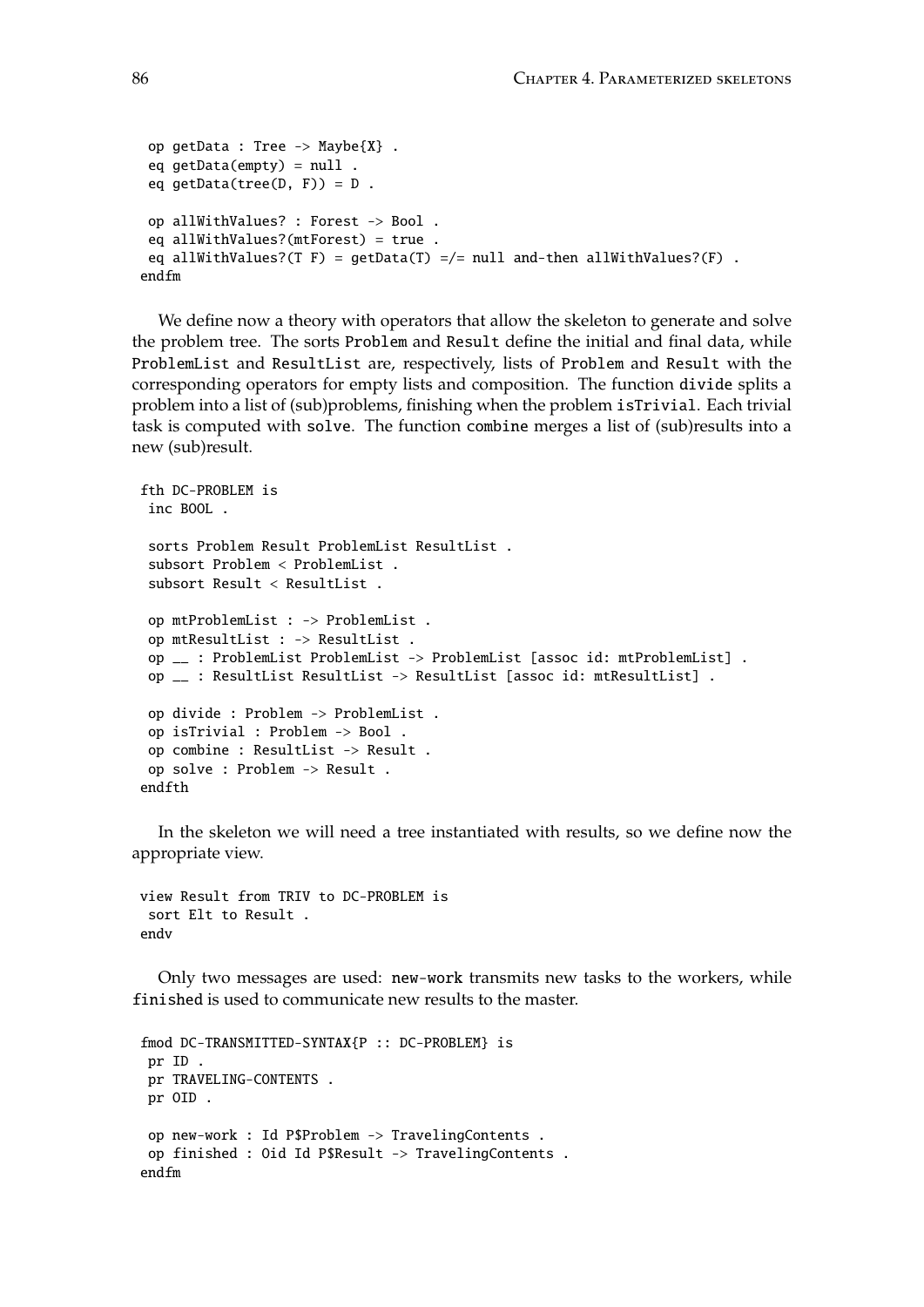```
 op getData : Tree -> Maybe{X} .
 eq getData(empty) = null .
 eq getData(tree(D, F)) = D .

 op allWithValues? : Forest -> Bool .
 eq allWithValues?(mtForest) = true .
 eq allWithValues?(T F) = getData(T) =/= null and-then allWithValues?(F) .
endfm
```

We define now a theory with operators that allow the skeleton to generate and solve the problem tree. The sorts Problem and Result define the initial and final data, while ProblemList and ResultList are, respectively, lists of Problem and Result with the corresponding operators for empty lists and composition. The function divide splits a problem into a list of (sub)problems, finishing when the problem isTrivial. Each trivial task is computed with solve. The function combine merges a list of (sub)results into a new (sub)result.

```
fth DC-PROBLEM is
 inc BOOL .

 sorts Problem Result ProblemList ResultList .
 subsort Problem < ProblemList .
 subsort Result < ResultList .

 op mtProblemList : -> ProblemList .
 op mtResultList : -> ResultList .
 op __ : ProblemList ProblemList -> ProblemList [assoc id: mtProblemList] .
 op __ : ResultList ResultList -> ResultList [assoc id: mtResultList] .

 op divide : Problem -> ProblemList .
 op isTrivial : Problem -> Bool .
 op combine : ResultList -> Result .
 op solve : Problem -> Result .
endfth
```

In the skeleton we will need a tree instantiated with results, so we define now the appropriate view.

```
view Result from TRIV to DC-PROBLEM is
 sort Elt to Result .
endv
```

Only two messages are used: new-work transmits new tasks to the workers, while finished is used to communicate new results to the master.

```
fmod DC-TRANSMITTED-SYNTAX{P :: DC-PROBLEM} is
 pr ID .
 pr TRAVELING-CONTENTS .
 pr OID .

 op new-work : Id P$Problem -> TravelingContents .
 op finished : Oid Id P$Result -> TravelingContents .
endfm
```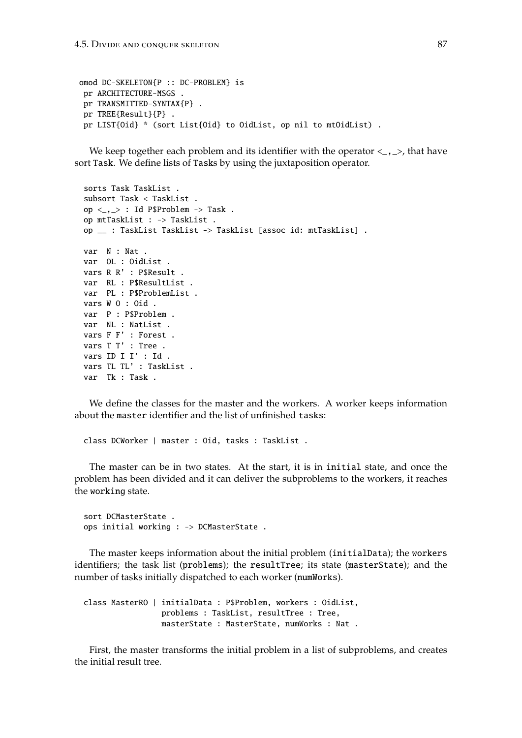```
omod DC-SKELETON{P :: DC-PROBLEM} is
 pr ARCHITECTURE-MSGS .
 pr TRANSMITTED-SYNTAX{P} .
 pr TREE{Result}{P} .
 pr LIST{Oid} * (sort List{Oid} to OidList, op nil to mtOidList) .
```

We keep together each problem and its identifier with the operator <_,_>, that have sort Task. We define lists of Tasks by using the juxtaposition operator.

```
sorts Task TaskList .
subsort Task < TaskList .
op <_,_> : Id P$Problem -> Task .
op mtTaskList : -> TaskList .
op __ : TaskList TaskList -> TaskList [assoc id: mtTaskList] .

var  N : Nat .
var  OL : OidList .
vars R R' : P$Result .
var  RL : P$ResultList .
var  PL : P$ProblemList .
vars W O : Oid .
var  P : P$Problem .
var  NL : NatList .
vars F F' : Forest .
vars T T' : Tree .
vars ID I I' : Id .
vars TL TL' : TaskList .
var  Tk : Task .
```

We define the classes for the master and the workers. A worker keeps information about the master identifier and the list of unfinished tasks:

```
class DCWorker | master : Oid, tasks : TaskList .
```

The master can be in two states. At the start, it is in initial state, and once the problem has been divided and it can deliver the subproblems to the workers, it reaches the working state.

```
sort DCMasterState .
ops initial working : -> DCMasterState .
```

The master keeps information about the initial problem (initialData); the workers identifiers; the task list (problems); the resultTree; its state (masterState); and the number of tasks initially dispatched to each worker (numWorks).

```
class MasterRO | initialData : P$Problem, workers : OidList,
                 problems : TaskList, resultTree : Tree,
                 masterState : MasterState, numWorks : Nat .
```

First, the master transforms the initial problem in a list of subproblems, and creates the initial result tree.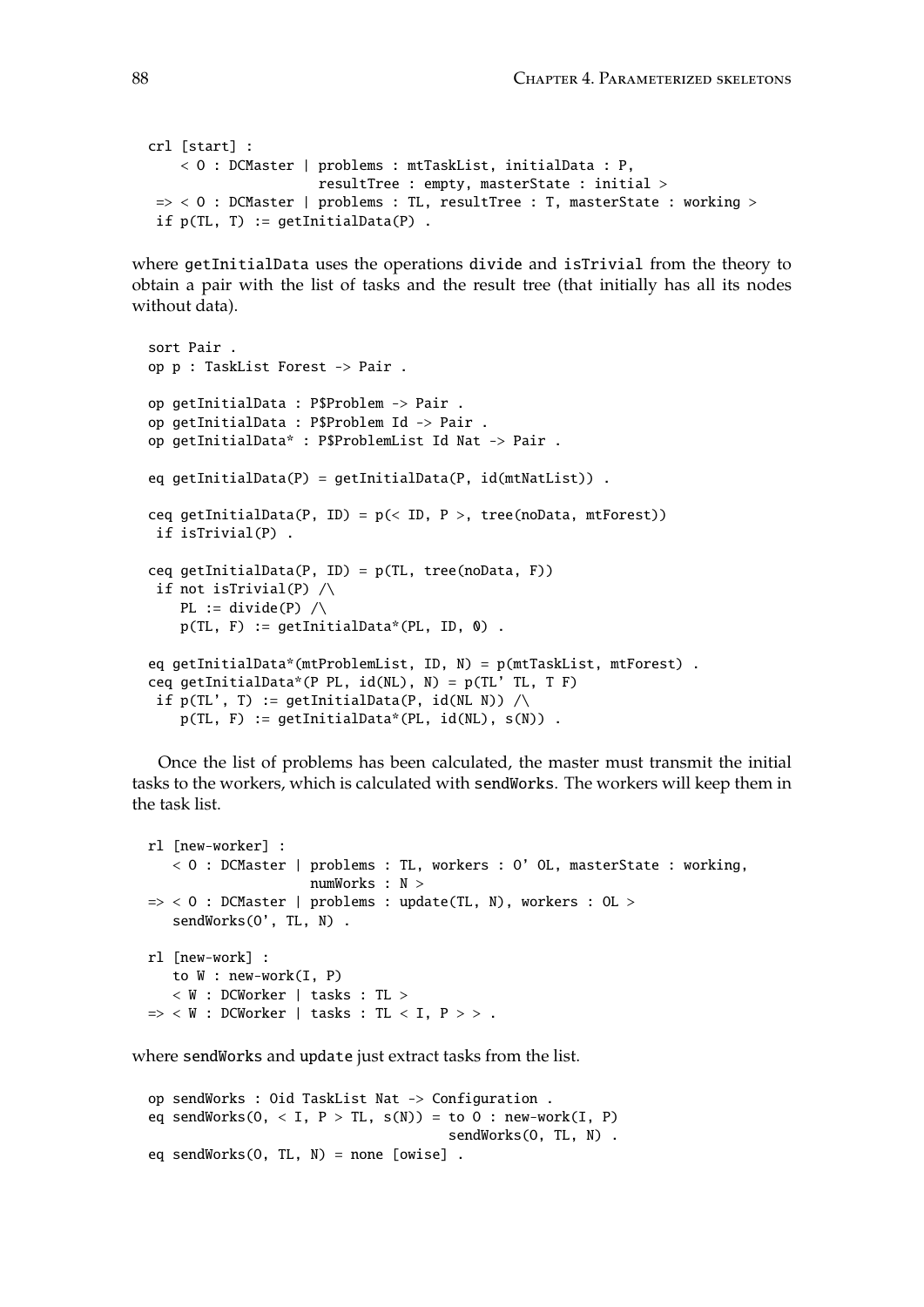```
crl [start] :
    < O : DCMaster | problems : mtTaskList, initialData : P,
                     resultTree : empty, masterState : initial >
 => < O : DCMaster | problems : TL, resultTree : T, masterState : working >
 if p(TL, T) := getInitialData(P) .
```

where getInitialData uses the operations divide and isTrivial from the theory to obtain a pair with the list of tasks and the result tree (that initially has all its nodes without data).

```
sort Pair .
op p : TaskList Forest -> Pair .

op getInitialData : P$Problem -> Pair .
op getInitialData : P$Problem Id -> Pair .
op getInitialData* : P$ProblemList Id Nat -> Pair .

eq getInitialData(P) = getInitialData(P, id(mtNatList)) .

ceq getInitialData(P, ID) = p(< ID, P >, tree(noData, mtForest))
 if isTrivial(P) .

ceq getInitialData(P, ID) = p(TL, tree(noData, F))
 if not isTrivial(P) /\
    PL := divide(P) /\
    p(TL, F) := getInitialData*(PL, ID, 0) .

eq getInitialData*(mtProblemList, ID, N) = p(mtTaskList, mtForest) .
ceq getInitialData*(P PL, id(NL), N) = p(TL' TL, T F)
 if p(TL', T) := getInitialData(P, id(NL N)) /\
    p(TL, F) := getInitialData*(PL, id(NL), s(N)) .
```

Once the list of problems has been calculated, the master must transmit the initial tasks to the workers, which is calculated with sendWorks. The workers will keep them in the task list.

```
rl [new-worker] :
   < O : DCMaster | problems : TL, workers : O' OL, masterState : working,
                    numWorks : N >
=> < O : DCMaster | problems : update(TL, N), workers : OL >
   sendWorks(O', TL, N) .

rl [new-work] :
   to W : new-work(I, P)
   < W : DCWorker | tasks : TL >
=> < W : DCWorker | tasks : TL < I, P > > .
```

where sendWorks and update just extract tasks from the list.

```
op sendWorks : Oid TaskList Nat -> Configuration .
eq sendWorks(O, < I, P > TL, s(N)) = to O : new-work(I, P)
                                     sendWorks(O, TL, N) .
eq sendWorks(O, TL, N) = none [owise] .
```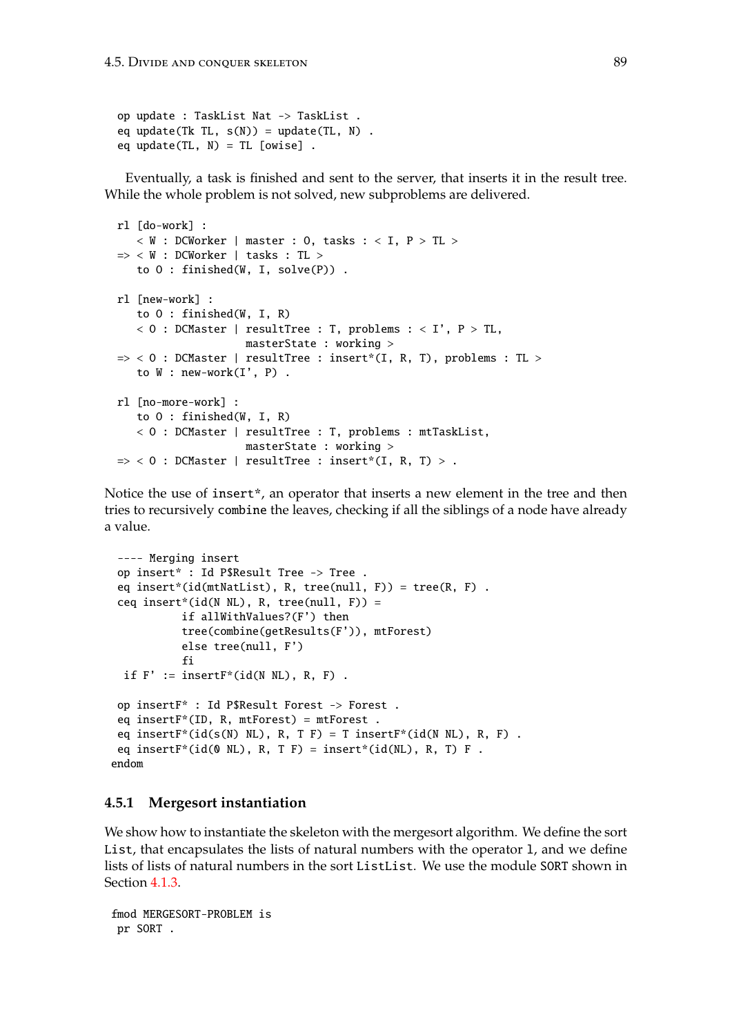```
op update : TaskList Nat -> TaskList .
eq update(Tk TL, s(N)) = update(TL, N) .
eq update(TL, N) = TL [owise] .
```

Eventually, a task is finished and sent to the server, that inserts it in the result tree. While the whole problem is not solved, new subproblems are delivered.

```
rl [do-work] :
   < W : DCWorker | master : O, tasks : < I, P > TL >
=> < W : DCWorker | tasks : TL >
   to O : finished(W, I, solve(P)) .

rl [new-work] :
   to O : finished(W, I, R)
   < O : DCMaster | resultTree : T, problems : < I', P > TL,
                    masterState : working >
=> < O : DCMaster | resultTree : insert*(I, R, T), problems : TL >
   to W : new-work(I', P) .

rl [no-more-work] :
   to O : finished(W, I, R)
   < O : DCMaster | resultTree : T, problems : mtTaskList,
                    masterState : working >
=> < O : DCMaster | resultTree : insert*(I, R, T) > .
```

Notice the use of `insert*`, an operator that inserts a new element in the tree and then tries to recursively `combine` the leaves, checking if all the siblings of a node have already a value.

```
 ---- Merging insert
 op insert* : Id P$Result Tree -> Tree .
 eq insert*(id(mtNatList), R, tree(null, F)) = tree(R, F) .
 ceq insert*(id(N NL), R, tree(null, F)) =
           if allWithValues?(F') then
           tree(combine(getResults(F')), mtForest)
           else tree(null, F')
           fi
  if F' := insertF*(id(N NL), R, F) .

 op insertF* : Id P$Result Forest -> Forest .
 eq insertF*(ID, R, mtForest) = mtForest .
 eq insertF*(id(s(N) NL), R, T F) = T insertF*(id(N NL), R, F) .
 eq insertF*(id(0 NL), R, T F) = insert*(id(NL), R, T) F .
endom
```

### 4.5.1 Mergesort instantiation

We show how to instantiate the skeleton with the mergesort algorithm. We define the sort `List`, that encapsulates the lists of natural numbers with the operator `l`, and we define lists of lists of natural numbers in the sort `ListList`. We use the module `SORT` shown in Section 4.1.3.

```
fmod MERGESORT-PROBLEM is
 pr SORT .
```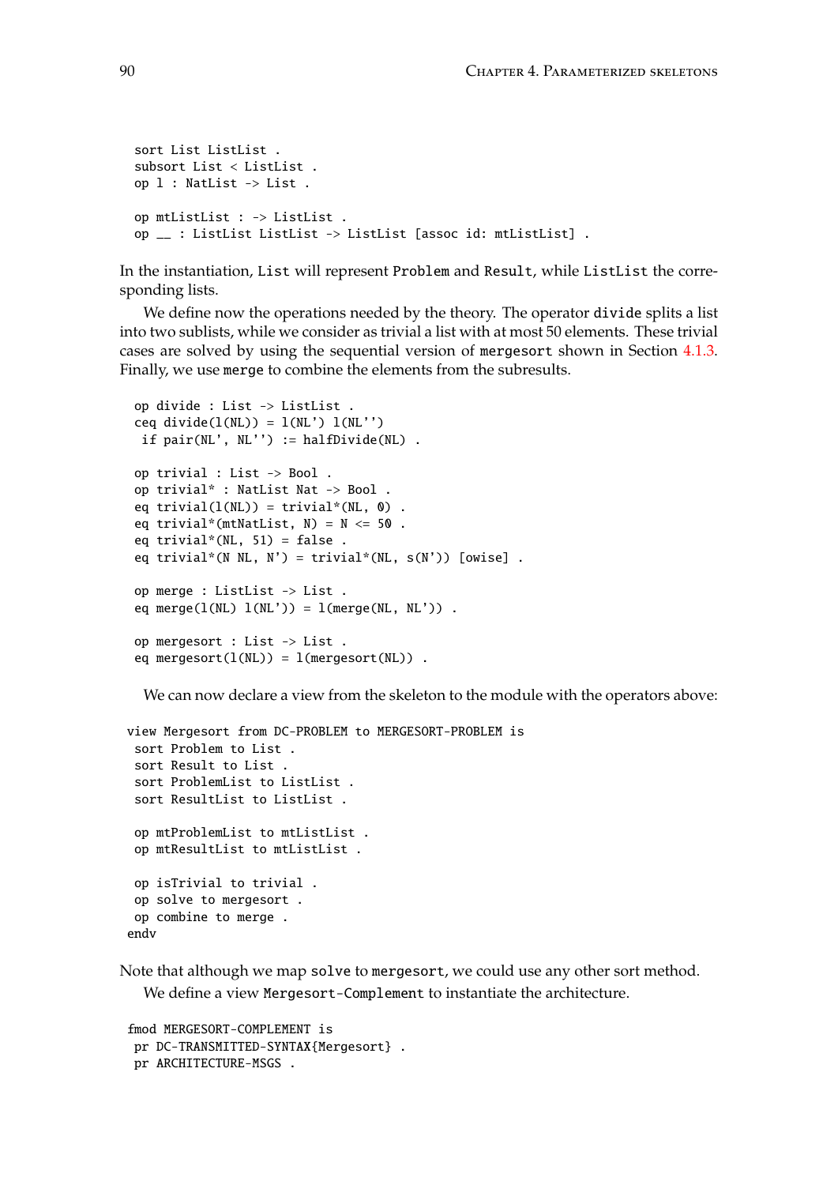```
sort List ListList .
subsort List < ListList .
op l : NatList -> List .

op mtListList : -> ListList .
op __ : ListList ListList -> ListList [assoc id: mtListList] .
```

In the instantiation, `List` will represent `Problem` and `Result`, while `ListList` the corresponding lists.

We define now the operations needed by the theory. The operator `divide` splits a list into two sublists, while we consider as trivial a list with at most 50 elements. These trivial cases are solved by using the sequential version of `mergesort` shown in Section 4.1.3. Finally, we use `merge` to combine the elements from the subresults.

```
op divide : List -> ListList .
ceq divide(l(NL)) = l(NL') l(NL'')
 if pair(NL', NL'') := halfDivide(NL) .

op trivial : List -> Bool .
op trivial* : NatList Nat -> Bool .
eq trivial(l(NL)) = trivial*(NL, 0) .
eq trivial*(mtNatList, N) = N <= 50 .
eq trivial*(NL, 51) = false .
eq trivial*(N NL, N') = trivial*(NL, s(N')) [owise] .

op merge : ListList -> List .
eq merge(l(NL) l(NL')) = l(merge(NL, NL')) .

op mergesort : List -> List .
eq mergesort(l(NL)) = l(mergesort(NL)) .
```

We can now declare a view from the skeleton to the module with the operators above:

```
view Mergesort from DC-PROBLEM to MERGESORT-PROBLEM is
 sort Problem to List .
 sort Result to List .
 sort ProblemList to ListList .
 sort ResultList to ListList .

 op mtProblemList to mtListList .
 op mtResultList to mtListList .

 op isTrivial to trivial .
 op solve to mergesort .
 op combine to merge .
endv
```

Note that although we map `solve` to `mergesort`, we could use any other sort method.

We define a view `Mergesort-Complement` to instantiate the architecture.

```
fmod MERGESORT-COMPLEMENT is
 pr DC-TRANSMITTED-SYNTAX{Mergesort} .
 pr ARCHITECTURE-MSGS .
```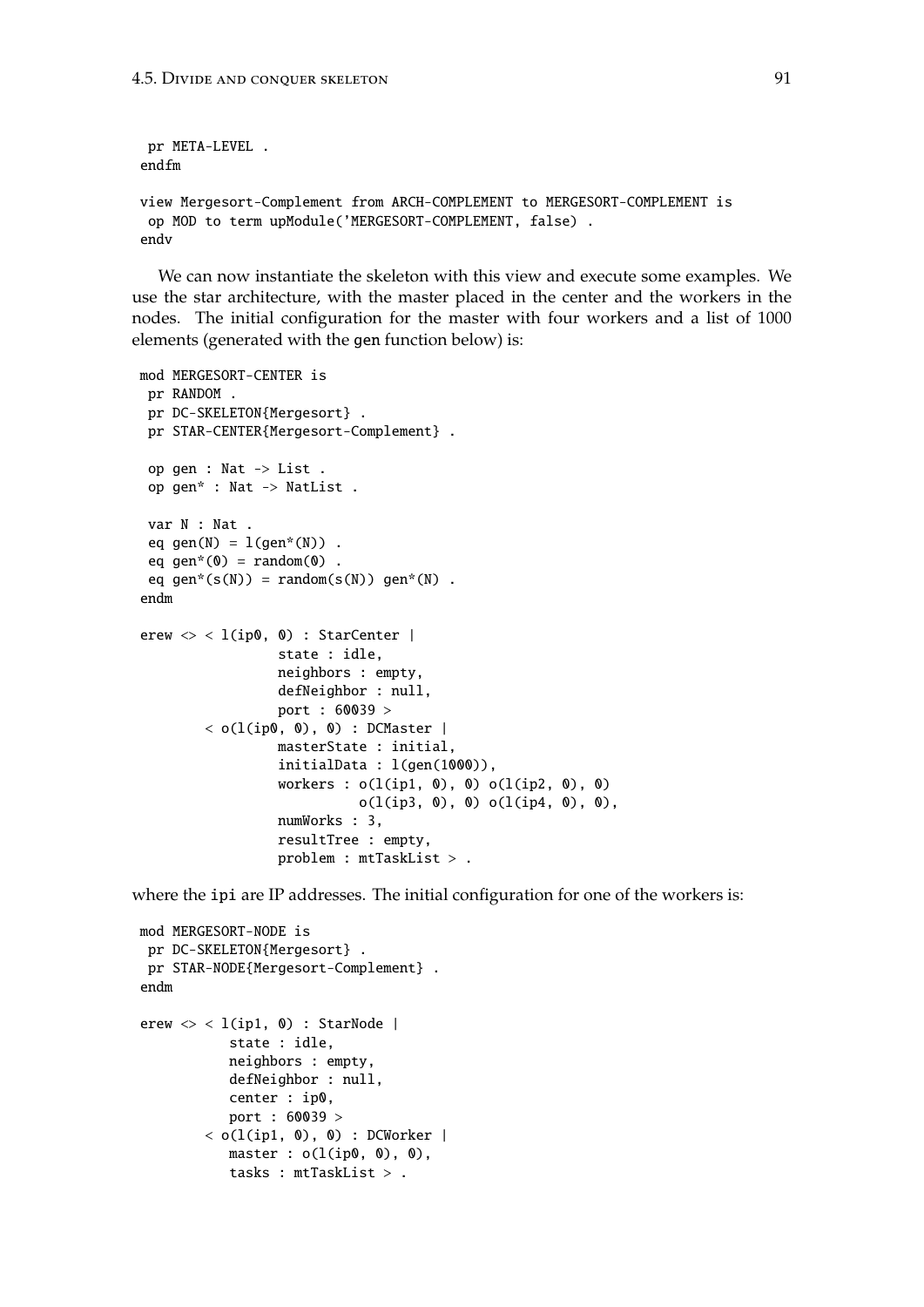```
 pr META-LEVEL .
endfm

view Mergesort-Complement from ARCH-COMPLEMENT to MERGESORT-COMPLEMENT is
 op MOD to term upModule('MERGESORT-COMPLEMENT, false) .
endv
```

We can now instantiate the skeleton with this view and execute some examples. We use the star architecture, with the master placed in the center and the workers in the nodes. The initial configuration for the master with four workers and a list of 1000 elements (generated with the gen function below) is:

```
mod MERGESORT-CENTER is
 pr RANDOM .
 pr DC-SKELETON{Mergesort} .
 pr STAR-CENTER{Mergesort-Complement} .

 op gen : Nat -> List .
 op gen* : Nat -> NatList .

 var N : Nat .
 eq gen(N) = l(gen*(N)) .
 eq gen*(0) = random(0) .
 eq gen*(s(N)) = random(s(N)) gen*(N) .
endm

erew <> < l(ip0, 0) : StarCenter |
                state : idle,
                neighbors : empty,
                defNeighbor : null,
                port : 60039 >
        < o(l(ip0, 0), 0) : DCMaster |
                masterState : initial,
                initialData : l(gen(1000)),
                workers : o(l(ip1, 0), 0) o(l(ip2, 0), 0)
                          o(l(ip3, 0), 0) o(l(ip4, 0), 0),
                numWorks : 3,
                resultTree : empty,
                problem : mtTaskList > .
```

where the ipi are IP addresses. The initial configuration for one of the workers is:

```
mod MERGESORT-NODE is
 pr DC-SKELETON{Mergesort} .
 pr STAR-NODE{Mergesort-Complement} .
endm

erew <> < l(ip1, 0) : StarNode |
           state : idle,
           neighbors : empty,
           defNeighbor : null,
           center : ip0,
           port : 60039 >
        < o(l(ip1, 0), 0) : DCWorker |
           master : o(l(ip0, 0), 0),
           tasks : mtTaskList > .
```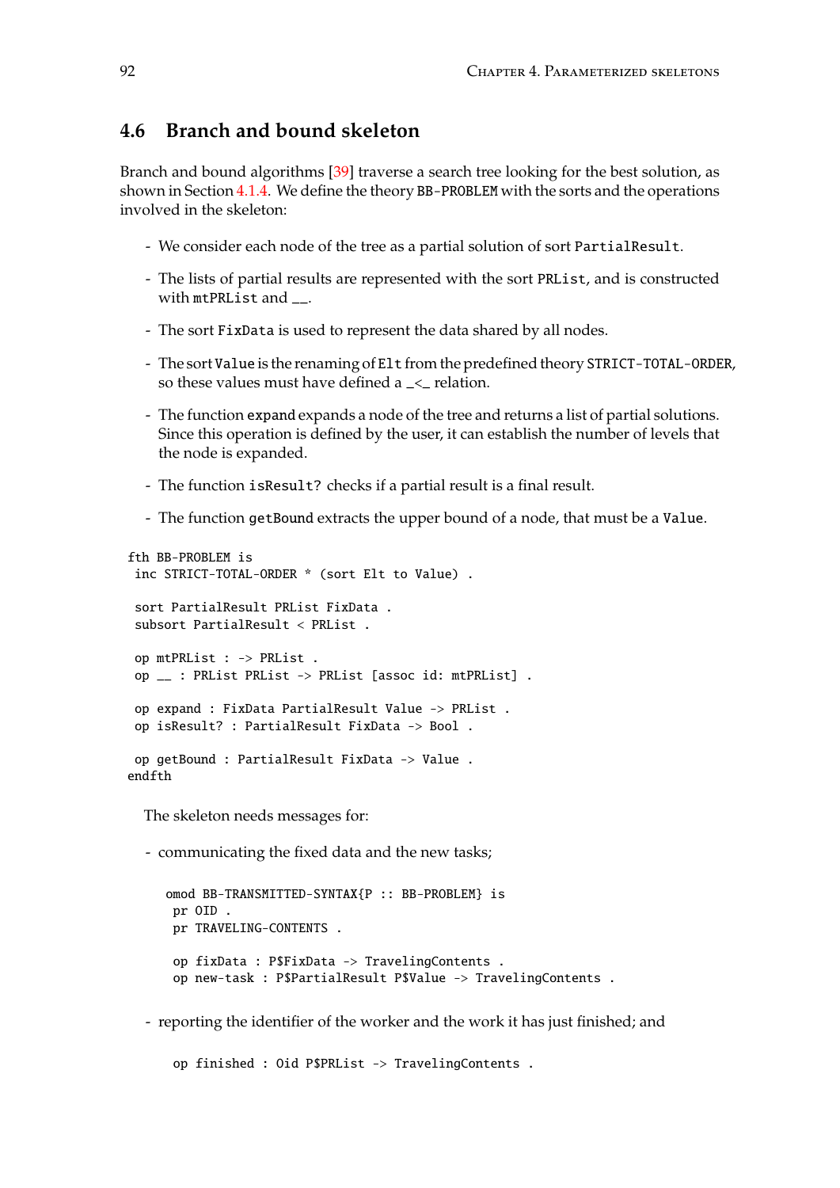## 4.6 Branch and bound skeleton

Branch and bound algorithms [39] traverse a search tree looking for the best solution, as shown in Section 4.1.4. We define the theory `BB-PROBLEM` with the sorts and the operations involved in the skeleton:

- We consider each node of the tree as a partial solution of sort `PartialResult`.
- The lists of partial results are represented with the sort `PRList`, and is constructed with `mtPRList` and `__`.
- The sort `FixData` is used to represent the data shared by all nodes.
- The sort `Value` is the renaming of `Elt` from the predefined theory `STRICT-TOTAL-ORDER`, so these values must have defined a `_<_` relation.
- The function `expand` expands a node of the tree and returns a list of partial solutions. Since this operation is defined by the user, it can establish the number of levels that the node is expanded.
- The function `isResult?` checks if a partial result is a final result.
- The function `getBound` extracts the upper bound of a node, that must be a `Value`.

```
fth BB-PROBLEM is
 inc STRICT-TOTAL-ORDER * (sort Elt to Value) .

 sort PartialResult PRList FixData .
 subsort PartialResult < PRList .

 op mtPRList : -> PRList .
 op __ : PRList PRList -> PRList [assoc id: mtPRList] .

 op expand : FixData PartialResult Value -> PRList .
 op isResult? : PartialResult FixData -> Bool .

 op getBound : PartialResult FixData -> Value .
endfth
```

The skeleton needs messages for:

- communicating the fixed data and the new tasks;

```
omod BB-TRANSMITTED-SYNTAX{P :: BB-PROBLEM} is
 pr OID .
 pr TRAVELING-CONTENTS .

 op fixData : P$FixData -> TravelingContents .
 op new-task : P$PartialResult P$Value -> TravelingContents .
```

- reporting the identifier of the worker and the work it has just finished; and

```
 op finished : Oid P$PRList -> TravelingContents .
```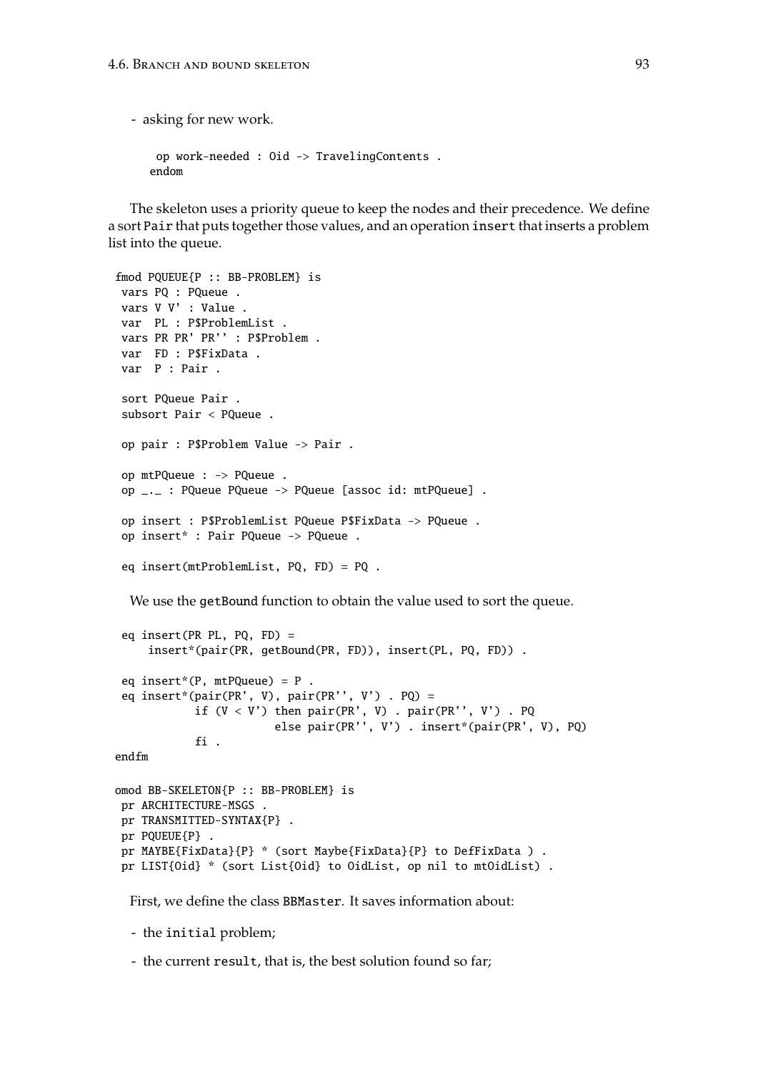- asking for new work.

```
 op work-needed : Oid -> TravelingContents .
endom
```

The skeleton uses a priority queue to keep the nodes and their precedence. We define a sort `Pair` that puts together those values, and an operation `insert` that inserts a problem list into the queue.

```
fmod PQUEUE{P :: BB-PROBLEM} is
 vars PQ : PQueue .
 vars V V' : Value .
 var  PL : P$ProblemList .
 vars PR PR' PR'' : P$Problem .
 var  FD : P$FixData .
 var  P : Pair .

 sort PQueue Pair .
 subsort Pair < PQueue .

 op pair : P$Problem Value -> Pair .

 op mtPQueue : -> PQueue .
 op _._ : PQueue PQueue -> PQueue [assoc id: mtPQueue] .

 op insert : P$ProblemList PQueue P$FixData -> PQueue .
 op insert* : Pair PQueue -> PQueue .

 eq insert(mtProblemList, PQ, FD) = PQ .
```

We use the `getBound` function to obtain the value used to sort the queue.

```
 eq insert(PR PL, PQ, FD) =
     insert*(pair(PR, getBound(PR, FD)), insert(PL, PQ, FD)) .

 eq insert*(P, mtPQueue) = P .
 eq insert*(pair(PR', V), pair(PR'', V') . PQ) =
            if (V < V') then pair(PR', V) . pair(PR'', V') . PQ
                        else pair(PR'', V') . insert*(pair(PR', V), PQ)
            fi .
endfm

omod BB-SKELETON{P :: BB-PROBLEM} is
 pr ARCHITECTURE-MSGS .
 pr TRANSMITTED-SYNTAX{P} .
 pr PQUEUE{P} .
 pr MAYBE{FixData}{P} * (sort Maybe{FixData}{P} to DefFixData ) .
 pr LIST{Oid} * (sort List{Oid} to OidList, op nil to mtOidList) .
```

First, we define the class `BBMaster`. It saves information about:

- the `initial` problem;

- the current `result`, that is, the best solution found so far;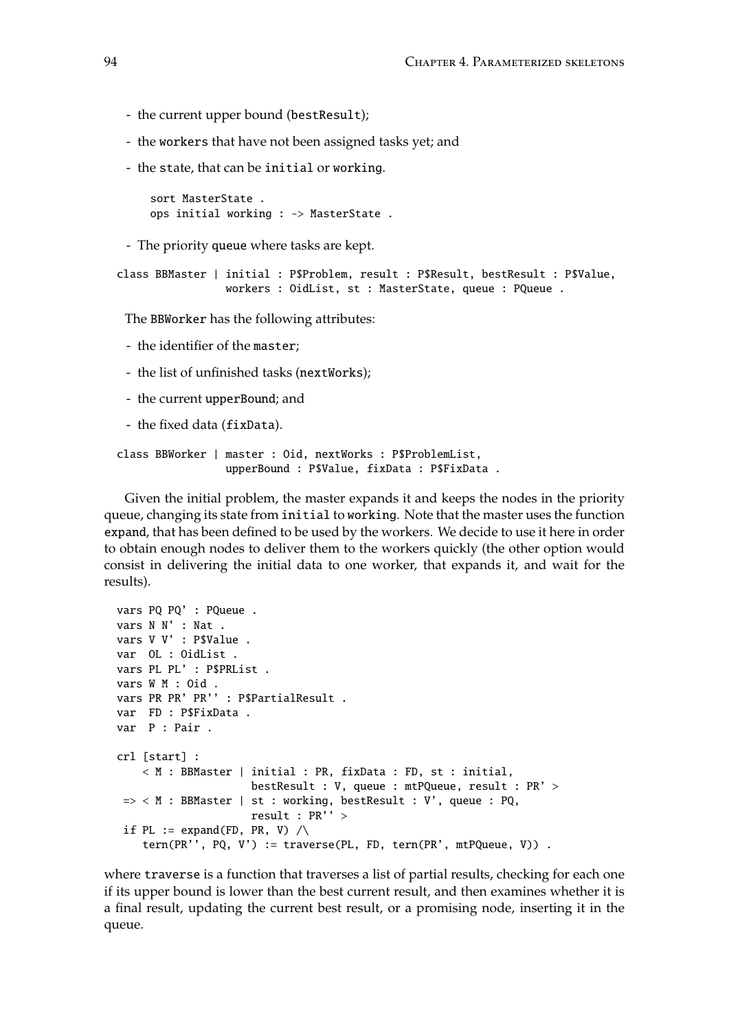- the current upper bound (bestResult);
- the workers that have not been assigned tasks yet; and
- the state, that can be initial or working.

```
sort MasterState .
ops initial working : -> MasterState .
```

- The priority queue where tasks are kept.

```
class BBMaster | initial : P$Problem, result : P$Result, bestResult : P$Value,
                 workers : OidList, st : MasterState, queue : PQueue .
```

The BBWorker has the following attributes:

- the identifier of the master;
- the list of unfinished tasks (nextWorks);
- the current upperBound; and
- the fixed data (fixData).

```
class BBWorker | master : Oid, nextWorks : P$ProblemList,
                 upperBound : P$Value, fixData : P$FixData .
```

Given the initial problem, the master expands it and keeps the nodes in the priority queue, changing its state from initial to working. Note that the master uses the function expand, that has been defined to be used by the workers. We decide to use it here in order to obtain enough nodes to deliver them to the workers quickly (the other option would consist in delivering the initial data to one worker, that expands it, and wait for the results).

```
vars PQ PQ' : PQueue .
vars N N' : Nat .
vars V V' : P$Value .
var  OL : OidList .
vars PL PL' : P$PRList .
vars W M : Oid .
vars PR PR' PR'' : P$PartialResult .
var  FD : P$FixData .
var  P : Pair .

crl [start] :
    < M : BBMaster | initial : PR, fixData : FD, st : initial,
                     bestResult : V, queue : mtPQueue, result : PR' >
 => < M : BBMaster | st : working, bestResult : V', queue : PQ,
                     result : PR'' >
 if PL := expand(FD, PR, V) /\
    tern(PR'', PQ, V') := traverse(PL, FD, tern(PR', mtPQueue, V)) .
```

where traverse is a function that traverses a list of partial results, checking for each one if its upper bound is lower than the best current result, and then examines whether it is a final result, updating the current best result, or a promising node, inserting it in the queue.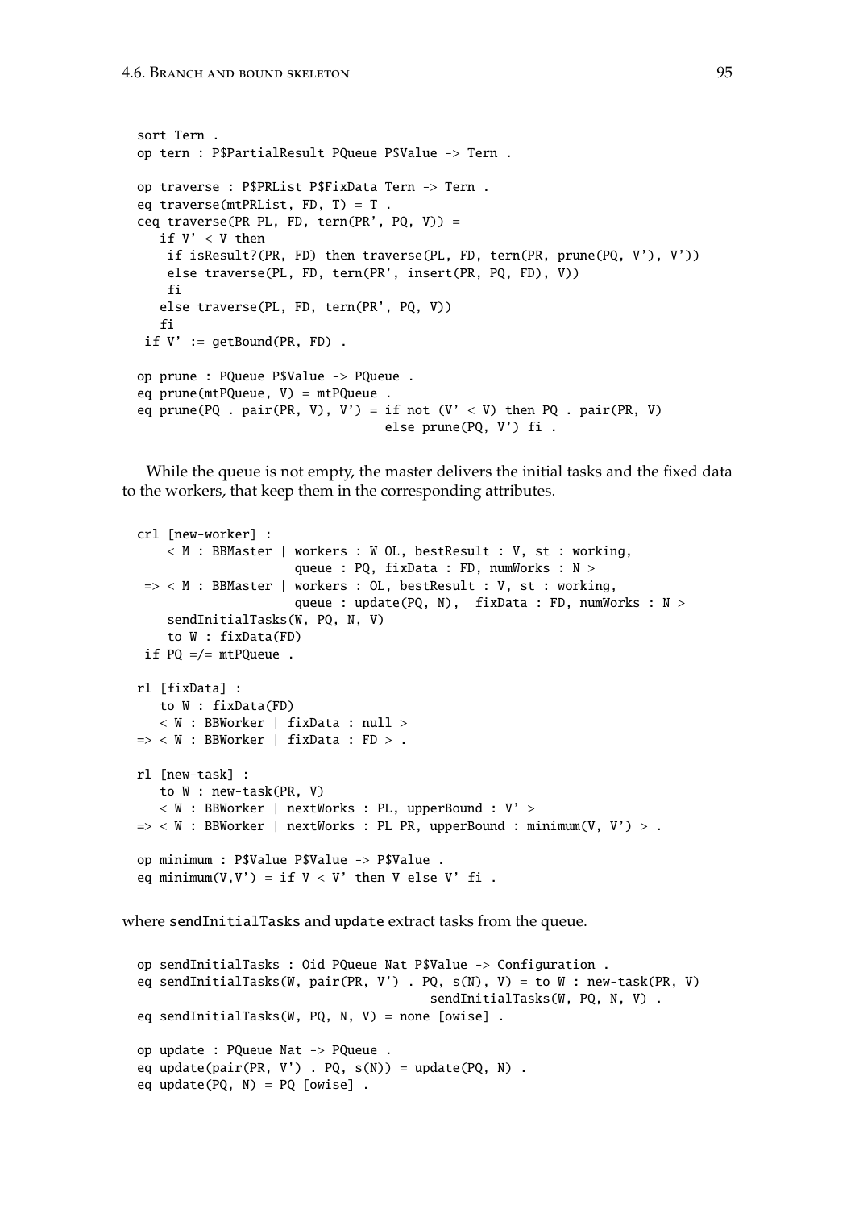```
sort Tern .
op tern : P$PartialResult PQueue P$Value -> Tern .

op traverse : P$PRList P$FixData Tern -> Tern .
eq traverse(mtPRList, FD, T) = T .
ceq traverse(PR PL, FD, tern(PR', PQ, V)) =
   if V' < V then
    if isResult?(PR, FD) then traverse(PL, FD, tern(PR, prune(PQ, V'), V'))
    else traverse(PL, FD, tern(PR', insert(PR, PQ, FD), V))
    fi
   else traverse(PL, FD, tern(PR', PQ, V))
   fi
 if V' := getBound(PR, FD) .

op prune : PQueue P$Value -> PQueue .
eq prune(mtPQueue, V) = mtPQueue .
eq prune(PQ . pair(PR, V), V') = if not (V' < V) then PQ . pair(PR, V)
                                 else prune(PQ, V') fi .
```

While the queue is not empty, the master delivers the initial tasks and the fixed data to the workers, that keep them in the corresponding attributes.

```
crl [new-worker] :
    < M : BBMaster | workers : W OL, bestResult : V, st : working,
                     queue : PQ, fixData : FD, numWorks : N >
 => < M : BBMaster | workers : OL, bestResult : V, st : working,
                     queue : update(PQ, N),  fixData : FD, numWorks : N >
    sendInitialTasks(W, PQ, N, V)
    to W : fixData(FD)
 if PQ =/= mtPQueue .

rl [fixData] :
   to W : fixData(FD)
   < W : BBWorker | fixData : null >
=> < W : BBWorker | fixData : FD > .

rl [new-task] :
   to W : new-task(PR, V)
   < W : BBWorker | nextWorks : PL, upperBound : V' >
=> < W : BBWorker | nextWorks : PL PR, upperBound : minimum(V, V') > .

op minimum : P$Value P$Value -> P$Value .
eq minimum(V,V') = if V < V' then V else V' fi .
```

where `sendInitialTasks` and `update` extract tasks from the queue.

```
op sendInitialTasks : Oid PQueue Nat P$Value -> Configuration .
eq sendInitialTasks(W, pair(PR, V') . PQ, s(N), V) = to W : new-task(PR, V)
                                       sendInitialTasks(W, PQ, N, V) .
eq sendInitialTasks(W, PQ, N, V) = none [owise] .

op update : PQueue Nat -> PQueue .
eq update(pair(PR, V') . PQ, s(N)) = update(PQ, N) .
eq update(PQ, N) = PQ [owise] .
```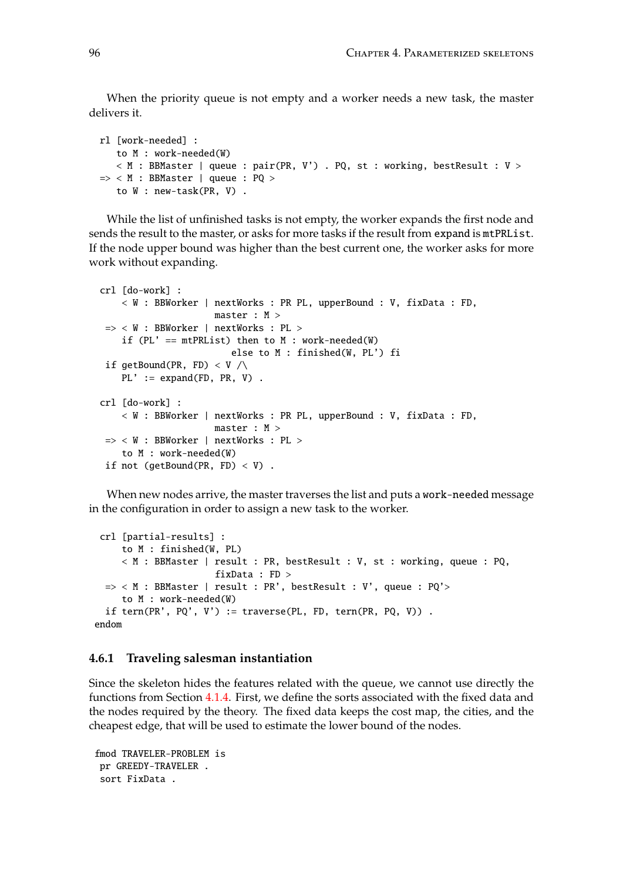When the priority queue is not empty and a worker needs a new task, the master delivers it.

```
 rl [work-needed] :
    to M : work-needed(W)
    < M : BBMaster | queue : pair(PR, V') . PQ, st : working, bestResult : V >
 => < M : BBMaster | queue : PQ >
    to W : new-task(PR, V) .
```

While the list of unfinished tasks is not empty, the worker expands the first node and sends the result to the master, or asks for more tasks if the result from `expand` is `mtPRList`. If the node upper bound was higher than the best current one, the worker asks for more work without expanding.

```
 crl [do-work] :
     < W : BBWorker | nextWorks : PR PL, upperBound : V, fixData : FD,
                      master : M >
  => < W : BBWorker | nextWorks : PL >
     if (PL' == mtPRList) then to M : work-needed(W)
                          else to M : finished(W, PL') fi
  if getBound(PR, FD) < V /\
     PL' := expand(FD, PR, V) .

 crl [do-work] :
     < W : BBWorker | nextWorks : PR PL, upperBound : V, fixData : FD,
                      master : M >
  => < W : BBWorker | nextWorks : PL >
     to M : work-needed(W)
  if not (getBound(PR, FD) < V) .
```

When new nodes arrive, the master traverses the list and puts a `work-needed` message in the configuration in order to assign a new task to the worker.

```
 crl [partial-results] :
     to M : finished(W, PL)
     < M : BBMaster | result : PR, bestResult : V, st : working, queue : PQ,
                      fixData : FD >
  => < M : BBMaster | result : PR', bestResult : V', queue : PQ'>
     to M : work-needed(W)
  if tern(PR', PQ', V') := traverse(PL, FD, tern(PR, PQ, V)) .
endom
```

### 4.6.1 Traveling salesman instantiation

Since the skeleton hides the features related with the queue, we cannot use directly the functions from Section 4.1.4. First, we define the sorts associated with the fixed data and the nodes required by the theory. The fixed data keeps the cost map, the cities, and the cheapest edge, that will be used to estimate the lower bound of the nodes.

```
fmod TRAVELER-PROBLEM is
 pr GREEDY-TRAVELER .
 sort FixData .
```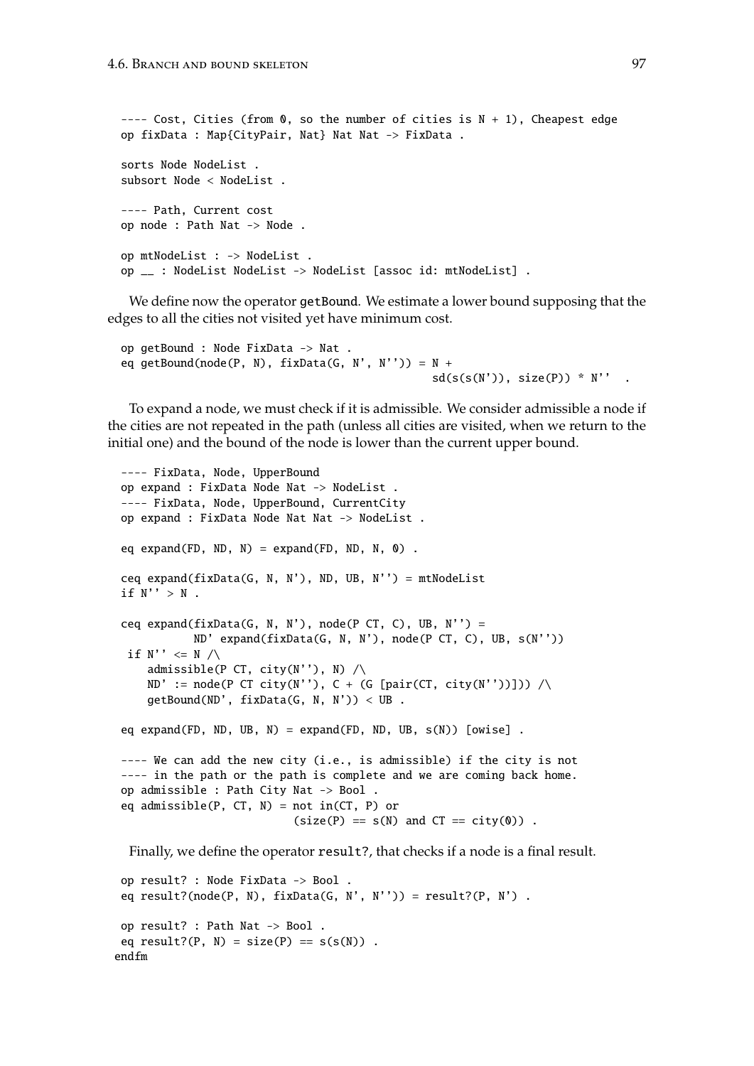```
---- Cost, Cities (from 0, so the number of cities is N + 1), Cheapest edge
op fixData : Map{CityPair, Nat} Nat Nat -> FixData .

sorts Node NodeList .
subsort Node < NodeList .

---- Path, Current cost
op node : Path Nat -> Node .

op mtNodeList : -> NodeList .
op __ : NodeList NodeList -> NodeList [assoc id: mtNodeList] .
```

We define now the operator `getBound`. We estimate a lower bound supposing that the edges to all the cities not visited yet have minimum cost.

```
op getBound : Node FixData -> Nat .
eq getBound(node(P, N), fixData(G, N', N'')) = N +
                                               sd(s(s(N')), size(P)) * N''  .
```

To expand a node, we must check if it is admissible. We consider admissible a node if the cities are not repeated in the path (unless all cities are visited, when we return to the initial one) and the bound of the node is lower than the current upper bound.

```
---- FixData, Node, UpperBound
op expand : FixData Node Nat -> NodeList .
---- FixData, Node, UpperBound, CurrentCity
op expand : FixData Node Nat Nat -> NodeList .

eq expand(FD, ND, N) = expand(FD, ND, N, 0) .

ceq expand(fixData(G, N, N'), ND, UB, N'') = mtNodeList
if N'' > N .

ceq expand(fixData(G, N, N'), node(P CT, C), UB, N'') =
          ND' expand(fixData(G, N, N'), node(P CT, C), UB, s(N''))
 if N'' <= N /\
    admissible(P CT, city(N''), N) /\
    ND' := node(P CT city(N''), C + (G [pair(CT, city(N''))])) /\
    getBound(ND', fixData(G, N, N')) < UB .

eq expand(FD, ND, UB, N) = expand(FD, ND, UB, s(N)) [owise] .

---- We can add the new city (i.e., is admissible) if the city is not
---- in the path or the path is complete and we are coming back home.
op admissible : Path City Nat -> Bool .
eq admissible(P, CT, N) = not in(CT, P) or
                          (size(P) == s(N) and CT == city(0)) .
```

Finally, we define the operator `result?`, that checks if a node is a final result.

```
op result? : Node FixData -> Bool .
eq result?(node(P, N), fixData(G, N', N'')) = result?(P, N') .

op result? : Path Nat -> Bool .
eq result?(P, N) = size(P) == s(s(N)) .
endfm
```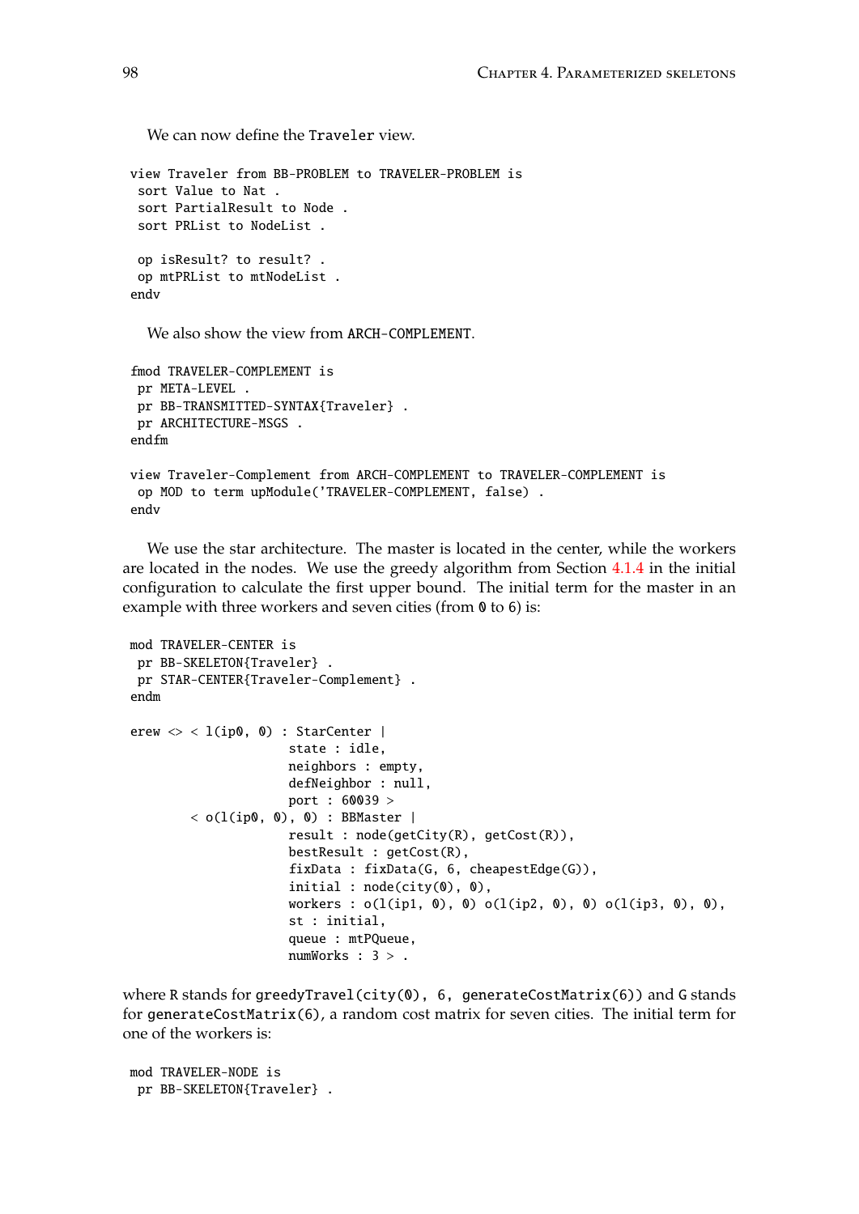We can now define the Traveler view.

```
view Traveler from BB-PROBLEM to TRAVELER-PROBLEM is
 sort Value to Nat .
 sort PartialResult to Node .
 sort PRList to NodeList .

 op isResult? to result? .
 op mtPRList to mtNodeList .
endv
```

We also show the view from ARCH-COMPLEMENT.

```
fmod TRAVELER-COMPLEMENT is
 pr META-LEVEL .
 pr BB-TRANSMITTED-SYNTAX{Traveler} .
 pr ARCHITECTURE-MSGS .
endfm

view Traveler-Complement from ARCH-COMPLEMENT to TRAVELER-COMPLEMENT is
 op MOD to term upModule('TRAVELER-COMPLEMENT, false) .
endv
```

We use the star architecture. The master is located in the center, while the workers are located in the nodes. We use the greedy algorithm from Section 4.1.4 in the initial configuration to calculate the first upper bound. The initial term for the master in an example with three workers and seven cities (from 0 to 6) is:

```
mod TRAVELER-CENTER is
 pr BB-SKELETON{Traveler} .
 pr STAR-CENTER{Traveler-Complement} .
endm

erew <> < l(ip0, 0) : StarCenter |
                     state : idle,
                     neighbors : empty,
                     defNeighbor : null,
                     port : 60039 >
        < o(l(ip0, 0), 0) : BBMaster |
                     result : node(getCity(R), getCost(R)),
                     bestResult : getCost(R),
                     fixData : fixData(G, 6, cheapestEdge(G)),
                     initial : node(city(0), 0),
                     workers : o(l(ip1, 0), 0) o(l(ip2, 0), 0) o(l(ip3, 0), 0),
                     st : initial,
                     queue : mtPQueue,
                     numWorks : 3 > .
```

where R stands for greedyTravel(city(0), 6, generateCostMatrix(6)) and G stands for generateCostMatrix(6), a random cost matrix for seven cities. The initial term for one of the workers is:

```
mod TRAVELER-NODE is
 pr BB-SKELETON{Traveler} .
```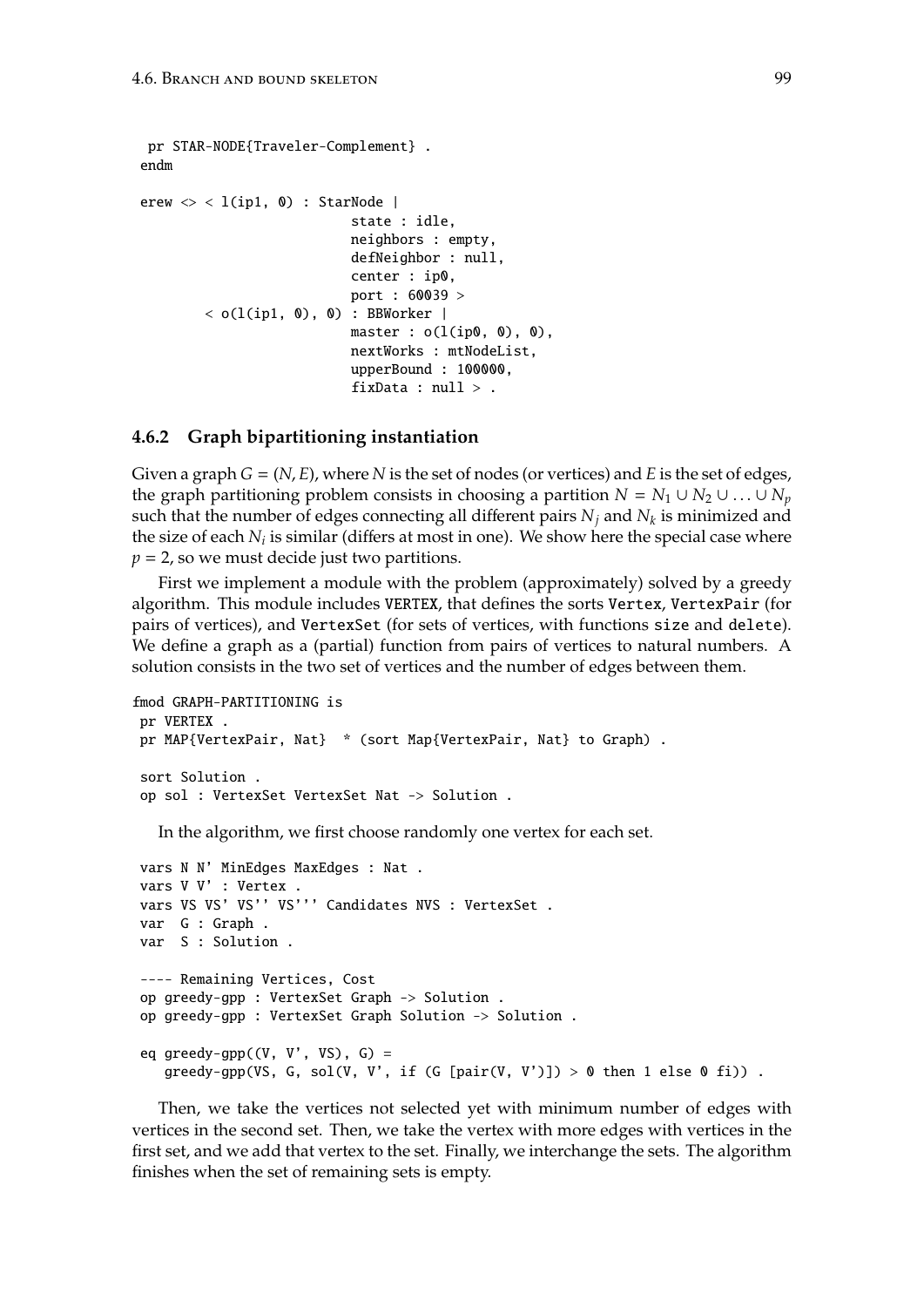```
  pr STAR-NODE{Traveler-Complement} .
 endm

 erew <> < l(ip1, 0) : StarNode |
                          state : idle,
                          neighbors : empty,
                          defNeighbor : null,
                          center : ip0,
                          port : 60039 >
         < o(l(ip1, 0), 0) : BBWorker |
                          master : o(l(ip0, 0), 0),
                          nextWorks : mtNodeList,
                          upperBound : 100000,
                          fixData : null > .
```

### 4.6.2 Graph bipartitioning instantiation

Given a graph $G = (N, E)$, where $N$ is the set of nodes (or vertices) and $E$ is the set of edges, the graph partitioning problem consists in choosing a partition $N = N_1 \cup N_2 \cup \ldots \cup N_p$ such that the number of edges connecting all different pairs $N_j$ and $N_k$ is minimized and the size of each $N_i$ is similar (differs at most in one). We show here the special case where $p = 2$, so we must decide just two partitions.

First we implement a module with the problem (approximately) solved by a greedy algorithm. This module includes VERTEX, that defines the sorts Vertex, VertexPair (for pairs of vertices), and VertexSet (for sets of vertices, with functions size and delete). We define a graph as a (partial) function from pairs of vertices to natural numbers. A solution consists in the two set of vertices and the number of edges between them.

```
fmod GRAPH-PARTITIONING is
 pr VERTEX .
 pr MAP{VertexPair, Nat}  * (sort Map{VertexPair, Nat} to Graph) .

 sort Solution .
 op sol : VertexSet VertexSet Nat -> Solution .
```

In the algorithm, we first choose randomly one vertex for each set.

```
 vars N N' MinEdges MaxEdges : Nat .
 vars V V' : Vertex .
 vars VS VS' VS'' VS''' Candidates NVS : VertexSet .
 var  G : Graph .
 var  S : Solution .

 ---- Remaining Vertices, Cost
 op greedy-gpp : VertexSet Graph -> Solution .
 op greedy-gpp : VertexSet Graph Solution -> Solution .

 eq greedy-gpp((V, V', VS), G) =
    greedy-gpp(VS, G, sol(V, V', if (G [pair(V, V')]) > 0 then 1 else 0 fi)) .
```

Then, we take the vertices not selected yet with minimum number of edges with vertices in the second set. Then, we take the vertex with more edges with vertices in the first set, and we add that vertex to the set. Finally, we interchange the sets. The algorithm finishes when the set of remaining sets is empty.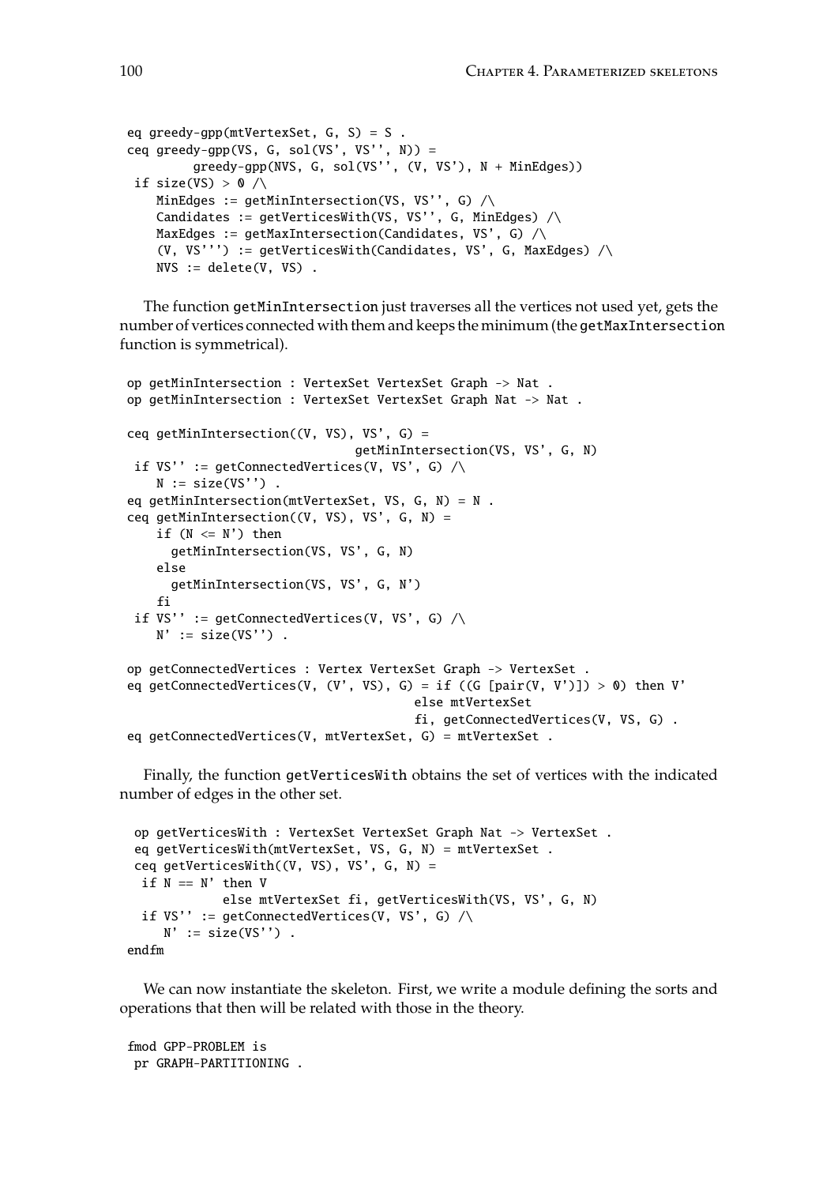```
eq greedy-gpp(mtVertexSet, G, S) = S .
ceq greedy-gpp(VS, G, sol(VS', VS'', N)) =
        greedy-gpp(NVS, G, sol(VS'', (V, VS'), N + MinEdges))
 if size(VS) > 0 /\
    MinEdges := getMinIntersection(VS, VS'', G) /\
    Candidates := getVerticesWith(VS, VS'', G, MinEdges) /\
    MaxEdges := getMaxIntersection(Candidates, VS', G) /\
    (V, VS''') := getVerticesWith(Candidates, VS', G, MaxEdges) /\
    NVS := delete(V, VS) .
```

The function getMinIntersection just traverses all the vertices not used yet, gets the number of vertices connected with them and keeps the minimum (the getMaxIntersection function is symmetrical).

```
op getMinIntersection : VertexSet VertexSet Graph -> Nat .
op getMinIntersection : VertexSet VertexSet Graph Nat -> Nat .

ceq getMinIntersection((V, VS), VS', G) =
                             getMinIntersection(VS, VS', G, N)
 if VS'' := getConnectedVertices(V, VS', G) /\
    N := size(VS'') .
eq getMinIntersection(mtVertexSet, VS, G, N) = N .
ceq getMinIntersection((V, VS), VS', G, N) =
    if (N <= N') then
      getMinIntersection(VS, VS', G, N)
    else
      getMinIntersection(VS, VS', G, N')
    fi
 if VS'' := getConnectedVertices(V, VS', G) /\
    N' := size(VS'') .

op getConnectedVertices : Vertex VertexSet Graph -> VertexSet .
eq getConnectedVertices(V, (V', VS), G) = if ((G [pair(V, V')]) > 0) then V'
                                   else mtVertexSet
                                   fi, getConnectedVertices(V, VS, G) .
eq getConnectedVertices(V, mtVertexSet, G) = mtVertexSet .
```

Finally, the function getVerticesWith obtains the set of vertices with the indicated number of edges in the other set.

```
 op getVerticesWith : VertexSet VertexSet Graph Nat -> VertexSet .
 eq getVerticesWith(mtVertexSet, VS, G, N) = mtVertexSet .
 ceq getVerticesWith((V, VS), VS', G, N) =
  if N == N' then V
           else mtVertexSet fi, getVerticesWith(VS, VS', G, N)
  if VS'' := getConnectedVertices(V, VS', G) /\
     N' := size(VS'') .
endfm
```

We can now instantiate the skeleton. First, we write a module defining the sorts and operations that then will be related with those in the theory.

```
fmod GPP-PROBLEM is
 pr GRAPH-PARTITIONING .
```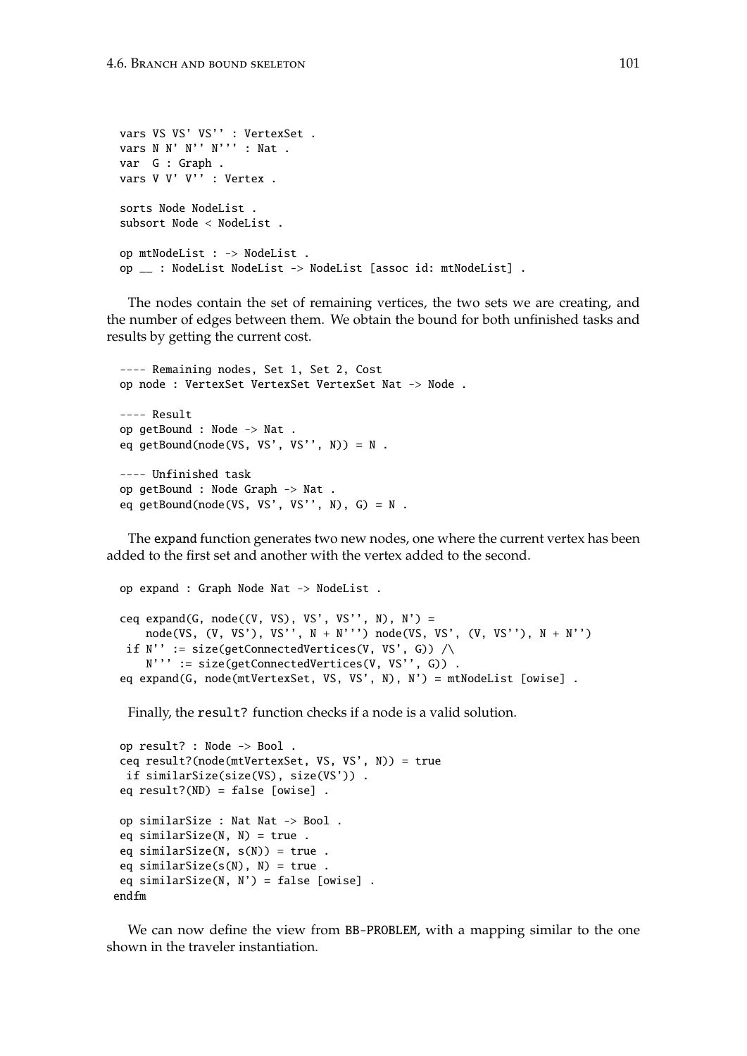```
  vars VS VS' VS'' : VertexSet .
  vars N N' N'' N''' : Nat .
  var  G : Graph .
  vars V V' V'' : Vertex .

  sorts Node NodeList .
  subsort Node < NodeList .

  op mtNodeList : -> NodeList .
  op __ : NodeList NodeList -> NodeList [assoc id: mtNodeList] .
```

The nodes contain the set of remaining vertices, the two sets we are creating, and the number of edges between them. We obtain the bound for both unfinished tasks and results by getting the current cost.

```
  ---- Remaining nodes, Set 1, Set 2, Cost
  op node : VertexSet VertexSet VertexSet Nat -> Node .

  ---- Result
  op getBound : Node -> Nat .
  eq getBound(node(VS, VS', VS'', N)) = N .

  ---- Unfinished task
  op getBound : Node Graph -> Nat .
  eq getBound(node(VS, VS', VS'', N), G) = N .
```

The expand function generates two new nodes, one where the current vertex has been added to the first set and another with the vertex added to the second.

```
  op expand : Graph Node Nat -> NodeList .

  ceq expand(G, node((V, VS), VS', VS'', N), N') =
      node(VS, (V, VS'), VS'', N + N''') node(VS, VS', (V, VS''), N + N'')
   if N'' := size(getConnectedVertices(V, VS', G)) /\
      N''' := size(getConnectedVertices(V, VS'', G)) .
  eq expand(G, node(mtVertexSet, VS, VS', N), N') = mtNodeList [owise] .
```

Finally, the `result?` function checks if a node is a valid solution.

```
  op result? : Node -> Bool .
  ceq result?(node(mtVertexSet, VS, VS', N)) = true
   if similarSize(size(VS), size(VS')) .
  eq result?(ND) = false [owise] .

  op similarSize : Nat Nat -> Bool .
  eq similarSize(N, N) = true .
  eq similarSize(N, s(N)) = true .
  eq similarSize(s(N), N) = true .
  eq similarSize(N, N') = false [owise] .
 endfm
```

We can now define the view from BB-PROBLEM, with a mapping similar to the one shown in the traveler instantiation.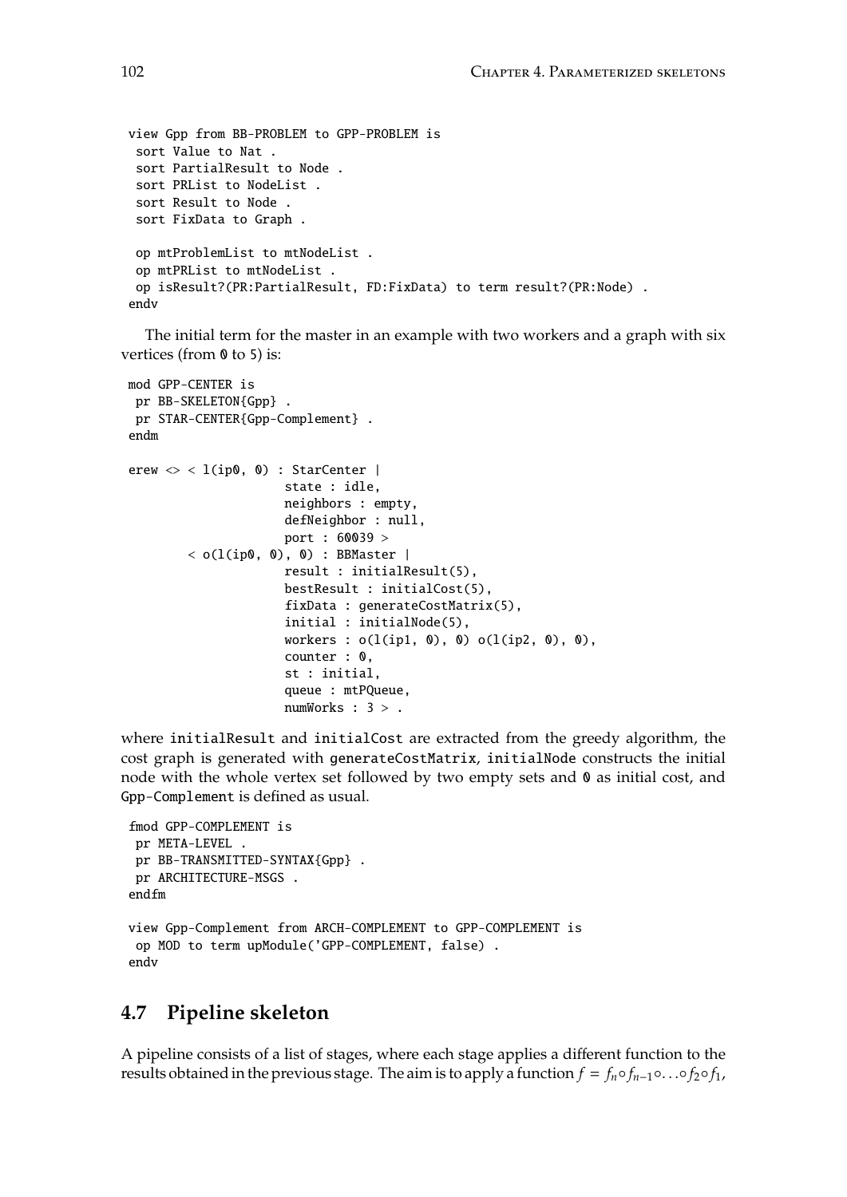```
view Gpp from BB-PROBLEM to GPP-PROBLEM is
 sort Value to Nat .
 sort PartialResult to Node .
 sort PRList to NodeList .
 sort Result to Node .
 sort FixData to Graph .

 op mtProblemList to mtNodeList .
 op mtPRList to mtNodeList .
 op isResult?(PR:PartialResult, FD:FixData) to term result?(PR:Node) .
endv
```

The initial term for the master in an example with two workers and a graph with six vertices (from 0 to 5) is:

```
mod GPP-CENTER is
 pr BB-SKELETON{Gpp} .
 pr STAR-CENTER{Gpp-Complement} .
endm

erew <> < l(ip0, 0) : StarCenter |
                     state : idle,
                     neighbors : empty,
                     defNeighbor : null,
                     port : 60039 >
        < o(l(ip0, 0), 0) : BBMaster |
                     result : initialResult(5),
                     bestResult : initialCost(5),
                     fixData : generateCostMatrix(5),
                     initial : initialNode(5),
                     workers : o(l(ip1, 0), 0) o(l(ip2, 0), 0),
                     counter : 0,
                     st : initial,
                     queue : mtPQueue,
                     numWorks : 3 > .
```

where `initialResult` and `initialCost` are extracted from the greedy algorithm, the cost graph is generated with `generateCostMatrix`, `initialNode` constructs the initial node with the whole vertex set followed by two empty sets and 0 as initial cost, and `Gpp-Complement` is defined as usual.

```
fmod GPP-COMPLEMENT is
 pr META-LEVEL .
 pr BB-TRANSMITTED-SYNTAX{Gpp} .
 pr ARCHITECTURE-MSGS .
endfm

view Gpp-Complement from ARCH-COMPLEMENT to GPP-COMPLEMENT is
 op MOD to term upModule('GPP-COMPLEMENT, false) .
endv
```

## 4.7 Pipeline skeleton

A pipeline consists of a list of stages, where each stage applies a different function to the results obtained in the previous stage. The aim is to apply a function $f = f_n \circ f_{n-1} \circ \ldots \circ f_2 \circ f_1$,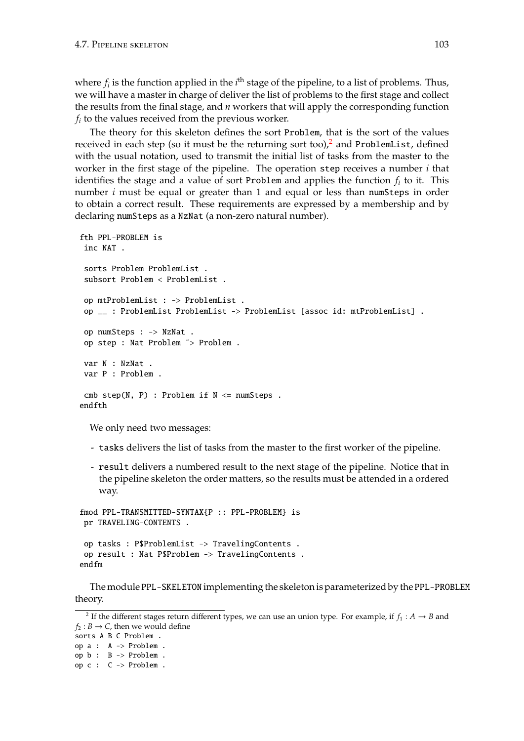where $f_i$ is the function applied in the $i^{\text{th}}$ stage of the pipeline, to a list of problems. Thus, we will have a master in charge of deliver the list of problems to the first stage and collect the results from the final stage, and $n$ workers that will apply the corresponding function $f_i$ to the values received from the previous worker.

The theory for this skeleton defines the sort Problem, that is the sort of the values received in each step (so it must be the returning sort too),[2] and ProblemList, defined with the usual notation, used to transmit the initial list of tasks from the master to the worker in the first stage of the pipeline. The operation step receives a number $i$ that identifies the stage and a value of sort Problem and applies the function $f_i$ to it. This number $i$ must be equal or greater than 1 and equal or less than numSteps in order to obtain a correct result. These requirements are expressed by a membership and by declaring numSteps as a NzNat (a non-zero natural number).

```
fth PPL-PROBLEM is
 inc NAT .

 sorts Problem ProblemList .
 subsort Problem < ProblemList .

 op mtProblemList : -> ProblemList .
 op __ : ProblemList ProblemList -> ProblemList [assoc id: mtProblemList] .

 op numSteps : -> NzNat .
 op step : Nat Problem ~> Problem .

 var N : NzNat .
 var P : Problem .

 cmb step(N, P) : Problem if N <= numSteps .
endfth
```

We only need two messages:

- tasks delivers the list of tasks from the master to the first worker of the pipeline.
- result delivers a numbered result to the next stage of the pipeline. Notice that in the pipeline skeleton the order matters, so the results must be attended in a ordered way.

```
fmod PPL-TRANSMITTED-SYNTAX{P :: PPL-PROBLEM} is
 pr TRAVELING-CONTENTS .

 op tasks : P$ProblemList -> TravelingContents .
 op result : Nat P$Problem -> TravelingContents .
endfm
```

The module PPL-SKELETON implementing the skeleton is parameterized by the PPL-PROBLEM theory.

[2] If the different stages return different types, we can use an union type. For example, if $f_1 : A \rightarrow B$ and $f_2 : B \rightarrow C$, then we would define

```
sorts A B C Problem .
op a :  A -> Problem .
op b :  B -> Problem .
op c :  C -> Problem .
```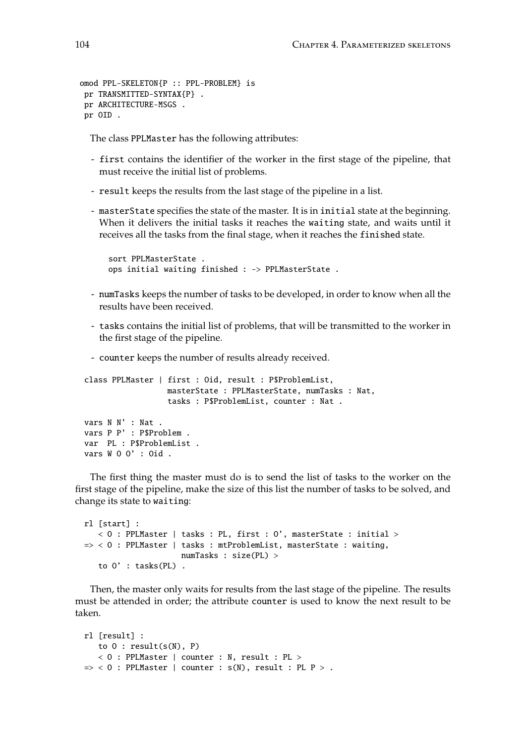```
omod PPL-SKELETON{P :: PPL-PROBLEM} is
 pr TRANSMITTED-SYNTAX{P} .
 pr ARCHITECTURE-MSGS .
 pr OID .
```

The class PPLMaster has the following attributes:

- first contains the identifier of the worker in the first stage of the pipeline, that must receive the initial list of problems.
- result keeps the results from the last stage of the pipeline in a list.
- masterState specifies the state of the master. It is in initial state at the beginning. When it delivers the initial tasks it reaches the waiting state, and waits until it receives all the tasks from the final stage, when it reaches the finished state.

```
sort PPLMasterState .
ops initial waiting finished : -> PPLMasterState .
```

- numTasks keeps the number of tasks to be developed, in order to know when all the results have been received.
- tasks contains the initial list of problems, that will be transmitted to the worker in the first stage of the pipeline.
- counter keeps the number of results already received.

```
class PPLMaster | first : Oid, result : P$ProblemList,
                  masterState : PPLMasterState, numTasks : Nat,
                  tasks : P$ProblemList, counter : Nat .

vars N N' : Nat .
vars P P' : P$Problem .
var  PL : P$ProblemList .
vars W O O' : Oid .
```

The first thing the master must do is to send the list of tasks to the worker on the first stage of the pipeline, make the size of this list the number of tasks to be solved, and change its state to waiting:

```
rl [start] :
   < O : PPLMaster | tasks : PL, first : O', masterState : initial >
=> < O : PPLMaster | tasks : PL, masterState : waiting,
                     numTasks : size(PL) >
   to O' : tasks(PL) .
```

Then, the master only waits for results from the last stage of the pipeline. The results must be attended in order; the attribute counter is used to know the next result to be taken.

```
rl [result] :
   to O : result(s(N), P)
   < O : PPLMaster | counter : N, result : PL >
=> < O : PPLMaster | counter : s(N), result : PL P > .
```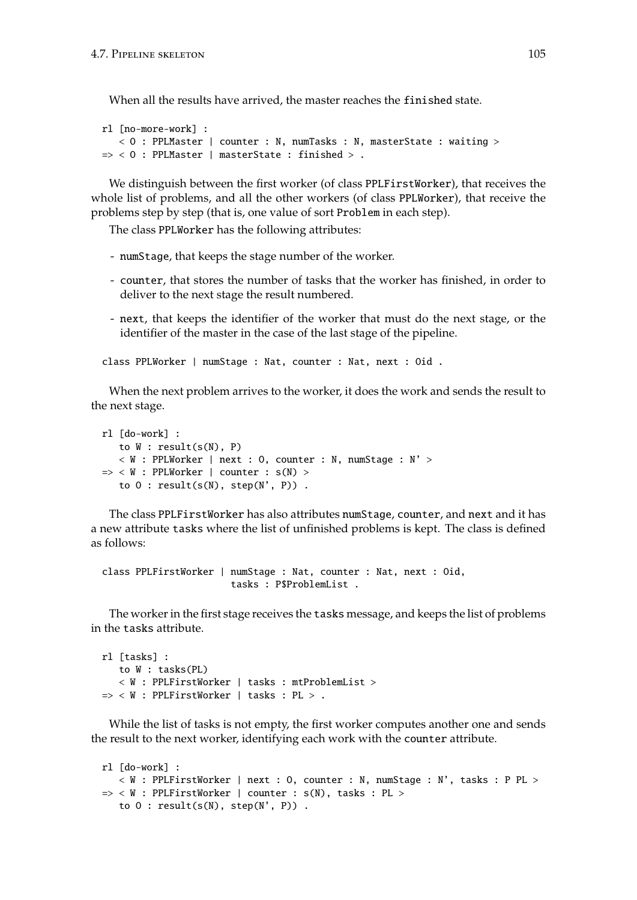When all the results have arrived, the master reaches the finished state.

```
rl [no-more-work] :
   < O : PPLMaster | counter : N, numTasks : N, masterState : waiting >
=> < O : PPLMaster | masterState : finished > .
```

We distinguish between the first worker (of class PPLFirstWorker), that receives the whole list of problems, and all the other workers (of class PPLWorker), that receive the problems step by step (that is, one value of sort Problem in each step).

The class PPLWorker has the following attributes:

- numStage, that keeps the stage number of the worker.
- counter, that stores the number of tasks that the worker has finished, in order to deliver to the next stage the result numbered.
- next, that keeps the identifier of the worker that must do the next stage, or the identifier of the master in the case of the last stage of the pipeline.

```
class PPLWorker | numStage : Nat, counter : Nat, next : Oid .
```

When the next problem arrives to the worker, it does the work and sends the result to the next stage.

```
rl [do-work] :
   to W : result(s(N), P)
   < W : PPLWorker | next : O, counter : N, numStage : N' >
=> < W : PPLWorker | counter : s(N) >
   to O : result(s(N), step(N', P)) .
```

The class PPLFirstWorker has also attributes numStage, counter, and next and it has a new attribute tasks where the list of unfinished problems is kept. The class is defined as follows:

```
class PPLFirstWorker | numStage : Nat, counter : Nat, next : Oid,
                       tasks : P$ProblemList .
```

The worker in the first stage receives the tasks message, and keeps the list of problems in the tasks attribute.

```
rl [tasks] :
   to W : tasks(PL)
   < W : PPLFirstWorker | tasks : mtProblemList >
=> < W : PPLFirstWorker | tasks : PL > .
```

While the list of tasks is not empty, the first worker computes another one and sends the result to the next worker, identifying each work with the counter attribute.

```
rl [do-work] :
   < W : PPLFirstWorker | next : O, counter : N, numStage : N', tasks : P PL >
=> < W : PPLFirstWorker | counter : s(N), tasks : PL >
   to O : result(s(N), step(N', P)) .
```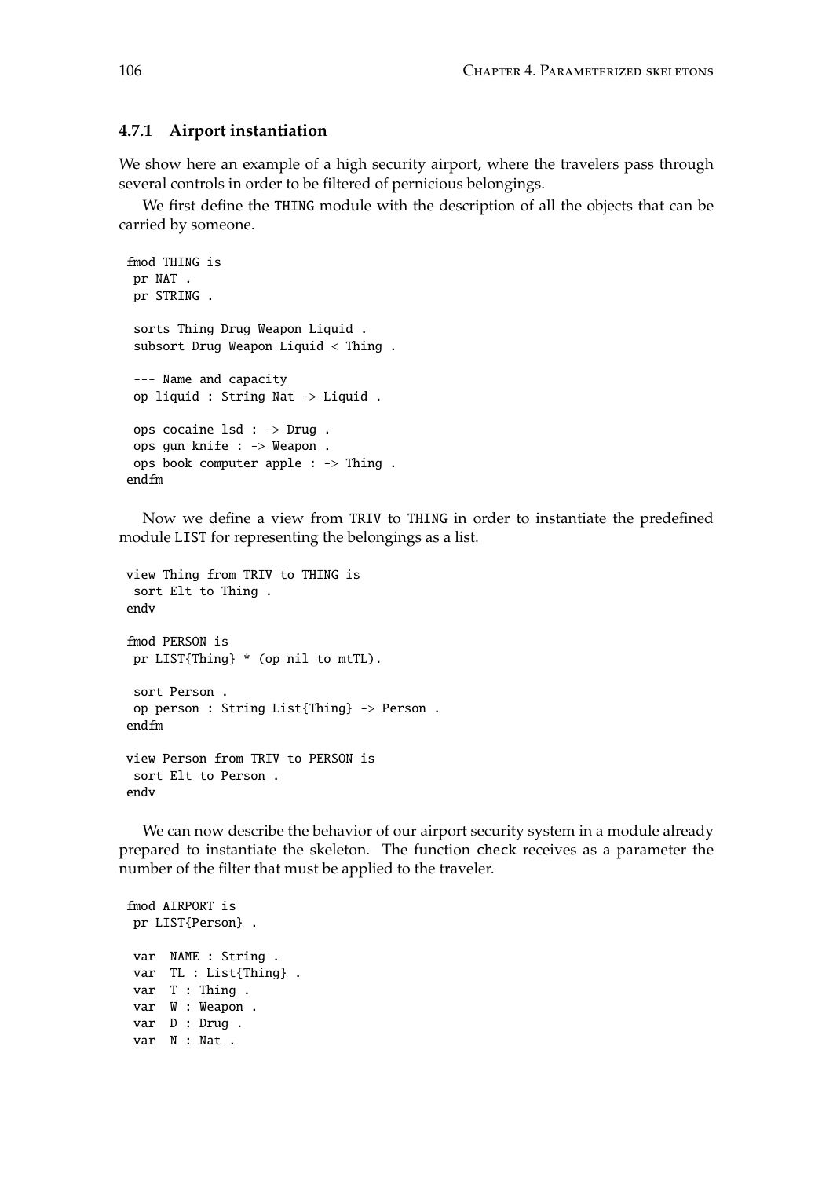### 4.7.1 Airport instantiation

We show here an example of a high security airport, where the travelers pass through several controls in order to be filtered of pernicious belongings.

We first define the THING module with the description of all the objects that can be carried by someone.

```
fmod THING is
 pr NAT .
 pr STRING .

 sorts Thing Drug Weapon Liquid .
 subsort Drug Weapon Liquid < Thing .

 --- Name and capacity
 op liquid : String Nat -> Liquid .

 ops cocaine lsd : -> Drug .
 ops gun knife : -> Weapon .
 ops book computer apple : -> Thing .
endfm
```

Now we define a view from TRIV to THING in order to instantiate the predefined module LIST for representing the belongings as a list.

```
view Thing from TRIV to THING is
 sort Elt to Thing .
endv

fmod PERSON is
 pr LIST{Thing} * (op nil to mtTL).

 sort Person .
 op person : String List{Thing} -> Person .
endfm

view Person from TRIV to PERSON is
 sort Elt to Person .
endv
```

We can now describe the behavior of our airport security system in a module already prepared to instantiate the skeleton. The function check receives as a parameter the number of the filter that must be applied to the traveler.

```
fmod AIRPORT is
 pr LIST{Person} .

 var  NAME : String .
 var  TL : List{Thing} .
 var  T : Thing .
 var  W : Weapon .
 var  D : Drug .
 var  N : Nat .
```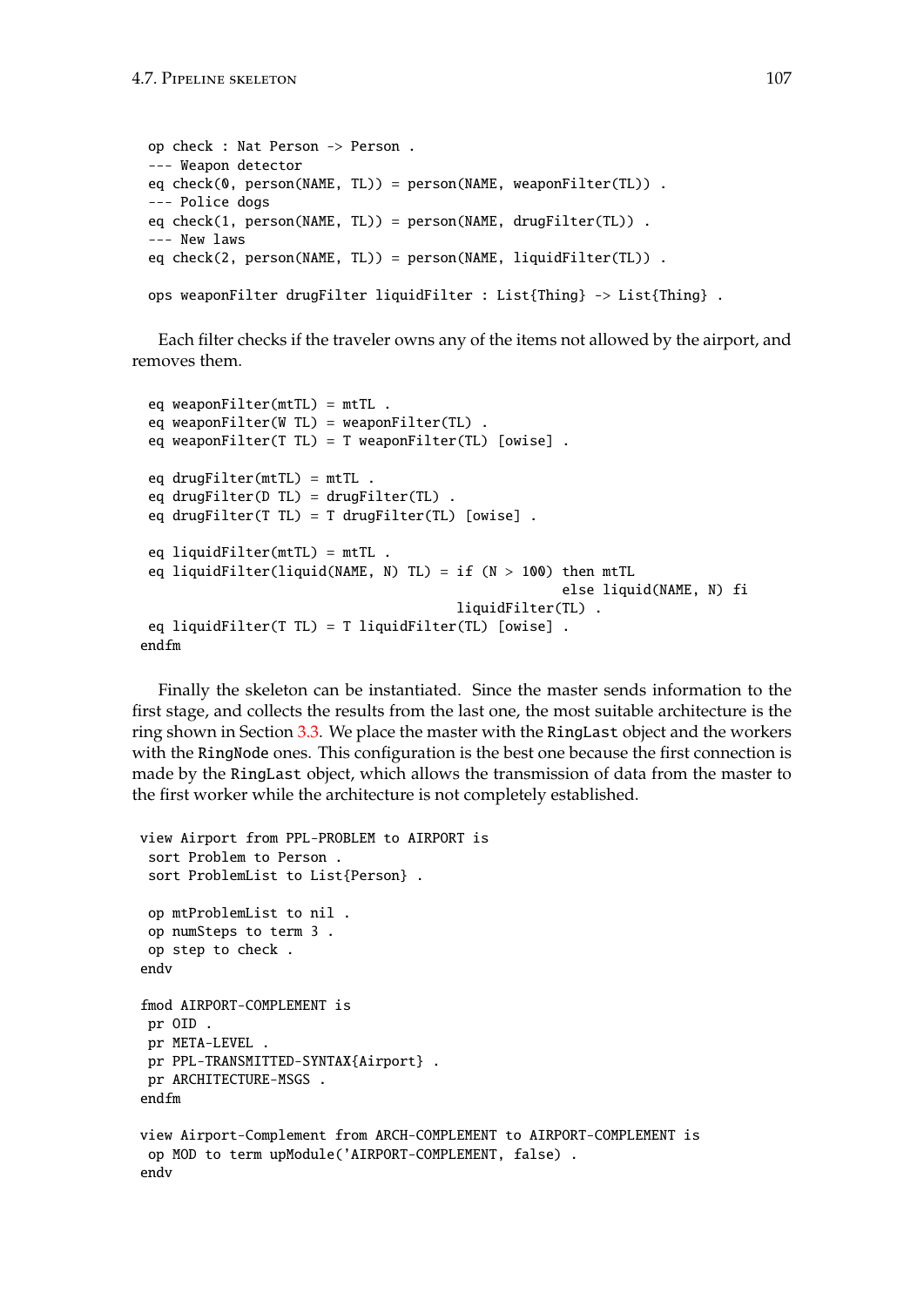```
 op check : Nat Person -> Person .
 --- Weapon detector
 eq check(0, person(NAME, TL)) = person(NAME, weaponFilter(TL)) .
 --- Police dogs
 eq check(1, person(NAME, TL)) = person(NAME, drugFilter(TL)) .
 --- New laws
 eq check(2, person(NAME, TL)) = person(NAME, liquidFilter(TL)) .

 ops weaponFilter drugFilter liquidFilter : List{Thing} -> List{Thing} .
```

Each filter checks if the traveler owns any of the items not allowed by the airport, and removes them.

```
 eq weaponFilter(mtTL) = mtTL .
 eq weaponFilter(W TL) = weaponFilter(TL) .
 eq weaponFilter(T TL) = T weaponFilter(TL) [owise] .

 eq drugFilter(mtTL) = mtTL .
 eq drugFilter(D TL) = drugFilter(TL) .
 eq drugFilter(T TL) = T drugFilter(TL) [owise] .

 eq liquidFilter(mtTL) = mtTL .
 eq liquidFilter(liquid(NAME, N) TL) = if (N > 100) then mtTL
                                                    else liquid(NAME, N) fi
                                       liquidFilter(TL) .
 eq liquidFilter(T TL) = T liquidFilter(TL) [owise] .
endfm
```

Finally the skeleton can be instantiated. Since the master sends information to the first stage, and collects the results from the last one, the most suitable architecture is the ring shown in Section 3.3. We place the master with the `RingLast` object and the workers with the `RingNode` ones. This configuration is the best one because the first connection is made by the `RingLast` object, which allows the transmission of data from the master to the first worker while the architecture is not completely established.

```
view Airport from PPL-PROBLEM to AIRPORT is
 sort Problem to Person .
 sort ProblemList to List{Person} .

 op mtProblemList to nil .
 op numSteps to term 3 .
 op step to check .
endv

fmod AIRPORT-COMPLEMENT is
 pr OID .
 pr META-LEVEL .
 pr PPL-TRANSMITTED-SYNTAX{Airport} .
 pr ARCHITECTURE-MSGS .
endfm

view Airport-Complement from ARCH-COMPLEMENT to AIRPORT-COMPLEMENT is
 op MOD to term upModule('AIRPORT-COMPLEMENT, false) .
endv
```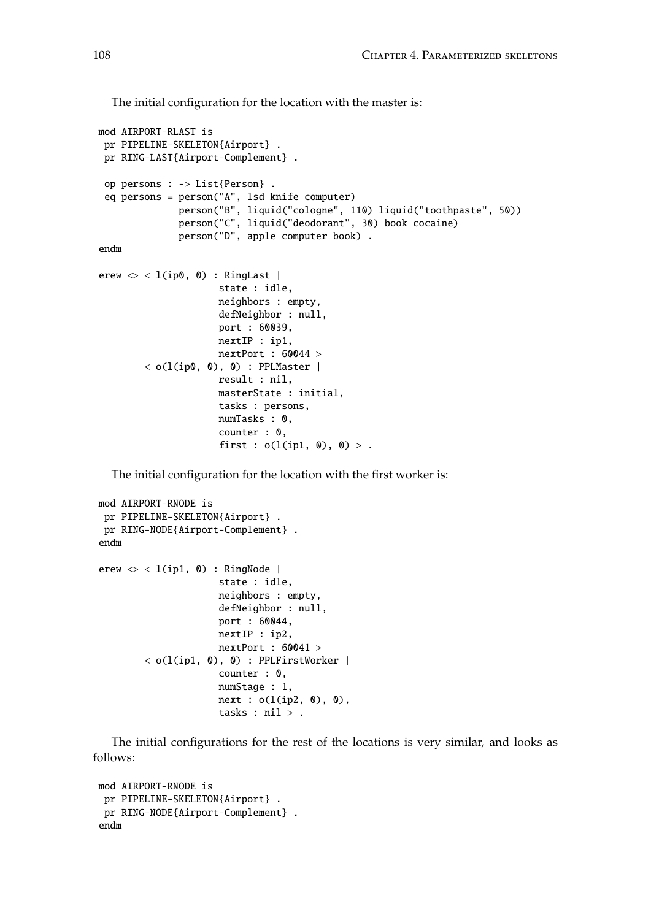The initial configuration for the location with the master is:

```
mod AIRPORT-RLAST is
 pr PIPELINE-SKELETON{Airport} .
 pr RING-LAST{Airport-Complement} .

 op persons : -> List{Person} .
 eq persons = person("A", lsd knife computer)
              person("B", liquid("cologne", 110) liquid("toothpaste", 50))
              person("C", liquid("deodorant", 30) book cocaine)
              person("D", apple computer book) .
endm

erew <> < l(ip0, 0) : RingLast |
                    state : idle,
                    neighbors : empty,
                    defNeighbor : null,
                    port : 60039,
                    nextIP : ip1,
                    nextPort : 60044 >
        < o(l(ip0, 0), 0) : PPLMaster |
                    result : nil,
                    masterState : initial,
                    tasks : persons,
                    numTasks : 0,
                    counter : 0,
                    first : o(l(ip1, 0), 0) > .
```

The initial configuration for the location with the first worker is:

```
mod AIRPORT-RNODE is
 pr PIPELINE-SKELETON{Airport} .
 pr RING-NODE{Airport-Complement} .
endm

erew <> < l(ip1, 0) : RingNode |
                    state : idle,
                    neighbors : empty,
                    defNeighbor : null,
                    port : 60044,
                    nextIP : ip2,
                    nextPort : 60041 >
        < o(l(ip1, 0), 0) : PPLFirstWorker |
                    counter : 0,
                    numStage : 1,
                    next : o(l(ip2, 0), 0),
                    tasks : nil > .
```

The initial configurations for the rest of the locations is very similar, and looks as follows:

```
mod AIRPORT-RNODE is
 pr PIPELINE-SKELETON{Airport} .
 pr RING-NODE{Airport-Complement} .
endm
```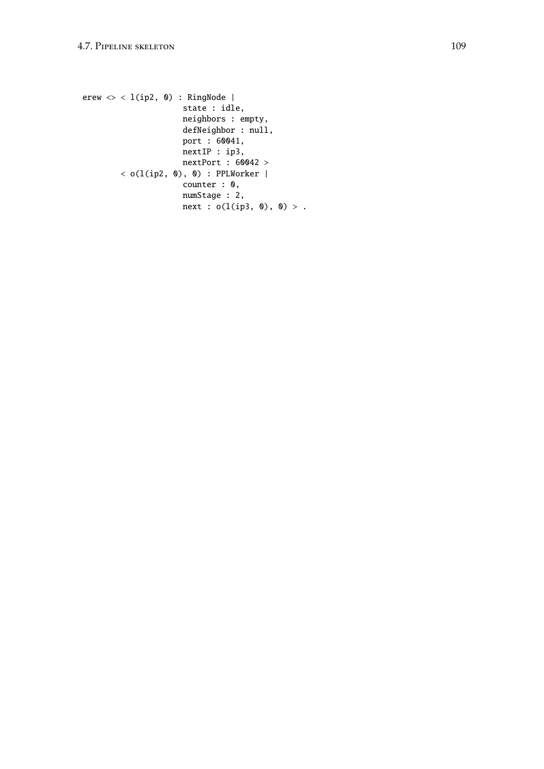```
erew <> < l(ip2, 0) : RingNode |
                    state : idle,
                    neighbors : empty,
                    defNeighbor : null,
                    port : 60041,
                    nextIP : ip3,
                    nextPort : 60042 >
        < o(l(ip2, 0), 0) : PPLWorker |
                    counter : 0,
                    numStage : 2,
                    next : o(l(ip3, 0), 0) > .
```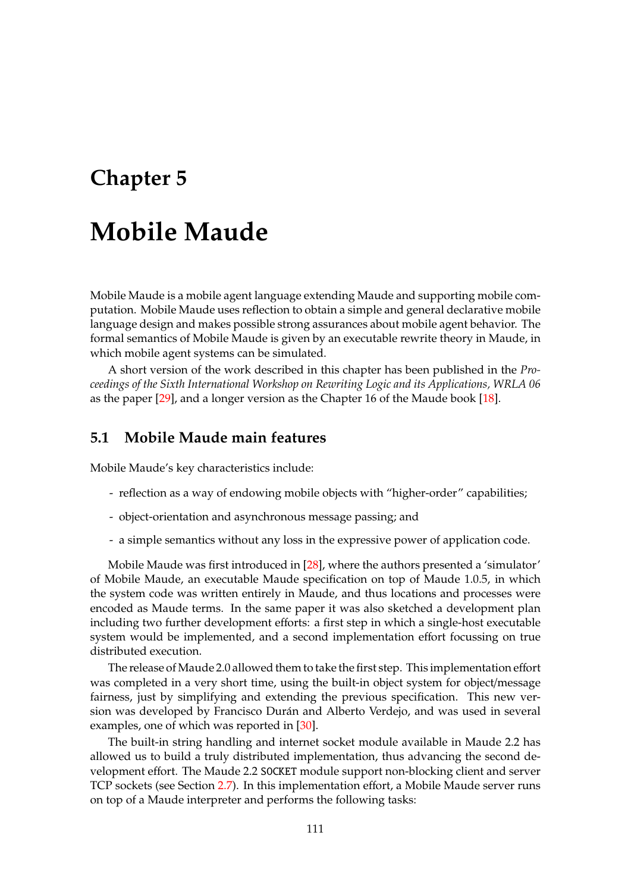# Chapter 5

# Mobile Maude

Mobile Maude is a mobile agent language extending Maude and supporting mobile computation. Mobile Maude uses reflection to obtain a simple and general declarative mobile language design and makes possible strong assurances about mobile agent behavior. The formal semantics of Mobile Maude is given by an executable rewrite theory in Maude, in which mobile agent systems can be simulated.

A short version of the work described in this chapter has been published in the *Proceedings of the Sixth International Workshop on Rewriting Logic and its Applications, WRLA 06* as the paper [29], and a longer version as the Chapter 16 of the Maude book [18].

## 5.1 Mobile Maude main features

Mobile Maude's key characteristics include:

- reflection as a way of endowing mobile objects with "higher-order" capabilities;
- object-orientation and asynchronous message passing; and
- a simple semantics without any loss in the expressive power of application code.

Mobile Maude was first introduced in [28], where the authors presented a 'simulator' of Mobile Maude, an executable Maude specification on top of Maude 1.0.5, in which the system code was written entirely in Maude, and thus locations and processes were encoded as Maude terms. In the same paper it was also sketched a development plan including two further development efforts: a first step in which a single-host executable system would be implemented, and a second implementation effort focussing on true distributed execution.

The release of Maude 2.0 allowed them to take the first step. This implementation effort was completed in a very short time, using the built-in object system for object/message fairness, just by simplifying and extending the previous specification. This new version was developed by Francisco Durán and Alberto Verdejo, and was used in several examples, one of which was reported in [30].

The built-in string handling and internet socket module available in Maude 2.2 has allowed us to build a truly distributed implementation, thus advancing the second development effort. The Maude 2.2 `SOCKET` module support non-blocking client and server TCP sockets (see Section 2.7). In this implementation effort, a Mobile Maude server runs on top of a Maude interpreter and performs the following tasks: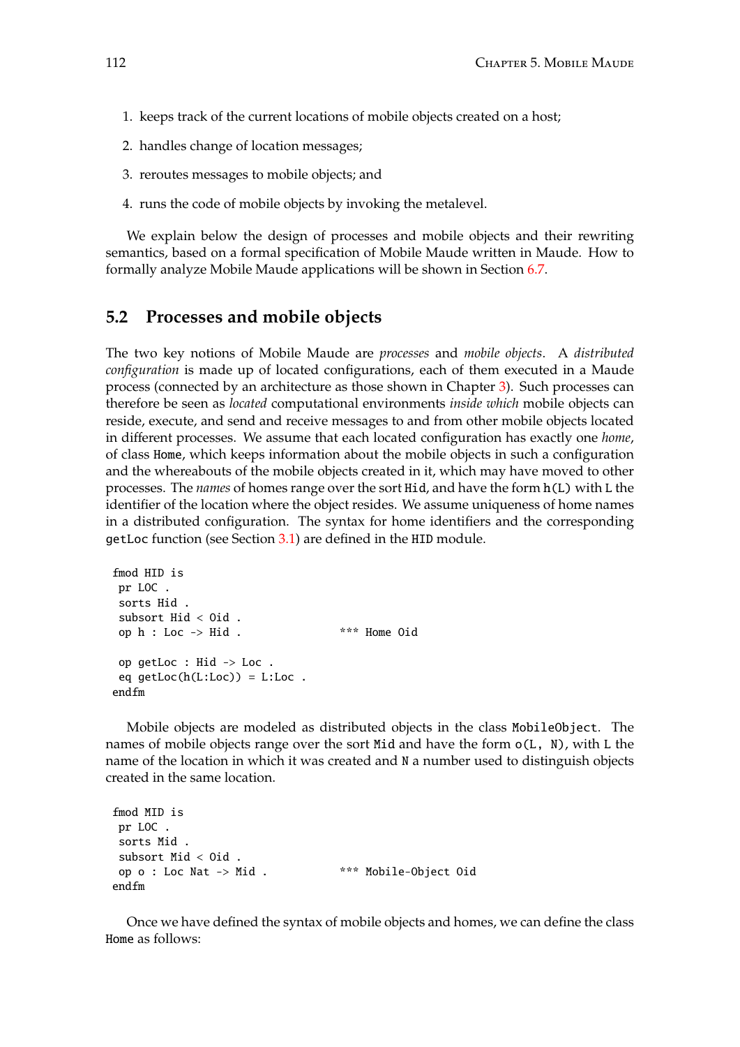1. keeps track of the current locations of mobile objects created on a host;
2. handles change of location messages;
3. reroutes messages to mobile objects; and
4. runs the code of mobile objects by invoking the metalevel.

We explain below the design of processes and mobile objects and their rewriting semantics, based on a formal specification of Mobile Maude written in Maude. How to formally analyze Mobile Maude applications will be shown in Section 6.7.

## 5.2 Processes and mobile objects

The two key notions of Mobile Maude are *processes* and *mobile objects*. A *distributed configuration* is made up of located configurations, each of them executed in a Maude process (connected by an architecture as those shown in Chapter 3). Such processes can therefore be seen as *located* computational environments *inside which* mobile objects can reside, execute, and send and receive messages to and from other mobile objects located in different processes. We assume that each located configuration has exactly one *home*, of class `Home`, which keeps information about the mobile objects in such a configuration and the whereabouts of the mobile objects created in it, which may have moved to other processes. The *names* of homes range over the sort `Hid`, and have the form `h(L)` with `L` the identifier of the location where the object resides. We assume uniqueness of home names in a distributed configuration. The syntax for home identifiers and the corresponding `getLoc` function (see Section 3.1) are defined in the `HID` module.

```
fmod HID is
 pr LOC .
 sorts Hid .
 subsort Hid < Oid .
 op h : Loc -> Hid .              *** Home Oid

 op getLoc : Hid -> Loc .
 eq getLoc(h(L:Loc)) = L:Loc .
endfm
```

Mobile objects are modeled as distributed objects in the class `MobileObject`. The names of mobile objects range over the sort `Mid` and have the form `o(L, N)`, with `L` the name of the location in which it was created and `N` a number used to distinguish objects created in the same location.

```
fmod MID is
 pr LOC .
 sorts Mid .
 subsort Mid < Oid .
 op o : Loc Nat -> Mid .          *** Mobile-Object Oid
endfm
```

Once we have defined the syntax of mobile objects and homes, we can define the class `Home` as follows: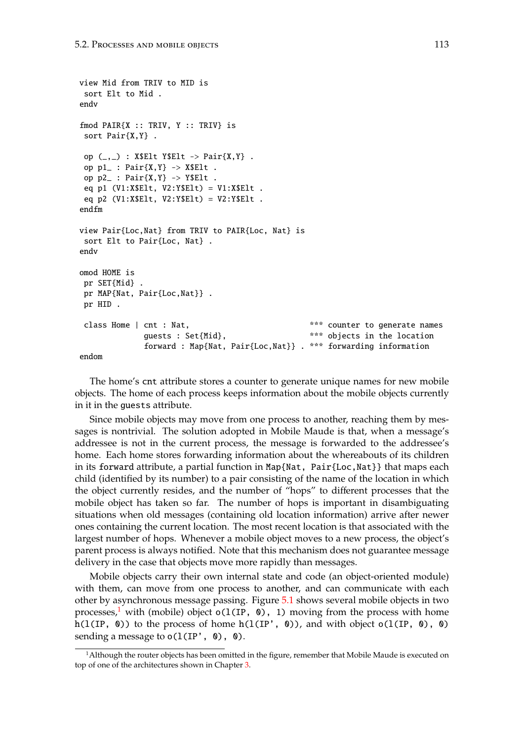```
view Mid from TRIV to MID is
 sort Elt to Mid .
endv

fmod PAIR{X :: TRIV, Y :: TRIV} is
 sort Pair{X,Y} .

 op (_,_) : X$Elt Y$Elt -> Pair{X,Y} .
 op p1_ : Pair{X,Y} -> X$Elt .
 op p2_ : Pair{X,Y} -> Y$Elt .
 eq p1 (V1:X$Elt, V2:Y$Elt) = V1:X$Elt .
 eq p2 (V1:X$Elt, V2:Y$Elt) = V2:Y$Elt .
endfm

view Pair{Loc,Nat} from TRIV to PAIR{Loc, Nat} is
 sort Elt to Pair{Loc, Nat} .
endv

omod HOME is
 pr SET{Mid} .
 pr MAP{Nat, Pair{Loc,Nat}} .
 pr HID .

 class Home | cnt : Nat,                           *** counter to generate names
              guests : Set{Mid},                   *** objects in the location
              forward : Map{Nat, Pair{Loc,Nat}} .  *** forwarding information
endom
```

The home's `cnt` attribute stores a counter to generate unique names for new mobile objects. The home of each process keeps information about the mobile objects currently in it in the `guests` attribute.

Since mobile objects may move from one process to another, reaching them by messages is nontrivial. The solution adopted in Mobile Maude is that, when a message's addressee is not in the current process, the message is forwarded to the addressee's home. Each home stores forwarding information about the whereabouts of its children in its `forward` attribute, a partial function in `Map{Nat, Pair{Loc,Nat}}` that maps each child (identified by its number) to a pair consisting of the name of the location in which the object currently resides, and the number of "hops" to different processes that the mobile object has taken so far. The number of hops is important in disambiguating situations when old messages (containing old location information) arrive after newer ones containing the current location. The most recent location is that associated with the largest number of hops. Whenever a mobile object moves to a new process, the object's parent process is always notified. Note that this mechanism does not guarantee message delivery in the case that objects move more rapidly than messages.

Mobile objects carry their own internal state and code (an object-oriented module) with them, can move from one process to another, and can communicate with each other by asynchronous message passing. Figure 5.1 shows several mobile objects in two processes,[1] with (mobile) object `o(l(IP, 0), 1)` moving from the process with home `h(l(IP, 0))` to the process of home `h(l(IP', 0))`, and with object `o(l(IP, 0), 0)` sending a message to `o(l(IP', 0), 0)`.

[1] Although the router objects has been omitted in the figure, remember that Mobile Maude is executed on top of one of the architectures shown in Chapter 3.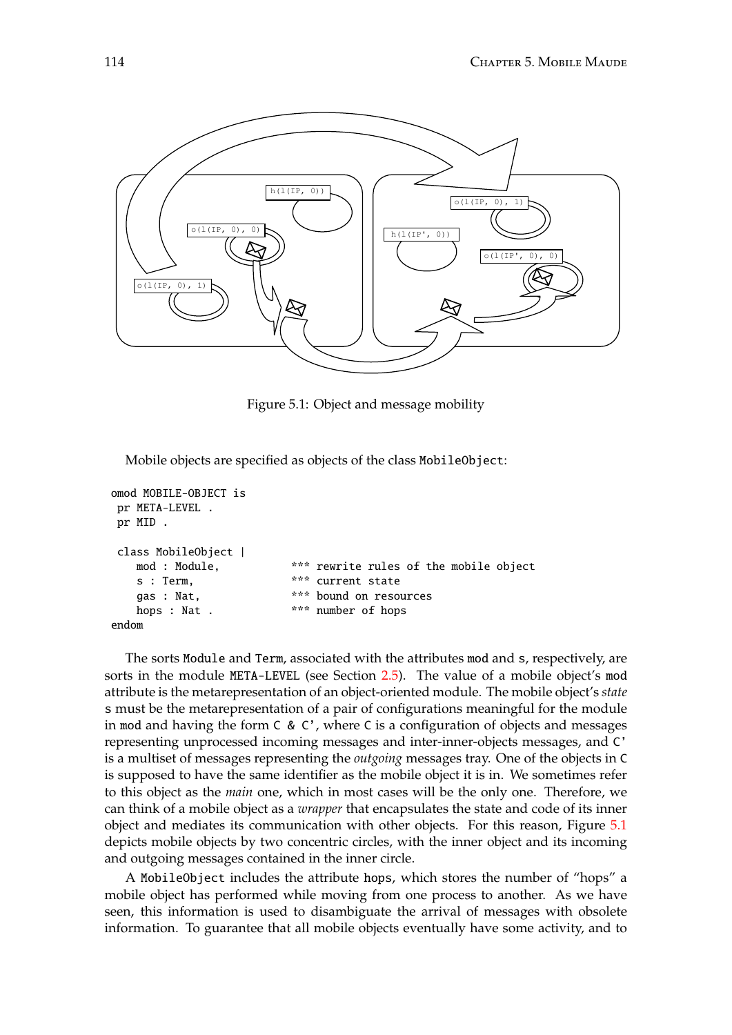Figure 5.1: Object and message mobility

Mobile objects are specified as objects of the class `MobileObject`:

```
omod MOBILE-OBJECT is
 pr META-LEVEL .
 pr MID .

 class MobileObject |
    mod : Module,          *** rewrite rules of the mobile object
    s : Term,              *** current state
    gas : Nat,             *** bound on resources
    hops : Nat .           *** number of hops
endom
```

The sorts `Module` and `Term`, associated with the attributes `mod` and `s`, respectively, are sorts in the module `META-LEVEL` (see Section 2.5). The value of a mobile object's `mod` attribute is the metarepresentation of an object-oriented module. The mobile object's *state* `s` must be the metarepresentation of a pair of configurations meaningful for the module in `mod` and having the form `C & C'`, where `C` is a configuration of objects and messages representing unprocessed incoming messages and inter-inner-objects messages, and `C'` is a multiset of messages representing the *outgoing* messages tray. One of the objects in `C` is supposed to have the same identifier as the mobile object it is in. We sometimes refer to this object as the *main* one, which in most cases will be the only one. Therefore, we can think of a mobile object as a *wrapper* that encapsulates the state and code of its inner object and mediates its communication with other objects. For this reason, Figure 5.1 depicts mobile objects by two concentric circles, with the inner object and its incoming and outgoing messages contained in the inner circle.

A `MobileObject` includes the attribute `hops`, which stores the number of "hops" a mobile object has performed while moving from one process to another. As we have seen, this information is used to disambiguate the arrival of messages with obsolete information. To guarantee that all mobile objects eventually have some activity, and to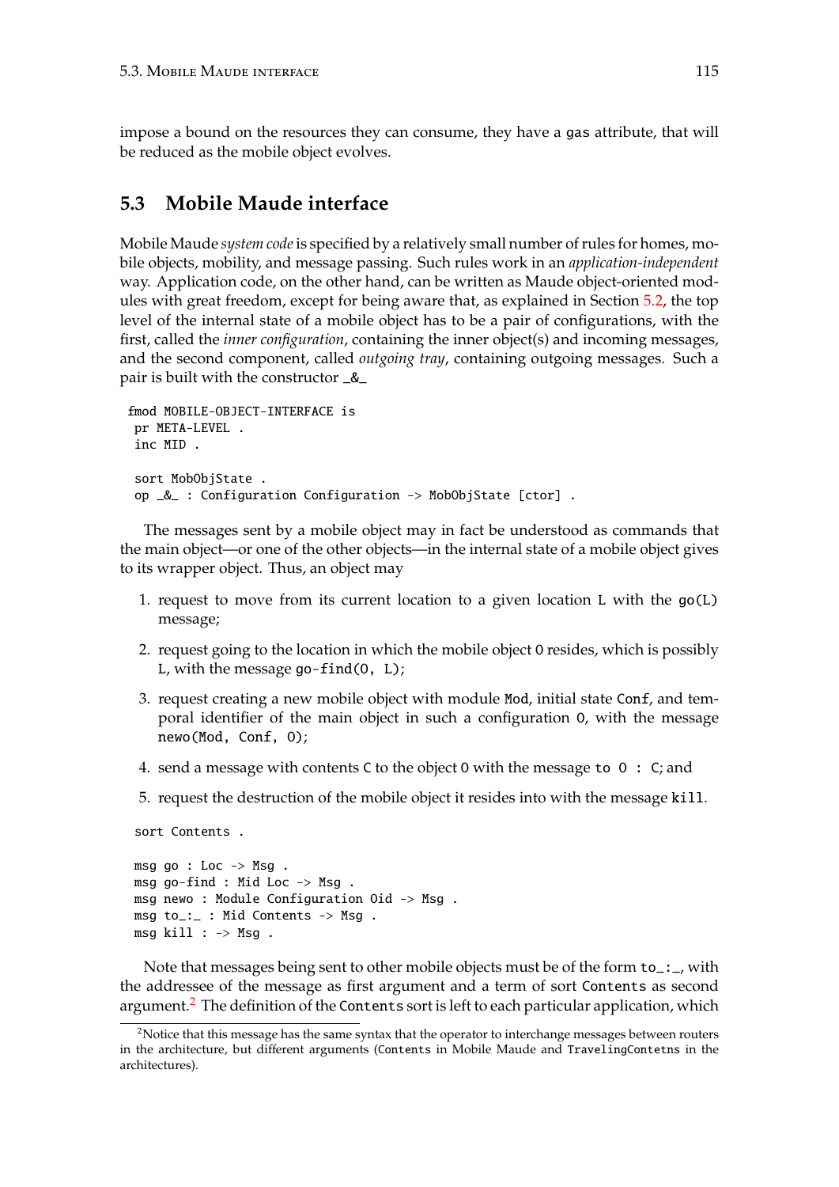impose a bound on the resources they can consume, they have a `gas` attribute, that will be reduced as the mobile object evolves.

## 5.3 Mobile Maude interface

Mobile Maude *system code* is specified by a relatively small number of rules for homes, mobile objects, mobility, and message passing. Such rules work in an *application-independent* way. Application code, on the other hand, can be written as Maude object-oriented modules with great freedom, except for being aware that, as explained in Section 5.2, the top level of the internal state of a mobile object has to be a pair of configurations, with the first, called the *inner configuration*, containing the inner object(s) and incoming messages, and the second component, called *outgoing tray*, containing outgoing messages. Such a pair is built with the constructor `_&_`

```
fmod MOBILE-OBJECT-INTERFACE is
 pr META-LEVEL .
 inc MID .

 sort MobObjState .
 op _&_ : Configuration Configuration -> MobObjState [ctor] .
```

The messages sent by a mobile object may in fact be understood as commands that the main object—or one of the other objects—in the internal state of a mobile object gives to its wrapper object. Thus, an object may

1. request to move from its current location to a given location `L` with the `go(L)` message;
2. request going to the location in which the mobile object `O` resides, which is possibly `L`, with the message `go-find(O, L)`;
3. request creating a new mobile object with module `Mod`, initial state `Conf`, and temporal identifier of the main object in such a configuration `O`, with the message `newo(Mod, Conf, O)`;
4. send a message with contents `C` to the object `O` with the message `to O : C`; and
5. request the destruction of the mobile object it resides into with the message `kill`.

```
 sort Contents .

 msg go : Loc -> Msg .
 msg go-find : Mid Loc -> Msg .
 msg newo : Module Configuration Oid -> Msg .
 msg to_:_ : Mid Contents -> Msg .
 msg kill : -> Msg .
```

Note that messages being sent to other mobile objects must be of the form `to_:_`, with the addressee of the message as first argument and a term of sort `Contents` as second argument.[2] The definition of the `Contents` sort is left to each particular application, which

[2] Notice that this message has the same syntax that the operator to interchange messages between routers in the architecture, but different arguments (`Contents` in Mobile Maude and `TravelingContetns` in the architectures).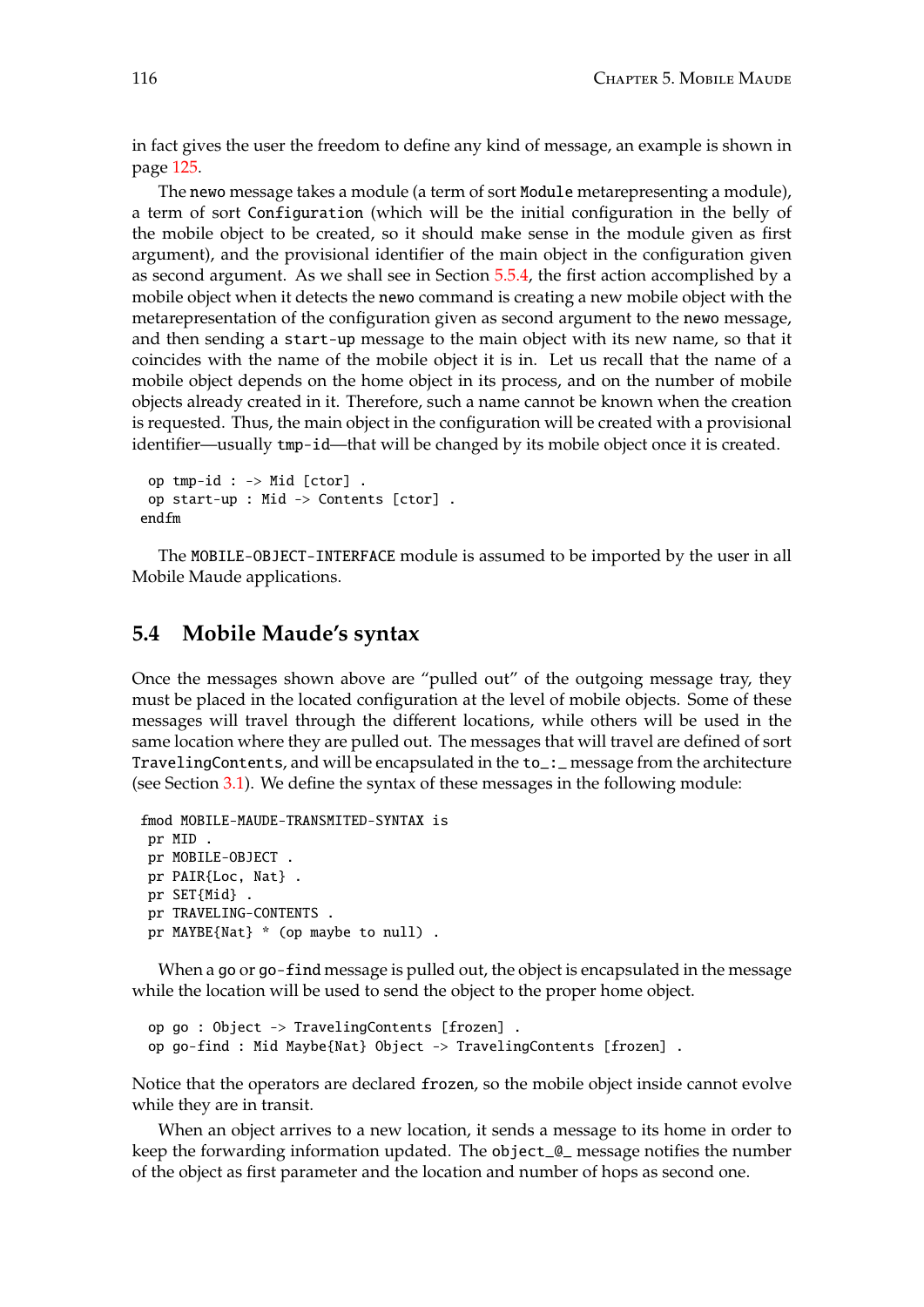in fact gives the user the freedom to define any kind of message, an example is shown in page 125.

The `newo` message takes a module (a term of sort `Module` metarepresenting a module), a term of sort `Configuration` (which will be the initial configuration in the belly of the mobile object to be created, so it should make sense in the module given as first argument), and the provisional identifier of the main object in the configuration given as second argument. As we shall see in Section 5.5.4, the first action accomplished by a mobile object when it detects the `newo` command is creating a new mobile object with the metarepresentation of the configuration given as second argument to the `newo` message, and then sending a `start-up` message to the main object with its new name, so that it coincides with the name of the mobile object it is in. Let us recall that the name of a mobile object depends on the home object in its process, and on the number of mobile objects already created in it. Therefore, such a name cannot be known when the creation is requested. Thus, the main object in the configuration will be created with a provisional identifier—usually `tmp-id`—that will be changed by its mobile object once it is created.

```
  op tmp-id : -> Mid [ctor] .
  op start-up : Mid -> Contents [ctor] .
 endfm
```

The `MOBILE-OBJECT-INTERFACE` module is assumed to be imported by the user in all Mobile Maude applications.

## 5.4 Mobile Maude's syntax

Once the messages shown above are "pulled out" of the outgoing message tray, they must be placed in the located configuration at the level of mobile objects. Some of these messages will travel through the different locations, while others will be used in the same location where they are pulled out. The messages that will travel are defined of sort `TravelingContents`, and will be encapsulated in the `to_:_` message from the architecture (see Section 3.1). We define the syntax of these messages in the following module:

```
 fmod MOBILE-MAUDE-TRANSMITED-SYNTAX is
  pr MID .
  pr MOBILE-OBJECT .
  pr PAIR{Loc, Nat} .
  pr SET{Mid} .
  pr TRAVELING-CONTENTS .
  pr MAYBE{Nat} * (op maybe to null) .
```

When a `go` or `go-find` message is pulled out, the object is encapsulated in the message while the location will be used to send the object to the proper home object.

```
  op go : Object -> TravelingContents [frozen] .
  op go-find : Mid Maybe{Nat} Object -> TravelingContents [frozen] .
```

Notice that the operators are declared `frozen`, so the mobile object inside cannot evolve while they are in transit.

When an object arrives to a new location, it sends a message to its home in order to keep the forwarding information updated. The `object_@_` message notifies the number of the object as first parameter and the location and number of hops as second one.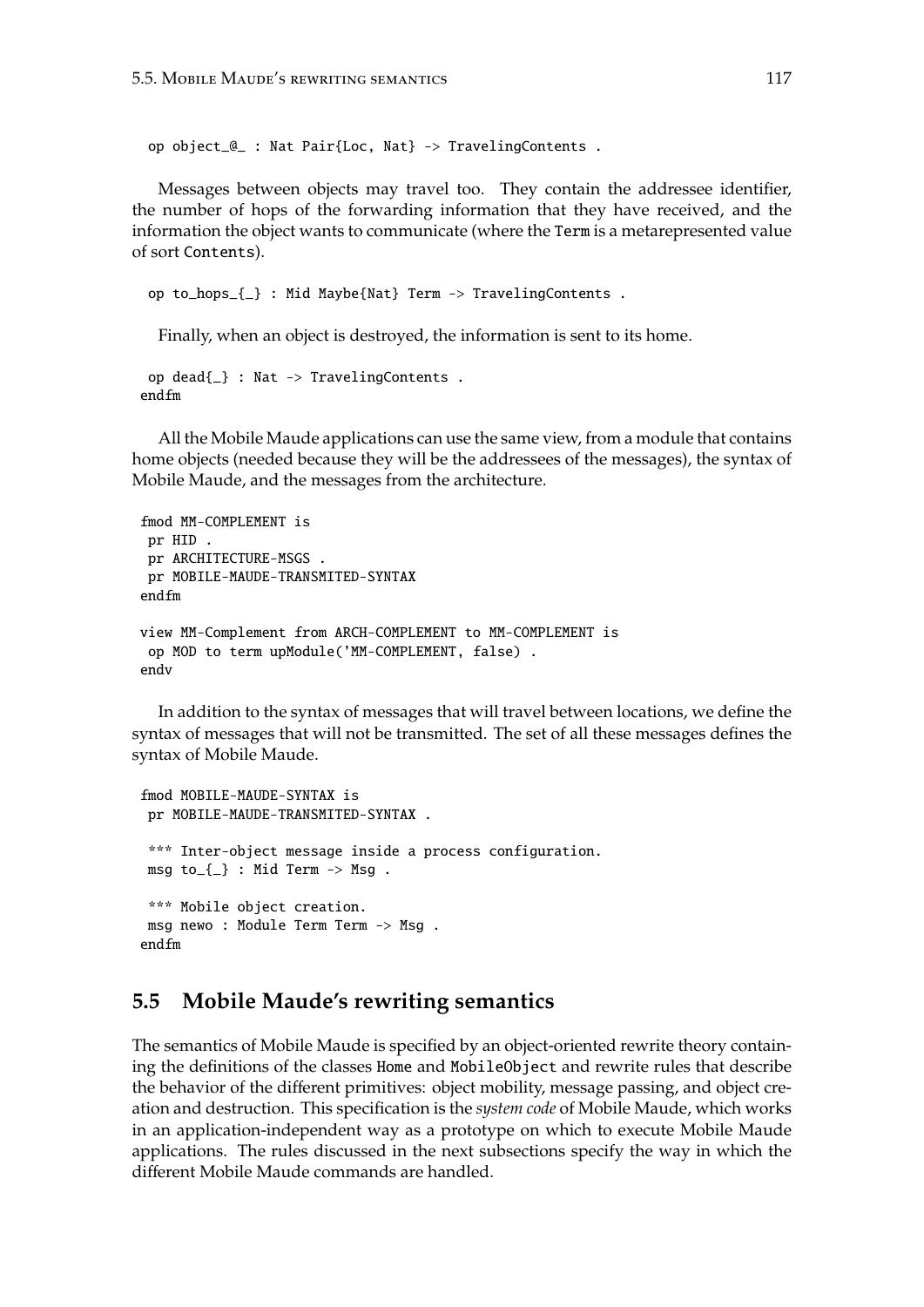```
  op object_@_ : Nat Pair{Loc, Nat} -> TravelingContents .
```

Messages between objects may travel too. They contain the addressee identifier, the number of hops of the forwarding information that they have received, and the information the object wants to communicate (where the `Term` is a metarepresented value of sort `Contents`).

```
  op to_hops_{_} : Mid Maybe{Nat} Term -> TravelingContents .
```

Finally, when an object is destroyed, the information is sent to its home.

```
  op dead{_} : Nat -> TravelingContents .
 endfm
```

All the Mobile Maude applications can use the same view, from a module that contains home objects (needed because they will be the addressees of the messages), the syntax of Mobile Maude, and the messages from the architecture.

```
 fmod MM-COMPLEMENT is
  pr HID .
  pr ARCHITECTURE-MSGS .
  pr MOBILE-MAUDE-TRANSMITED-SYNTAX
 endfm

 view MM-Complement from ARCH-COMPLEMENT to MM-COMPLEMENT is
  op MOD to term upModule('MM-COMPLEMENT, false) .
 endv
```

In addition to the syntax of messages that will travel between locations, we define the syntax of messages that will not be transmitted. The set of all these messages defines the syntax of Mobile Maude.

```
 fmod MOBILE-MAUDE-SYNTAX is
  pr MOBILE-MAUDE-TRANSMITED-SYNTAX .

  *** Inter-object message inside a process configuration.
  msg to_{_} : Mid Term -> Msg .

  *** Mobile object creation.
  msg newo : Module Term Term -> Msg .
 endfm
```

## 5.5 Mobile Maude's rewriting semantics

The semantics of Mobile Maude is specified by an object-oriented rewrite theory containing the definitions of the classes `Home` and `MobileObject` and rewrite rules that describe the behavior of the different primitives: object mobility, message passing, and object creation and destruction. This specification is the *system code* of Mobile Maude, which works in an application-independent way as a prototype on which to execute Mobile Maude applications. The rules discussed in the next subsections specify the way in which the different Mobile Maude commands are handled.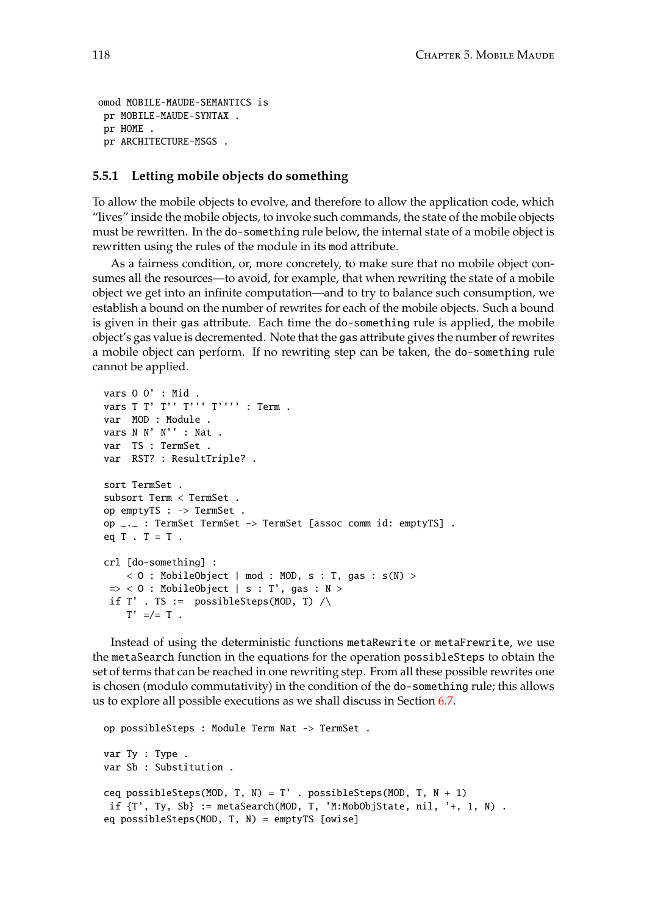```
omod MOBILE-MAUDE-SEMANTICS is
 pr MOBILE-MAUDE-SYNTAX .
 pr HOME .
 pr ARCHITECTURE-MSGS .
```

### 5.5.1 Letting mobile objects do something

To allow the mobile objects to evolve, and therefore to allow the application code, which "lives" inside the mobile objects, to invoke such commands, the state of the mobile objects must be rewritten. In the `do-something` rule below, the internal state of a mobile object is rewritten using the rules of the module in its `mod` attribute.

As a fairness condition, or, more concretely, to make sure that no mobile object consumes all the resources—to avoid, for example, that when rewriting the state of a mobile object we get into an infinite computation—and to try to balance such consumption, we establish a bound on the number of rewrites for each of the mobile objects. Such a bound is given in their `gas` attribute. Each time the `do-something` rule is applied, the mobile object's gas value is decremented. Note that the `gas` attribute gives the number of rewrites a mobile object can perform. If no rewriting step can be taken, the `do-something` rule cannot be applied.

```
vars O O' : Mid .
vars T T' T'' T''' T'''' : Term .
var  MOD : Module .
vars N N' N'' : Nat .
var  TS : TermSet .
var  RST? : ResultTriple? .

sort TermSet .
subsort Term < TermSet .
op emptyTS : -> TermSet .
op _._ : TermSet TermSet -> TermSet [assoc comm id: emptyTS] .
eq T . T = T .

crl [do-something] :
    < O : MobileObject | mod : MOD, s : T, gas : s(N) >
 => < O : MobileObject | s : T', gas : N >
 if T' . TS :=  possibleSteps(MOD, T) /\
    T' =/= T .
```

Instead of using the deterministic functions `metaRewrite` or `metaFrewrite`, we use the `metaSearch` function in the equations for the operation `possibleSteps` to obtain the set of terms that can be reached in one rewriting step. From all these possible rewrites one is chosen (modulo commutativity) in the condition of the `do-something` rule; this allows us to explore all possible executions as we shall discuss in Section 6.7.

```
op possibleSteps : Module Term Nat -> TermSet .

var Ty : Type .
var Sb : Substitution .

ceq possibleSteps(MOD, T, N) = T' . possibleSteps(MOD, T, N + 1)
 if {T', Ty, Sb} := metaSearch(MOD, T, 'M:MobObjState, nil, '+, 1, N) .
eq possibleSteps(MOD, T, N) = emptyTS [owise]
```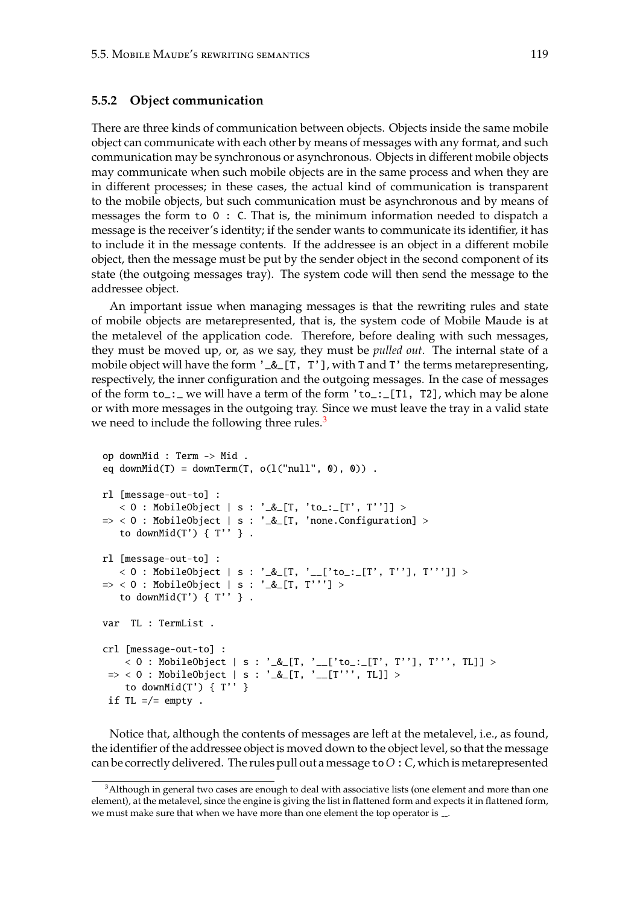### 5.5.2 Object communication

There are three kinds of communication between objects. Objects inside the same mobile object can communicate with each other by means of messages with any format, and such communication may be synchronous or asynchronous. Objects in different mobile objects may communicate when such mobile objects are in the same process and when they are in different processes; in these cases, the actual kind of communication is transparent to the mobile objects, but such communication must be asynchronous and by means of messages the form `to O : C`. That is, the minimum information needed to dispatch a message is the receiver's identity; if the sender wants to communicate its identifier, it has to include it in the message contents. If the addressee is an object in a different mobile object, then the message must be put by the sender object in the second component of its state (the outgoing messages tray). The system code will then send the message to the addressee object.

An important issue when managing messages is that the rewriting rules and state of mobile objects are metarepresented, that is, the system code of Mobile Maude is at the metalevel of the application code. Therefore, before dealing with such messages, they must be moved up, or, as we say, they must be *pulled out*. The internal state of a mobile object will have the form `'_&_[T, T']`, with `T` and `T'` the terms metarepresenting, respectively, the inner configuration and the outgoing messages. In the case of messages of the form `to_:_` we will have a term of the form `'to_:_[T1, T2]`, which may be alone or with more messages in the outgoing tray. Since we must leave the tray in a valid state we need to include the following three rules.[3]

```
op downMid : Term -> Mid .
eq downMid(T) = downTerm(T, o(l("null", 0), 0)) .

rl [message-out-to] :
   < O : MobileObject | s : '_&_[T, 'to_:_[T', T'']] >
=> < O : MobileObject | s : '_&_[T, 'none.Configuration] >
   to downMid(T') { T'' } .

rl [message-out-to] :
   < O : MobileObject | s : '_&_[T, '__['to_:_[T', T''], T''']] >
=> < O : MobileObject | s : '_&_[T, T'''] >
   to downMid(T') { T'' } .

var  TL : TermList .

crl [message-out-to] :
    < O : MobileObject | s : '_&_[T, '__['to_:_[T', T''], T''', TL]] >
 => < O : MobileObject | s : '_&_[T, '__[T''', TL]] >
    to downMid(T') { T'' }
 if TL =/= empty .
```

Notice that, although the contents of messages are left at the metalevel, i.e., as found, the identifier of the addressee object is moved down to the object level, so that the message can be correctly delivered. The rules pull out a message `to` $O : C$, which is metarepresented

[3]Although in general two cases are enough to deal with associative lists (one element and more than one element), at the metalevel, since the engine is giving the list in flattened form and expects it in flattened form, we must make sure that when we have more than one element the top operator is `__`.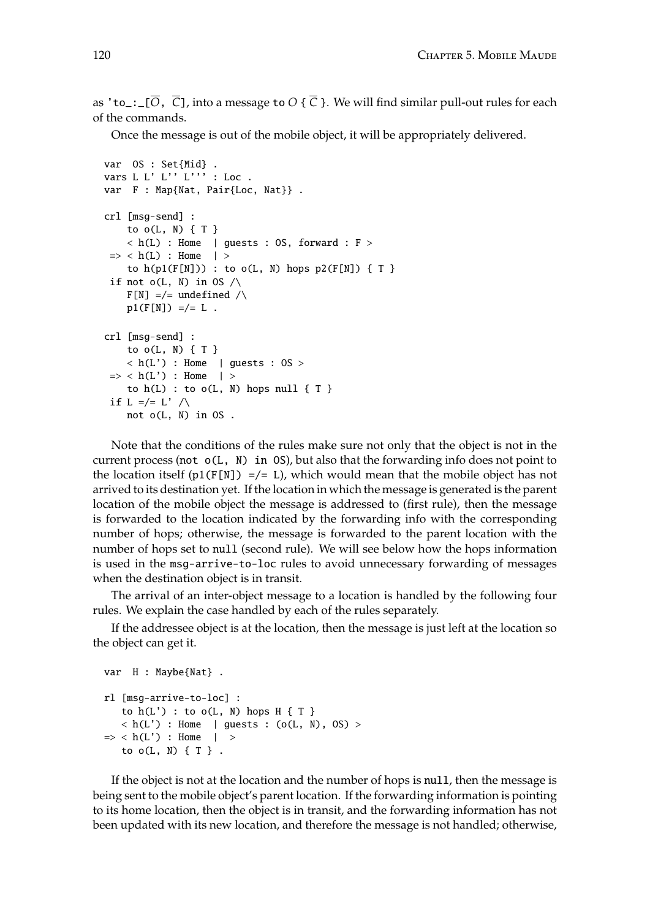as `'to_:_[`$\overline{O}$`, `$\overline{C}$`]`, into a message `to` $O$ `{` $\overline{C}$ `}`. We will find similar pull-out rules for each of the commands.

Once the message is out of the mobile object, it will be appropriately delivered.

```
var  OS : Set{Mid} .
vars L L' L'' L''' : Loc .
var  F : Map{Nat, Pair{Loc, Nat}} .

crl [msg-send] :
    to o(L, N) { T }
    < h(L) : Home  | guests : OS, forward : F >
 => < h(L) : Home  | >
    to h(p1(F[N])) : to o(L, N) hops p2(F[N]) { T }
 if not o(L, N) in OS /\
    F[N] =/= undefined /\
    p1(F[N]) =/= L .

crl [msg-send] :
    to o(L, N) { T }
    < h(L') : Home  | guests : OS >
 => < h(L') : Home  | >
    to h(L) : to o(L, N) hops null { T }
 if L =/= L' /\
    not o(L, N) in OS .
```

Note that the conditions of the rules make sure not only that the object is not in the current process (`not o(L, N) in OS`), but also that the forwarding info does not point to the location itself (`p1(F[N]) =/= L`), which would mean that the mobile object has not arrived to its destination yet. If the location in which the message is generated is the parent location of the mobile object the message is addressed to (first rule), then the message is forwarded to the location indicated by the forwarding info with the corresponding number of hops; otherwise, the message is forwarded to the parent location with the number of hops set to `null` (second rule). We will see below how the hops information is used in the `msg-arrive-to-loc` rules to avoid unnecessary forwarding of messages when the destination object is in transit.

The arrival of an inter-object message to a location is handled by the following four rules. We explain the case handled by each of the rules separately.

If the addressee object is at the location, then the message is just left at the location so the object can get it.

```
var  H : Maybe{Nat} .

rl [msg-arrive-to-loc] :
   to h(L') : to o(L, N) hops H { T }
   < h(L') : Home  | guests : (o(L, N), OS) >
=> < h(L') : Home  |  >
   to o(L, N) { T } .
```

If the object is not at the location and the number of hops is `null`, then the message is being sent to the mobile object's parent location. If the forwarding information is pointing to its home location, then the object is in transit, and the forwarding information has not been updated with its new location, and therefore the message is not handled; otherwise,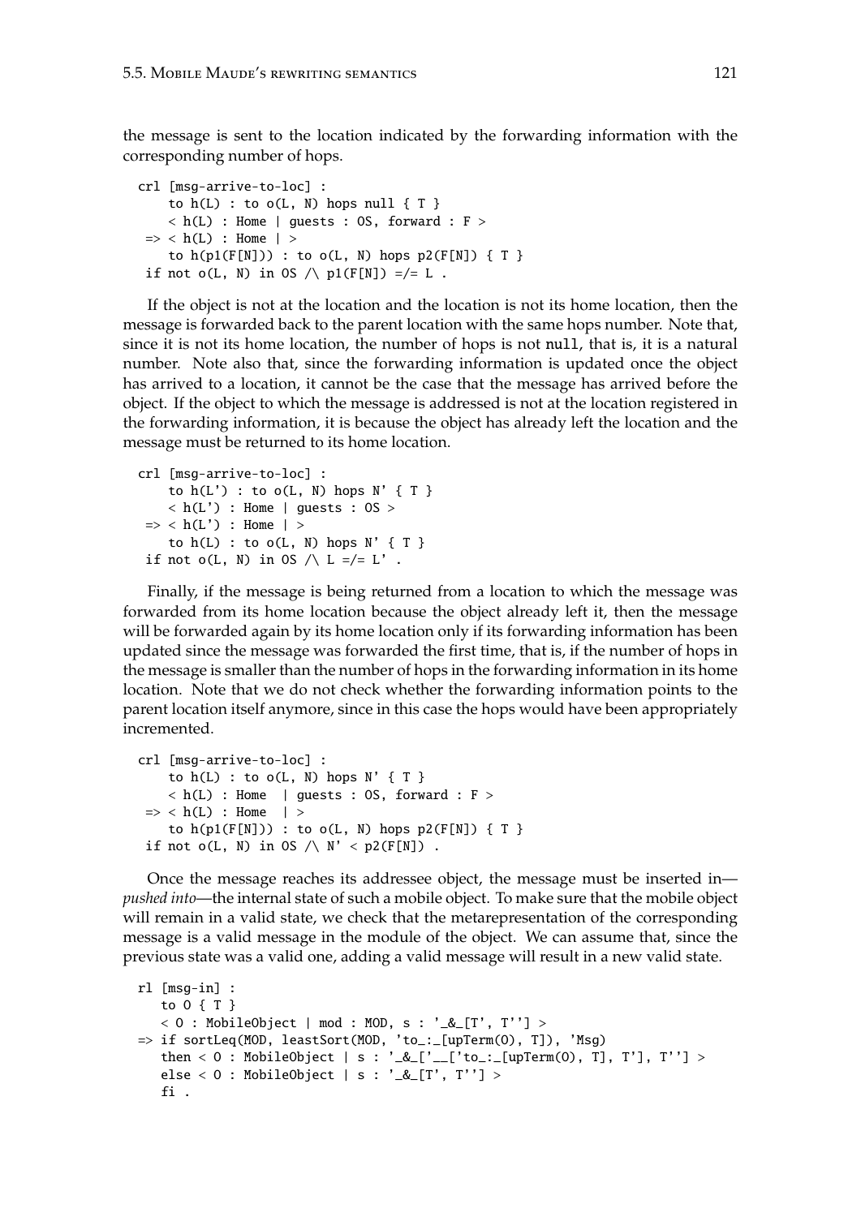the message is sent to the location indicated by the forwarding information with the corresponding number of hops.

```
crl [msg-arrive-to-loc] :
    to h(L) : to o(L, N) hops null { T }
    < h(L) : Home | guests : OS, forward : F >
 => < h(L) : Home | >
    to h(p1(F[N])) : to o(L, N) hops p2(F[N]) { T }
 if not o(L, N) in OS /\ p1(F[N]) =/= L .
```

If the object is not at the location and the location is not its home location, then the message is forwarded back to the parent location with the same hops number. Note that, since it is not its home location, the number of hops is not `null`, that is, it is a natural number. Note also that, since the forwarding information is updated once the object has arrived to a location, it cannot be the case that the message has arrived before the object. If the object to which the message is addressed is not at the location registered in the forwarding information, it is because the object has already left the location and the message must be returned to its home location.

```
crl [msg-arrive-to-loc] :
    to h(L') : to o(L, N) hops N' { T }
    < h(L') : Home | guests : OS >
 => < h(L') : Home | >
    to h(L) : to o(L, N) hops N' { T }
 if not o(L, N) in OS /\ L =/= L' .
```

Finally, if the message is being returned from a location to which the message was forwarded from its home location because the object already left it, then the message will be forwarded again by its home location only if its forwarding information has been updated since the message was forwarded the first time, that is, if the number of hops in the message is smaller than the number of hops in the forwarding information in its home location. Note that we do not check whether the forwarding information points to the parent location itself anymore, since in this case the hops would have been appropriately incremented.

```
crl [msg-arrive-to-loc] :
    to h(L) : to o(L, N) hops N' { T }
    < h(L) : Home  | guests : OS, forward : F >
 => < h(L) : Home  | >
    to h(p1(F[N])) : to o(L, N) hops p2(F[N]) { T }
 if not o(L, N) in OS /\ N' < p2(F[N]) .
```

Once the message reaches its addressee object, the message must be inserted in—*pushed into*—the internal state of such a mobile object. To make sure that the mobile object will remain in a valid state, we check that the metarepresentation of the corresponding message is a valid message in the module of the object. We can assume that, since the previous state was a valid one, adding a valid message will result in a new valid state.

```
rl [msg-in] :
   to O { T }
   < O : MobileObject | mod : MOD, s : '_&_[T', T''] >
=> if sortLeq(MOD, leastSort(MOD, 'to_:_[upTerm(O), T]), 'Msg)
   then < O : MobileObject | s : '_&_['__['to_:_[upTerm(O), T], T'], T''] >
   else < O : MobileObject | s : '_&_[T', T''] >
   fi .
```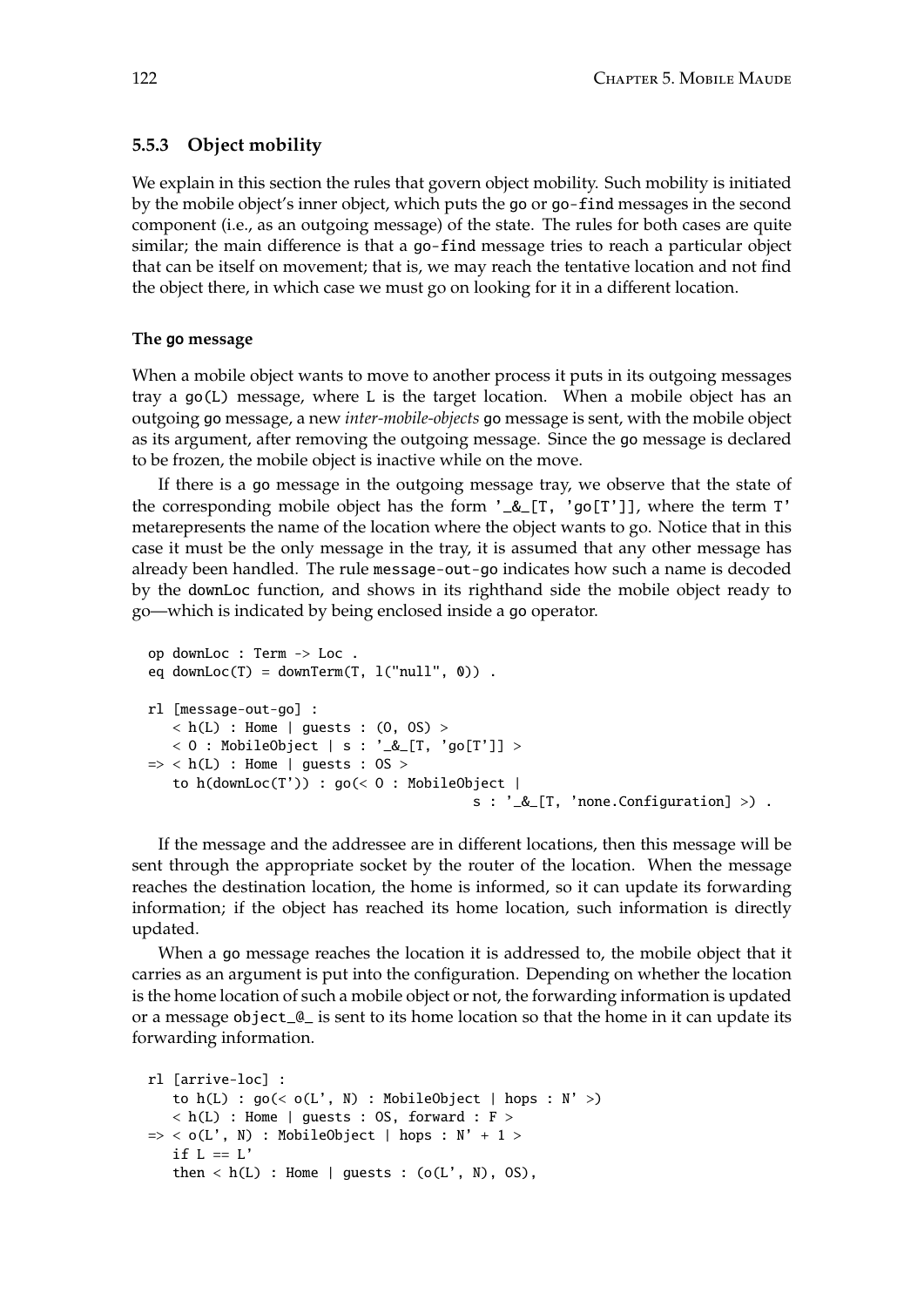### 5.5.3 Object mobility

We explain in this section the rules that govern object mobility. Such mobility is initiated by the mobile object's inner object, which puts the go or go-find messages in the second component (i.e., as an outgoing message) of the state. The rules for both cases are quite similar; the main difference is that a go-find message tries to reach a particular object that can be itself on movement; that is, we may reach the tentative location and not find the object there, in which case we must go on looking for it in a different location.

#### The go message

When a mobile object wants to move to another process it puts in its outgoing messages tray a go(L) message, where L is the target location. When a mobile object has an outgoing go message, a new *inter-mobile-objects* go message is sent, with the mobile object as its argument, after removing the outgoing message. Since the go message is declared to be frozen, the mobile object is inactive while on the move.

If there is a go message in the outgoing message tray, we observe that the state of the corresponding mobile object has the form '_&_[T, 'go[T']], where the term T' metarepresents the name of the location where the object wants to go. Notice that in this case it must be the only message in the tray, it is assumed that any other message has already been handled. The rule message-out-go indicates how such a name is decoded by the downLoc function, and shows in its righthand side the mobile object ready to go—which is indicated by being enclosed inside a go operator.

```
op downLoc : Term -> Loc .
eq downLoc(T) = downTerm(T, l("null", 0)) .

rl [message-out-go] :
   < h(L) : Home | guests : (O, OS) >
   < O : MobileObject | s : '_&_[T, 'go[T']] >
=> < h(L) : Home | guests : OS >
   to h(downLoc(T')) : go(< O : MobileObject |
                                          s : '_&_[T, 'none.Configuration] >) .
```

If the message and the addressee are in different locations, then this message will be sent through the appropriate socket by the router of the location. When the message reaches the destination location, the home is informed, so it can update its forwarding information; if the object has reached its home location, such information is directly updated.

When a go message reaches the location it is addressed to, the mobile object that it carries as an argument is put into the configuration. Depending on whether the location is the home location of such a mobile object or not, the forwarding information is updated or a message object_@_ is sent to its home location so that the home in it can update its forwarding information.

```
rl [arrive-loc] :
   to h(L) : go(< o(L', N) : MobileObject | hops : N' >)
   < h(L) : Home | guests : OS, forward : F >
=> < o(L', N) : MobileObject | hops : N' + 1 >
   if L == L'
   then < h(L) : Home | guests : (o(L', N), OS),
```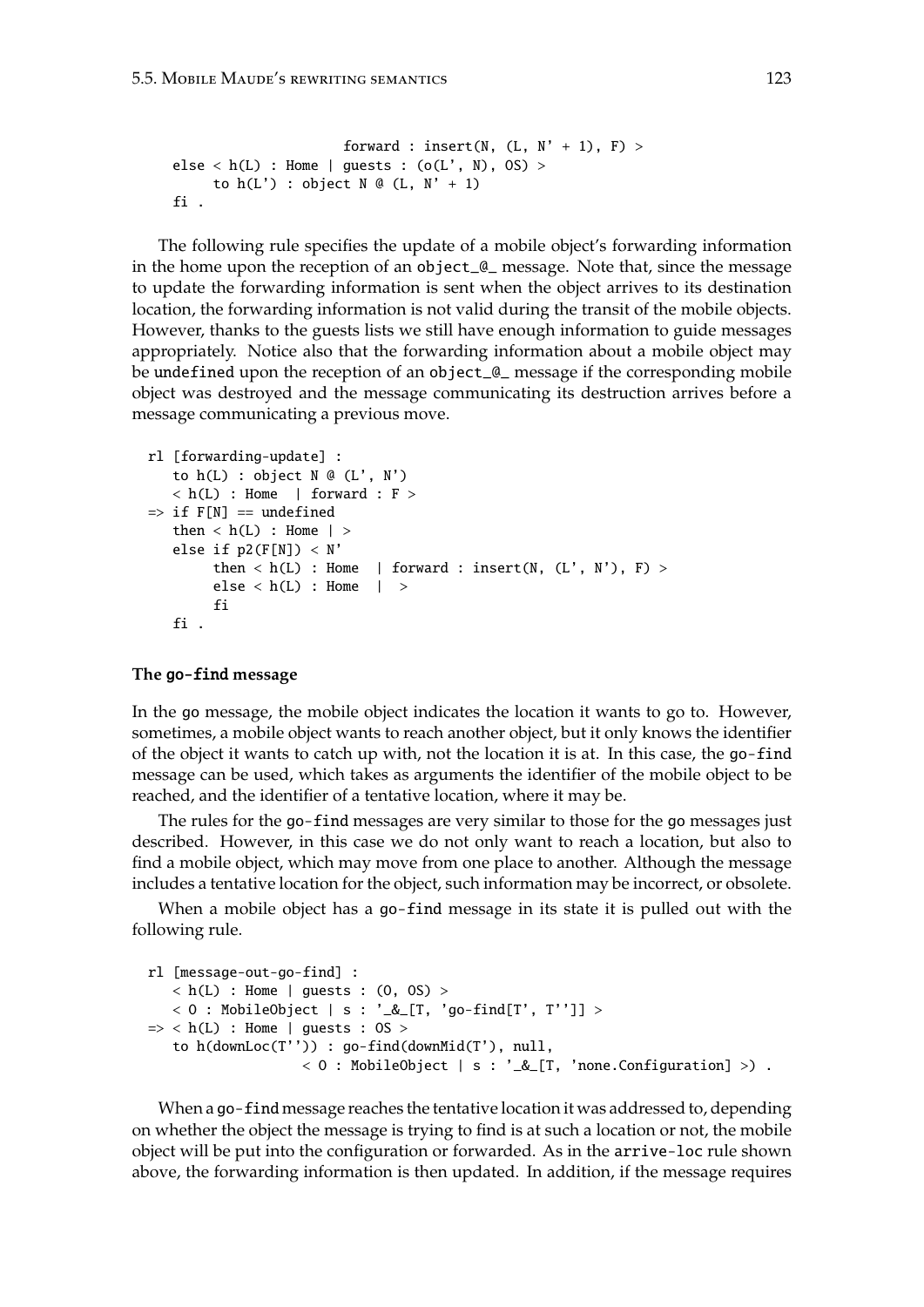```
                    forward : insert(N, (L, N' + 1), F) >
    else < h(L) : Home | guests : (o(L', N), OS) >
         to h(L') : object N @ (L, N' + 1)
    fi .
```

The following rule specifies the update of a mobile object's forwarding information in the home upon the reception of an `object_@_` message. Note that, since the message to update the forwarding information is sent when the object arrives to its destination location, the forwarding information is not valid during the transit of the mobile objects. However, thanks to the guests lists we still have enough information to guide messages appropriately. Notice also that the forwarding information about a mobile object may be `undefined` upon the reception of an `object_@_` message if the corresponding mobile object was destroyed and the message communicating its destruction arrives before a message communicating a previous move.

```
  rl [forwarding-update] :
     to h(L) : object N @ (L', N')
     < h(L) : Home  | forward : F >
  => if F[N] == undefined
     then < h(L) : Home | >
     else if p2(F[N]) < N'
          then < h(L) : Home  | forward : insert(N, (L', N'), F) >
          else < h(L) : Home  |  >
          fi
     fi .
```

#### The go-find message

In the `go` message, the mobile object indicates the location it wants to go to. However, sometimes, a mobile object wants to reach another object, but it only knows the identifier of the object it wants to catch up with, not the location it is at. In this case, the `go-find` message can be used, which takes as arguments the identifier of the mobile object to be reached, and the identifier of a tentative location, where it may be.

The rules for the `go-find` messages are very similar to those for the `go` messages just described. However, in this case we do not only want to reach a location, but also to find a mobile object, which may move from one place to another. Although the message includes a tentative location for the object, such information may be incorrect, or obsolete.

When a mobile object has a `go-find` message in its state it is pulled out with the following rule.

```
  rl [message-out-go-find] :
     < h(L) : Home | guests : (O, OS) >
     < O : MobileObject | s : '_&_[T, 'go-find[T', T'']] >
  => < h(L) : Home | guests : OS >
     to h(downLoc(T'')) : go-find(downMid(T'), null,
                   < O : MobileObject | s : '_&_[T, 'none.Configuration] >) .
```

When a `go-find` message reaches the tentative location it was addressed to, depending on whether the object the message is trying to find is at such a location or not, the mobile object will be put into the configuration or forwarded. As in the `arrive-loc` rule shown above, the forwarding information is then updated. In addition, if the message requires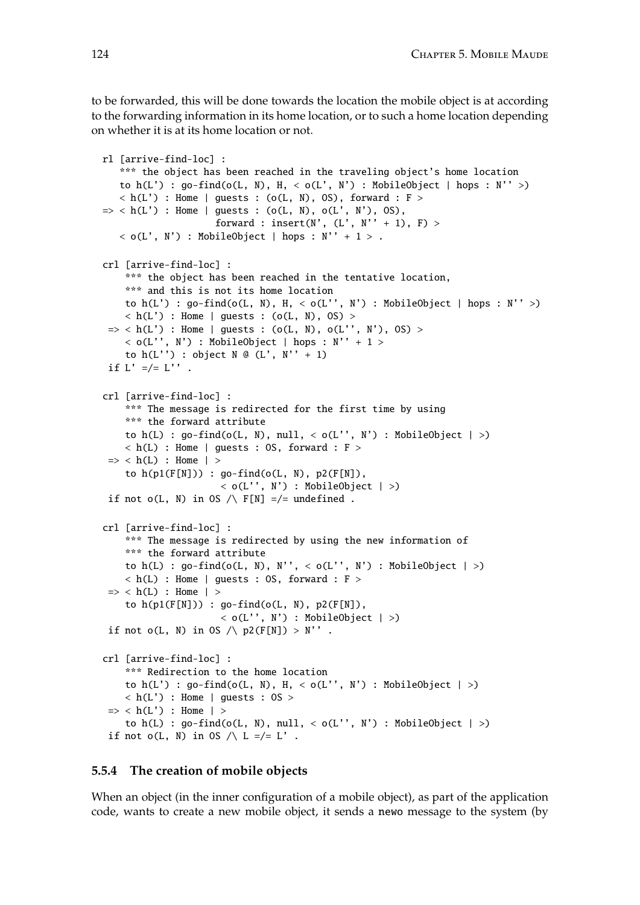to be forwarded, this will be done towards the location the mobile object is at according to the forwarding information in its home location, or to such a home location depending on whether it is at its home location or not.

```
rl [arrive-find-loc] :
   *** the object has been reached in the traveling object's home location
   to h(L') : go-find(o(L, N), H, < o(L', N') : MobileObject | hops : N'' >)
   < h(L') : Home | guests : (o(L, N), OS), forward : F >
=> < h(L') : Home | guests : (o(L, N), o(L', N'), OS),
                    forward : insert(N', (L', N'' + 1), F) >
   < o(L', N') : MobileObject | hops : N'' + 1 > .

crl [arrive-find-loc] :
    *** the object has been reached in the tentative location,
    *** and this is not its home location
    to h(L') : go-find(o(L, N), H, < o(L'', N') : MobileObject | hops : N'' >)
    < h(L') : Home | guests : (o(L, N), OS) >
 => < h(L') : Home | guests : (o(L, N), o(L'', N'), OS) >
    < o(L'', N') : MobileObject | hops : N'' + 1 >
    to h(L'') : object N @ (L', N'' + 1)
 if L' =/= L'' .

crl [arrive-find-loc] :
    *** The message is redirected for the first time by using
    *** the forward attribute
    to h(L) : go-find(o(L, N), null, < o(L'', N') : MobileObject | >)
    < h(L) : Home | guests : OS, forward : F >
 => < h(L) : Home | >
    to h(p1(F[N])) : go-find(o(L, N), p2(F[N]),
                     < o(L'', N') : MobileObject | >)
 if not o(L, N) in OS /\ F[N] =/= undefined .

crl [arrive-find-loc] :
    *** The message is redirected by using the new information of
    *** the forward attribute
    to h(L) : go-find(o(L, N), N'', < o(L'', N') : MobileObject | >)
    < h(L) : Home | guests : OS, forward : F >
 => < h(L) : Home | >
    to h(p1(F[N])) : go-find(o(L, N), p2(F[N]),
                     < o(L'', N') : MobileObject | >)
 if not o(L, N) in OS /\ p2(F[N]) > N'' .

crl [arrive-find-loc] :
    *** Redirection to the home location
    to h(L') : go-find(o(L, N), H, < o(L'', N') : MobileObject | >)
    < h(L') : Home | guests : OS >
 => < h(L') : Home | >
    to h(L) : go-find(o(L, N), null, < o(L'', N') : MobileObject | >)
 if not o(L, N) in OS /\ L =/= L' .
```

### 5.5.4 The creation of mobile objects

When an object (in the inner configuration of a mobile object), as part of the application code, wants to create a new mobile object, it sends a newo message to the system (by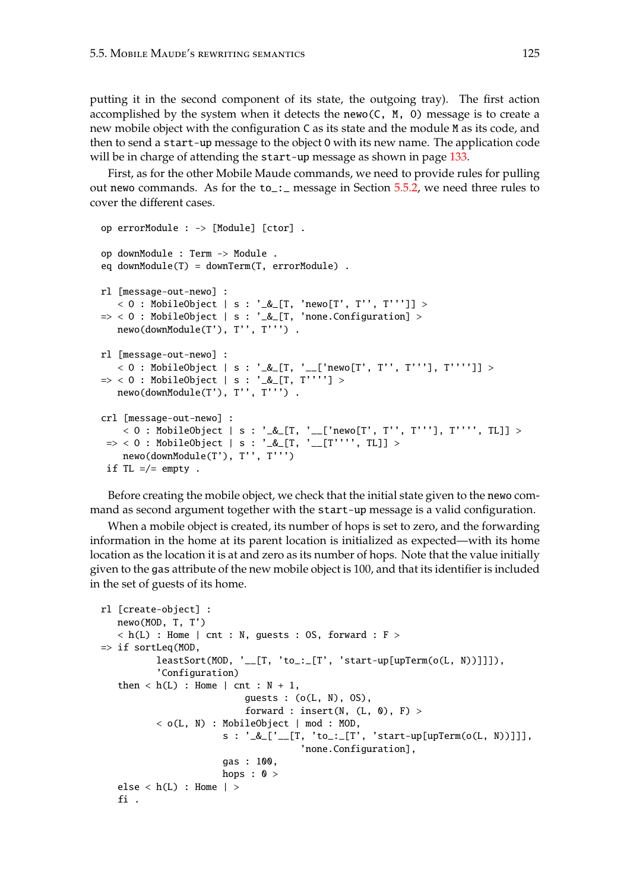putting it in the second component of its state, the outgoing tray). The first action accomplished by the system when it detects the `newo(C, M, O)` message is to create a new mobile object with the configuration `C` as its state and the module `M` as its code, and then to send a `start-up` message to the object `O` with its new name. The application code will be in charge of attending the `start-up` message as shown in page 133.

First, as for the other Mobile Maude commands, we need to provide rules for pulling out `newo` commands. As for the `to_:_` message in Section 5.5.2, we need three rules to cover the different cases.

```
op errorModule : -> [Module] [ctor] .

op downModule : Term -> Module .
eq downModule(T) = downTerm(T, errorModule) .

rl [message-out-newo] :
   < O : MobileObject | s : '_&_[T, 'newo[T', T'', T''']] >
=> < O : MobileObject | s : '_&_[T, 'none.Configuration] >
   newo(downModule(T'), T'', T''') .

rl [message-out-newo] :
   < O : MobileObject | s : '_&_[T, '__['newo[T', T'', T'''], T'''']] >
=> < O : MobileObject | s : '_&_[T, T''''] >
   newo(downModule(T'), T'', T''') .

crl [message-out-newo] :
    < O : MobileObject | s : '_&_[T, '__['newo[T', T'', T'''], T'''', TL]] >
 => < O : MobileObject | s : '_&_[T, '__[T'''', TL]] >
    newo(downModule(T'), T'', T''')
 if TL =/= empty .
```

Before creating the mobile object, we check that the initial state given to the `newo` command as second argument together with the `start-up` message is a valid configuration.

When a mobile object is created, its number of hops is set to zero, and the forwarding information in the home at its parent location is initialized as expected—with its home location as the location it is at and zero as its number of hops. Note that the value initially given to the `gas` attribute of the new mobile object is 100, and that its identifier is included in the set of guests of its home.

```
rl [create-object] :
   newo(MOD, T, T')
   < h(L) : Home | cnt : N, guests : OS, forward : F >
=> if sortLeq(MOD,
        leastSort(MOD, '__[T, 'to_:_[T', 'start-up[upTerm(o(L, N))]]]),
        'Configuration)
   then < h(L) : Home | cnt : N + 1,
                        guests : (o(L, N), OS),
                        forward : insert(N, (L, 0), F) >
        < o(L, N) : MobileObject | mod : MOD,
                   s : '_&_['__[T, 'to_:_[T', 'start-up[upTerm(o(L, N))]]],
                                 'none.Configuration],
                   gas : 100,
                   hops : 0 >
   else < h(L) : Home | >
   fi .
```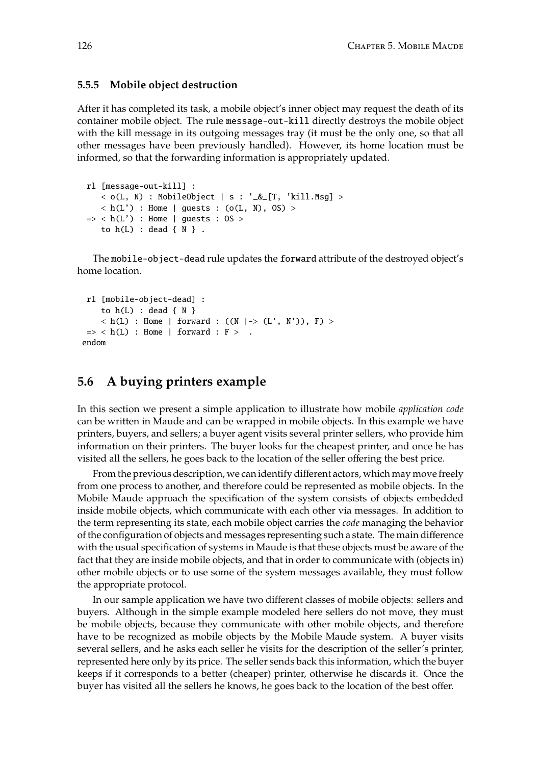### 5.5.5 Mobile object destruction

After it has completed its task, a mobile object's inner object may request the death of its container mobile object. The rule `message-out-kill` directly destroys the mobile object with the kill message in its outgoing messages tray (it must be the only one, so that all other messages have been previously handled). However, its home location must be informed, so that the forwarding information is appropriately updated.

```
  rl [message-out-kill] :
     < o(L, N) : MobileObject | s : '_&_[T, 'kill.Msg] >
     < h(L') : Home | guests : (o(L, N), OS) >
  => < h(L') : Home | guests : OS >
     to h(L) : dead { N } .
```

The `mobile-object-dead` rule updates the `forward` attribute of the destroyed object's home location.

```
  rl [mobile-object-dead] :
     to h(L) : dead { N }
     < h(L) : Home | forward : ((N |-> (L', N')), F) >
   => < h(L) : Home | forward : F >  .
 endom
```

## 5.6 A buying printers example

In this section we present a simple application to illustrate how mobile *application code* can be written in Maude and can be wrapped in mobile objects. In this example we have printers, buyers, and sellers; a buyer agent visits several printer sellers, who provide him information on their printers. The buyer looks for the cheapest printer, and once he has visited all the sellers, he goes back to the location of the seller offering the best price.

From the previous description, we can identify different actors, which may move freely from one process to another, and therefore could be represented as mobile objects. In the Mobile Maude approach the specification of the system consists of objects embedded inside mobile objects, which communicate with each other via messages. In addition to the term representing its state, each mobile object carries the *code* managing the behavior of the configuration of objects and messages representing such a state. The main difference with the usual specification of systems in Maude is that these objects must be aware of the fact that they are inside mobile objects, and that in order to communicate with (objects in) other mobile objects or to use some of the system messages available, they must follow the appropriate protocol.

In our sample application we have two different classes of mobile objects: sellers and buyers. Although in the simple example modeled here sellers do not move, they must be mobile objects, because they communicate with other mobile objects, and therefore have to be recognized as mobile objects by the Mobile Maude system. A buyer visits several sellers, and he asks each seller he visits for the description of the seller's printer, represented here only by its price. The seller sends back this information, which the buyer keeps if it corresponds to a better (cheaper) printer, otherwise he discards it. Once the buyer has visited all the sellers he knows, he goes back to the location of the best offer.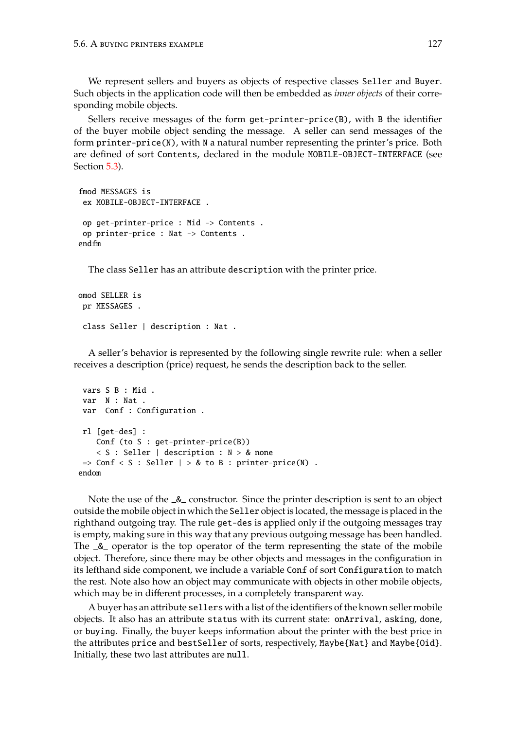We represent sellers and buyers as objects of respective classes `Seller` and `Buyer`. Such objects in the application code will then be embedded as *inner objects* of their corresponding mobile objects.

Sellers receive messages of the form `get-printer-price(B)`, with `B` the identifier of the buyer mobile object sending the message. A seller can send messages of the form `printer-price(N)`, with `N` a natural number representing the printer's price. Both are defined of sort `Contents`, declared in the module `MOBILE-OBJECT-INTERFACE` (see Section 5.3).

```
fmod MESSAGES is
 ex MOBILE-OBJECT-INTERFACE .

 op get-printer-price : Mid -> Contents .
 op printer-price : Nat -> Contents .
endfm
```

The class `Seller` has an attribute `description` with the printer price.

```
omod SELLER is
 pr MESSAGES .

 class Seller | description : Nat .
```

A seller's behavior is represented by the following single rewrite rule: when a seller receives a description (price) request, he sends the description back to the seller.

```
 vars S B : Mid .
 var  N : Nat .
 var  Conf : Configuration .

 rl [get-des] :
    Conf (to S : get-printer-price(B))
    < S : Seller | description : N > & none
 => Conf < S : Seller | > & to B : printer-price(N) .
endom
```

Note the use of the `_&_` constructor. Since the printer description is sent to an object outside the mobile object in which the `Seller` object is located, the message is placed in the righthand outgoing tray. The rule `get-des` is applied only if the outgoing messages tray is empty, making sure in this way that any previous outgoing message has been handled. The `_&_` operator is the top operator of the term representing the state of the mobile object. Therefore, since there may be other objects and messages in the configuration in its lefthand side component, we include a variable `Conf` of sort `Configuration` to match the rest. Note also how an object may communicate with objects in other mobile objects, which may be in different processes, in a completely transparent way.

A buyer has an attribute `sellers` with a list of the identifiers of the known seller mobile objects. It also has an attribute `status` with its current state: `onArrival`, `asking`, `done`, or `buying`. Finally, the buyer keeps information about the printer with the best price in the attributes `price` and `bestSeller` of sorts, respectively, `Maybe{Nat}` and `Maybe{Oid}`. Initially, these two last attributes are `null`.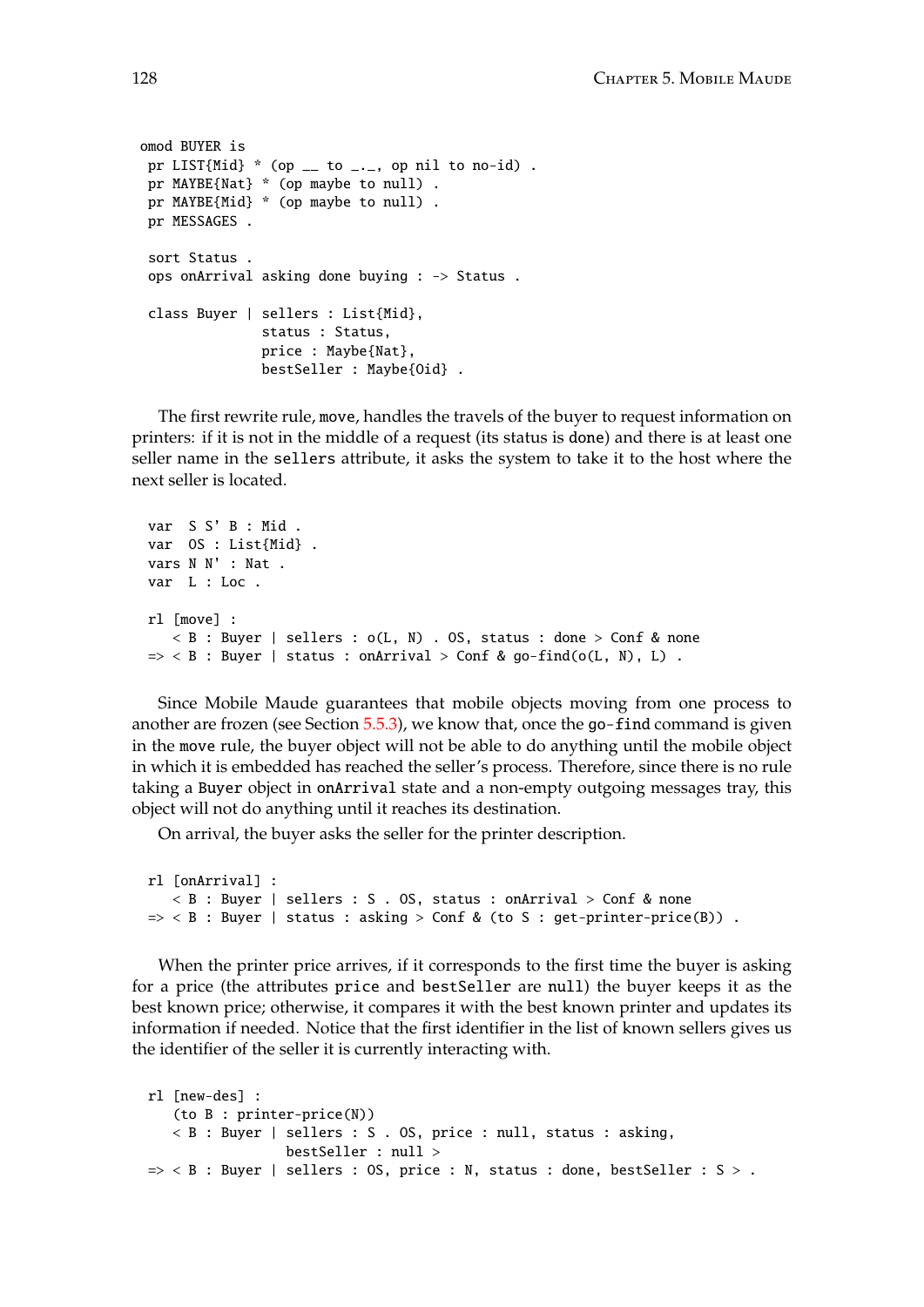```
omod BUYER is
 pr LIST{Mid} * (op __ to _._, op nil to no-id) .
 pr MAYBE{Nat} * (op maybe to null) .
 pr MAYBE{Mid} * (op maybe to null) .
 pr MESSAGES .

 sort Status .
 ops onArrival asking done buying : -> Status .

 class Buyer | sellers : List{Mid},
               status : Status,
               price : Maybe{Nat},
               bestSeller : Maybe{Oid} .
```

The first rewrite rule, `move`, handles the travels of the buyer to request information on printers: if it is not in the middle of a request (its status is `done`) and there is at least one seller name in the `sellers` attribute, it asks the system to take it to the host where the next seller is located.

```
 var  S S' B : Mid .
 var  OS : List{Mid} .
 vars N N' : Nat .
 var  L : Loc .

 rl [move] :
    < B : Buyer | sellers : o(L, N) . OS, status : done > Conf & none
 => < B : Buyer | status : onArrival > Conf & go-find(o(L, N), L) .
```

Since Mobile Maude guarantees that mobile objects moving from one process to another are frozen (see Section 5.5.3), we know that, once the `go-find` command is given in the `move` rule, the buyer object will not be able to do anything until the mobile object in which it is embedded has reached the seller's process. Therefore, since there is no rule taking a `Buyer` object in `onArrival` state and a non-empty outgoing messages tray, this object will not do anything until it reaches its destination.

On arrival, the buyer asks the seller for the printer description.

```
 rl [onArrival] :
    < B : Buyer | sellers : S . OS, status : onArrival > Conf & none
 => < B : Buyer | status : asking > Conf & (to S : get-printer-price(B)) .
```

When the printer price arrives, if it corresponds to the first time the buyer is asking for a price (the attributes `price` and `bestSeller` are `null`) the buyer keeps it as the best known price; otherwise, it compares it with the best known printer and updates its information if needed. Notice that the first identifier in the list of known sellers gives us the identifier of the seller it is currently interacting with.

```
 rl [new-des] :
    (to B : printer-price(N))
    < B : Buyer | sellers : S . OS, price : null, status : asking,
                  bestSeller : null >
 => < B : Buyer | sellers : OS, price : N, status : done, bestSeller : S > .
```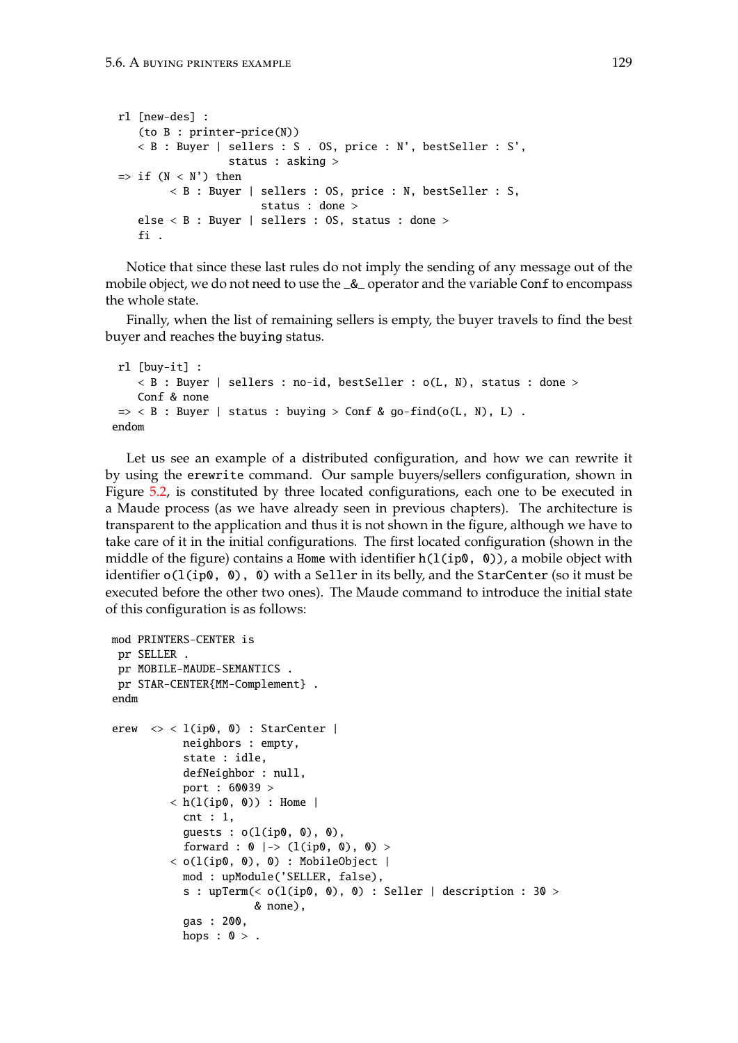```
rl [new-des] :
   (to B : printer-price(N))
   < B : Buyer | sellers : S . OS, price : N', bestSeller : S',
                 status : asking >
=> if (N < N') then
         < B : Buyer | sellers : OS, price : N, bestSeller : S,
                       status : done >
   else < B : Buyer | sellers : OS, status : done >
   fi .
```

Notice that since these last rules do not imply the sending of any message out of the mobile object, we do not need to use the _&_ operator and the variable Conf to encompass the whole state.

Finally, when the list of remaining sellers is empty, the buyer travels to find the best buyer and reaches the buying status.

```
 rl [buy-it] :
    < B : Buyer | sellers : no-id, bestSeller : o(L, N), status : done >
    Conf & none
 => < B : Buyer | status : buying > Conf & go-find(o(L, N), L) .
endom
```

Let us see an example of a distributed configuration, and how we can rewrite it by using the erewrite command. Our sample buyers/sellers configuration, shown in Figure 5.2, is constituted by three located configurations, each one to be executed in a Maude process (as we have already seen in previous chapters). The architecture is transparent to the application and thus it is not shown in the figure, although we have to take care of it in the initial configurations. The first located configuration (shown in the middle of the figure) contains a Home with identifier h(l(ip0, 0)), a mobile object with identifier o(l(ip0, 0), 0) with a Seller in its belly, and the StarCenter (so it must be executed before the other two ones). The Maude command to introduce the initial state of this configuration is as follows:

```
mod PRINTERS-CENTER is
 pr SELLER .
 pr MOBILE-MAUDE-SEMANTICS .
 pr STAR-CENTER{MM-Complement} .
endm

erew  <> < l(ip0, 0) : StarCenter |
           neighbors : empty,
           state : idle,
           defNeighbor : null,
           port : 60039 >
         < h(l(ip0, 0)) : Home |
           cnt : 1,
           guests : o(l(ip0, 0), 0),
           forward : 0 |-> (l(ip0, 0), 0) >
         < o(l(ip0, 0), 0) : MobileObject |
           mod : upModule('SELLER, false),
           s : upTerm(< o(l(ip0, 0), 0) : Seller | description : 30 >
                      & none),
           gas : 200,
           hops : 0 > .
```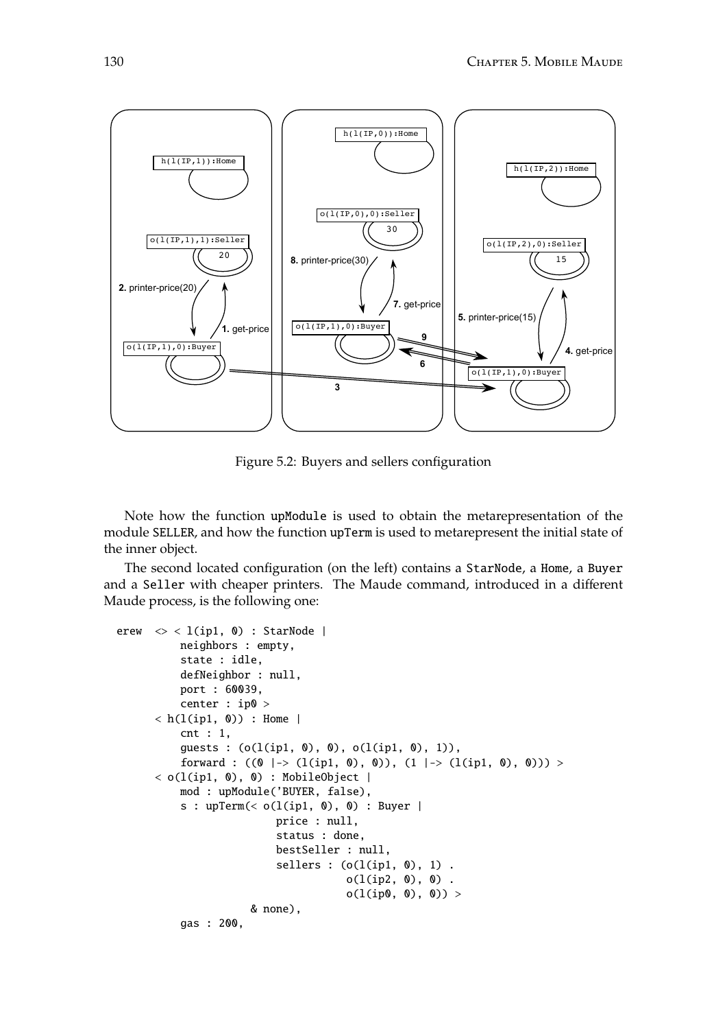Figure 5.2: Buyers and sellers configuration

Note how the function upModule is used to obtain the metarepresentation of the module SELLER, and how the function upTerm is used to metarepresent the initial state of the inner object.

The second located configuration (on the left) contains a StarNode, a Home, a Buyer and a Seller with cheaper printers. The Maude command, introduced in a different Maude process, is the following one:

```
erew  <> < l(ip1, 0) : StarNode |
          neighbors : empty,
          state : idle,
          defNeighbor : null,
          port : 60039,
          center : ip0 >
       < h(l(ip1, 0)) : Home |
          cnt : 1,
          guests : (o(l(ip1, 0), 0), o(l(ip1, 0), 1)),
          forward : ((0 |-> (l(ip1, 0), 0)), (1 |-> (l(ip1, 0), 0))) >
       < o(l(ip1, 0), 0) : MobileObject |
          mod : upModule('BUYER, false),
          s : upTerm(< o(l(ip1, 0), 0) : Buyer |
                        price : null,
                        status : done,
                        bestSeller : null,
                        sellers : (o(l(ip1, 0), 1) .
                                   o(l(ip2, 0), 0) .
                                   o(l(ip0, 0), 0)) >
                     & none),
          gas : 200,
```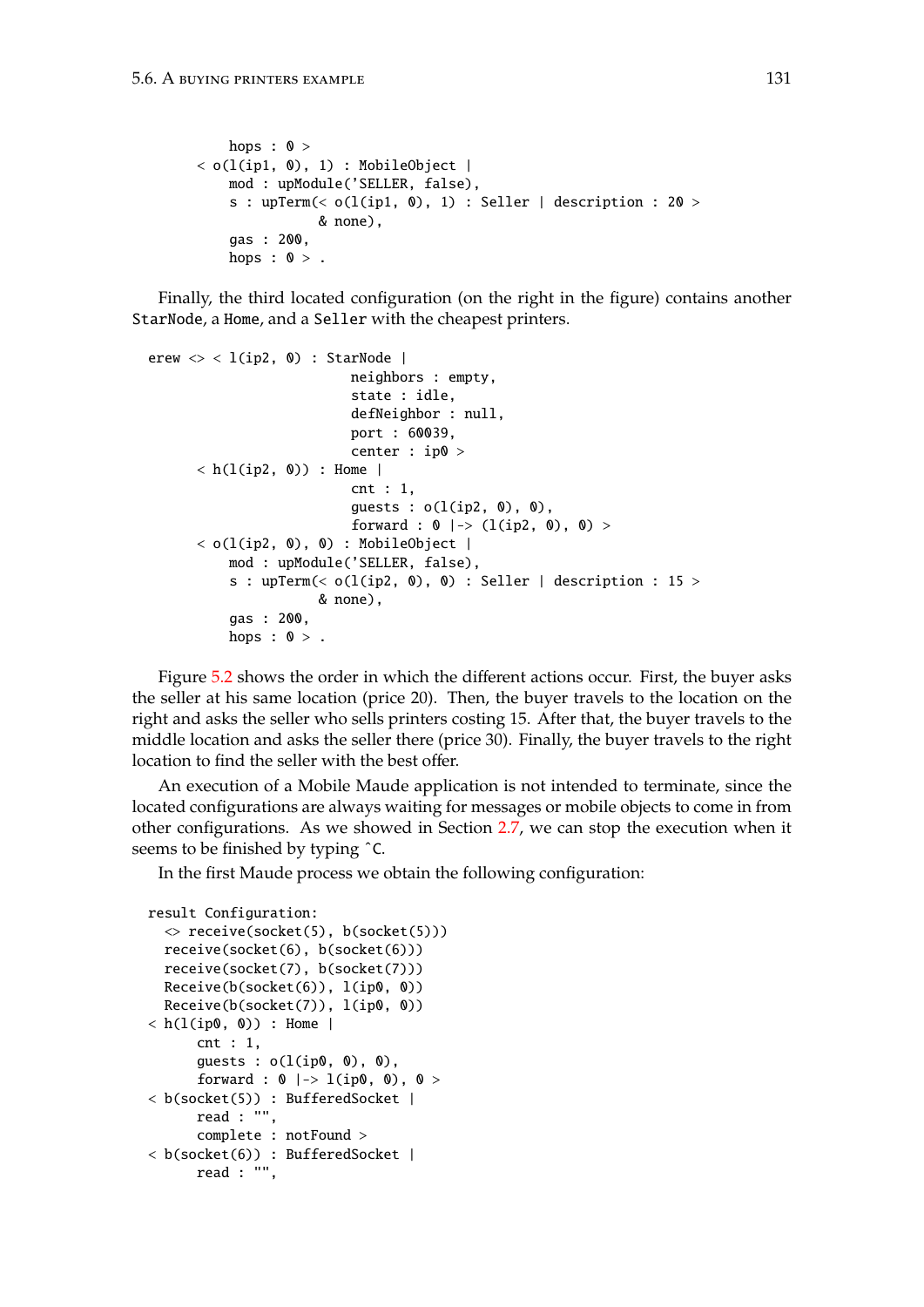```
        hops : 0 >
    < o(l(ip1, 0), 1) : MobileObject |
        mod : upModule('SELLER, false),
        s : upTerm(< o(l(ip1, 0), 1) : Seller | description : 20 >
                   & none),
        gas : 200,
        hops : 0 > .
```

Finally, the third located configuration (on the right in the figure) contains another `StarNode`, a `Home`, and a `Seller` with the cheapest printers.

```
erew <> < l(ip2, 0) : StarNode |
                        neighbors : empty,
                        state : idle,
                        defNeighbor : null,
                        port : 60039,
                        center : ip0 >
    < h(l(ip2, 0)) : Home |
                        cnt : 1,
                        guests : o(l(ip2, 0), 0),
                        forward : 0 |-> (l(ip2, 0), 0) >
    < o(l(ip2, 0), 0) : MobileObject |
        mod : upModule('SELLER, false),
        s : upTerm(< o(l(ip2, 0), 0) : Seller | description : 15 >
                   & none),
        gas : 200,
        hops : 0 > .
```

Figure 5.2 shows the order in which the different actions occur. First, the buyer asks the seller at his same location (price 20). Then, the buyer travels to the location on the right and asks the seller who sells printers costing 15. After that, the buyer travels to the middle location and asks the seller there (price 30). Finally, the buyer travels to the right location to find the seller with the best offer.

An execution of a Mobile Maude application is not intended to terminate, since the located configurations are always waiting for messages or mobile objects to come in from other configurations. As we showed in Section 2.7, we can stop the execution when it seems to be finished by typing ^C.

In the first Maude process we obtain the following configuration:

```
result Configuration:
  <> receive(socket(5), b(socket(5)))
  receive(socket(6), b(socket(6)))
  receive(socket(7), b(socket(7)))
  Receive(b(socket(6)), l(ip0, 0))
  Receive(b(socket(7)), l(ip0, 0))
< h(l(ip0, 0)) : Home |
      cnt : 1,
      guests : o(l(ip0, 0), 0),
      forward : 0 |-> l(ip0, 0), 0 >
< b(socket(5)) : BufferedSocket |
      read : "",
      complete : notFound >
< b(socket(6)) : BufferedSocket |
      read : "",
```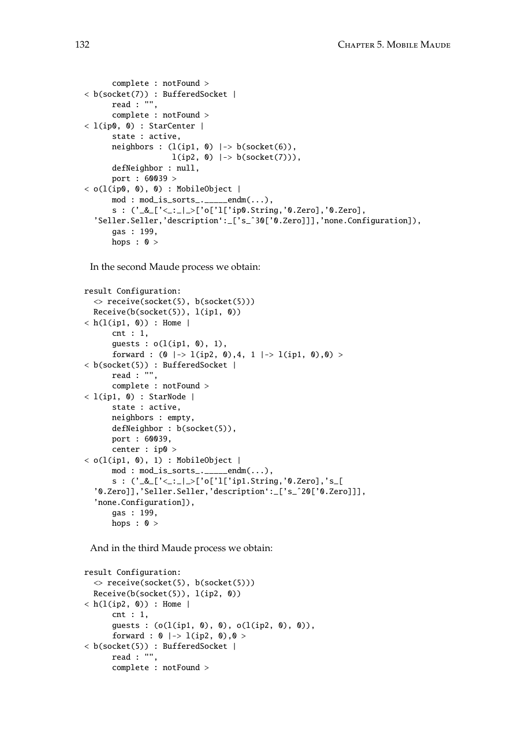```
      complete : notFound >
< b(socket(7)) : BufferedSocket |
      read : "",
      complete : notFound >
< l(ip0, 0) : StarCenter |
      state : active,
      neighbors : (l(ip1, 0) |-> b(socket(6)),
                   l(ip2, 0) |-> b(socket(7))),
      defNeighbor : null,
      port : 60039 >
< o(l(ip0, 0), 0) : MobileObject |
      mod : mod_is_sorts_._____endm(...),
      s : ('_&_['<_:_|_>['o['l['ip0.String,'0.Zero],'0.Zero],
  'Seller.Seller,'description`:_['s_^30['0.Zero]]],'none.Configuration]),
      gas : 199,
      hops : 0 >
```

In the second Maude process we obtain:

```
result Configuration:
  <> receive(socket(5), b(socket(5)))
  Receive(b(socket(5)), l(ip1, 0))
< h(l(ip1, 0)) : Home |
      cnt : 1,
      guests : o(l(ip1, 0), 1),
      forward : (0 |-> l(ip2, 0),4, 1 |-> l(ip1, 0),0) >
< b(socket(5)) : BufferedSocket |
      read : "",
      complete : notFound >
< l(ip1, 0) : StarNode |
      state : active,
      neighbors : empty,
      defNeighbor : b(socket(5)),
      port : 60039,
      center : ip0 >
< o(l(ip1, 0), 1) : MobileObject |
      mod : mod_is_sorts_._____endm(...),
      s : ('_&_['<_:_|_>['o['l['ip1.String,'0.Zero],'s_[
  '0.Zero]],'Seller.Seller,'description`:_['s_^20['0.Zero]]],
  'none.Configuration]),
      gas : 199,
      hops : 0 >
```

And in the third Maude process we obtain:

```
result Configuration:
  <> receive(socket(5), b(socket(5)))
  Receive(b(socket(5)), l(ip2, 0))
< h(l(ip2, 0)) : Home |
      cnt : 1,
      guests : (o(l(ip1, 0), 0), o(l(ip2, 0), 0)),
      forward : 0 |-> l(ip2, 0),0 >
< b(socket(5)) : BufferedSocket |
      read : "",
      complete : notFound >
```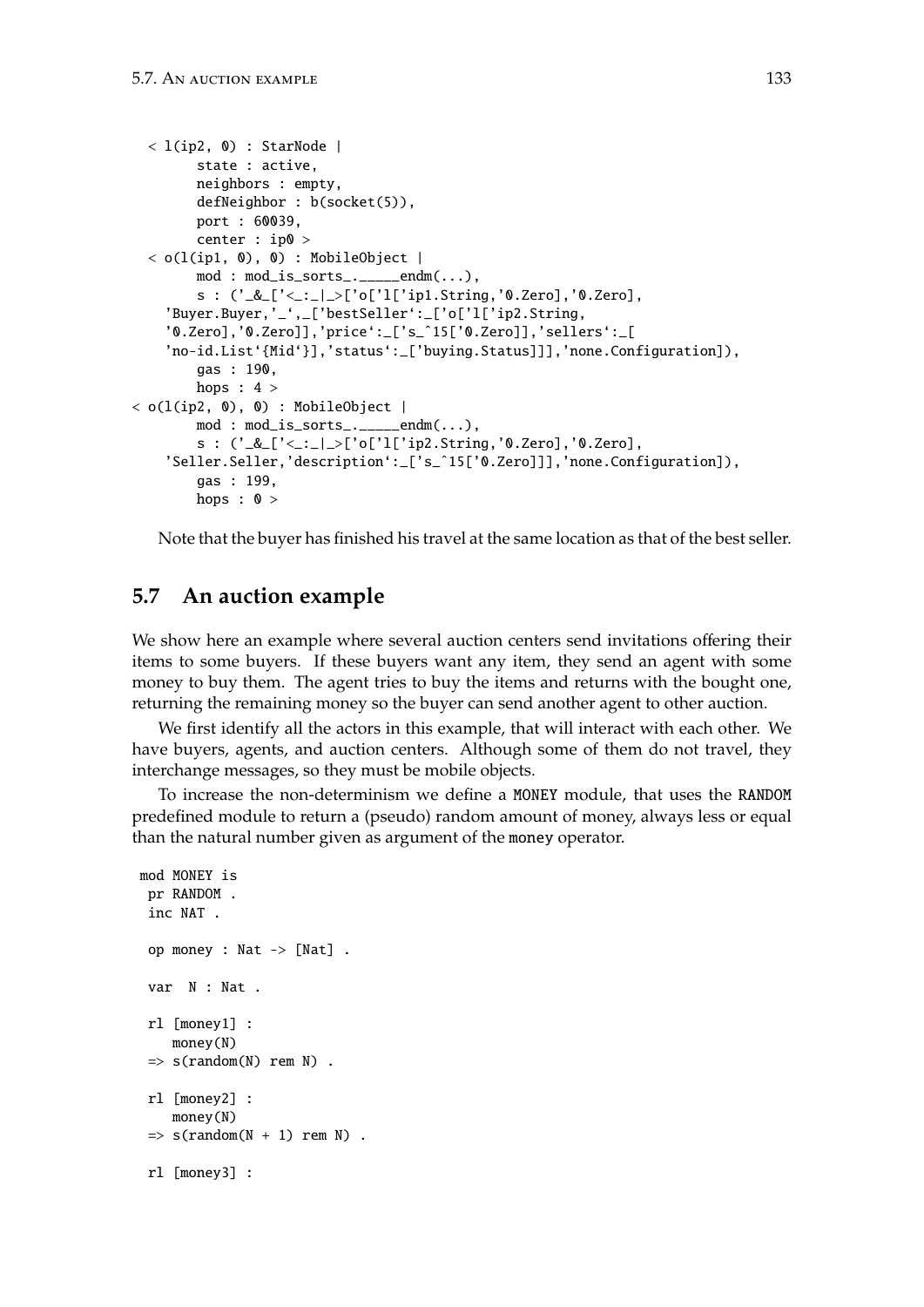```
  < l(ip2, 0) : StarNode |
        state : active,
        neighbors : empty,
        defNeighbor : b(socket(5)),
        port : 60039,
        center : ip0 >
  < o(l(ip1, 0), 0) : MobileObject |
        mod : mod_is_sorts_._____endm(...),
        s : ('_&_['<_:_|_>['o['l['ip1.String,'0.Zero],'0.Zero],
    'Buyer.Buyer,'_`,_['bestSeller`:_['o['l['ip2.String,
    '0.Zero],'0.Zero]],'price`:_['s_^15['0.Zero]],'sellers`:_[
    'no-id.List`{Mid`}],'status`:_['buying.Status]]],'none.Configuration]),
        gas : 190,
        hops : 4 >
< o(l(ip2, 0), 0) : MobileObject |
        mod : mod_is_sorts_._____endm(...),
        s : ('_&_['<_:_|_>['o['l['ip2.String,'0.Zero],'0.Zero],
    'Seller.Seller,'description`:_['s_^15['0.Zero]]],'none.Configuration]),
        gas : 199,
        hops : 0 >
```

Note that the buyer has finished his travel at the same location as that of the best seller.

## 5.7 An auction example

We show here an example where several auction centers send invitations offering their items to some buyers. If these buyers want any item, they send an agent with some money to buy them. The agent tries to buy the items and returns with the bought one, returning the remaining money so the buyer can send another agent to other auction.

We first identify all the actors in this example, that will interact with each other. We have buyers, agents, and auction centers. Although some of them do not travel, they interchange messages, so they must be mobile objects.

To increase the non-determinism we define a MONEY module, that uses the RANDOM predefined module to return a (pseudo) random amount of money, always less or equal than the natural number given as argument of the money operator.

```
 mod MONEY is
  pr RANDOM .
  inc NAT .

  op money : Nat -> [Nat] .

  var  N : Nat .

  rl [money1] :
     money(N)
  => s(random(N) rem N) .

  rl [money2] :
     money(N)
  => s(random(N + 1) rem N) .

  rl [money3] :
```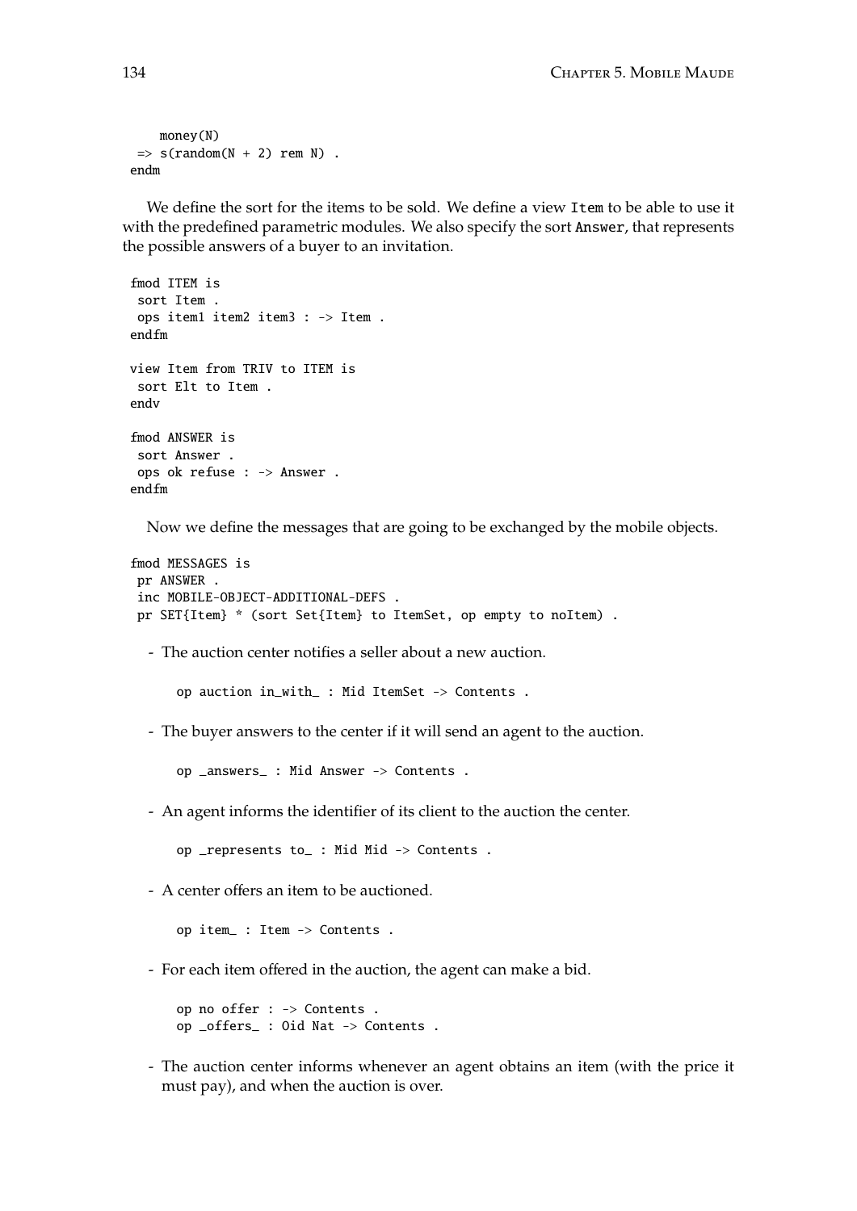```
    money(N)
 => s(random(N + 2) rem N) .
endm
```

We define the sort for the items to be sold. We define a view `Item` to be able to use it with the predefined parametric modules. We also specify the sort `Answer`, that represents the possible answers of a buyer to an invitation.

```
fmod ITEM is
 sort Item .
 ops item1 item2 item3 : -> Item .
endfm

view Item from TRIV to ITEM is
 sort Elt to Item .
endv

fmod ANSWER is
 sort Answer .
 ops ok refuse : -> Answer .
endfm
```

Now we define the messages that are going to be exchanged by the mobile objects.

```
fmod MESSAGES is
 pr ANSWER .
 inc MOBILE-OBJECT-ADDITIONAL-DEFS .
 pr SET{Item} * (sort Set{Item} to ItemSet, op empty to noItem) .
```

- The auction center notifies a seller about a new auction.

```
op auction in_with_ : Mid ItemSet -> Contents .
```

- The buyer answers to the center if it will send an agent to the auction.

```
op _answers_ : Mid Answer -> Contents .
```

- An agent informs the identifier of its client to the auction the center.

```
op _represents to_ : Mid Mid -> Contents .
```

- A center offers an item to be auctioned.

```
op item_ : Item -> Contents .
```

- For each item offered in the auction, the agent can make a bid.

```
op no offer : -> Contents .
op _offers_ : Oid Nat -> Contents .
```

- The auction center informs whenever an agent obtains an item (with the price it must pay), and when the auction is over.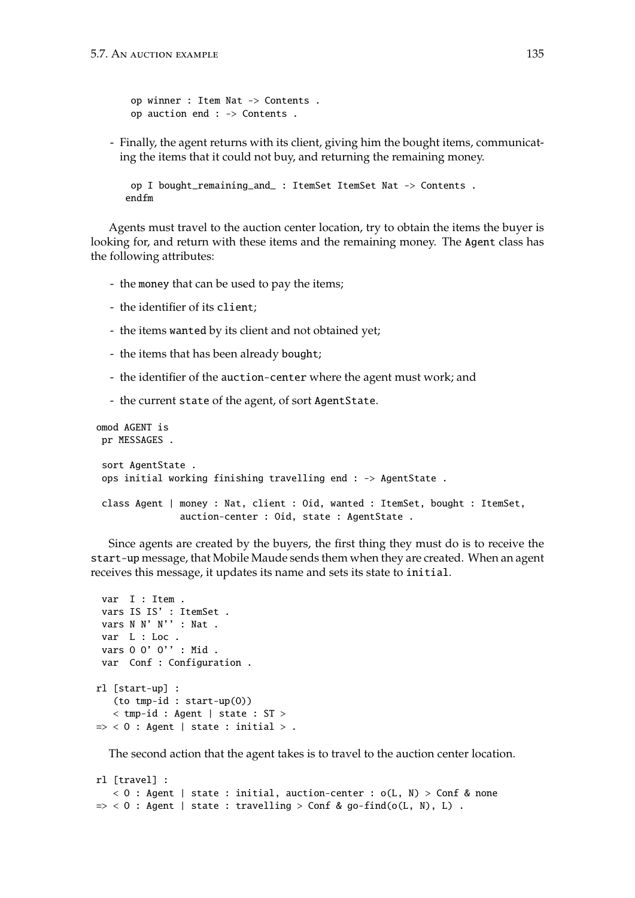```
    op winner : Item Nat -> Contents .
    op auction end : -> Contents .
```

- Finally, the agent returns with its client, giving him the bought items, communicating the items that it could not buy, and returning the remaining money.

```
    op I bought_remaining_and_ : ItemSet ItemSet Nat -> Contents .
   endfm
```

Agents must travel to the auction center location, try to obtain the items the buyer is looking for, and return with these items and the remaining money. The `Agent` class has the following attributes:

- the `money` that can be used to pay the items;
- the identifier of its `client`;
- the items `wanted` by its client and not obtained yet;
- the items that has been already `bought`;
- the identifier of the `auction-center` where the agent must work; and
- the current `state` of the agent, of sort `AgentState`.

```
omod AGENT is
 pr MESSAGES .

 sort AgentState .
 ops initial working finishing travelling end : -> AgentState .

 class Agent | money : Nat, client : Oid, wanted : ItemSet, bought : ItemSet,
              auction-center : Oid, state : AgentState .
```

Since agents are created by the buyers, the first thing they must do is to receive the `start-up` message, that Mobile Maude sends them when they are created. When an agent receives this message, it updates its name and sets its state to `initial`.

```
 var  I : Item .
 vars IS IS' : ItemSet .
 vars N N' N'' : Nat .
 var  L : Loc .
 vars O O' O'' : Mid .
 var  Conf : Configuration .

rl [start-up] :
   (to tmp-id : start-up(O))
   < tmp-id : Agent | state : ST >
=> < O : Agent | state : initial > .
```

The second action that the agent takes is to travel to the auction center location.

```
rl [travel] :
   < O : Agent | state : initial, auction-center : o(L, N) > Conf & none
=> < O : Agent | state : travelling > Conf & go-find(o(L, N), L) .
```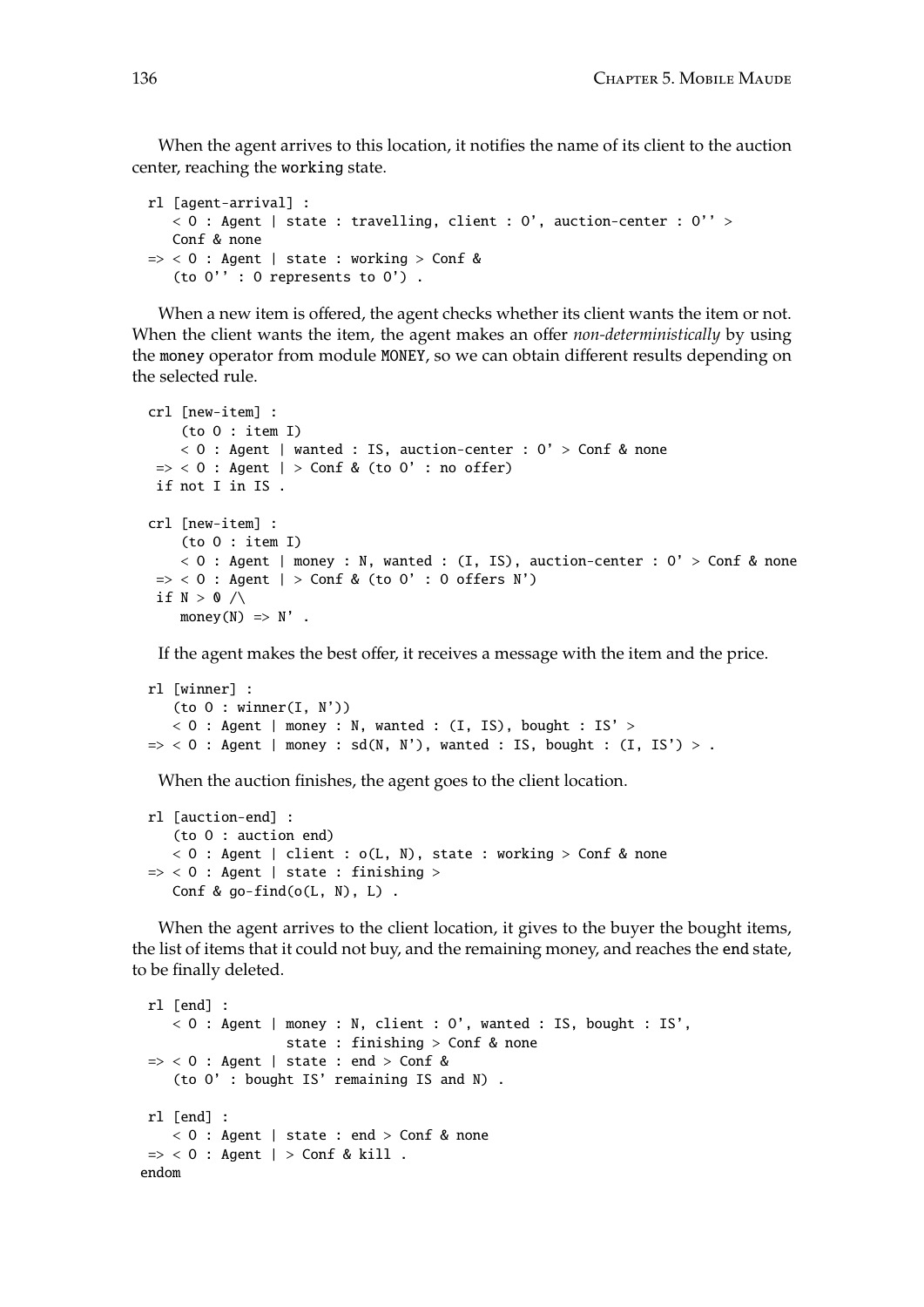When the agent arrives to this location, it notifies the name of its client to the auction center, reaching the working state.

```
rl [agent-arrival] :
   < O : Agent | state : travelling, client : O', auction-center : O'' >
   Conf & none
=> < O : Agent | state : working > Conf &
   (to O'' : O represents to O') .
```

When a new item is offered, the agent checks whether its client wants the item or not. When the client wants the item, the agent makes an offer *non-deterministically* by using the money operator from module MONEY, so we can obtain different results depending on the selected rule.

```
crl [new-item] :
    (to O : item I)
    < O : Agent | wanted : IS, auction-center : O' > Conf & none
 => < O : Agent | > Conf & (to O' : no offer)
 if not I in IS .

crl [new-item] :
    (to O : item I)
    < O : Agent | money : N, wanted : (I, IS), auction-center : O' > Conf & none
 => < O : Agent | > Conf & (to O' : O offers N')
 if N > 0 /\
    money(N) => N' .
```

If the agent makes the best offer, it receives a message with the item and the price.

```
rl [winner] :
   (to O : winner(I, N'))
   < O : Agent | money : N, wanted : (I, IS), bought : IS' >
=> < O : Agent | money : sd(N, N'), wanted : IS, bought : (I, IS') > .
```

When the auction finishes, the agent goes to the client location.

```
rl [auction-end] :
   (to O : auction end)
   < O : Agent | client : o(L, N), state : working > Conf & none
=> < O : Agent | state : finishing >
   Conf & go-find(o(L, N), L) .
```

When the agent arrives to the client location, it gives to the buyer the bought items, the list of items that it could not buy, and the remaining money, and reaches the end state, to be finally deleted.

```
rl [end] :
   < O : Agent | money : N, client : O', wanted : IS, bought : IS',
                 state : finishing > Conf & none
=> < O : Agent | state : end > Conf &
   (to O' : bought IS' remaining IS and N) .

rl [end] :
   < O : Agent | state : end > Conf & none
=> < O : Agent | > Conf & kill .
endom
```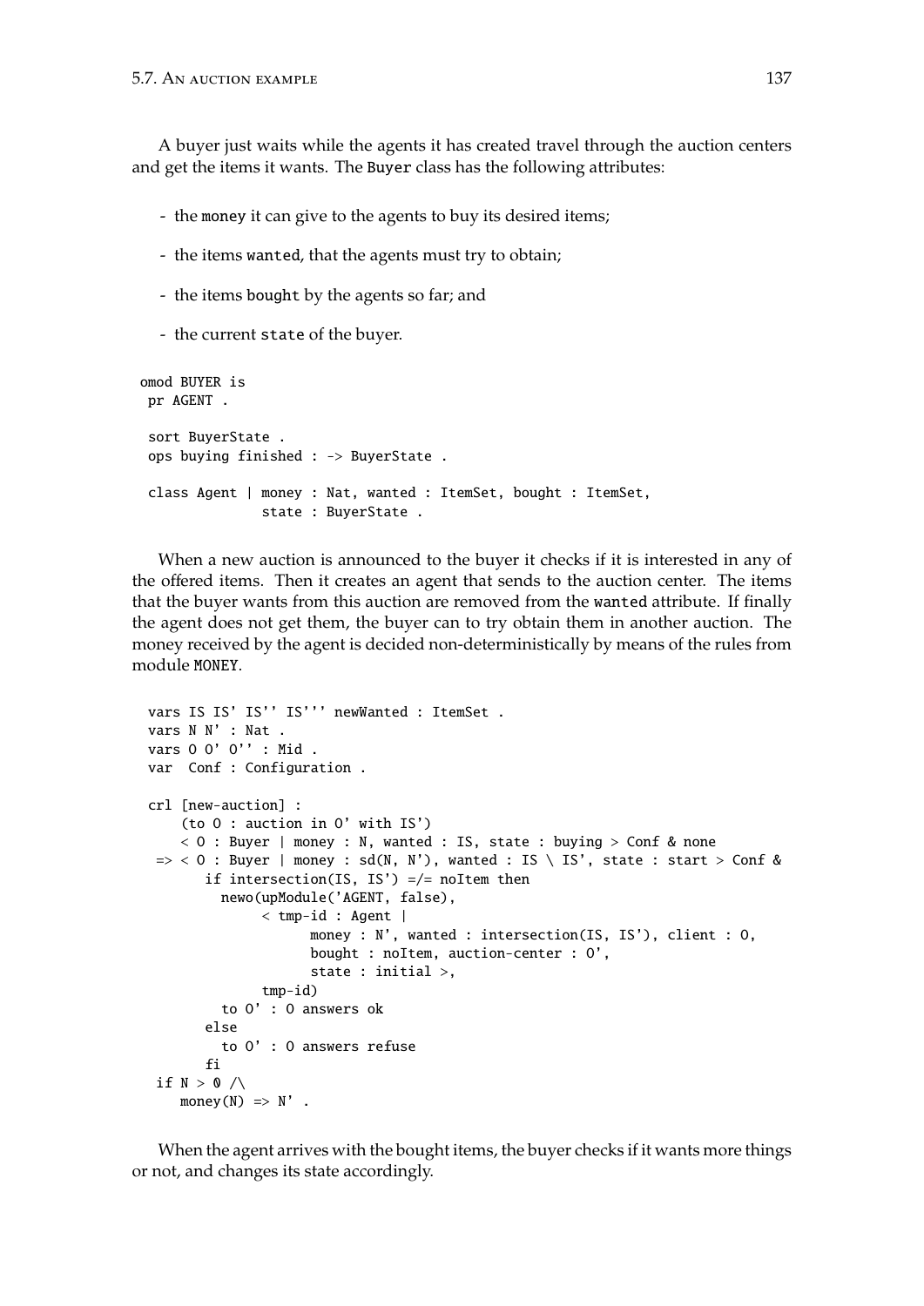A buyer just waits while the agents it has created travel through the auction centers and get the items it wants. The Buyer class has the following attributes:

- the money it can give to the agents to buy its desired items;
- the items wanted, that the agents must try to obtain;
- the items bought by the agents so far; and
- the current state of the buyer.

```
omod BUYER is
 pr AGENT .

 sort BuyerState .
 ops buying finished : -> BuyerState .

 class Agent | money : Nat, wanted : ItemSet, bought : ItemSet,
              state : BuyerState .
```

When a new auction is announced to the buyer it checks if it is interested in any of the offered items. Then it creates an agent that sends to the auction center. The items that the buyer wants from this auction are removed from the wanted attribute. If finally the agent does not get them, the buyer can to try obtain them in another auction. The money received by the agent is decided non-deterministically by means of the rules from module MONEY.

```
 vars IS IS' IS'' IS''' newWanted : ItemSet .
 vars N N' : Nat .
 vars O O' O'' : Mid .
 var  Conf : Configuration .

 crl [new-auction] :
     (to O : auction in O' with IS')
     < O : Buyer | money : N, wanted : IS, state : buying > Conf & none
  => < O : Buyer | money : sd(N, N'), wanted : IS \ IS', state : start > Conf &
       if intersection(IS, IS') =/= noItem then
         newo(upModule('AGENT, false),
              < tmp-id : Agent |
                    money : N', wanted : intersection(IS, IS'), client : O,
                    bought : noItem, auction-center : O',
                    state : initial >,
              tmp-id)
         to O' : O answers ok
       else
         to O' : O answers refuse
       fi
  if N > 0 /\
     money(N) => N' .
```

When the agent arrives with the bought items, the buyer checks if it wants more things or not, and changes its state accordingly.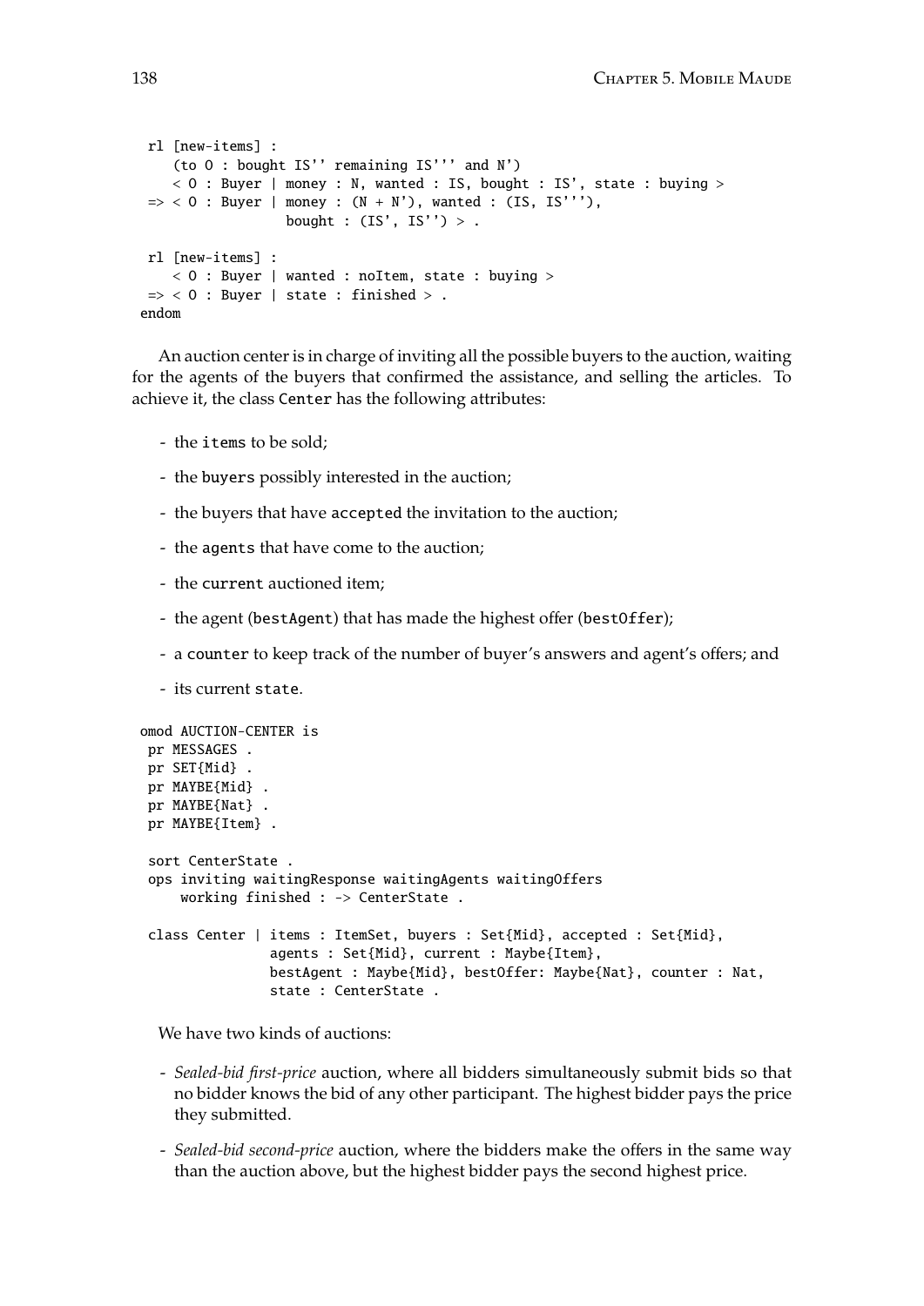```
 rl [new-items] :
    (to O : bought IS'' remaining IS''' and N')
    < O : Buyer | money : N, wanted : IS, bought : IS', state : buying >
 => < O : Buyer | money : (N + N'), wanted : (IS, IS'''),
                  bought : (IS', IS'') > .

 rl [new-items] :
    < O : Buyer | wanted : noItem, state : buying >
 => < O : Buyer | state : finished > .
endom
```

An auction center is in charge of inviting all the possible buyers to the auction, waiting for the agents of the buyers that confirmed the assistance, and selling the articles. To achieve it, the class `Center` has the following attributes:

- the `items` to be sold;
- the `buyers` possibly interested in the auction;
- the buyers that have `accepted` the invitation to the auction;
- the `agents` that have come to the auction;
- the `current` auctioned item;
- the agent (`bestAgent`) that has made the highest offer (`bestOffer`);
- a `counter` to keep track of the number of buyer's answers and agent's offers; and
- its current `state`.

```
omod AUCTION-CENTER is
 pr MESSAGES .
 pr SET{Mid} .
 pr MAYBE{Mid} .
 pr MAYBE{Nat} .
 pr MAYBE{Item} .

 sort CenterState .
 ops inviting waitingResponse waitingAgents waitingOffers
     working finished : -> CenterState .

 class Center | items : ItemSet, buyers : Set{Mid}, accepted : Set{Mid},
                agents : Set{Mid}, current : Maybe{Item},
                bestAgent : Maybe{Mid}, bestOffer: Maybe{Nat}, counter : Nat,
                state : CenterState .
```

We have two kinds of auctions:

- *Sealed-bid first-price* auction, where all bidders simultaneously submit bids so that no bidder knows the bid of any other participant. The highest bidder pays the price they submitted.
- *Sealed-bid second-price* auction, where the bidders make the offers in the same way than the auction above, but the highest bidder pays the second highest price.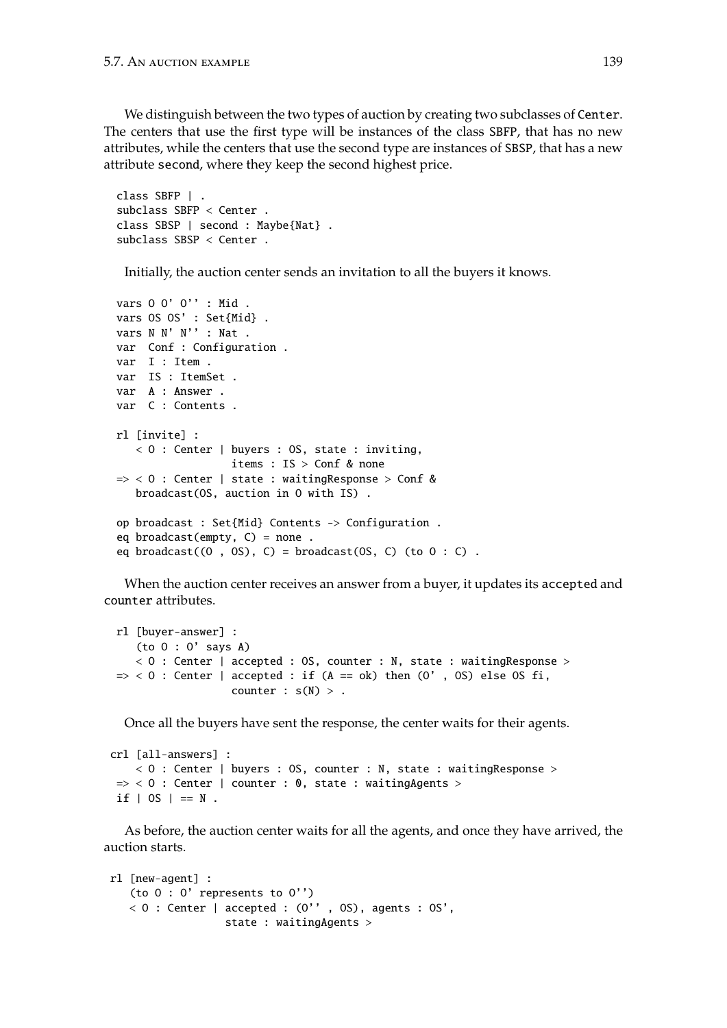We distinguish between the two types of auction by creating two subclasses of `Center`. The centers that use the first type will be instances of the class `SBFP`, that has no new attributes, while the centers that use the second type are instances of `SBSP`, that has a new attribute `second`, where they keep the second highest price.

```
class SBFP | .
subclass SBFP < Center .
class SBSP | second : Maybe{Nat} .
subclass SBSP < Center .
```

Initially, the auction center sends an invitation to all the buyers it knows.

```
vars O O' O'' : Mid .
vars OS OS' : Set{Mid} .
vars N N' N'' : Nat .
var  Conf : Configuration .
var  I : Item .
var  IS : ItemSet .
var  A : Answer .
var  C : Contents .

rl [invite] :
   < O : Center | buyers : OS, state : inviting,
                  items : IS > Conf & none
=> < O : Center | state : waitingResponse > Conf &
   broadcast(OS, auction in O with IS) .

op broadcast : Set{Mid} Contents -> Configuration .
eq broadcast(empty, C) = none .
eq broadcast((O , OS), C) = broadcast(OS, C) (to O : C) .
```

When the auction center receives an answer from a buyer, it updates its `accepted` and `counter` attributes.

```
rl [buyer-answer] :
   (to O : O' says A)
   < O : Center | accepted : OS, counter : N, state : waitingResponse >
=> < O : Center | accepted : if (A == ok) then (O' , OS) else OS fi,
                  counter : s(N) > .
```

Once all the buyers have sent the response, the center waits for their agents.

```
crl [all-answers] :
   < O : Center | buyers : OS, counter : N, state : waitingResponse >
=> < O : Center | counter : 0, state : waitingAgents >
if | OS | == N .
```

As before, the auction center waits for all the agents, and once they have arrived, the auction starts.

```
rl [new-agent] :
   (to O : O' represents to O'')
   < O : Center | accepted : (O'' , OS), agents : OS',
                 state : waitingAgents >
```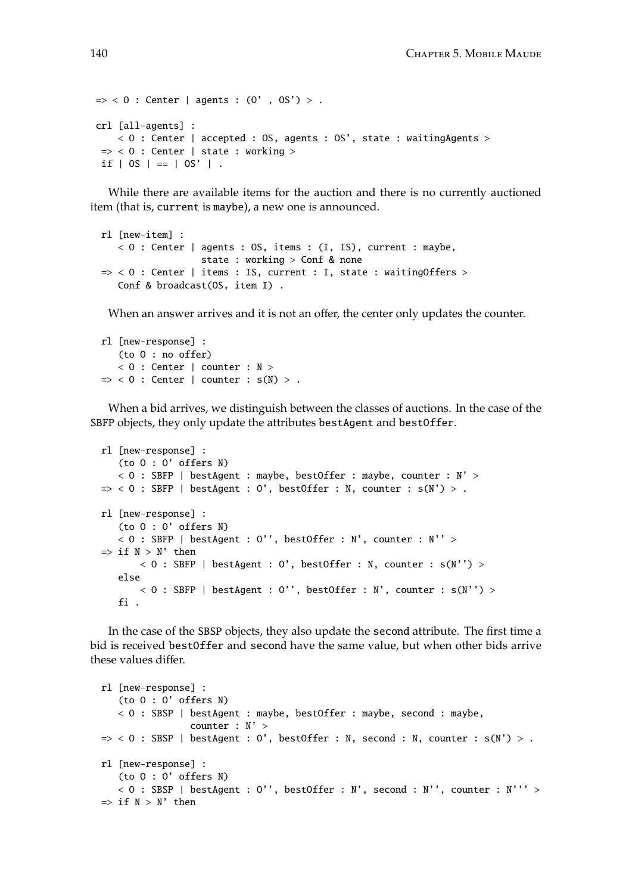```
=> < O : Center | agents : (O' , OS') > .

crl [all-agents] :
    < O : Center | accepted : OS, agents : OS', state : waitingAgents >
 => < O : Center | state : working >
 if | OS | == | OS' | .
```

While there are available items for the auction and there is no currently auctioned item (that is, `current` is `maybe`), a new one is announced.

```
rl [new-item] :
    < O : Center | agents : OS, items : (I, IS), current : maybe,
                   state : working > Conf & none
 => < O : Center | items : IS, current : I, state : waitingOffers >
    Conf & broadcast(OS, item I) .
```

When an answer arrives and it is not an offer, the center only updates the counter.

```
rl [new-response] :
    (to O : no offer)
    < O : Center | counter : N >
 => < O : Center | counter : s(N) > .
```

When a bid arrives, we distinguish between the classes of auctions. In the case of the SBFP objects, they only update the attributes `bestAgent` and `bestOffer`.

```
rl [new-response] :
    (to O : O' offers N)
    < O : SBFP | bestAgent : maybe, bestOffer : maybe, counter : N' >
 => < O : SBFP | bestAgent : O', bestOffer : N, counter : s(N') > .

rl [new-response] :
    (to O : O' offers N)
    < O : SBFP | bestAgent : O'', bestOffer : N', counter : N'' >
 => if N > N' then
        < O : SBFP | bestAgent : O', bestOffer : N, counter : s(N'') >
    else
        < O : SBFP | bestAgent : O'', bestOffer : N', counter : s(N'') >
    fi .
```

In the case of the SBSP objects, they also update the `second` attribute. The first time a bid is received `bestOffer` and `second` have the same value, but when other bids arrive these values differ.

```
rl [new-response] :
    (to O : O' offers N)
    < O : SBSP | bestAgent : maybe, bestOffer : maybe, second : maybe,
                 counter : N' >
 => < O : SBSP | bestAgent : O', bestOffer : N, second : N, counter : s(N') > .

rl [new-response] :
    (to O : O' offers N)
    < O : SBSP | bestAgent : O'', bestOffer : N', second : N'', counter : N''' >
 => if N > N' then
```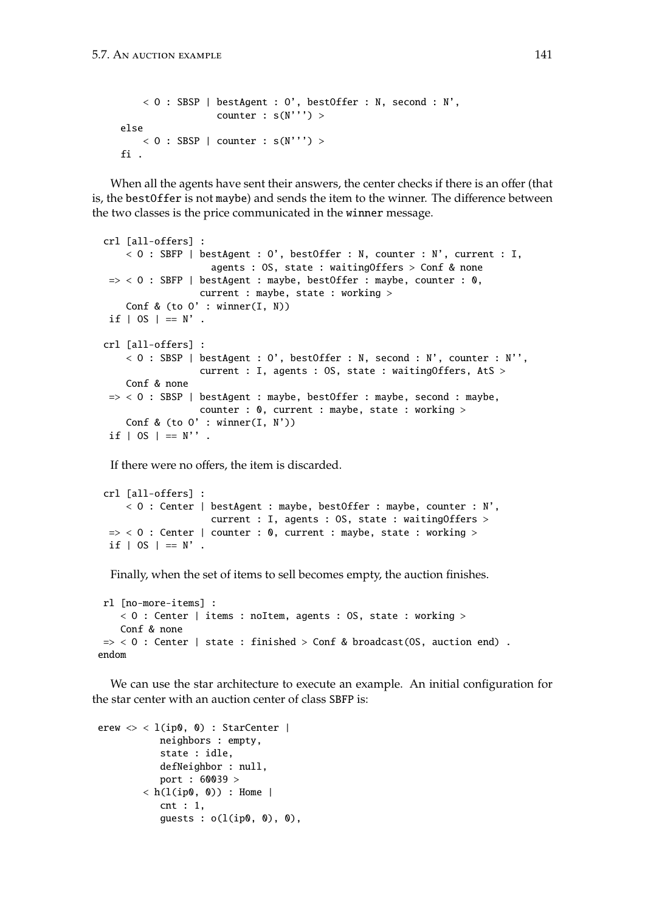```
        < O : SBSP | bestAgent : O', bestOffer : N, second : N',
                     counter : s(N''') >
    else
        < O : SBSP | counter : s(N''') >
    fi .
```

When all the agents have sent their answers, the center checks if there is an offer (that is, the `bestOffer` is not `maybe`) and sends the item to the winner. The difference between the two classes is the price communicated in the `winner` message.

```
  crl [all-offers] :
      < O : SBFP | bestAgent : O', bestOffer : N, counter : N', current : I,
                     agents : OS, state : waitingOffers > Conf & none
   => < O : SBFP | bestAgent : maybe, bestOffer : maybe, counter : 0,
                  current : maybe, state : working >
      Conf & (to O' : winner(I, N))
   if | OS | == N' .

  crl [all-offers] :
      < O : SBSP | bestAgent : O', bestOffer : N, second : N', counter : N'',
                  current : I, agents : OS, state : waitingOffers, AtS >
      Conf & none
   => < O : SBSP | bestAgent : maybe, bestOffer : maybe, second : maybe,
                  counter : 0, current : maybe, state : working >
      Conf & (to O' : winner(I, N'))
   if | OS | == N'' .
```

If there were no offers, the item is discarded.

```
  crl [all-offers] :
      < O : Center | bestAgent : maybe, bestOffer : maybe, counter : N',
                     current : I, agents : OS, state : waitingOffers >
   => < O : Center | counter : 0, current : maybe, state : working >
   if | OS | == N' .
```

Finally, when the set of items to sell becomes empty, the auction finishes.

```
  rl [no-more-items] :
     < O : Center | items : noItem, agents : OS, state : working >
     Conf & none
  => < O : Center | state : finished > Conf & broadcast(OS, auction end) .
endom
```

We can use the star architecture to execute an example. An initial configuration for the star center with an auction center of class SBFP is:

```
erew <> < l(ip0, 0) : StarCenter |
           neighbors : empty,
           state : idle,
           defNeighbor : null,
           port : 60039 >
        < h(l(ip0, 0)) : Home |
           cnt : 1,
           guests : o(l(ip0, 0), 0),
```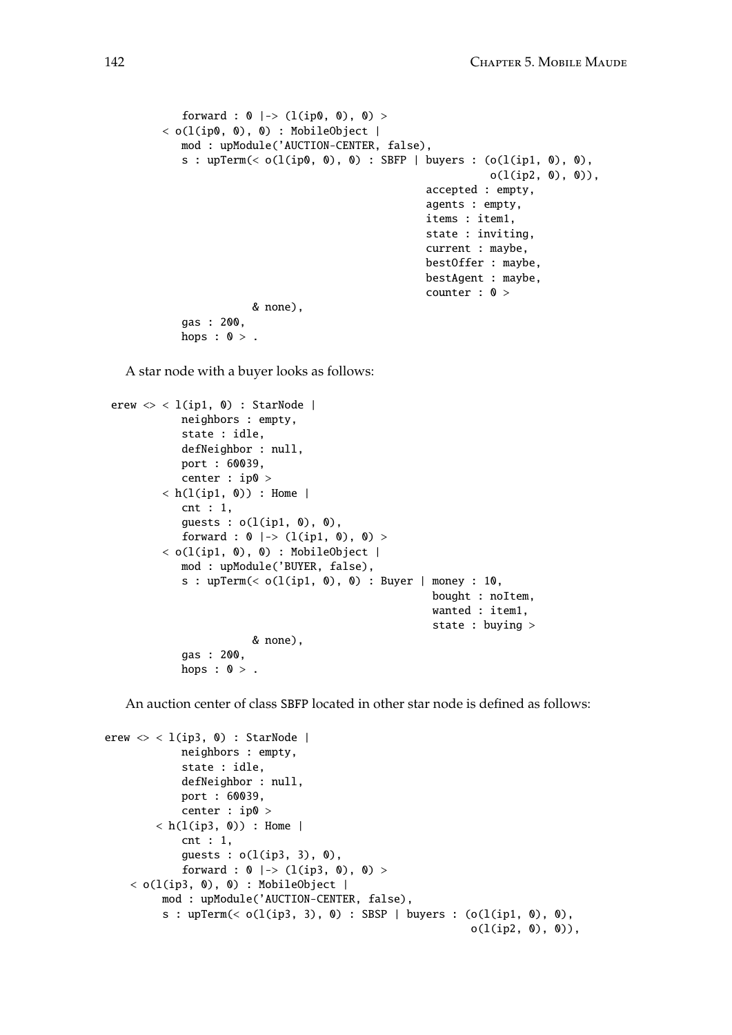```
          forward : 0 |-> (l(ip0, 0), 0) >
        < o(l(ip0, 0), 0) : MobileObject |
          mod : upModule('AUCTION-CENTER, false),
          s : upTerm(< o(l(ip0, 0), 0) : SBFP | buyers : (o(l(ip1, 0), 0),
                                                          o(l(ip2, 0), 0)),
                                                 accepted : empty,
                                                 agents : empty,
                                                 items : item1,
                                                 state : inviting,
                                                 current : maybe,
                                                 bestOffer : maybe,
                                                 bestAgent : maybe,
                                                 counter : 0 >
                     & none),
          gas : 200,
          hops : 0 > .
```

A star node with a buyer looks as follows:

```
 erew <> < l(ip1, 0) : StarNode |
          neighbors : empty,
          state : idle,
          defNeighbor : null,
          port : 60039,
          center : ip0 >
        < h(l(ip1, 0)) : Home |
          cnt : 1,
          guests : o(l(ip1, 0), 0),
          forward : 0 |-> (l(ip1, 0), 0) >
        < o(l(ip1, 0), 0) : MobileObject |
          mod : upModule('BUYER, false),
          s : upTerm(< o(l(ip1, 0), 0) : Buyer | money : 10,
                                                  bought : noItem,
                                                  wanted : item1,
                                                  state : buying >
                     & none),
          gas : 200,
          hops : 0 > .
```

An auction center of class SBFP located in other star node is defined as follows:

```
erew <> < l(ip3, 0) : StarNode |
          neighbors : empty,
          state : idle,
          defNeighbor : null,
          port : 60039,
          center : ip0 >
       < h(l(ip3, 0)) : Home |
          cnt : 1,
          guests : o(l(ip3, 3), 0),
          forward : 0 |-> (l(ip3, 0), 0) >
    < o(l(ip3, 0), 0) : MobileObject |
        mod : upModule('AUCTION-CENTER, false),
        s : upTerm(< o(l(ip3, 3), 0) : SBSP | buyers : (o(l(ip1, 0), 0),
                                                        o(l(ip2, 0), 0)),
```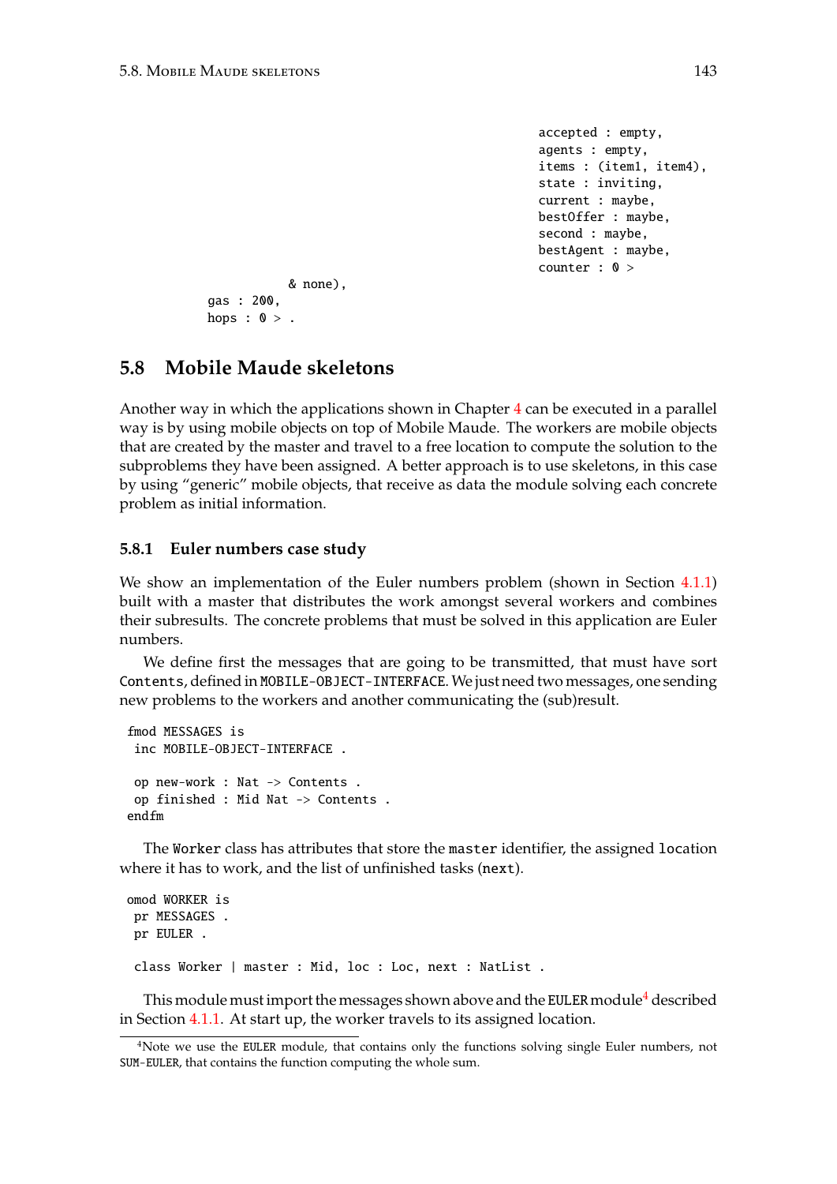```
                                        accepted : empty,
                                        agents : empty,
                                        items : (item1, item4),
                                        state : inviting,
                                        current : maybe,
                                        bestOffer : maybe,
                                        second : maybe,
                                        bestAgent : maybe,
                                        counter : 0 >
              & none),
        gas : 200,
        hops : 0 > .
```

## 5.8 Mobile Maude skeletons

Another way in which the applications shown in Chapter 4 can be executed in a parallel way is by using mobile objects on top of Mobile Maude. The workers are mobile objects that are created by the master and travel to a free location to compute the solution to the subproblems they have been assigned. A better approach is to use skeletons, in this case by using "generic" mobile objects, that receive as data the module solving each concrete problem as initial information.

### 5.8.1 Euler numbers case study

We show an implementation of the Euler numbers problem (shown in Section 4.1.1) built with a master that distributes the work amongst several workers and combines their subresults. The concrete problems that must be solved in this application are Euler numbers.

We define first the messages that are going to be transmitted, that must have sort `Contents`, defined in `MOBILE-OBJECT-INTERFACE`. We just need two messages, one sending new problems to the workers and another communicating the (sub)result.

```
fmod MESSAGES is
 inc MOBILE-OBJECT-INTERFACE .

 op new-work : Nat -> Contents .
 op finished : Mid Nat -> Contents .
endfm
```

The `Worker` class has attributes that store the `master` identifier, the assigned `location` where it has to work, and the list of unfinished tasks (`next`).

```
omod WORKER is
 pr MESSAGES .
 pr EULER .

 class Worker | master : Mid, loc : Loc, next : NatList .
```

This module must import the messages shown above and the `EULER` module[4] described in Section 4.1.1. At start up, the worker travels to its assigned location.

[4] Note we use the `EULER` module, that contains only the functions solving single Euler numbers, not `SUM-EULER`, that contains the function computing the whole sum.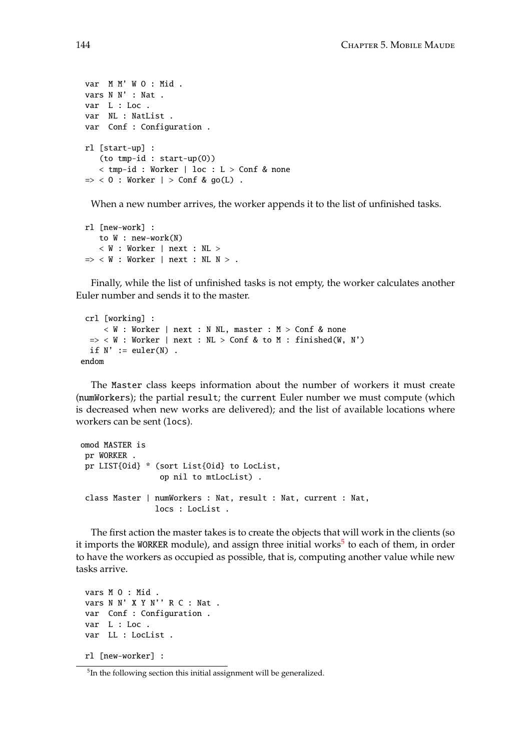```
  var  M M' W O : Mid .
  vars N N' : Nat .
  var  L : Loc .
  var  NL : NatList .
  var  Conf : Configuration .

  rl [start-up] :
     (to tmp-id : start-up(O))
     < tmp-id : Worker | loc : L > Conf & none
  => < O : Worker | > Conf & go(L) .
```

When a new number arrives, the worker appends it to the list of unfinished tasks.

```
  rl [new-work] :
     to W : new-work(N)
     < W : Worker | next : NL >
  => < W : Worker | next : NL N > .
```

Finally, while the list of unfinished tasks is not empty, the worker calculates another Euler number and sends it to the master.

```
  crl [working] :
      < W : Worker | next : N NL, master : M > Conf & none
   => < W : Worker | next : NL > Conf & to M : finished(W, N')
   if N' := euler(N) .
 endom
```

The Master class keeps information about the number of workers it must create (numWorkers); the partial result; the current Euler number we must compute (which is decreased when new works are delivered); and the list of available locations where workers can be sent (locs).

```
 omod MASTER is
  pr WORKER .
  pr LIST{Oid} * (sort List{Oid} to LocList,
                  op nil to mtLocList) .

  class Master | numWorkers : Nat, result : Nat, current : Nat,
                 locs : LocList .
```

The first action the master takes is to create the objects that will work in the clients (so it imports the WORKER module), and assign three initial works[5] to each of them, in order to have the workers as occupied as possible, that is, computing another value while new tasks arrive.

```
  vars M O : Mid .
  vars N N' X Y N'' R C : Nat .
  var  Conf : Configuration .
  var  L : Loc .
  var  LL : LocList .

  rl [new-worker] :
```

[5] In the following section this initial assignment will be generalized.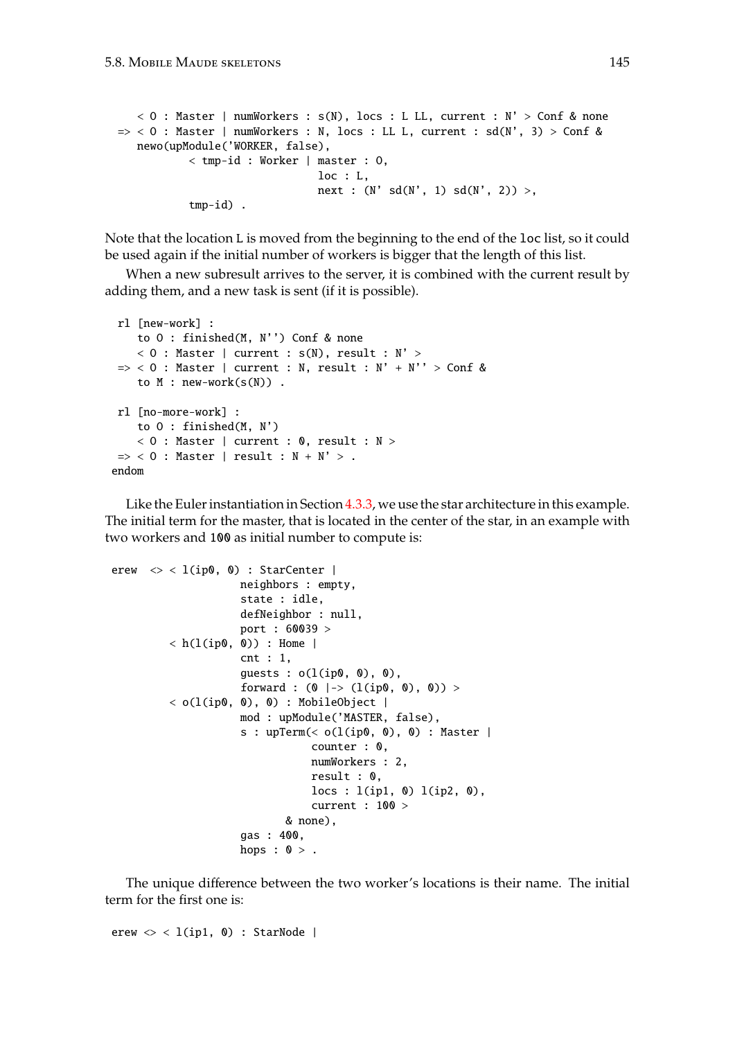```
    < O : Master | numWorkers : s(N), locs : L LL, current : N' > Conf & none
 => < O : Master | numWorkers : N, locs : LL L, current : sd(N', 3) > Conf &
    newo(upModule('WORKER, false),
          < tmp-id : Worker | master : O,
                              loc : L,
                              next : (N' sd(N', 1) sd(N', 2)) >,
          tmp-id) .
```

Note that the location L is moved from the beginning to the end of the loc list, so it could be used again if the initial number of workers is bigger that the length of this list.

When a new subresult arrives to the server, it is combined with the current result by adding them, and a new task is sent (if it is possible).

```
 rl [new-work] :
    to O : finished(M, N'') Conf & none
    < O : Master | current : s(N), result : N' >
 => < O : Master | current : N, result : N' + N'' > Conf &
    to M : new-work(s(N)) .

 rl [no-more-work] :
    to O : finished(M, N')
    < O : Master | current : 0, result : N >
 => < O : Master | result : N + N' > .
endom
```

Like the Euler instantiation in Section 4.3.3, we use the star architecture in this example. The initial term for the master, that is located in the center of the star, in an example with two workers and 100 as initial number to compute is:

```
erew  <> < l(ip0, 0) : StarCenter |
                   neighbors : empty,
                   state : idle,
                   defNeighbor : null,
                   port : 60039 >
         < h(l(ip0, 0)) : Home |
                   cnt : 1,
                   guests : o(l(ip0, 0), 0),
                   forward : (0 |-> (l(ip0, 0), 0)) >
         < o(l(ip0, 0), 0) : MobileObject |
                   mod : upModule('MASTER, false),
                   s : upTerm(< o(l(ip0, 0), 0) : Master |
                              counter : 0,
                              numWorkers : 2,
                              result : 0,
                              locs : l(ip1, 0) l(ip2, 0),
                              current : 100 >
                          & none),
                   gas : 400,
                   hops : 0 > .
```

The unique difference between the two worker's locations is their name. The initial term for the first one is:

```
erew <> < l(ip1, 0) : StarNode |
```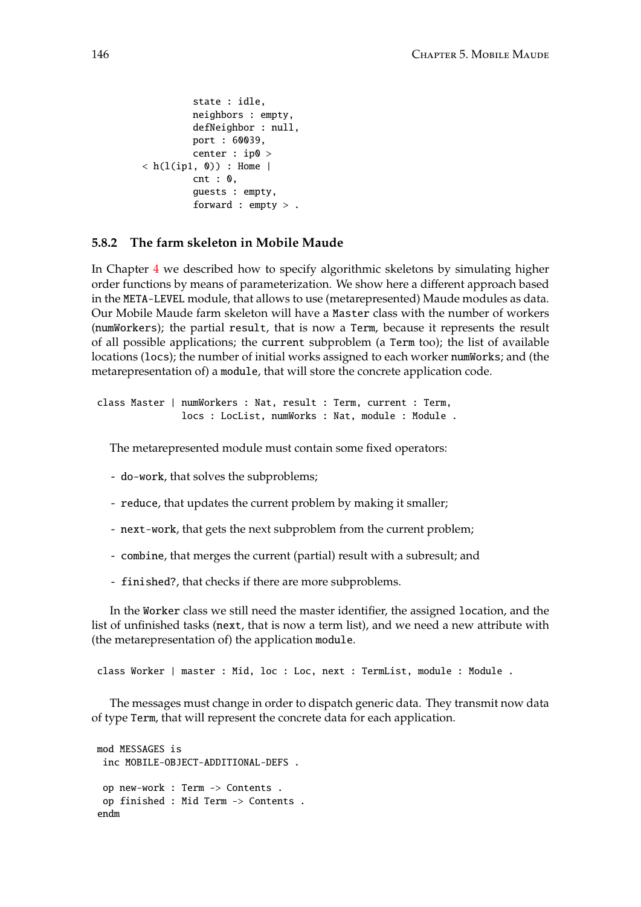```
            state : idle,
            neighbors : empty,
            defNeighbor : null,
            port : 60039,
            center : ip0 >
   < h(l(ip1, 0)) : Home |
            cnt : 0,
            guests : empty,
            forward : empty > .
```

### 5.8.2 The farm skeleton in Mobile Maude

In Chapter 4 we described how to specify algorithmic skeletons by simulating higher order functions by means of parameterization. We show here a different approach based in the `META-LEVEL` module, that allows to use (metarepresented) Maude modules as data. Our Mobile Maude farm skeleton will have a `Master` class with the number of workers (`numWorkers`); the partial `result`, that is now a `Term`, because it represents the result of all possible applications; the `current` subproblem (a `Term` too); the list of available locations (`locs`); the number of initial works assigned to each worker `numWorks`; and (the metarepresentation of) a `module`, that will store the concrete application code.

```
class Master | numWorkers : Nat, result : Term, current : Term,
               locs : LocList, numWorks : Nat, module : Module .
```

The metarepresented module must contain some fixed operators:

- `do-work`, that solves the subproblems;
- `reduce`, that updates the current problem by making it smaller;
- `next-work`, that gets the next subproblem from the current problem;
- `combine`, that merges the current (partial) result with a subresult; and
- `finished?`, that checks if there are more subproblems.

In the `Worker` class we still need the master identifier, the assigned `location`, and the list of unfinished tasks (`next`, that is now a term list), and we need a new attribute with (the metarepresentation of) the application `module`.

```
class Worker | master : Mid, loc : Loc, next : TermList, module : Module .
```

The messages must change in order to dispatch generic data. They transmit now data of type `Term`, that will represent the concrete data for each application.

```
mod MESSAGES is
 inc MOBILE-OBJECT-ADDITIONAL-DEFS .

 op new-work : Term -> Contents .
 op finished : Mid Term -> Contents .
endm
```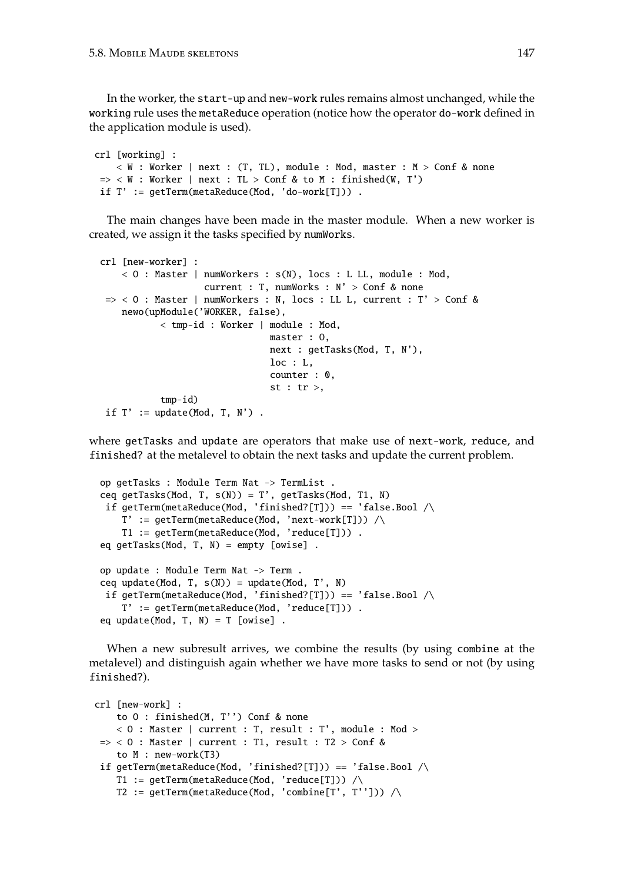In the worker, the start-up and new-work rules remains almost unchanged, while the working rule uses the metaReduce operation (notice how the operator do-work defined in the application module is used).

```
crl [working] :
    < W : Worker | next : (T, TL), module : Mod, master : M > Conf & none
 => < W : Worker | next : TL > Conf & to M : finished(W, T')
 if T' := getTerm(metaReduce(Mod, 'do-work[T])) .
```

The main changes have been made in the master module. When a new worker is created, we assign it the tasks specified by numWorks.

```
crl [new-worker] :
    < O : Master | numWorkers : s(N), locs : L LL, module : Mod,
                   current : T, numWorks : N' > Conf & none
 => < O : Master | numWorkers : N, locs : LL L, current : T' > Conf &
    newo(upModule('WORKER, false),
           < tmp-id : Worker | module : Mod,
                               master : O,
                               next : getTasks(Mod, T, N'),
                               loc : L,
                               counter : 0,
                               st : tr >,
           tmp-id)
 if T' := update(Mod, T, N') .
```

where getTasks and update are operators that make use of next-work, reduce, and finished? at the metalevel to obtain the next tasks and update the current problem.

```
op getTasks : Module Term Nat -> TermList .
ceq getTasks(Mod, T, s(N)) = T', getTasks(Mod, T1, N)
 if getTerm(metaReduce(Mod, 'finished?[T])) == 'false.Bool /\
    T' := getTerm(metaReduce(Mod, 'next-work[T])) /\
    T1 := getTerm(metaReduce(Mod, 'reduce[T])) .
eq getTasks(Mod, T, N) = empty [owise] .

op update : Module Term Nat -> Term .
ceq update(Mod, T, s(N)) = update(Mod, T', N)
 if getTerm(metaReduce(Mod, 'finished?[T])) == 'false.Bool /\
    T' := getTerm(metaReduce(Mod, 'reduce[T])) .
eq update(Mod, T, N) = T [owise] .
```

When a new subresult arrives, we combine the results (by using combine at the metalevel) and distinguish again whether we have more tasks to send or not (by using finished?).

```
crl [new-work] :
    to O : finished(M, T'') Conf & none
    < O : Master | current : T, result : T', module : Mod >
 => < O : Master | current : T1, result : T2 > Conf &
    to M : new-work(T3)
 if getTerm(metaReduce(Mod, 'finished?[T])) == 'false.Bool /\
    T1 := getTerm(metaReduce(Mod, 'reduce[T])) /\
    T2 := getTerm(metaReduce(Mod, 'combine[T', T''])) /\
```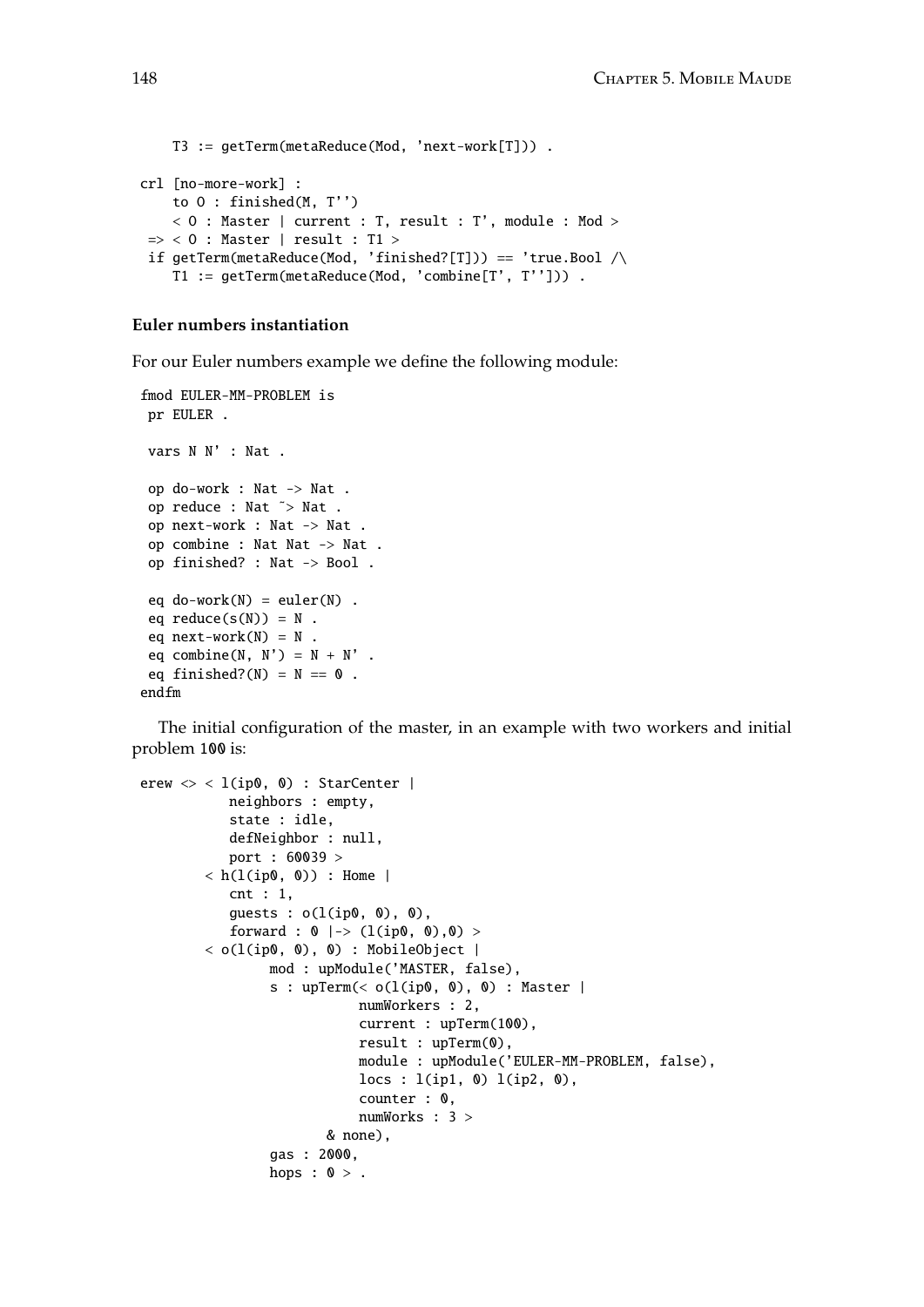```
    T3 := getTerm(metaReduce(Mod, 'next-work[T])) .

crl [no-more-work] :
    to O : finished(M, T'')
    < O : Master | current : T, result : T', module : Mod >
 => < O : Master | result : T1 >
 if getTerm(metaReduce(Mod, 'finished?[T])) == 'true.Bool /\
    T1 := getTerm(metaReduce(Mod, 'combine[T', T''])) .
```

**Euler numbers instantiation**

For our Euler numbers example we define the following module:

```
fmod EULER-MM-PROBLEM is
 pr EULER .

 vars N N' : Nat .

 op do-work : Nat -> Nat .
 op reduce : Nat ~> Nat .
 op next-work : Nat -> Nat .
 op combine : Nat Nat -> Nat .
 op finished? : Nat -> Bool .

 eq do-work(N) = euler(N) .
 eq reduce(s(N)) = N .
 eq next-work(N) = N .
 eq combine(N, N') = N + N' .
 eq finished?(N) = N == 0 .
endfm
```

The initial configuration of the master, in an example with two workers and initial problem 100 is:

```
erew <> < l(ip0, 0) : StarCenter |
           neighbors : empty,
           state : idle,
           defNeighbor : null,
           port : 60039 >
        < h(l(ip0, 0)) : Home |
           cnt : 1,
           guests : o(l(ip0, 0), 0),
           forward : 0 |-> (l(ip0, 0),0) >
        < o(l(ip0, 0), 0) : MobileObject |
                mod : upModule('MASTER, false),
                s : upTerm(< o(l(ip0, 0), 0) : Master |
                           numWorkers : 2,
                           current : upTerm(100),
                           result : upTerm(0),
                           module : upModule('EULER-MM-PROBLEM, false),
                           locs : l(ip1, 0) l(ip2, 0),
                           counter : 0,
                           numWorks : 3 >
                        & none),
                gas : 2000,
                hops : 0 > .
```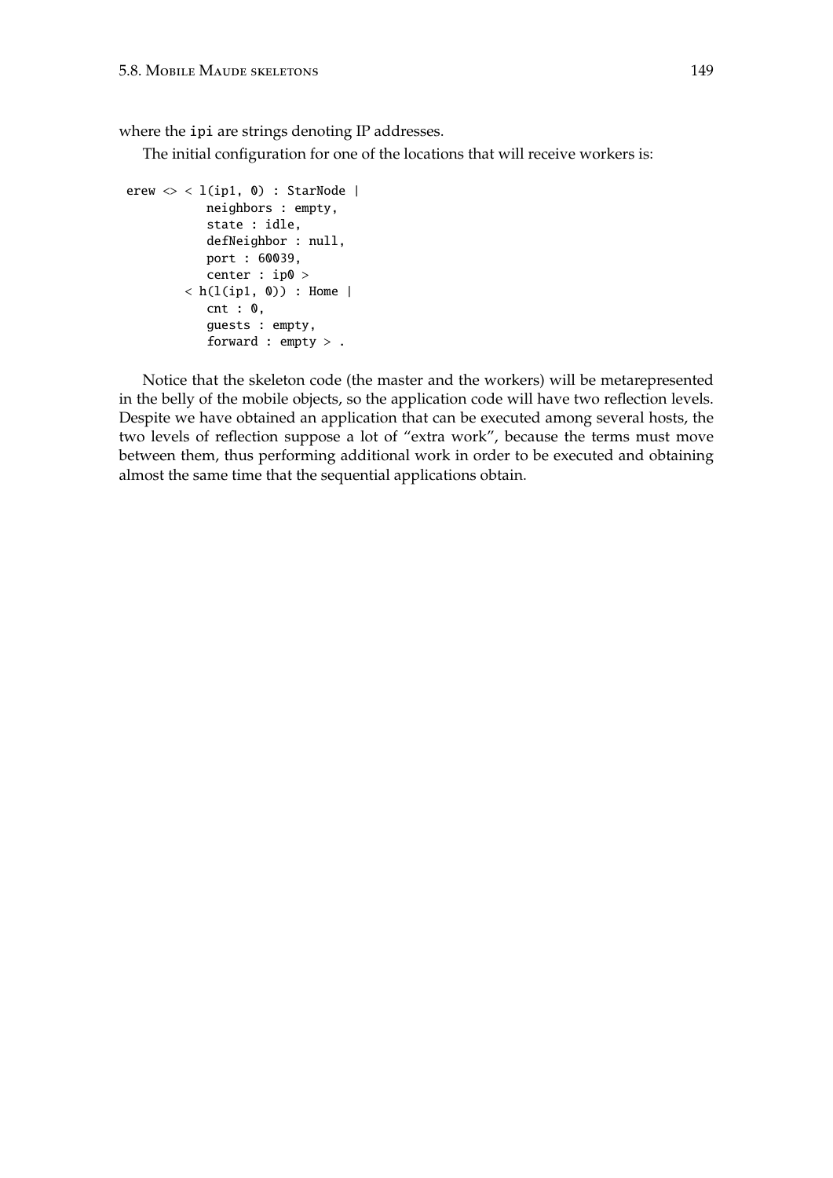where the ipi are strings denoting IP addresses.

The initial configuration for one of the locations that will receive workers is:

```
erew <> < l(ip1, 0) : StarNode |
           neighbors : empty,
           state : idle,
           defNeighbor : null,
           port : 60039,
           center : ip0 >
        < h(l(ip1, 0)) : Home |
           cnt : 0,
           guests : empty,
           forward : empty > .
```

Notice that the skeleton code (the master and the workers) will be metarepresented in the belly of the mobile objects, so the application code will have two reflection levels. Despite we have obtained an application that can be executed among several hosts, the two levels of reflection suppose a lot of "extra work", because the terms must move between them, thus performing additional work in order to be executed and obtaining almost the same time that the sequential applications obtain.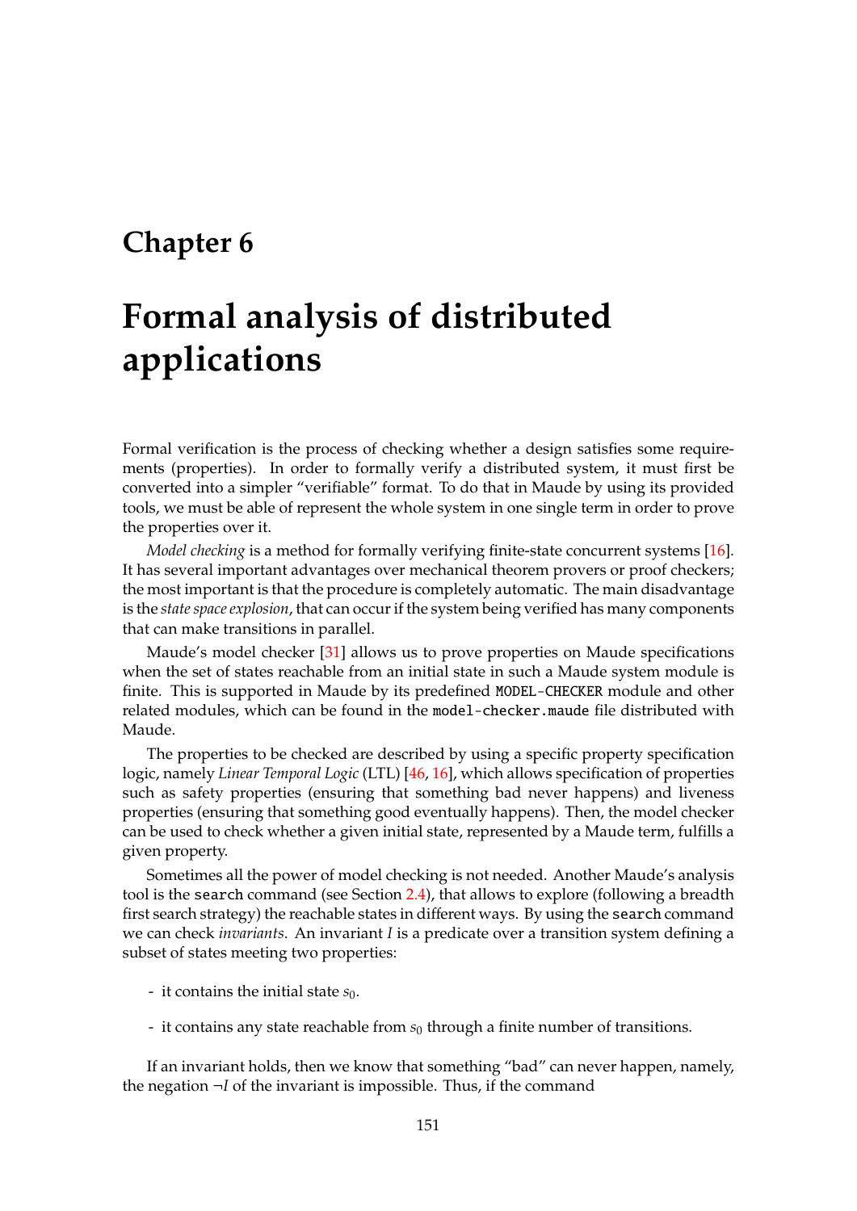# Chapter 6

# Formal analysis of distributed applications

Formal verification is the process of checking whether a design satisfies some requirements (properties). In order to formally verify a distributed system, it must first be converted into a simpler "verifiable" format. To do that in Maude by using its provided tools, we must be able of represent the whole system in one single term in order to prove the properties over it.

*Model checking* is a method for formally verifying finite-state concurrent systems [16]. It has several important advantages over mechanical theorem provers or proof checkers; the most important is that the procedure is completely automatic. The main disadvantage is the *state space explosion*, that can occur if the system being verified has many components that can make transitions in parallel.

Maude's model checker [31] allows us to prove properties on Maude specifications when the set of states reachable from an initial state in such a Maude system module is finite. This is supported in Maude by its predefined `MODEL-CHECKER` module and other related modules, which can be found in the `model-checker.maude` file distributed with Maude.

The properties to be checked are described by using a specific property specification logic, namely *Linear Temporal Logic* (LTL) [46, 16], which allows specification of properties such as safety properties (ensuring that something bad never happens) and liveness properties (ensuring that something good eventually happens). Then, the model checker can be used to check whether a given initial state, represented by a Maude term, fulfills a given property.

Sometimes all the power of model checking is not needed. Another Maude's analysis tool is the `search` command (see Section 2.4), that allows to explore (following a breadth first search strategy) the reachable states in different ways. By using the `search` command we can check *invariants*. An invariant $I$ is a predicate over a transition system defining a subset of states meeting two properties:

- it contains the initial state $s_0$.
- it contains any state reachable from $s_0$ through a finite number of transitions.

If an invariant holds, then we know that something "bad" can never happen, namely, the negation $\neg I$ of the invariant is impossible. Thus, if the command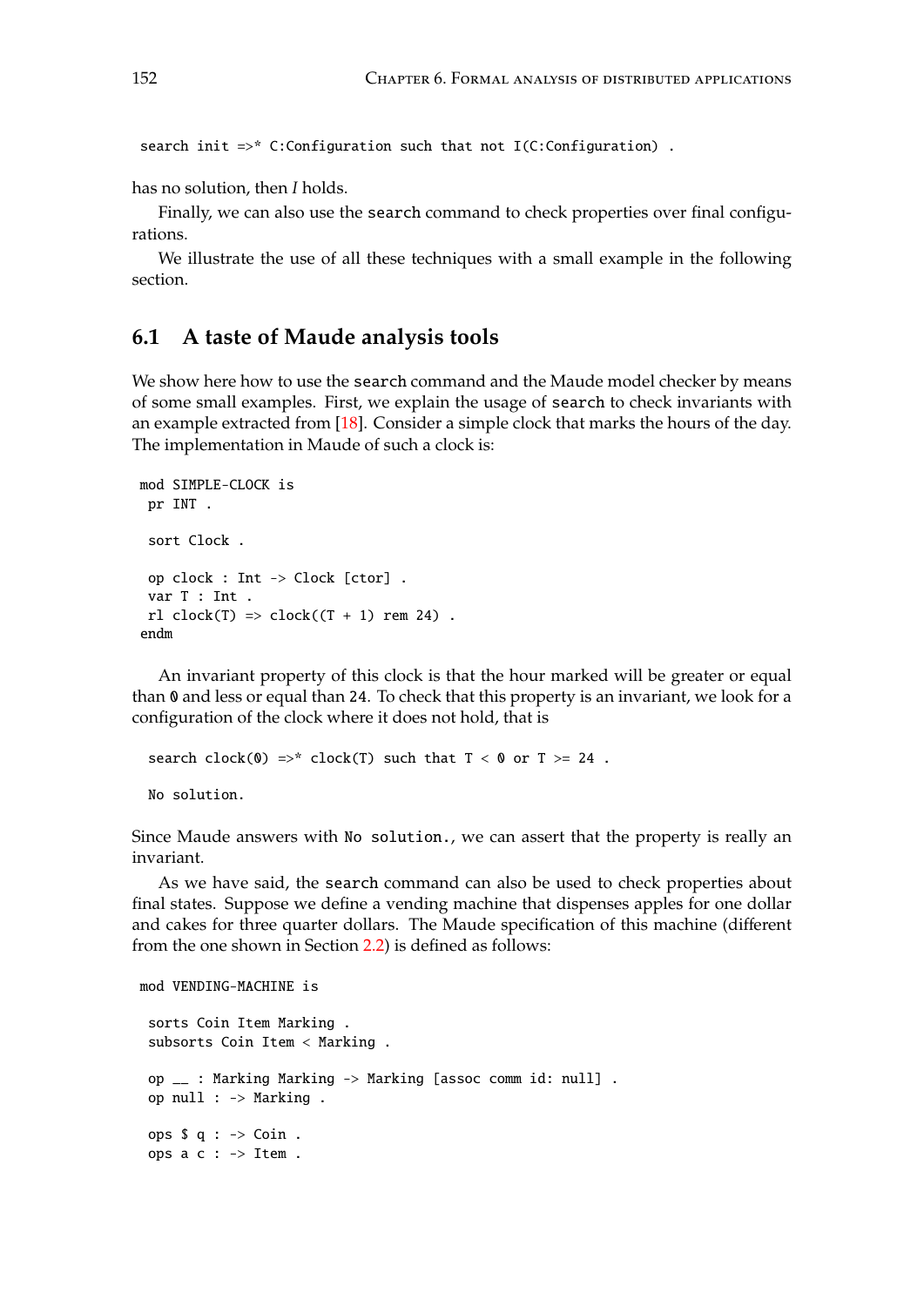```
search init =>* C:Configuration such that not I(C:Configuration) .
```

has no solution, then *I* holds.

Finally, we can also use the `search` command to check properties over final configurations.

We illustrate the use of all these techniques with a small example in the following section.

## 6.1 A taste of Maude analysis tools

We show here how to use the `search` command and the Maude model checker by means of some small examples. First, we explain the usage of `search` to check invariants with an example extracted from [18]. Consider a simple clock that marks the hours of the day. The implementation in Maude of such a clock is:

```
mod SIMPLE-CLOCK is
 pr INT .

 sort Clock .

 op clock : Int -> Clock [ctor] .
 var T : Int .
 rl clock(T) => clock((T + 1) rem 24) .
endm
```

An invariant property of this clock is that the hour marked will be greater or equal than `0` and less or equal than `24`. To check that this property is an invariant, we look for a configuration of the clock where it does not hold, that is

```
search clock(0) =>* clock(T) such that T < 0 or T >= 24 .

No solution.
```

Since Maude answers with `No solution.`, we can assert that the property is really an invariant.

As we have said, the `search` command can also be used to check properties about final states. Suppose we define a vending machine that dispenses apples for one dollar and cakes for three quarter dollars. The Maude specification of this machine (different from the one shown in Section 2.2) is defined as follows:

```
mod VENDING-MACHINE is

 sorts Coin Item Marking .
 subsorts Coin Item < Marking .

 op __ : Marking Marking -> Marking [assoc comm id: null] .
 op null : -> Marking .

 ops $ q : -> Coin .
 ops a c : -> Item .
```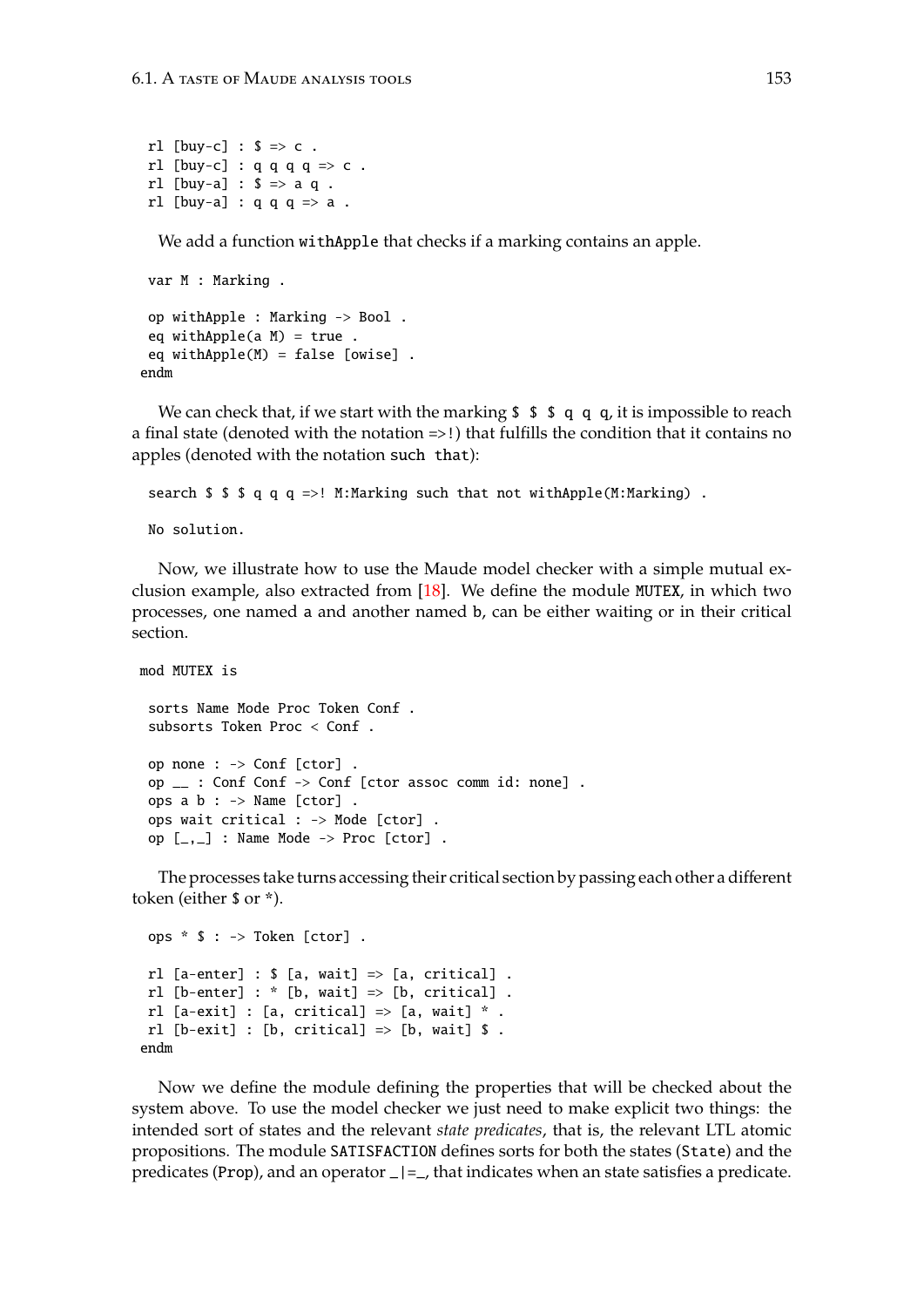```
  rl [buy-c] : $ => c .
  rl [buy-c] : q q q q => c .
  rl [buy-a] : $ => a q .
  rl [buy-a] : q q q => a .
```

We add a function withApple that checks if a marking contains an apple.

```
  var M : Marking .

  op withApple : Marking -> Bool .
  eq withApple(a M) = true .
  eq withApple(M) = false [owise] .
 endm
```

We can check that, if we start with the marking `$ $ $ q q q`, it is impossible to reach a final state (denoted with the notation =>!) that fulfills the condition that it contains no apples (denoted with the notation `such that`):

```
  search $ $ $ q q q =>! M:Marking such that not withApple(M:Marking) .

  No solution.
```

Now, we illustrate how to use the Maude model checker with a simple mutual exclusion example, also extracted from [18]. We define the module MUTEX, in which two processes, one named a and another named b, can be either waiting or in their critical section.

```
 mod MUTEX is

  sorts Name Mode Proc Token Conf .
  subsorts Token Proc < Conf .

  op none : -> Conf [ctor] .
  op __ : Conf Conf -> Conf [ctor assoc comm id: none] .
  ops a b : -> Name [ctor] .
  ops wait critical : -> Mode [ctor] .
  op [_,_] : Name Mode -> Proc [ctor] .
```

The processes take turns accessing their critical section by passing each other a different token (either $ or *).

```
  ops * $ : -> Token [ctor] .

  rl [a-enter] : $ [a, wait] => [a, critical] .
  rl [b-enter] : * [b, wait] => [b, critical] .
  rl [a-exit] : [a, critical] => [a, wait] * .
  rl [b-exit] : [b, critical] => [b, wait] $ .
 endm
```

Now we define the module defining the properties that will be checked about the system above. To use the model checker we just need to make explicit two things: the intended sort of states and the relevant *state predicates*, that is, the relevant LTL atomic propositions. The module SATISFACTION defines sorts for both the states (State) and the predicates (Prop), and an operator _|=_, that indicates when an state satisfies a predicate.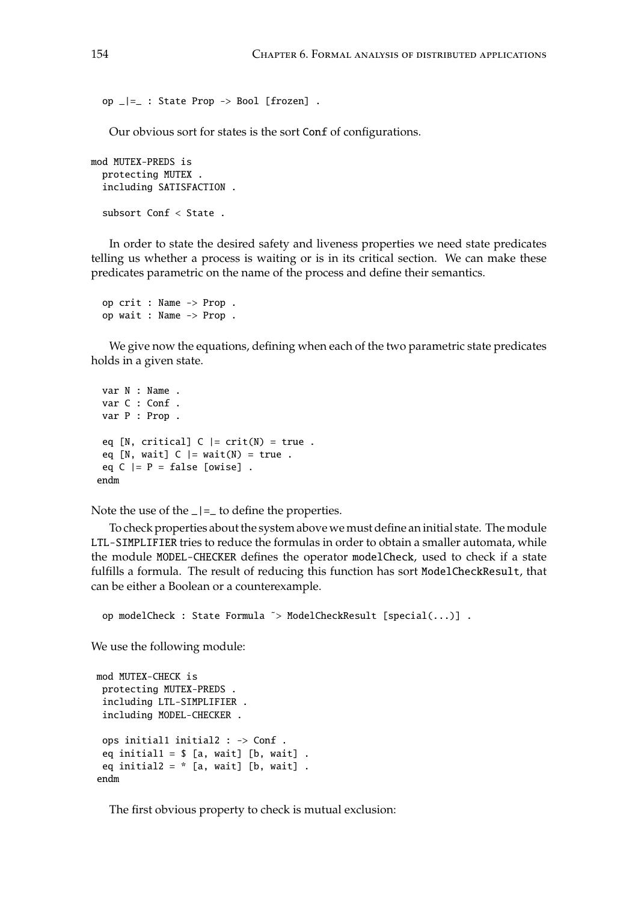```
op _|=_ : State Prop -> Bool [frozen] .
```

Our obvious sort for states is the sort `Conf` of configurations.

```
mod MUTEX-PREDS is
  protecting MUTEX .
  including SATISFACTION .

  subsort Conf < State .
```

In order to state the desired safety and liveness properties we need state predicates telling us whether a process is waiting or is in its critical section. We can make these predicates parametric on the name of the process and define their semantics.

```
  op crit : Name -> Prop .
  op wait : Name -> Prop .
```

We give now the equations, defining when each of the two parametric state predicates holds in a given state.

```
  var N : Name .
  var C : Conf .
  var P : Prop .

  eq [N, critical] C |= crit(N) = true .
  eq [N, wait] C |= wait(N) = true .
  eq C |= P = false [owise] .
 endm
```

Note the use of the `_|=_` to define the properties.

To check properties about the system above we must define an initial state. The module `LTL-SIMPLIFIER` tries to reduce the formulas in order to obtain a smaller automata, while the module `MODEL-CHECKER` defines the operator `modelCheck`, used to check if a state fulfills a formula. The result of reducing this function has sort `ModelCheckResult`, that can be either a Boolean or a counterexample.

```
  op modelCheck : State Formula ~> ModelCheckResult [special(...)] .
```

We use the following module:

```
 mod MUTEX-CHECK is
  protecting MUTEX-PREDS .
  including LTL-SIMPLIFIER .
  including MODEL-CHECKER .

  ops initial1 initial2 : -> Conf .
  eq initial1 = $ [a, wait] [b, wait] .
  eq initial2 = * [a, wait] [b, wait] .
 endm
```

The first obvious property to check is mutual exclusion: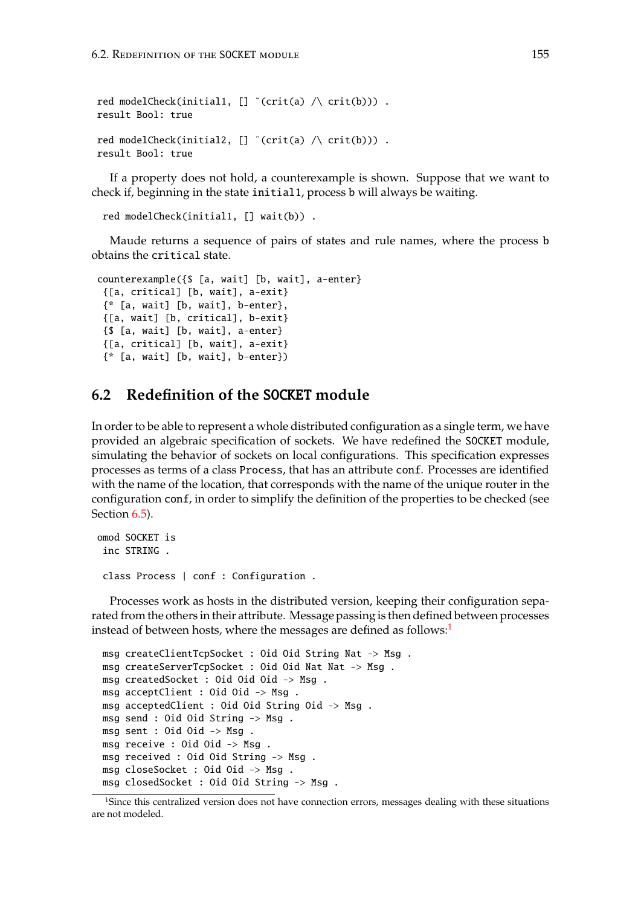```
red modelCheck(initial1, [] ~(crit(a) /\ crit(b))) .
result Bool: true

red modelCheck(initial2, [] ~(crit(a) /\ crit(b))) .
result Bool: true
```

If a property does not hold, a counterexample is shown. Suppose that we want to check if, beginning in the state `initial1`, process `b` will always be waiting.

```
red modelCheck(initial1, [] wait(b)) .
```

Maude returns a sequence of pairs of states and rule names, where the process `b` obtains the `critical` state.

```
counterexample({$ [a, wait] [b, wait], a-enter}
 {[a, critical] [b, wait], a-exit}
 {* [a, wait] [b, wait], b-enter},
 {[a, wait] [b, critical], b-exit}
 {$ [a, wait] [b, wait], a-enter}
 {[a, critical] [b, wait], a-exit}
 {* [a, wait] [b, wait], b-enter})
```

## 6.2 Redefinition of the SOCKET module

In order to be able to represent a whole distributed configuration as a single term, we have provided an algebraic specification of sockets. We have redefined the SOCKET module, simulating the behavior of sockets on local configurations. This specification expresses processes as terms of a class `Process`, that has an attribute `conf`. Processes are identified with the name of the location, that corresponds with the name of the unique router in the configuration `conf`, in order to simplify the definition of the properties to be checked (see Section 6.5).

```
omod SOCKET is
 inc STRING .

 class Process | conf : Configuration .
```

Processes work as hosts in the distributed version, keeping their configuration separated from the others in their attribute. Message passing is then defined between processes instead of between hosts, where the messages are defined as follows:[1]

```
 msg createClientTcpSocket : Oid Oid String Nat -> Msg .
 msg createServerTcpSocket : Oid Oid Nat Nat -> Msg .
 msg createdSocket : Oid Oid Oid -> Msg .
 msg acceptClient : Oid Oid -> Msg .
 msg acceptedClient : Oid Oid String Oid -> Msg .
 msg send : Oid Oid String -> Msg .
 msg sent : Oid Oid -> Msg .
 msg receive : Oid Oid -> Msg .
 msg received : Oid Oid String -> Msg .
 msg closeSocket : Oid Oid -> Msg .
 msg closedSocket : Oid Oid String -> Msg .
```

[1]Since this centralized version does not have connection errors, messages dealing with these situations are not modeled.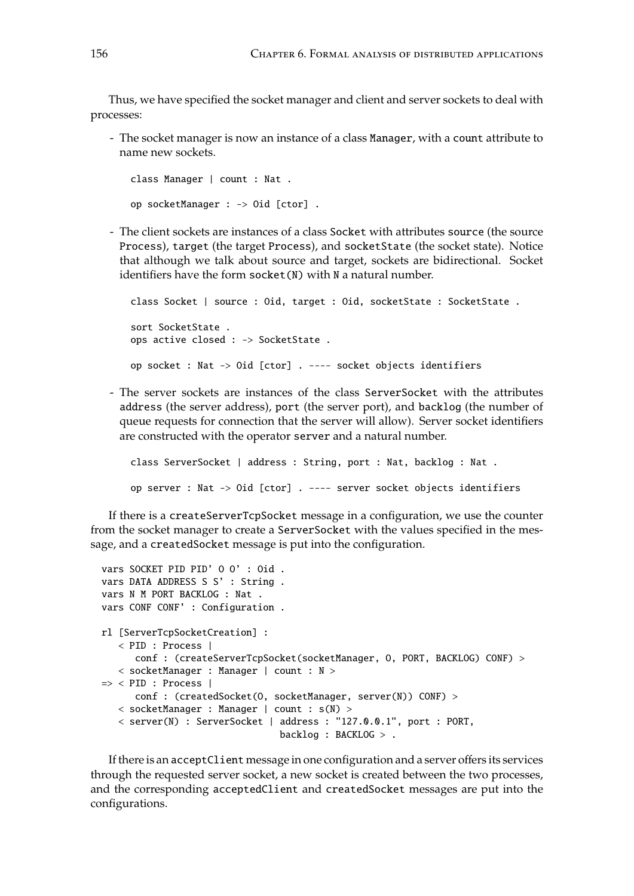Thus, we have specified the socket manager and client and server sockets to deal with processes:

- The socket manager is now an instance of a class `Manager`, with a `count` attribute to name new sockets.

```
class Manager | count : Nat .

op socketManager : -> Oid [ctor] .
```

- The client sockets are instances of a class `Socket` with attributes `source` (the source `Process`), `target` (the target `Process`), and `socketState` (the socket state). Notice that although we talk about source and target, sockets are bidirectional. Socket identifiers have the form `socket(N)` with `N` a natural number.

```
class Socket | source : Oid, target : Oid, socketState : SocketState .

sort SocketState .
ops active closed : -> SocketState .

op socket : Nat -> Oid [ctor] . ---- socket objects identifiers
```

- The server sockets are instances of the class `ServerSocket` with the attributes `address` (the server address), `port` (the server port), and `backlog` (the number of queue requests for connection that the server will allow). Server socket identifiers are constructed with the operator `server` and a natural number.

```
class ServerSocket | address : String, port : Nat, backlog : Nat .

op server : Nat -> Oid [ctor] . ---- server socket objects identifiers
```

If there is a `createServerTcpSocket` message in a configuration, we use the counter from the socket manager to create a `ServerSocket` with the values specified in the message, and a `createdSocket` message is put into the configuration.

```
vars SOCKET PID PID' O O' : Oid .
vars DATA ADDRESS S S' : String .
vars N M PORT BACKLOG : Nat .
vars CONF CONF' : Configuration .

rl [ServerTcpSocketCreation] :
   < PID : Process |
      conf : (createServerTcpSocket(socketManager, O, PORT, BACKLOG) CONF) >
   < socketManager : Manager | count : N >
=> < PID : Process |
      conf : (createdSocket(O, socketManager, server(N)) CONF) >
   < socketManager : Manager | count : s(N) >
   < server(N) : ServerSocket | address : "127.0.0.1", port : PORT,
                               backlog : BACKLOG > .
```

If there is an `acceptClient` message in one configuration and a server offers its services through the requested server socket, a new socket is created between the two processes, and the corresponding `acceptedClient` and `createdSocket` messages are put into the configurations.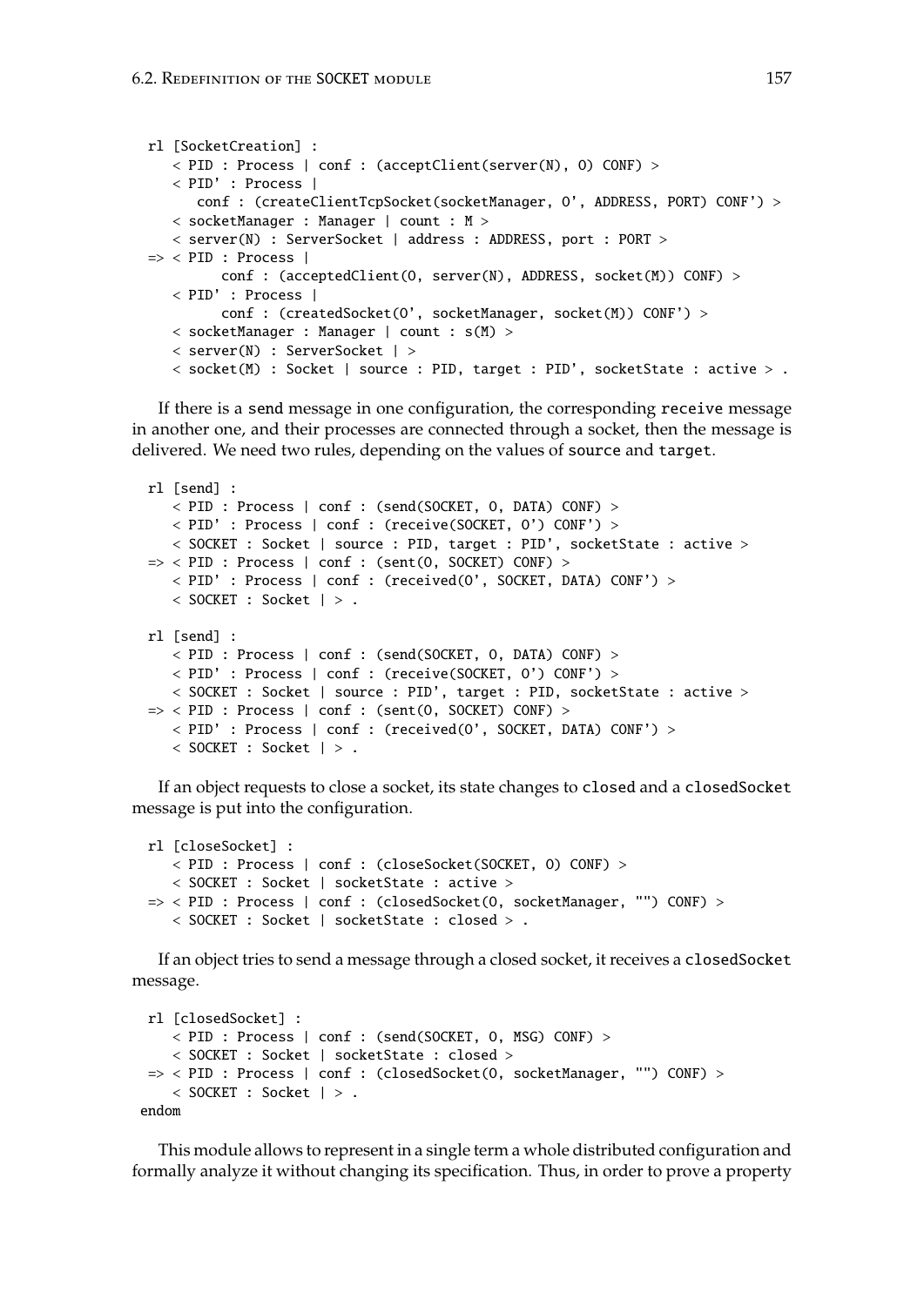```
rl [SocketCreation] :
   < PID : Process | conf : (acceptClient(server(N), O) CONF) >
   < PID' : Process |
      conf : (createClientTcpSocket(socketManager, O', ADDRESS, PORT) CONF') >
   < socketManager : Manager | count : M >
   < server(N) : ServerSocket | address : ADDRESS, port : PORT >
=> < PID : Process |
        conf : (acceptedClient(O, server(N), ADDRESS, socket(M)) CONF) >
   < PID' : Process |
        conf : (createdSocket(O', socketManager, socket(M)) CONF') >
   < socketManager : Manager | count : s(M) >
   < server(N) : ServerSocket | >
   < socket(M) : Socket | source : PID, target : PID', socketState : active > .
```

If there is a send message in one configuration, the corresponding receive message in another one, and their processes are connected through a socket, then the message is delivered. We need two rules, depending on the values of source and target.

```
rl [send] :
   < PID : Process | conf : (send(SOCKET, O, DATA) CONF) >
   < PID' : Process | conf : (receive(SOCKET, O') CONF') >
   < SOCKET : Socket | source : PID, target : PID', socketState : active >
=> < PID : Process | conf : (sent(O, SOCKET) CONF) >
   < PID' : Process | conf : (received(O', SOCKET, DATA) CONF') >
   < SOCKET : Socket | > .

rl [send] :
   < PID : Process | conf : (send(SOCKET, O, DATA) CONF) >
   < PID' : Process | conf : (receive(SOCKET, O') CONF') >
   < SOCKET : Socket | source : PID', target : PID, socketState : active >
=> < PID : Process | conf : (sent(O, SOCKET) CONF) >
   < PID' : Process | conf : (received(O', SOCKET, DATA) CONF') >
   < SOCKET : Socket | > .
```

If an object requests to close a socket, its state changes to closed and a closedSocket message is put into the configuration.

```
rl [closeSocket] :
   < PID : Process | conf : (closeSocket(SOCKET, O) CONF) >
   < SOCKET : Socket | socketState : active >
=> < PID : Process | conf : (closedSocket(O, socketManager, "") CONF) >
   < SOCKET : Socket | socketState : closed > .
```

If an object tries to send a message through a closed socket, it receives a closedSocket message.

```
rl [closedSocket] :
   < PID : Process | conf : (send(SOCKET, O, MSG) CONF) >
   < SOCKET : Socket | socketState : closed >
=> < PID : Process | conf : (closedSocket(O, socketManager, "") CONF) >
   < SOCKET : Socket | > .
endom
```

This module allows to represent in a single term a whole distributed configuration and formally analyze it without changing its specification. Thus, in order to prove a property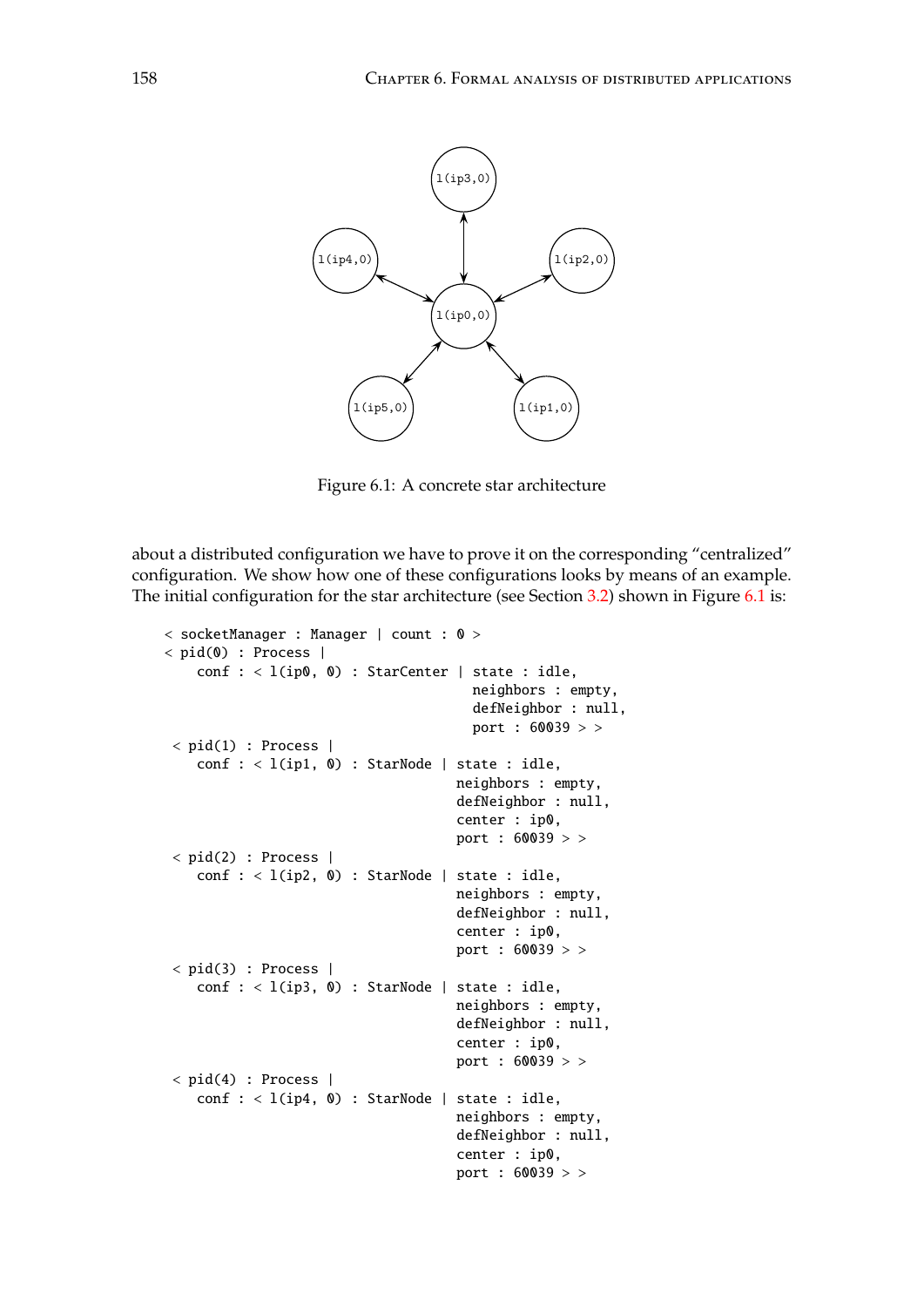Figure 6.1: A concrete star architecture

about a distributed configuration we have to prove it on the corresponding "centralized" configuration. We show how one of these configurations looks by means of an example. The initial configuration for the star architecture (see Section 3.2) shown in Figure 6.1 is:

```
< socketManager : Manager | count : 0 >
< pid(0) : Process |
    conf : < l(ip0, 0) : StarCenter | state : idle,
                                      neighbors : empty,
                                      defNeighbor : null,
                                      port : 60039 > >
 < pid(1) : Process |
    conf : < l(ip1, 0) : StarNode | state : idle,
                                    neighbors : empty,
                                    defNeighbor : null,
                                    center : ip0,
                                    port : 60039 > >
 < pid(2) : Process |
    conf : < l(ip2, 0) : StarNode | state : idle,
                                    neighbors : empty,
                                    defNeighbor : null,
                                    center : ip0,
                                    port : 60039 > >
 < pid(3) : Process |
    conf : < l(ip3, 0) : StarNode | state : idle,
                                    neighbors : empty,
                                    defNeighbor : null,
                                    center : ip0,
                                    port : 60039 > >
 < pid(4) : Process |
    conf : < l(ip4, 0) : StarNode | state : idle,
                                    neighbors : empty,
                                    defNeighbor : null,
                                    center : ip0,
                                    port : 60039 > >
```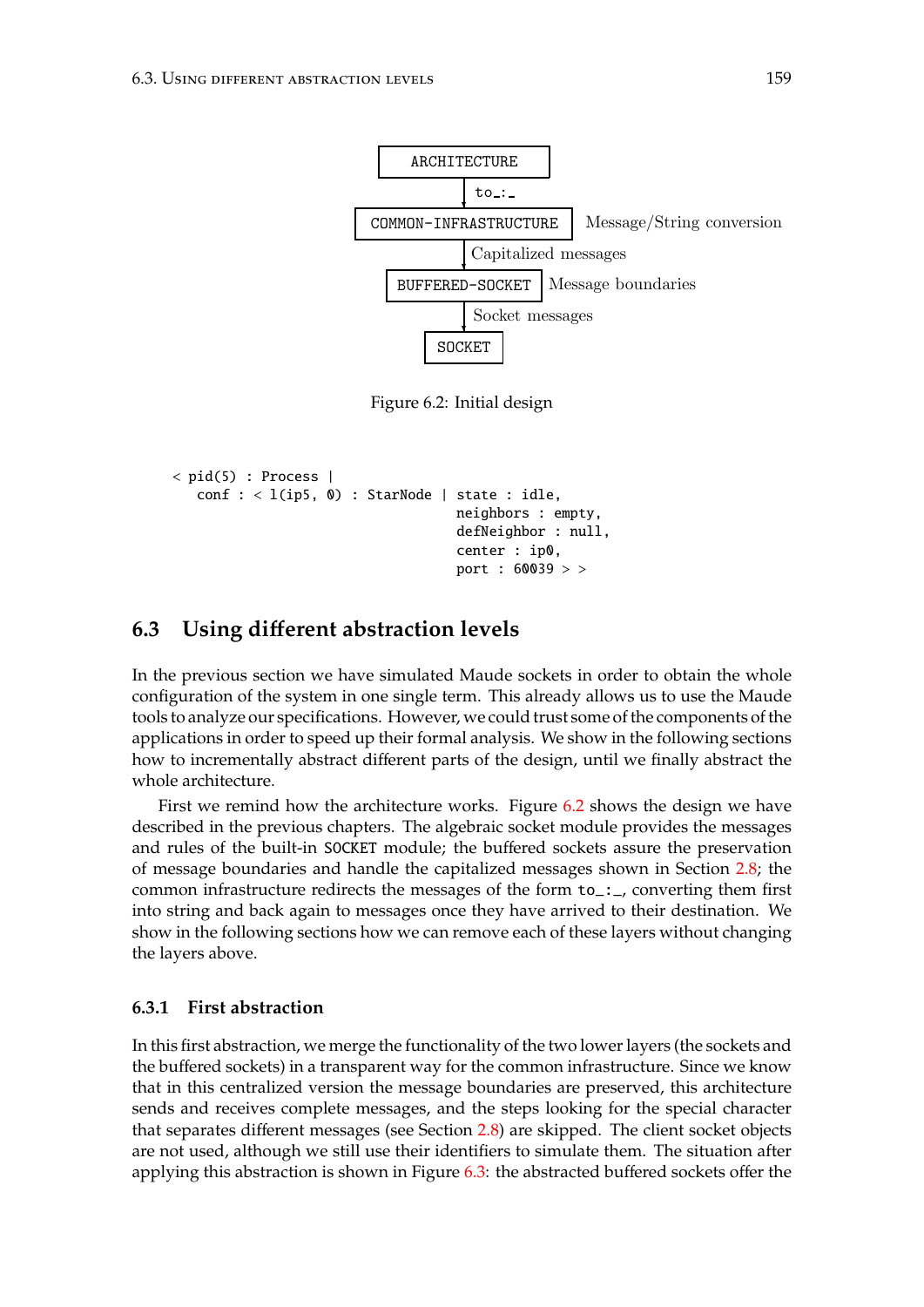```
ARCHITECTURE
     |  to_:_
COMMON-INFRASTRUCTURE    Message/String conversion
     |  Capitalized messages
BUFFERED-SOCKET          Message boundaries
     |  Socket messages
SOCKET
```

Figure 6.2: Initial design

```
< pid(5) : Process |
   conf : < l(ip5, 0) : StarNode | state : idle,
                                   neighbors : empty,
                                   defNeighbor : null,
                                   center : ip0,
                                   port : 60039 > >
```

## 6.3 Using different abstraction levels

In the previous section we have simulated Maude sockets in order to obtain the whole configuration of the system in one single term. This already allows us to use the Maude tools to analyze our specifications. However, we could trust some of the components of the applications in order to speed up their formal analysis. We show in the following sections how to incrementally abstract different parts of the design, until we finally abstract the whole architecture.

First we remind how the architecture works. Figure 6.2 shows the design we have described in the previous chapters. The algebraic socket module provides the messages and rules of the built-in SOCKET module; the buffered sockets assure the preservation of message boundaries and handle the capitalized messages shown in Section 2.8; the common infrastructure redirects the messages of the form to_:_, converting them first into string and back again to messages once they have arrived to their destination. We show in the following sections how we can remove each of these layers without changing the layers above.

### 6.3.1 First abstraction

In this first abstraction, we merge the functionality of the two lower layers (the sockets and the buffered sockets) in a transparent way for the common infrastructure. Since we know that in this centralized version the message boundaries are preserved, this architecture sends and receives complete messages, and the steps looking for the special character that separates different messages (see Section 2.8) are skipped. The client socket objects are not used, although we still use their identifiers to simulate them. The situation after applying this abstraction is shown in Figure 6.3: the abstracted buffered sockets offer the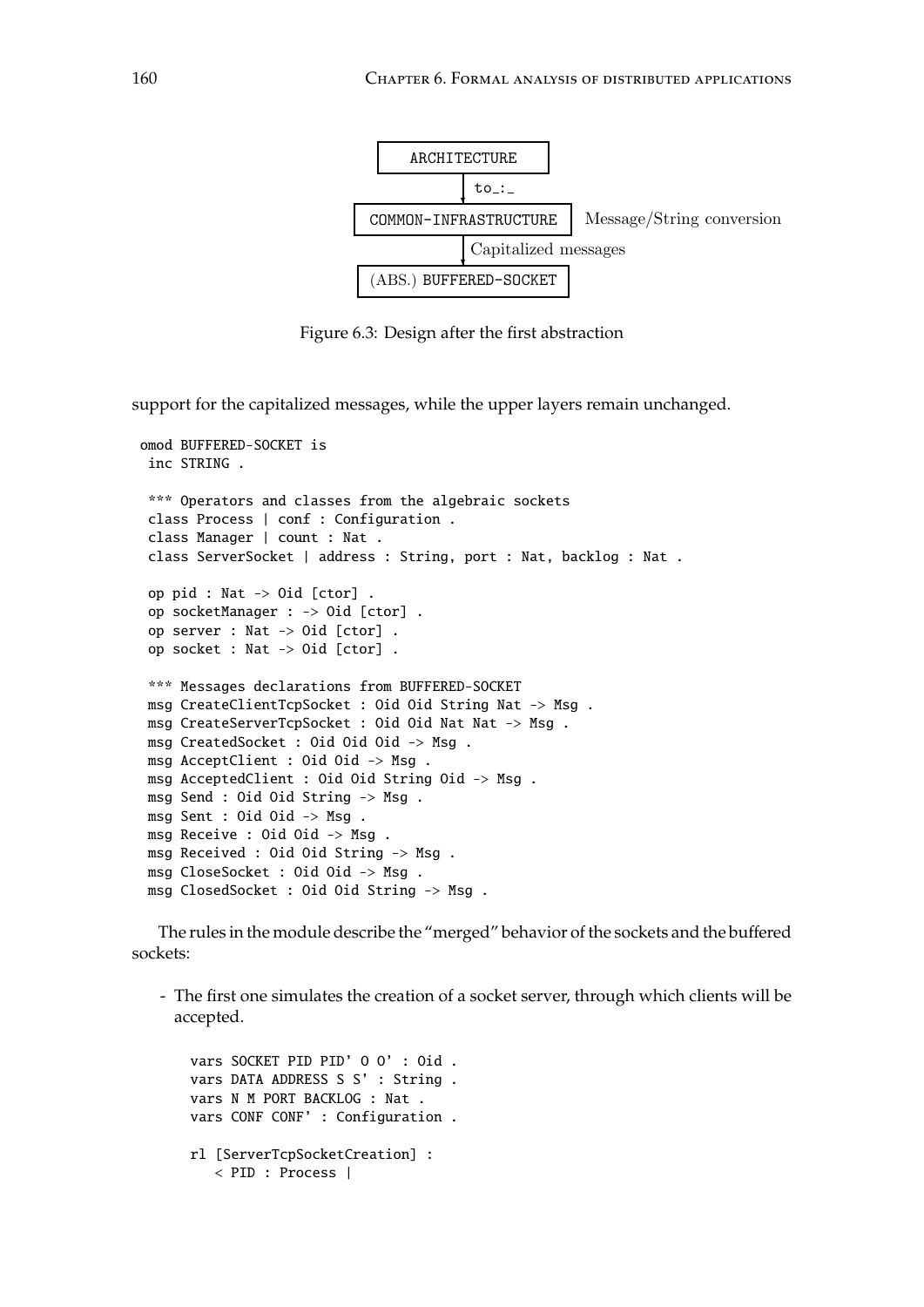```
         ARCHITECTURE
              |  to_:_
              v
   COMMON-INFRASTRUCTURE    Message/String conversion
              |  Capitalized messages
              v
    (ABS.) BUFFERED-SOCKET
```

Figure 6.3: Design after the first abstraction

support for the capitalized messages, while the upper layers remain unchanged.

```
omod BUFFERED-SOCKET is
 inc STRING .

 *** Operators and classes from the algebraic sockets
 class Process | conf : Configuration .
 class Manager | count : Nat .
 class ServerSocket | address : String, port : Nat, backlog : Nat .

 op pid : Nat -> Oid [ctor] .
 op socketManager : -> Oid [ctor] .
 op server : Nat -> Oid [ctor] .
 op socket : Nat -> Oid [ctor] .

 *** Messages declarations from BUFFERED-SOCKET
 msg CreateClientTcpSocket : Oid Oid String Nat -> Msg .
 msg CreateServerTcpSocket : Oid Oid Nat Nat -> Msg .
 msg CreatedSocket : Oid Oid Oid -> Msg .
 msg AcceptClient : Oid Oid -> Msg .
 msg AcceptedClient : Oid Oid String Oid -> Msg .
 msg Send : Oid Oid String -> Msg .
 msg Sent : Oid Oid -> Msg .
 msg Receive : Oid Oid -> Msg .
 msg Received : Oid Oid String -> Msg .
 msg CloseSocket : Oid Oid -> Msg .
 msg ClosedSocket : Oid Oid String -> Msg .
```

The rules in the module describe the "merged" behavior of the sockets and the buffered sockets:

- The first one simulates the creation of a socket server, through which clients will be accepted.

```
vars SOCKET PID PID' O O' : Oid .
vars DATA ADDRESS S S' : String .
vars N M PORT BACKLOG : Nat .
vars CONF CONF' : Configuration .

rl [ServerTcpSocketCreation] :
   < PID : Process |
```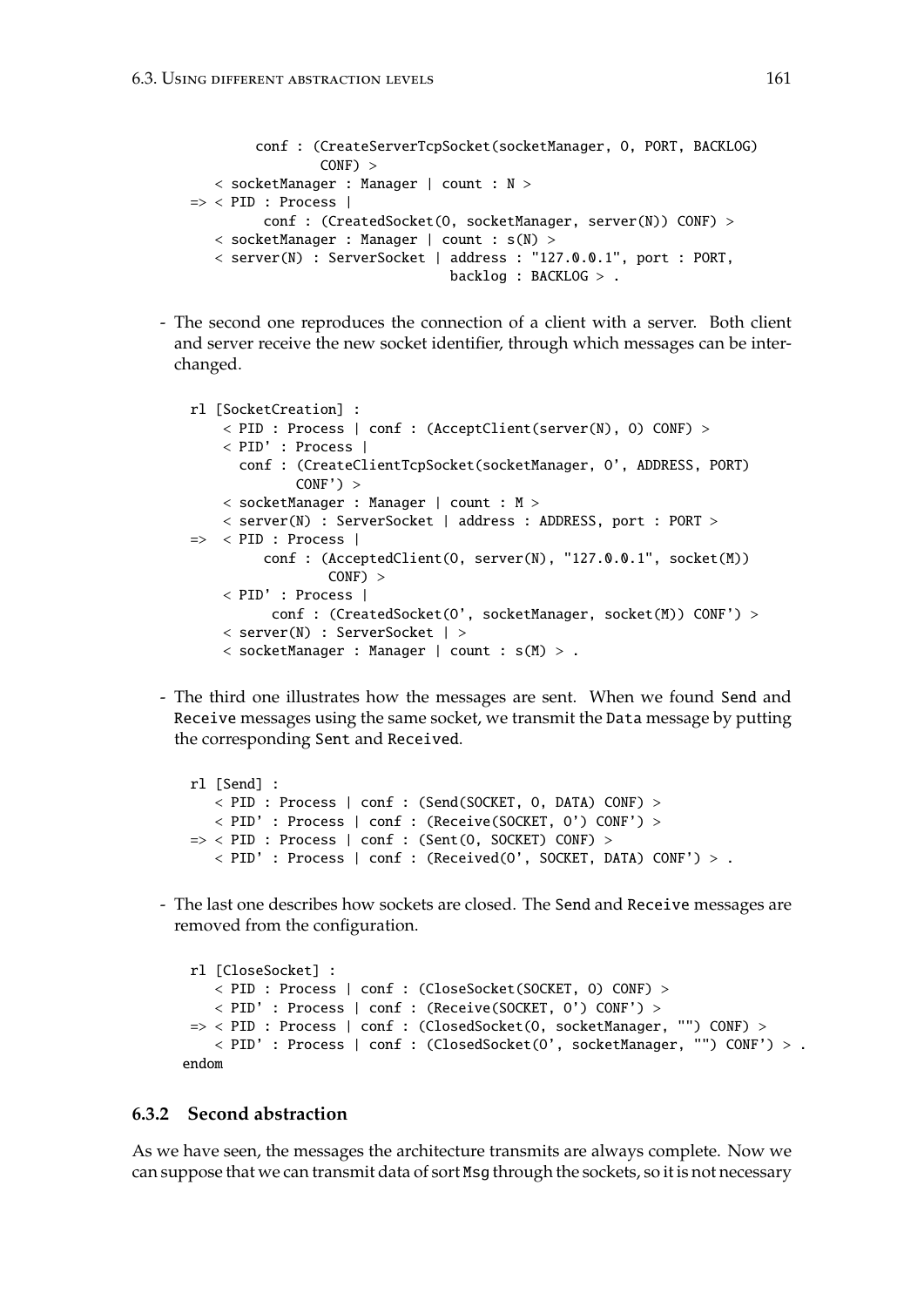```
        conf : (CreateServerTcpSocket(socketManager, O, PORT, BACKLOG)
                CONF) >
   < socketManager : Manager | count : N >
=> < PID : Process |
         conf : (CreatedSocket(O, socketManager, server(N)) CONF) >
   < socketManager : Manager | count : s(N) >
   < server(N) : ServerSocket | address : "127.0.0.1", port : PORT,
                                backlog : BACKLOG > .
```

- The second one reproduces the connection of a client with a server. Both client and server receive the new socket identifier, through which messages can be interchanged.

```
rl [SocketCreation] :
    < PID : Process | conf : (AcceptClient(server(N), O) CONF) >
    < PID' : Process |
      conf : (CreateClientTcpSocket(socketManager, O', ADDRESS, PORT)
             CONF') >
    < socketManager : Manager | count : M >
    < server(N) : ServerSocket | address : ADDRESS, port : PORT >
=>  < PID : Process |
         conf : (AcceptedClient(O, server(N), "127.0.0.1", socket(M))
                 CONF) >
    < PID' : Process |
          conf : (CreatedSocket(O', socketManager, socket(M)) CONF') >
    < server(N) : ServerSocket | >
    < socketManager : Manager | count : s(M) > .
```

- The third one illustrates how the messages are sent. When we found `Send` and `Receive` messages using the same socket, we transmit the `Data` message by putting the corresponding `Sent` and `Received`.

```
rl [Send] :
   < PID : Process | conf : (Send(SOCKET, O, DATA) CONF) >
   < PID' : Process | conf : (Receive(SOCKET, O') CONF') >
=> < PID : Process | conf : (Sent(O, SOCKET) CONF) >
   < PID' : Process | conf : (Received(O', SOCKET, DATA) CONF') > .
```

- The last one describes how sockets are closed. The `Send` and `Receive` messages are removed from the configuration.

```
rl [CloseSocket] :
   < PID : Process | conf : (CloseSocket(SOCKET, O) CONF) >
   < PID' : Process | conf : (Receive(SOCKET, O') CONF') >
=> < PID : Process | conf : (ClosedSocket(O, socketManager, "") CONF) >
   < PID' : Process | conf : (ClosedSocket(O', socketManager, "") CONF') > .
endom
```

### 6.3.2 Second abstraction

As we have seen, the messages the architecture transmits are always complete. Now we can suppose that we can transmit data of sort `Msg` through the sockets, so it is not necessary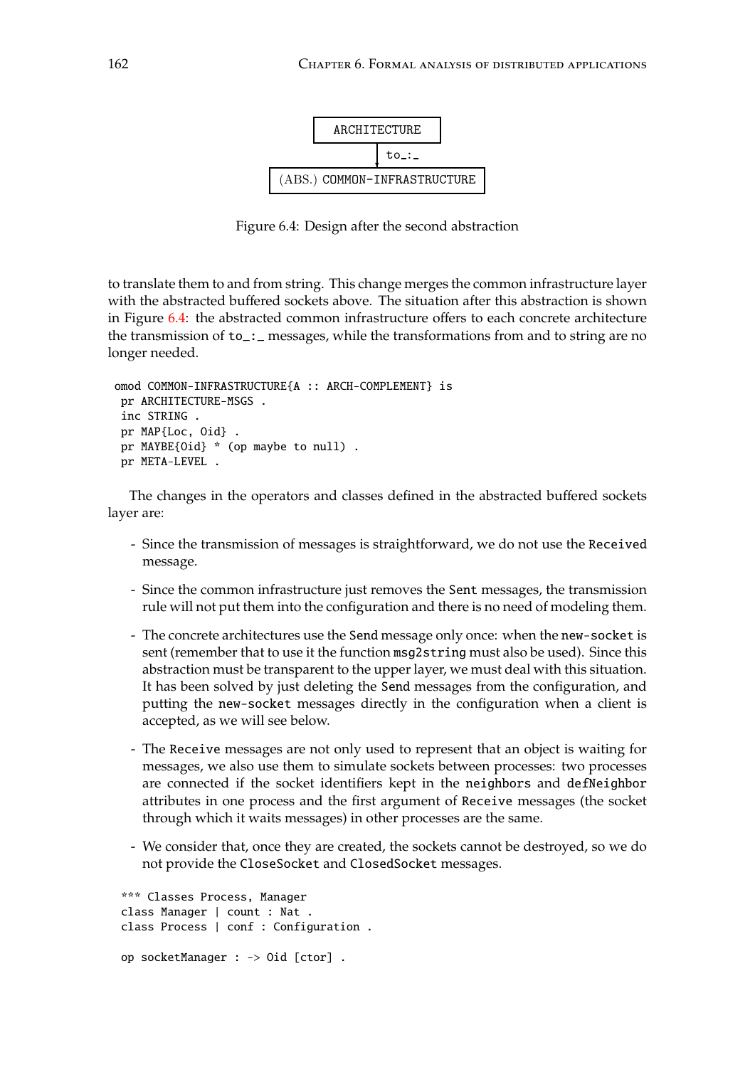```
ARCHITECTURE
     |
     | to_:_
     v
(ABS.) COMMON-INFRASTRUCTURE
```

Figure 6.4: Design after the second abstraction

to translate them to and from string. This change merges the common infrastructure layer with the abstracted buffered sockets above. The situation after this abstraction is shown in Figure 6.4: the abstracted common infrastructure offers to each concrete architecture the transmission of `to_:_` messages, while the transformations from and to string are no longer needed.

```
omod COMMON-INFRASTRUCTURE{A :: ARCH-COMPLEMENT} is
 pr ARCHITECTURE-MSGS .
 inc STRING .
 pr MAP{Loc, Oid} .
 pr MAYBE{Oid} * (op maybe to null) .
 pr META-LEVEL .
```

The changes in the operators and classes defined in the abstracted buffered sockets layer are:

- Since the transmission of messages is straightforward, we do not use the `Received` message.
- Since the common infrastructure just removes the `Sent` messages, the transmission rule will not put them into the configuration and there is no need of modeling them.
- The concrete architectures use the `Send` message only once: when the `new-socket` is sent (remember that to use it the function `msg2string` must also be used). Since this abstraction must be transparent to the upper layer, we must deal with this situation. It has been solved by just deleting the `Send` messages from the configuration, and putting the `new-socket` messages directly in the configuration when a client is accepted, as we will see below.
- The `Receive` messages are not only used to represent that an object is waiting for messages, we also use them to simulate sockets between processes: two processes are connected if the socket identifiers kept in the `neighbors` and `defNeighbor` attributes in one process and the first argument of `Receive` messages (the socket through which it waits messages) in other processes are the same.
- We consider that, once they are created, the sockets cannot be destroyed, so we do not provide the `CloseSocket` and `ClosedSocket` messages.

```
*** Classes Process, Manager
class Manager | count : Nat .
class Process | conf : Configuration .

op socketManager : -> Oid [ctor] .
```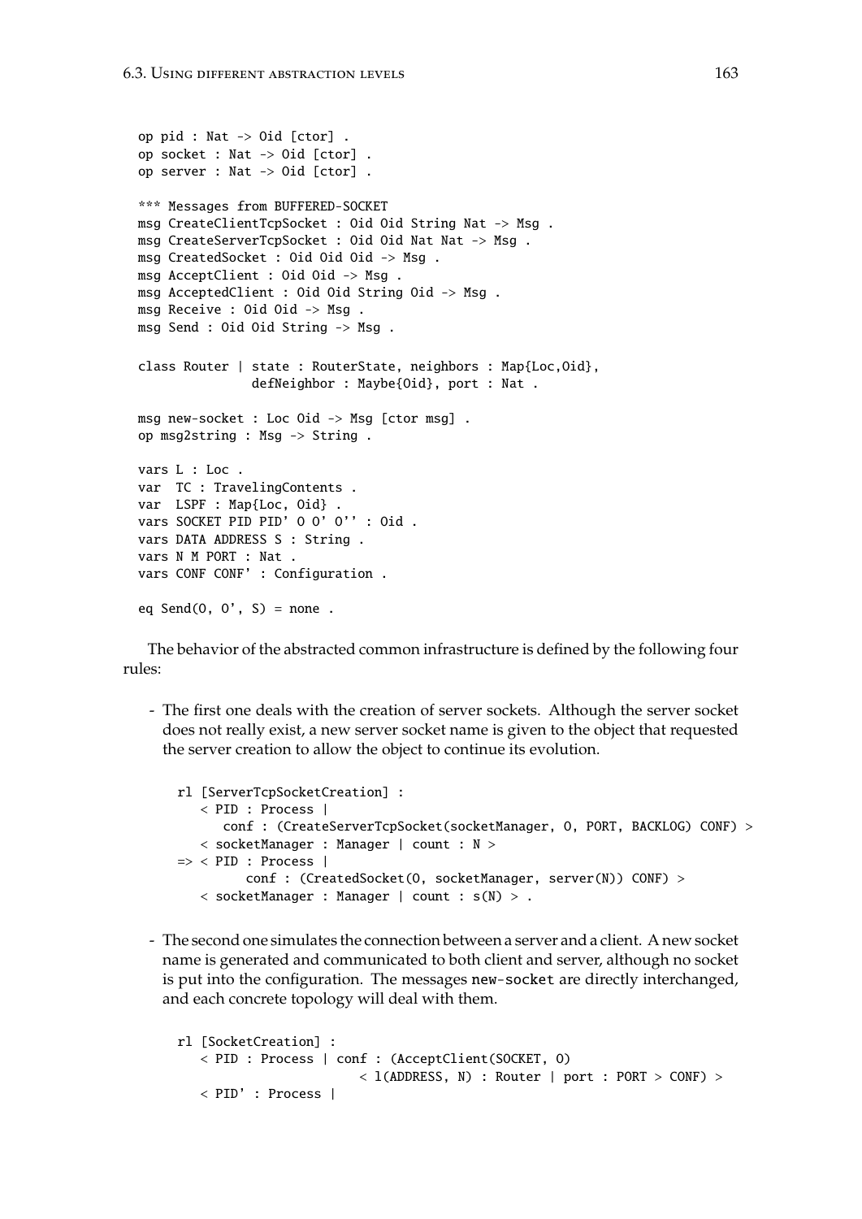```
op pid : Nat -> Oid [ctor] .
op socket : Nat -> Oid [ctor] .
op server : Nat -> Oid [ctor] .

*** Messages from BUFFERED-SOCKET
msg CreateClientTcpSocket : Oid Oid String Nat -> Msg .
msg CreateServerTcpSocket : Oid Oid Nat Nat -> Msg .
msg CreatedSocket : Oid Oid Oid -> Msg .
msg AcceptClient : Oid Oid -> Msg .
msg AcceptedClient : Oid Oid String Oid -> Msg .
msg Receive : Oid Oid -> Msg .
msg Send : Oid Oid String -> Msg .

class Router | state : RouterState, neighbors : Map{Loc,Oid},
               defNeighbor : Maybe{Oid}, port : Nat .

msg new-socket : Loc Oid -> Msg [ctor msg] .
op msg2string : Msg -> String .

vars L : Loc .
var  TC : TravelingContents .
var  LSPF : Map{Loc, Oid} .
vars SOCKET PID PID' O O' O'' : Oid .
vars DATA ADDRESS S : String .
vars N M PORT : Nat .
vars CONF CONF' : Configuration .

eq Send(O, O', S) = none .
```

The behavior of the abstracted common infrastructure is defined by the following four rules:

- The first one deals with the creation of server sockets. Although the server socket does not really exist, a new server socket name is given to the object that requested the server creation to allow the object to continue its evolution.

```
rl [ServerTcpSocketCreation] :
   < PID : Process |
      conf : (CreateServerTcpSocket(socketManager, O, PORT, BACKLOG) CONF) >
   < socketManager : Manager | count : N >
=> < PID : Process |
        conf : (CreatedSocket(O, socketManager, server(N)) CONF) >
   < socketManager : Manager | count : s(N) > .
```

- The second one simulates the connection between a server and a client. A new socket name is generated and communicated to both client and server, although no socket is put into the configuration. The messages `new-socket` are directly interchanged, and each concrete topology will deal with them.

```
rl [SocketCreation] :
   < PID : Process | conf : (AcceptClient(SOCKET, O)
                       < l(ADDRESS, N) : Router | port : PORT > CONF) >
   < PID' : Process |
```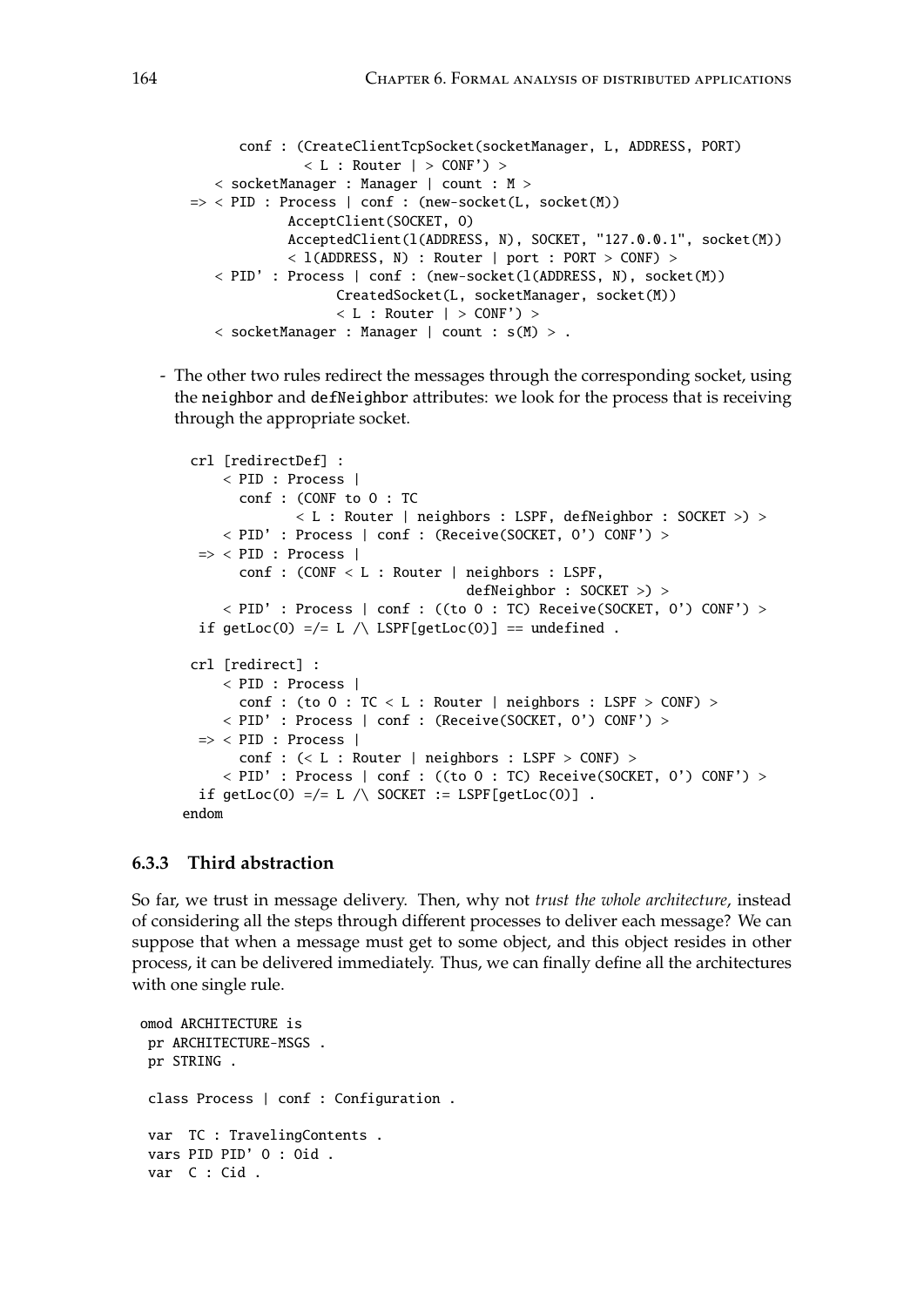```
        conf : (CreateClientTcpSocket(socketManager, L, ADDRESS, PORT)
                < L : Router | > CONF') >
    < socketManager : Manager | count : M >
 => < PID : Process | conf : (new-socket(L, socket(M))
            AcceptClient(SOCKET, O)
            AcceptedClient(l(ADDRESS, N), SOCKET, "127.0.0.1", socket(M))
            < l(ADDRESS, N) : Router | port : PORT > CONF) >
    < PID' : Process | conf : (new-socket(l(ADDRESS, N), socket(M))
                 CreatedSocket(L, socketManager, socket(M))
                 < L : Router | > CONF') >
    < socketManager : Manager | count : s(M) > .
```

- The other two rules redirect the messages through the corresponding socket, using the neighbor and defNeighbor attributes: we look for the process that is receiving through the appropriate socket.

```
crl [redirectDef] :
    < PID : Process |
      conf : (CONF to O : TC
              < L : Router | neighbors : LSPF, defNeighbor : SOCKET >) >
    < PID' : Process | conf : (Receive(SOCKET, O') CONF') >
 => < PID : Process |
      conf : (CONF < L : Router | neighbors : LSPF,
                                  defNeighbor : SOCKET >) >
    < PID' : Process | conf : ((to O : TC) Receive(SOCKET, O') CONF') >
 if getLoc(O) =/= L /\ LSPF[getLoc(O)] == undefined .

crl [redirect] :
    < PID : Process |
      conf : (to O : TC < L : Router | neighbors : LSPF > CONF) >
    < PID' : Process | conf : (Receive(SOCKET, O') CONF') >
 => < PID : Process |
      conf : (< L : Router | neighbors : LSPF > CONF) >
    < PID' : Process | conf : ((to O : TC) Receive(SOCKET, O') CONF') >
 if getLoc(O) =/= L /\ SOCKET := LSPF[getLoc(O)] .
endom
```

### 6.3.3 Third abstraction

So far, we trust in message delivery. Then, why not *trust the whole architecture*, instead of considering all the steps through different processes to deliver each message? We can suppose that when a message must get to some object, and this object resides in other process, it can be delivered immediately. Thus, we can finally define all the architectures with one single rule.

```
omod ARCHITECTURE is
 pr ARCHITECTURE-MSGS .
 pr STRING .

 class Process | conf : Configuration .

 var  TC : TravelingContents .
 vars PID PID' O : Oid .
 var  C : Cid .
```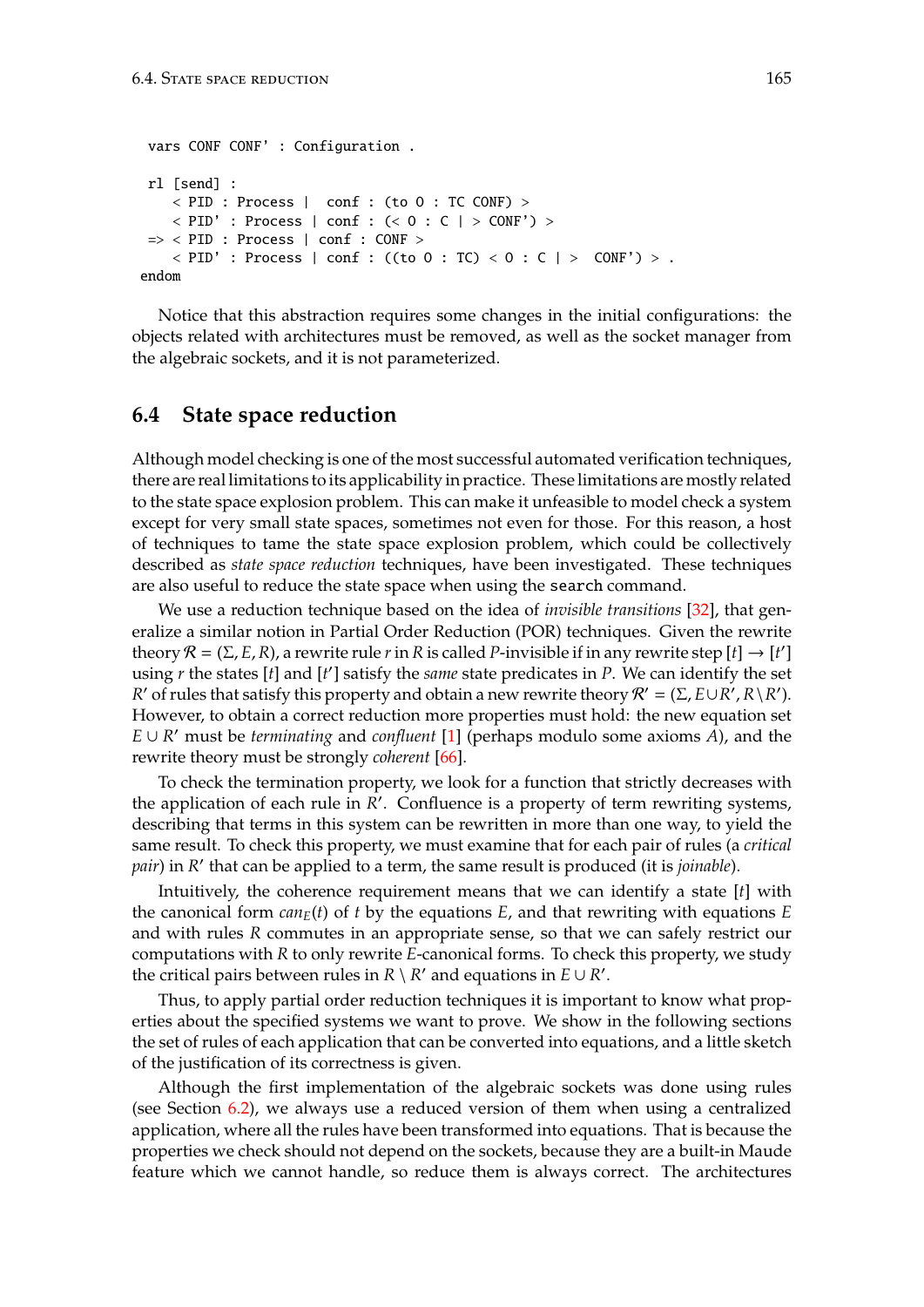```
  vars CONF CONF' : Configuration .

  rl [send] :
     < PID : Process |  conf : (to O : TC CONF) >
     < PID' : Process | conf : (< O : C | > CONF') >
  => < PID : Process | conf : CONF >
     < PID' : Process | conf : ((to O : TC) < O : C | >  CONF') > .
endom
```

Notice that this abstraction requires some changes in the initial configurations: the objects related with architectures must be removed, as well as the socket manager from the algebraic sockets, and it is not parameterized.

## 6.4 State space reduction

Although model checking is one of the most successful automated verification techniques, there are real limitations to its applicability in practice. These limitations are mostly related to the state space explosion problem. This can make it unfeasible to model check a system except for very small state spaces, sometimes not even for those. For this reason, a host of techniques to tame the state space explosion problem, which could be collectively described as *state space reduction* techniques, have been investigated. These techniques are also useful to reduce the state space when using the `search` command.

We use a reduction technique based on the idea of *invisible transitions* [32], that generalize a similar notion in Partial Order Reduction (POR) techniques. Given the rewrite theory $\mathcal{R} = (\Sigma, E, R)$, a rewrite rule $r$ in $R$ is called $P$-invisible if in any rewrite step $[t] \to [t']$ using $r$ the states $[t]$ and $[t']$ satisfy the *same* state predicates in $P$. We can identify the set $R'$ of rules that satisfy this property and obtain a new rewrite theory $\mathcal{R}' = (\Sigma, E \cup R', R \setminus R')$. However, to obtain a correct reduction more properties must hold: the new equation set $E \cup R'$ must be *terminating* and *confluent* [1] (perhaps modulo some axioms $A$), and the rewrite theory must be strongly *coherent* [66].

To check the termination property, we look for a function that strictly decreases with the application of each rule in $R'$. Confluence is a property of term rewriting systems, describing that terms in this system can be rewritten in more than one way, to yield the same result. To check this property, we must examine that for each pair of rules (a *critical pair*) in $R'$ that can be applied to a term, the same result is produced (it is *joinable*).

Intuitively, the coherence requirement means that we can identify a state $[t]$ with the canonical form $can_E(t)$ of $t$ by the equations $E$, and that rewriting with equations $E$ and with rules $R$ commutes in an appropriate sense, so that we can safely restrict our computations with $R$ to only rewrite $E$-canonical forms. To check this property, we study the critical pairs between rules in $R \setminus R'$ and equations in $E \cup R'$.

Thus, to apply partial order reduction techniques it is important to know what properties about the specified systems we want to prove. We show in the following sections the set of rules of each application that can be converted into equations, and a little sketch of the justification of its correctness is given.

Although the first implementation of the algebraic sockets was done using rules (see Section 6.2), we always use a reduced version of them when using a centralized application, where all the rules have been transformed into equations. That is because the properties we check should not depend on the sockets, because they are a built-in Maude feature which we cannot handle, so reduce them is always correct. The architectures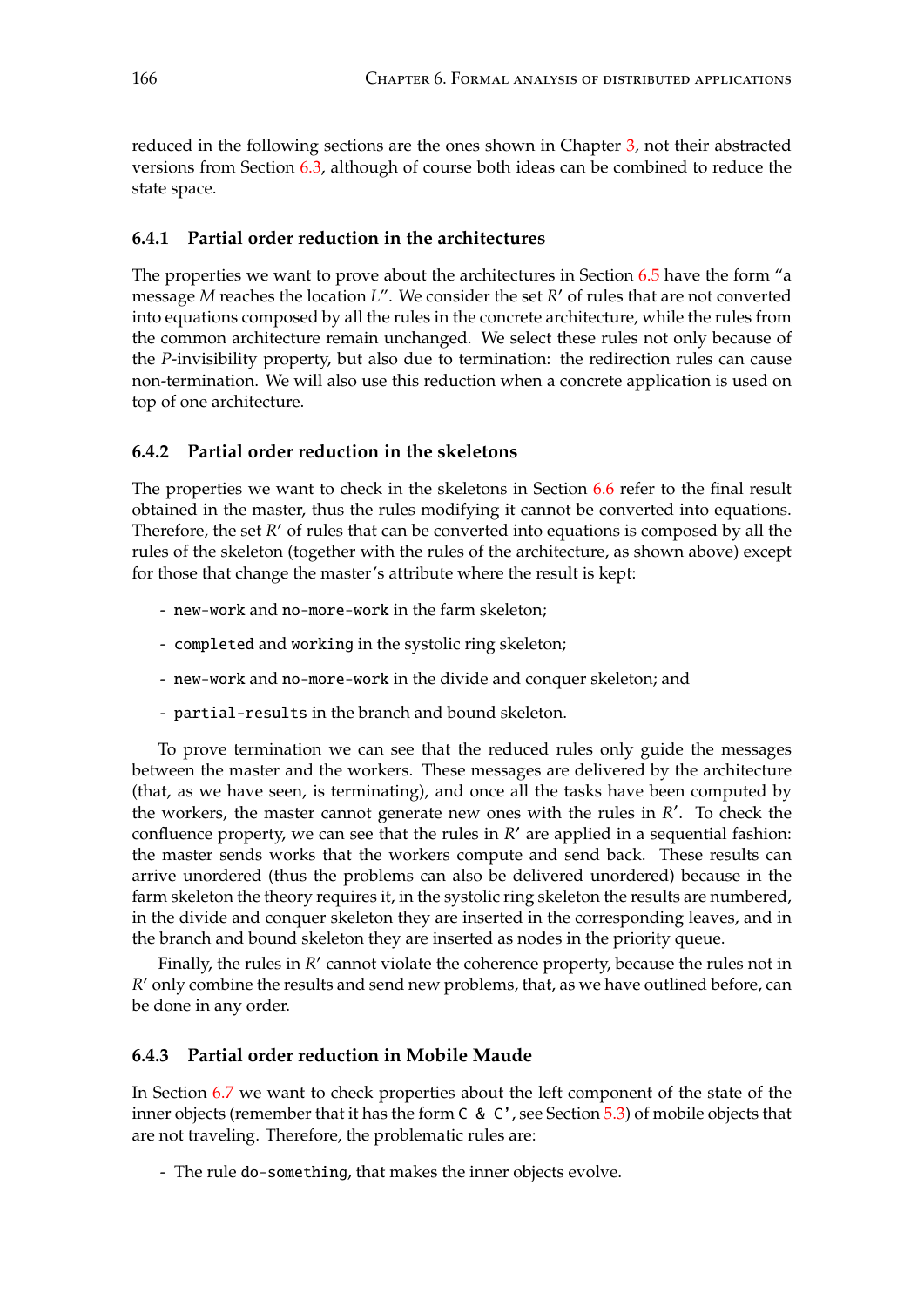reduced in the following sections are the ones shown in Chapter 3, not their abstracted versions from Section 6.3, although of course both ideas can be combined to reduce the state space.

### 6.4.1 Partial order reduction in the architectures

The properties we want to prove about the architectures in Section 6.5 have the form "a message $M$ reaches the location $L$". We consider the set $R'$ of rules that are not converted into equations composed by all the rules in the concrete architecture, while the rules from the common architecture remain unchanged. We select these rules not only because of the $P$-invisibility property, but also due to termination: the redirection rules can cause non-termination. We will also use this reduction when a concrete application is used on top of one architecture.

### 6.4.2 Partial order reduction in the skeletons

The properties we want to check in the skeletons in Section 6.6 refer to the final result obtained in the master, thus the rules modifying it cannot be converted into equations. Therefore, the set $R'$ of rules that can be converted into equations is composed by all the rules of the skeleton (together with the rules of the architecture, as shown above) except for those that change the master's attribute where the result is kept:

- `new-work` and `no-more-work` in the farm skeleton;
- `completed` and `working` in the systolic ring skeleton;
- `new-work` and `no-more-work` in the divide and conquer skeleton; and
- `partial-results` in the branch and bound skeleton.

To prove termination we can see that the reduced rules only guide the messages between the master and the workers. These messages are delivered by the architecture (that, as we have seen, is terminating), and once all the tasks have been computed by the workers, the master cannot generate new ones with the rules in $R'$. To check the confluence property, we can see that the rules in $R'$ are applied in a sequential fashion: the master sends works that the workers compute and send back. These results can arrive unordered (thus the problems can also be delivered unordered) because in the farm skeleton the theory requires it, in the systolic ring skeleton the results are numbered, in the divide and conquer skeleton they are inserted in the corresponding leaves, and in the branch and bound skeleton they are inserted as nodes in the priority queue.

Finally, the rules in $R'$ cannot violate the coherence property, because the rules not in $R'$ only combine the results and send new problems, that, as we have outlined before, can be done in any order.

### 6.4.3 Partial order reduction in Mobile Maude

In Section 6.7 we want to check properties about the left component of the state of the inner objects (remember that it has the form `C & C'`, see Section 5.3) of mobile objects that are not traveling. Therefore, the problematic rules are:

- The rule `do-something`, that makes the inner objects evolve.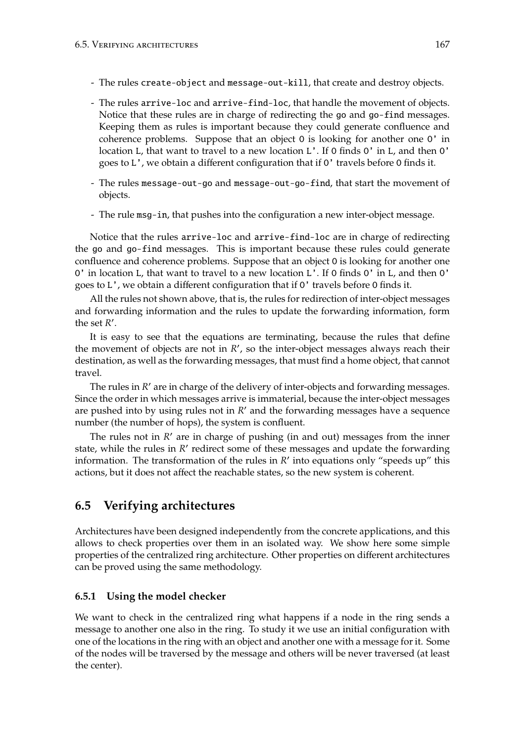- The rules `create-object` and `message-out-kill`, that create and destroy objects.

- The rules `arrive-loc` and `arrive-find-loc`, that handle the movement of objects. Notice that these rules are in charge of redirecting the `go` and `go-find` messages. Keeping them as rules is important because they could generate confluence and coherence problems. Suppose that an object `O` is looking for another one `O'` in location `L`, that want to travel to a new location `L'`. If `O` finds `O'` in `L`, and then `O'` goes to `L'`, we obtain a different configuration that if `O'` travels before `O` finds it.

- The rules `message-out-go` and `message-out-go-find`, that start the movement of objects.

- The rule `msg-in`, that pushes into the configuration a new inter-object message.

Notice that the rules `arrive-loc` and `arrive-find-loc` are in charge of redirecting the `go` and `go-find` messages. This is important because these rules could generate confluence and coherence problems. Suppose that an object `O` is looking for another one `O'` in location `L`, that want to travel to a new location `L'`. If `O` finds `O'` in `L`, and then `O'` goes to `L'`, we obtain a different configuration that if `O'` travels before `O` finds it.

All the rules not shown above, that is, the rules for redirection of inter-object messages and forwarding information and the rules to update the forwarding information, form the set $R'$.

It is easy to see that the equations are terminating, because the rules that define the movement of objects are not in $R'$, so the inter-object messages always reach their destination, as well as the forwarding messages, that must find a home object, that cannot travel.

The rules in $R'$ are in charge of the delivery of inter-objects and forwarding messages. Since the order in which messages arrive is immaterial, because the inter-object messages are pushed into by using rules not in $R'$ and the forwarding messages have a sequence number (the number of hops), the system is confluent.

The rules not in $R'$ are in charge of pushing (in and out) messages from the inner state, while the rules in $R'$ redirect some of these messages and update the forwarding information. The transformation of the rules in $R'$ into equations only "speeds up" this actions, but it does not affect the reachable states, so the new system is coherent.

## 6.5 Verifying architectures

Architectures have been designed independently from the concrete applications, and this allows to check properties over them in an isolated way. We show here some simple properties of the centralized ring architecture. Other properties on different architectures can be proved using the same methodology.

### 6.5.1 Using the model checker

We want to check in the centralized ring what happens if a node in the ring sends a message to another one also in the ring. To study it we use an initial configuration with one of the locations in the ring with an object and another one with a message for it. Some of the nodes will be traversed by the message and others will be never traversed (at least the center).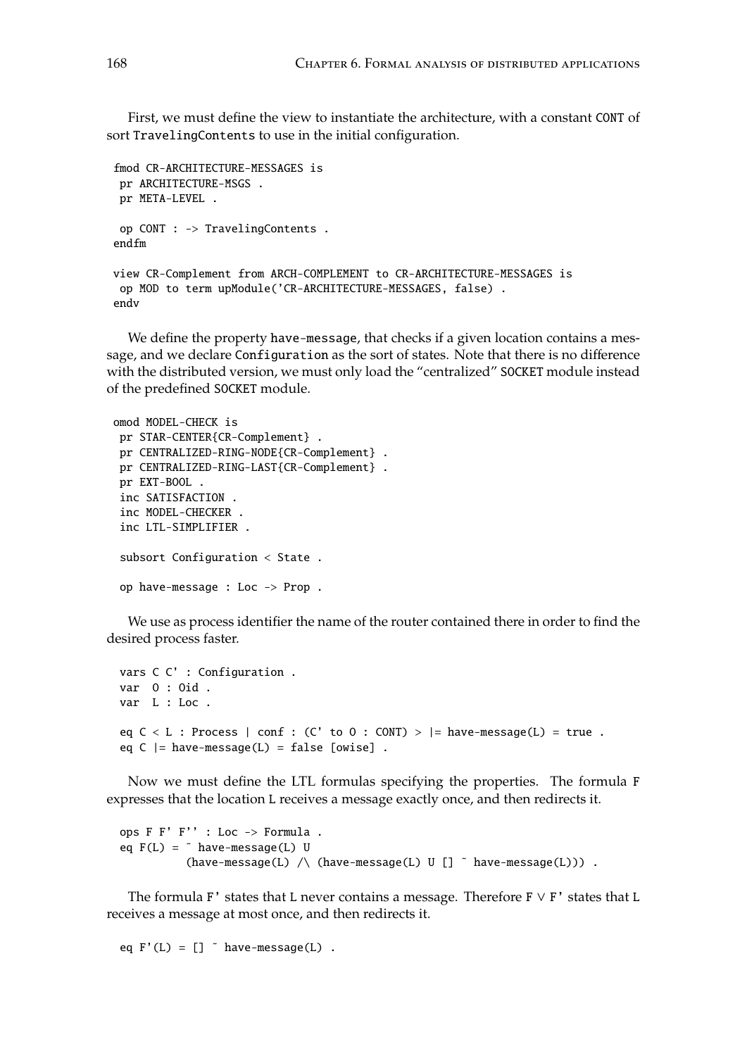First, we must define the view to instantiate the architecture, with a constant CONT of sort TravelingContents to use in the initial configuration.

```
fmod CR-ARCHITECTURE-MESSAGES is
 pr ARCHITECTURE-MSGS .
 pr META-LEVEL .

 op CONT : -> TravelingContents .
endfm

view CR-Complement from ARCH-COMPLEMENT to CR-ARCHITECTURE-MESSAGES is
 op MOD to term upModule('CR-ARCHITECTURE-MESSAGES, false) .
endv
```

We define the property have-message, that checks if a given location contains a message, and we declare Configuration as the sort of states. Note that there is no difference with the distributed version, we must only load the "centralized" SOCKET module instead of the predefined SOCKET module.

```
omod MODEL-CHECK is
 pr STAR-CENTER{CR-Complement} .
 pr CENTRALIZED-RING-NODE{CR-Complement} .
 pr CENTRALIZED-RING-LAST{CR-Complement} .
 pr EXT-BOOL .
 inc SATISFACTION .
 inc MODEL-CHECKER .
 inc LTL-SIMPLIFIER .

 subsort Configuration < State .

 op have-message : Loc -> Prop .
```

We use as process identifier the name of the router contained there in order to find the desired process faster.

```
 vars C C' : Configuration .
 var  O : Oid .
 var  L : Loc .

 eq C < L : Process | conf : (C' to O : CONT) > |= have-message(L) = true .
 eq C |= have-message(L) = false [owise] .
```

Now we must define the LTL formulas specifying the properties. The formula F expresses that the location L receives a message exactly once, and then redirects it.

```
 ops F F' F'' : Loc -> Formula .
 eq F(L) = ~ have-message(L) U
          (have-message(L) /\ (have-message(L) U [] ~ have-message(L))) .
```

The formula F' states that L never contains a message. Therefore F $\vee$ F' states that L receives a message at most once, and then redirects it.

```
 eq F'(L) = [] ~ have-message(L) .
```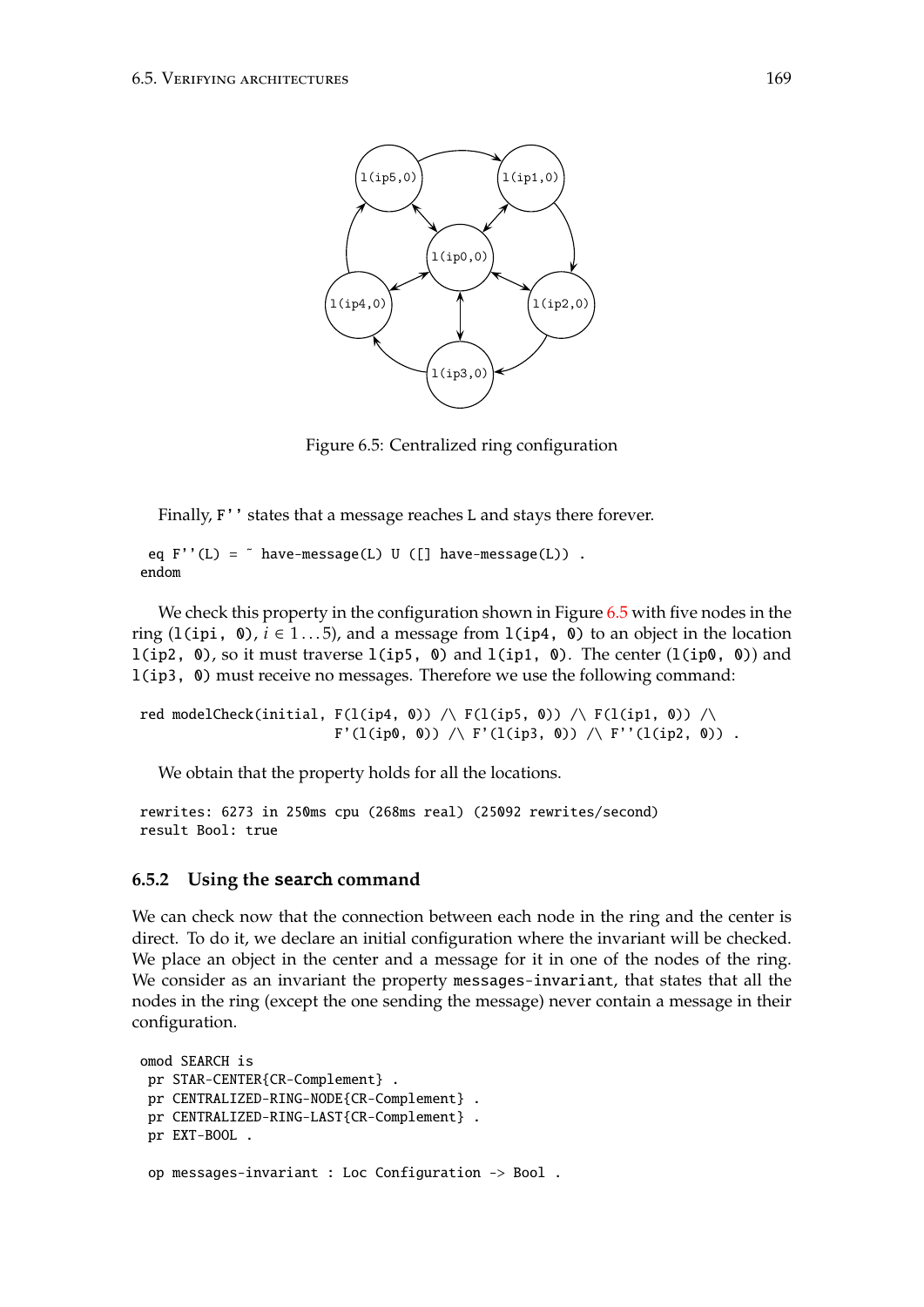Figure 6.5: Centralized ring configuration

Finally, F'' states that a message reaches L and stays there forever.

```
 eq F''(L) = ~ have-message(L) U ([] have-message(L)) .
endom
```

We check this property in the configuration shown in Figure 6.5 with five nodes in the ring (l(ipi, 0), $i \in 1 \ldots 5$), and a message from l(ip4, 0) to an object in the location l(ip2, 0), so it must traverse l(ip5, 0) and l(ip1, 0). The center (l(ip0, 0)) and l(ip3, 0) must receive no messages. Therefore we use the following command:

```
red modelCheck(initial, F(l(ip4, 0)) /\ F(l(ip5, 0)) /\ F(l(ip1, 0)) /\
                        F'(l(ip0, 0)) /\ F'(l(ip3, 0)) /\ F''(l(ip2, 0)) .
```

We obtain that the property holds for all the locations.

```
rewrites: 6273 in 250ms cpu (268ms real) (25092 rewrites/second)
result Bool: true
```

### 6.5.2 Using the search command

We can check now that the connection between each node in the ring and the center is direct. To do it, we declare an initial configuration where the invariant will be checked. We place an object in the center and a message for it in one of the nodes of the ring. We consider as an invariant the property messages-invariant, that states that all the nodes in the ring (except the one sending the message) never contain a message in their configuration.

```
omod SEARCH is
 pr STAR-CENTER{CR-Complement} .
 pr CENTRALIZED-RING-NODE{CR-Complement} .
 pr CENTRALIZED-RING-LAST{CR-Complement} .
 pr EXT-BOOL .

 op messages-invariant : Loc Configuration -> Bool .
```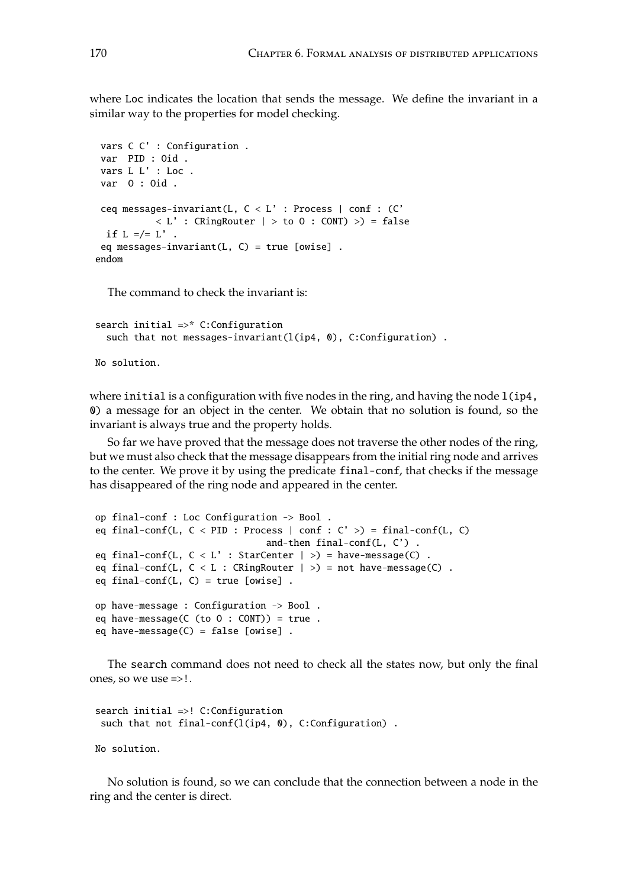where Loc indicates the location that sends the message. We define the invariant in a similar way to the properties for model checking.

```
  vars C C' : Configuration .
  var  PID : Oid .
  vars L L' : Loc .
  var  O : Oid .

  ceq messages-invariant(L, C < L' : Process | conf : (C'
            < L' : CRingRouter | > to O : CONT) >) = false
   if L =/= L' .
  eq messages-invariant(L, C) = true [owise] .
 endom
```

The command to check the invariant is:

```
search initial =>* C:Configuration
  such that not messages-invariant(l(ip4, 0), C:Configuration) .

No solution.
```

where `initial` is a configuration with five nodes in the ring, and having the node `l(ip4, 0)` a message for an object in the center. We obtain that no solution is found, so the invariant is always true and the property holds.

So far we have proved that the message does not traverse the other nodes of the ring, but we must also check that the message disappears from the initial ring node and arrives to the center. We prove it by using the predicate `final-conf`, that checks if the message has disappeared of the ring node and appeared in the center.

```
op final-conf : Loc Configuration -> Bool .
eq final-conf(L, C < PID : Process | conf : C' >) = final-conf(L, C)
                                 and-then final-conf(L, C') .
eq final-conf(L, C < L' : StarCenter | >) = have-message(C) .
eq final-conf(L, C < L : CRingRouter | >) = not have-message(C) .
eq final-conf(L, C) = true [owise] .

op have-message : Configuration -> Bool .
eq have-message(C (to O : CONT)) = true .
eq have-message(C) = false [owise] .
```

The `search` command does not need to check all the states now, but only the final ones, so we use `=>!`.

```
search initial =>! C:Configuration
 such that not final-conf(l(ip4, 0), C:Configuration) .

No solution.
```

No solution is found, so we can conclude that the connection between a node in the ring and the center is direct.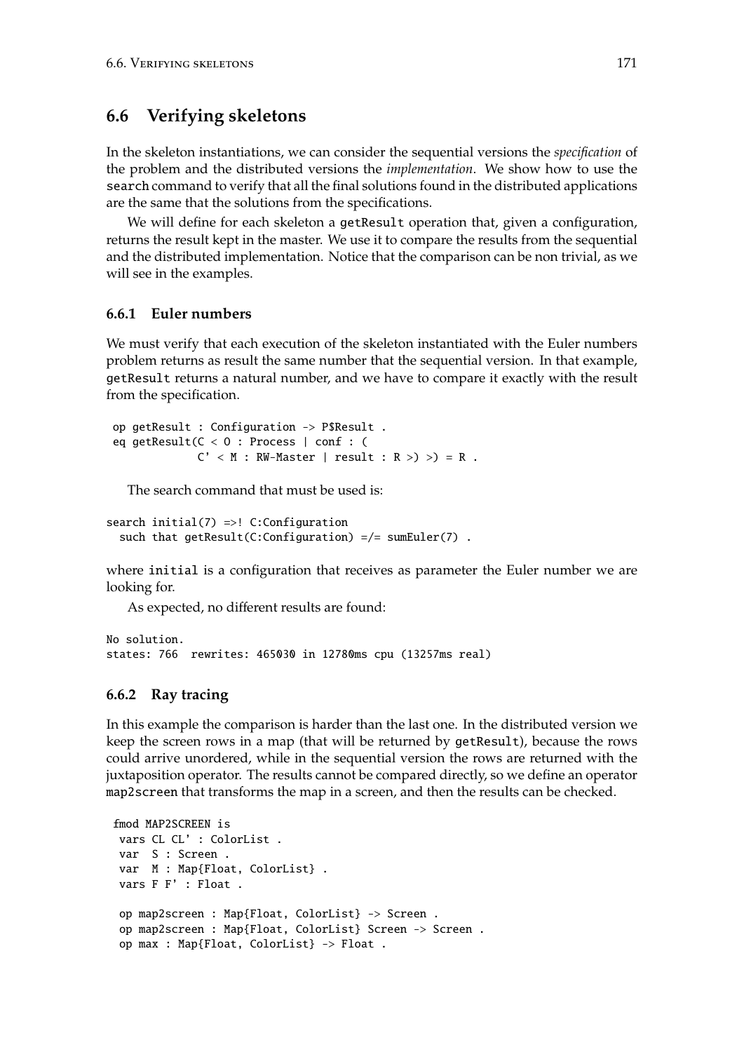## 6.6 Verifying skeletons

In the skeleton instantiations, we can consider the sequential versions the *specification* of the problem and the distributed versions the *implementation*. We show how to use the search command to verify that all the final solutions found in the distributed applications are the same that the solutions from the specifications.

We will define for each skeleton a getResult operation that, given a configuration, returns the result kept in the master. We use it to compare the results from the sequential and the distributed implementation. Notice that the comparison can be non trivial, as we will see in the examples.

### 6.6.1 Euler numbers

We must verify that each execution of the skeleton instantiated with the Euler numbers problem returns as result the same number that the sequential version. In that example, getResult returns a natural number, and we have to compare it exactly with the result from the specification.

```
 op getResult : Configuration -> P$Result .
 eq getResult(C < O : Process | conf : (
              C' < M : RW-Master | result : R >) >) = R .
```

The search command that must be used is:

```
search initial(7) =>! C:Configuration
  such that getResult(C:Configuration) =/= sumEuler(7) .
```

where initial is a configuration that receives as parameter the Euler number we are looking for.

As expected, no different results are found:

```
No solution.
states: 766  rewrites: 465030 in 12780ms cpu (13257ms real)
```

### 6.6.2 Ray tracing

In this example the comparison is harder than the last one. In the distributed version we keep the screen rows in a map (that will be returned by getResult), because the rows could arrive unordered, while in the sequential version the rows are returned with the juxtaposition operator. The results cannot be compared directly, so we define an operator map2screen that transforms the map in a screen, and then the results can be checked.

```
 fmod MAP2SCREEN is
  vars CL CL' : ColorList .
  var  S : Screen .
  var  M : Map{Float, ColorList} .
  vars F F' : Float .

  op map2screen : Map{Float, ColorList} -> Screen .
  op map2screen : Map{Float, ColorList} Screen -> Screen .
  op max : Map{Float, ColorList} -> Float .
```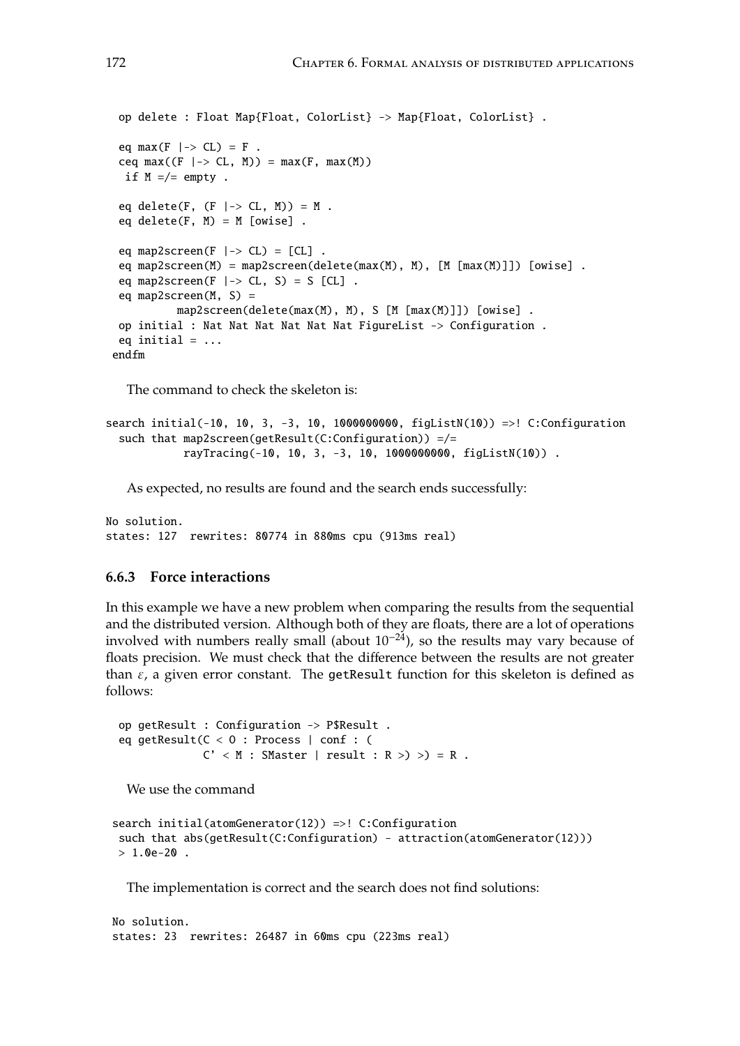```
  op delete : Float Map{Float, ColorList} -> Map{Float, ColorList} .

  eq max(F |-> CL) = F .
  ceq max((F |-> CL, M)) = max(F, max(M))
   if M =/= empty .

  eq delete(F, (F |-> CL, M)) = M .
  eq delete(F, M) = M [owise] .

  eq map2screen(F |-> CL) = [CL] .
  eq map2screen(M) = map2screen(delete(max(M), M), [M [max(M)]]) [owise] .
  eq map2screen(F |-> CL, S) = S [CL] .
  eq map2screen(M, S) =
          map2screen(delete(max(M), M), S [M [max(M)]]) [owise] .
  op initial : Nat Nat Nat Nat Nat Nat FigureList -> Configuration .
  eq initial = ...
 endfm
```

The command to check the skeleton is:

```
search initial(-10, 10, 3, -3, 10, 1000000000, figListN(10)) =>! C:Configuration
  such that map2screen(getResult(C:Configuration)) =/=
            rayTracing(-10, 10, 3, -3, 10, 1000000000, figListN(10)) .
```

As expected, no results are found and the search ends successfully:

```
No solution.
states: 127  rewrites: 80774 in 880ms cpu (913ms real)
```

### 6.6.3 Force interactions

In this example we have a new problem when comparing the results from the sequential and the distributed version. Although both of they are floats, there are a lot of operations involved with numbers really small (about $10^{-24}$), so the results may vary because of floats precision. We must check that the difference between the results are not greater than $\varepsilon$, a given error constant. The `getResult` function for this skeleton is defined as follows:

```
  op getResult : Configuration -> P$Result .
  eq getResult(C < O : Process | conf : (
              C' < M : SMaster | result : R >) >) = R .
```

We use the command

```
 search initial(atomGenerator(12)) =>! C:Configuration
  such that abs(getResult(C:Configuration) - attraction(atomGenerator(12)))
  > 1.0e-20 .
```

The implementation is correct and the search does not find solutions:

```
 No solution.
 states: 23  rewrites: 26487 in 60ms cpu (223ms real)
```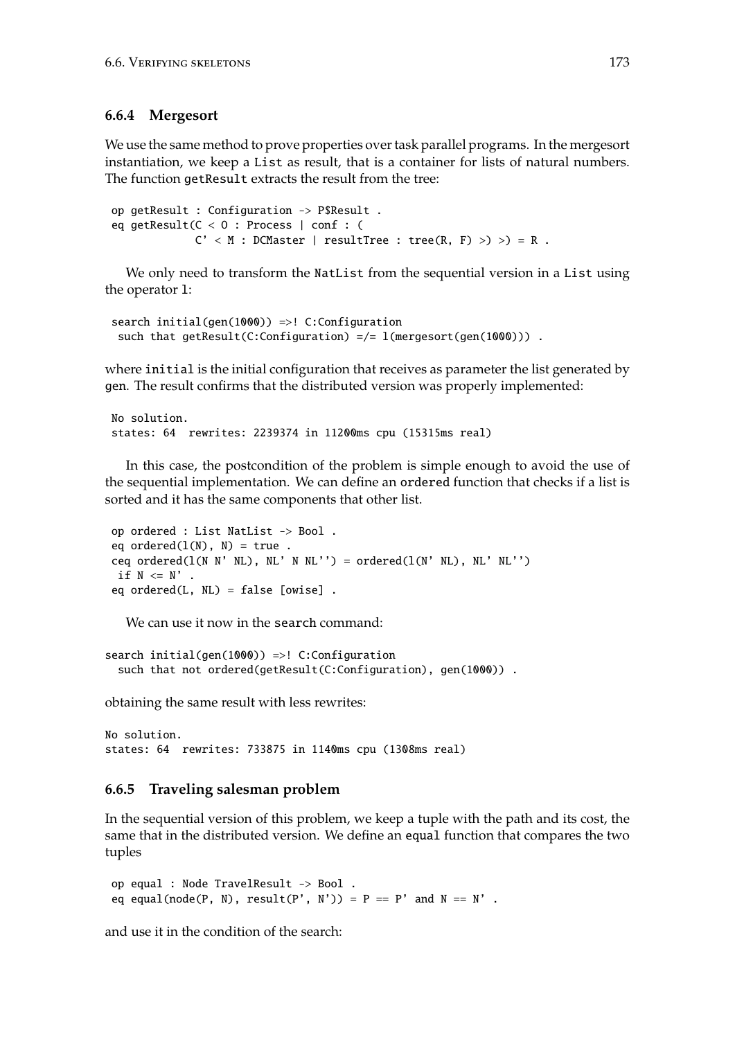### 6.6.4 Mergesort

We use the same method to prove properties over task parallel programs. In the mergesort instantiation, we keep a `List` as result, that is a container for lists of natural numbers. The function `getResult` extracts the result from the tree:

```
op getResult : Configuration -> P$Result .
eq getResult(C < O : Process | conf : (
            C' < M : DCMaster | resultTree : tree(R, F) >) >) = R .
```

We only need to transform the `NatList` from the sequential version in a `List` using the operator `l`:

```
search initial(gen(1000)) =>! C:Configuration
 such that getResult(C:Configuration) =/= l(mergesort(gen(1000))) .
```

where `initial` is the initial configuration that receives as parameter the list generated by `gen`. The result confirms that the distributed version was properly implemented:

```
No solution.
states: 64  rewrites: 2239374 in 11200ms cpu (15315ms real)
```

In this case, the postcondition of the problem is simple enough to avoid the use of the sequential implementation. We can define an `ordered` function that checks if a list is sorted and it has the same components that other list.

```
op ordered : List NatList -> Bool .
eq ordered(l(N), N) = true .
ceq ordered(l(N N' NL), NL' N NL'') = ordered(l(N' NL), NL' NL'')
 if N <= N' .
eq ordered(L, NL) = false [owise] .
```

We can use it now in the `search` command:

```
search initial(gen(1000)) =>! C:Configuration
  such that not ordered(getResult(C:Configuration), gen(1000)) .
```

obtaining the same result with less rewrites:

```
No solution.
states: 64  rewrites: 733875 in 1140ms cpu (1308ms real)
```

### 6.6.5 Traveling salesman problem

In the sequential version of this problem, we keep a tuple with the path and its cost, the same that in the distributed version. We define an `equal` function that compares the two tuples

```
op equal : Node TravelResult -> Bool .
eq equal(node(P, N), result(P', N')) = P == P' and N == N' .
```

and use it in the condition of the search: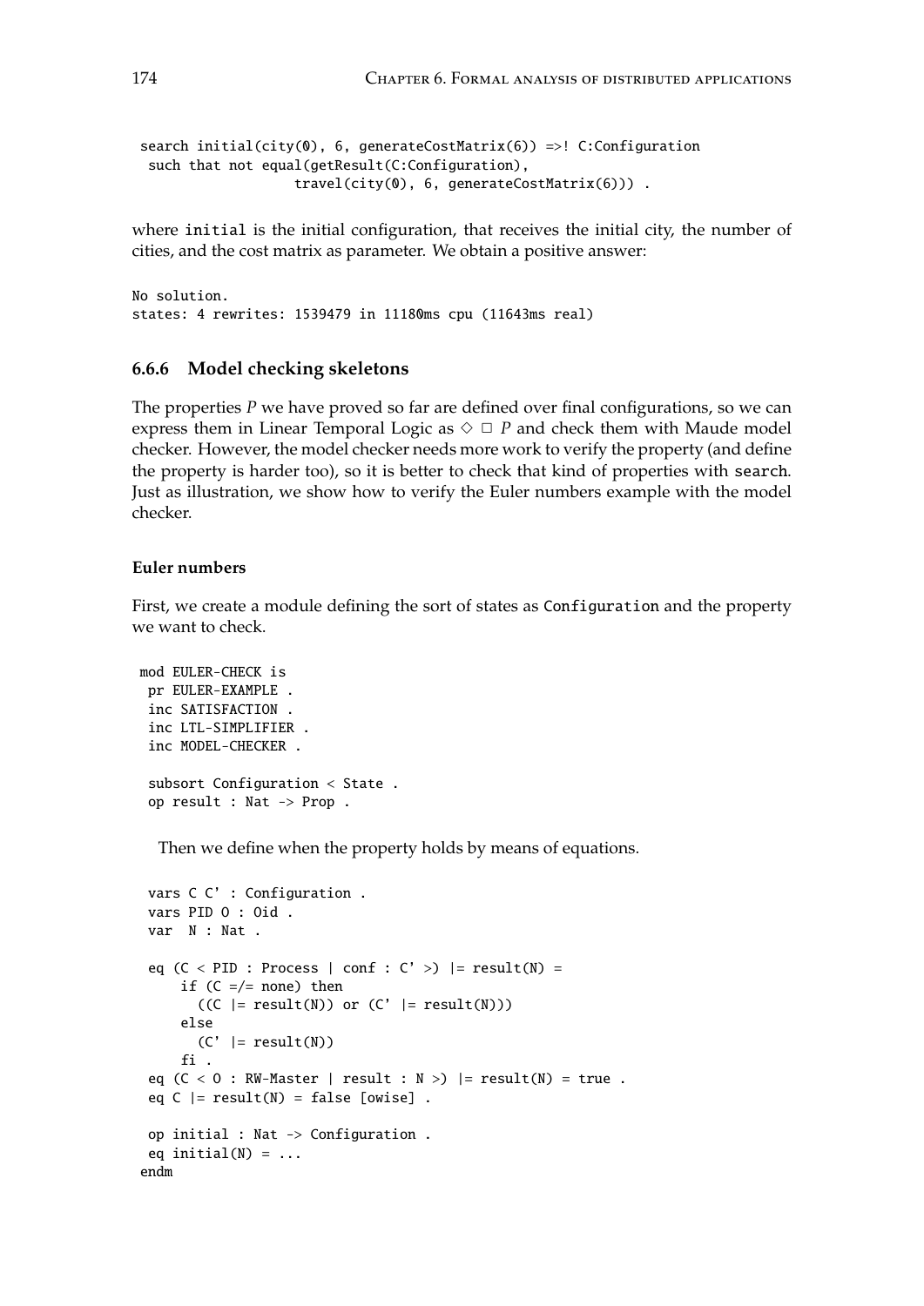```
search initial(city(0), 6, generateCostMatrix(6)) =>! C:Configuration
 such that not equal(getResult(C:Configuration),
                 travel(city(0), 6, generateCostMatrix(6))) .
```

where `initial` is the initial configuration, that receives the initial city, the number of cities, and the cost matrix as parameter. We obtain a positive answer:

```
No solution.
states: 4 rewrites: 1539479 in 11180ms cpu (11643ms real)
```

### 6.6.6 Model checking skeletons

The properties $P$ we have proved so far are defined over final configurations, so we can express them in Linear Temporal Logic as $\diamond \, \square \, P$ and check them with Maude model checker. However, the model checker needs more work to verify the property (and define the property is harder too), so it is better to check that kind of properties with `search`. Just as illustration, we show how to verify the Euler numbers example with the model checker.

#### Euler numbers

First, we create a module defining the sort of states as `Configuration` and the property we want to check.

```
mod EULER-CHECK is
 pr EULER-EXAMPLE .
 inc SATISFACTION .
 inc LTL-SIMPLIFIER .
 inc MODEL-CHECKER .

 subsort Configuration < State .
 op result : Nat -> Prop .
```

Then we define when the property holds by means of equations.

```
 vars C C' : Configuration .
 vars PID O : Oid .
 var  N : Nat .

 eq (C < PID : Process | conf : C' >) |= result(N) =
     if (C =/= none) then
       ((C |= result(N)) or (C' |= result(N)))
     else
       (C' |= result(N))
     fi .
 eq (C < O : RW-Master | result : N >) |= result(N) = true .
 eq C |= result(N) = false [owise] .

 op initial : Nat -> Configuration .
 eq initial(N) = ...
endm
```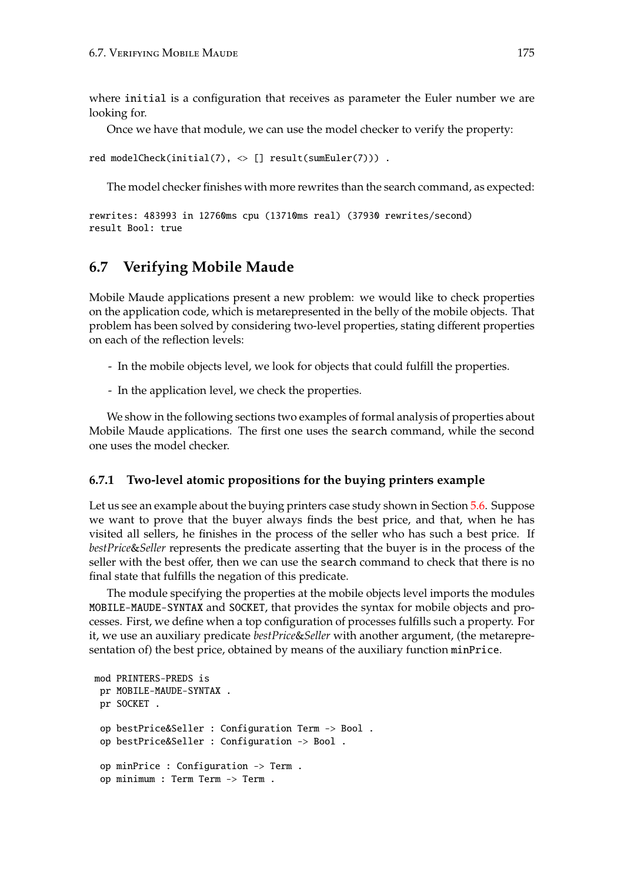where `initial` is a configuration that receives as parameter the Euler number we are looking for.

Once we have that module, we can use the model checker to verify the property:

```
red modelCheck(initial(7), <> [] result(sumEuler(7))) .
```

The model checker finishes with more rewrites than the search command, as expected:

```
rewrites: 483993 in 12760ms cpu (13710ms real) (37930 rewrites/second)
result Bool: true
```

## 6.7 Verifying Mobile Maude

Mobile Maude applications present a new problem: we would like to check properties on the application code, which is metarepresented in the belly of the mobile objects. That problem has been solved by considering two-level properties, stating different properties on each of the reflection levels:

- In the mobile objects level, we look for objects that could fulfill the properties.
- In the application level, we check the properties.

We show in the following sections two examples of formal analysis of properties about Mobile Maude applications. The first one uses the `search` command, while the second one uses the model checker.

### 6.7.1 Two-level atomic propositions for the buying printers example

Let us see an example about the buying printers case study shown in Section 5.6. Suppose we want to prove that the buyer always finds the best price, and that, when he has visited all sellers, he finishes in the process of the seller who has such a best price. If *bestPrice&Seller* represents the predicate asserting that the buyer is in the process of the seller with the best offer, then we can use the `search` command to check that there is no final state that fulfills the negation of this predicate.

The module specifying the properties at the mobile objects level imports the modules `MOBILE-MAUDE-SYNTAX` and `SOCKET`, that provides the syntax for mobile objects and processes. First, we define when a top configuration of processes fulfills such a property. For it, we use an auxiliary predicate *bestPrice&Seller* with another argument, (the metarepresentation of) the best price, obtained by means of the auxiliary function `minPrice`.

```
mod PRINTERS-PREDS is
 pr MOBILE-MAUDE-SYNTAX .
 pr SOCKET .

 op bestPrice&Seller : Configuration Term -> Bool .
 op bestPrice&Seller : Configuration -> Bool .

 op minPrice : Configuration -> Term .
 op minimum : Term Term -> Term .
```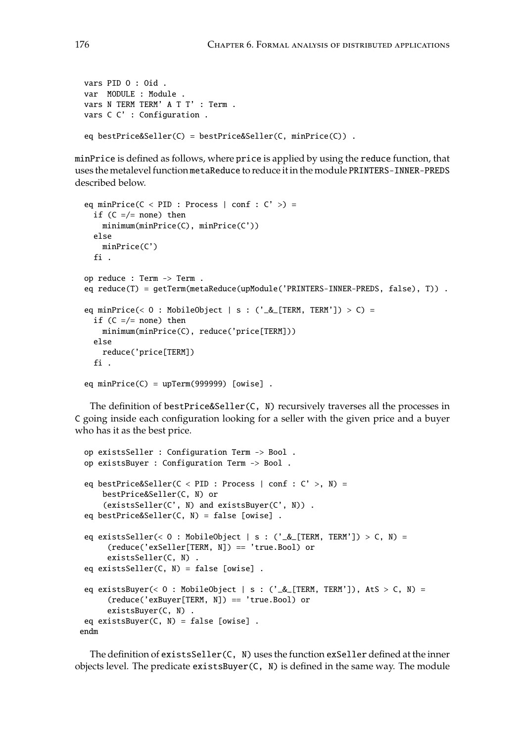```
vars PID O : Oid .
var  MODULE : Module .
vars N TERM TERM' A T T' : Term .
vars C C' : Configuration .

eq bestPrice&Seller(C) = bestPrice&Seller(C, minPrice(C)) .
```

minPrice is defined as follows, where price is applied by using the reduce function, that uses the metalevel function metaReduce to reduce it in the module PRINTERS-INNER-PREDS described below.

```
eq minPrice(C < PID : Process | conf : C' >) =
  if (C =/= none) then
    minimum(minPrice(C), minPrice(C'))
  else
    minPrice(C')
  fi .

op reduce : Term -> Term .
eq reduce(T) = getTerm(metaReduce(upModule('PRINTERS-INNER-PREDS, false), T)) .

eq minPrice(< O : MobileObject | s : ('_&_[TERM, TERM']) > C) =
  if (C =/= none) then
    minimum(minPrice(C), reduce('price[TERM]))
  else
    reduce('price[TERM])
  fi .

eq minPrice(C) = upTerm(999999) [owise] .
```

The definition of bestPrice&Seller(C, N) recursively traverses all the processes in C going inside each configuration looking for a seller with the given price and a buyer who has it as the best price.

```
op existsSeller : Configuration Term -> Bool .
op existsBuyer : Configuration Term -> Bool .

eq bestPrice&Seller(C < PID : Process | conf : C' >, N) =
    bestPrice&Seller(C, N) or
    (existsSeller(C', N) and existsBuyer(C', N)) .
eq bestPrice&Seller(C, N) = false [owise] .

eq existsSeller(< O : MobileObject | s : ('_&_[TERM, TERM']) > C, N) =
     (reduce('exSeller[TERM, N]) == 'true.Bool) or
     existsSeller(C, N) .
eq existsSeller(C, N) = false [owise] .

eq existsBuyer(< O : MobileObject | s : ('_&_[TERM, TERM']), AtS > C, N) =
     (reduce('exBuyer[TERM, N]) == 'true.Bool) or
     existsBuyer(C, N) .
eq existsBuyer(C, N) = false [owise] .
endm
```

The definition of existsSeller(C, N) uses the function exSeller defined at the inner objects level. The predicate existsBuyer(C, N) is defined in the same way. The module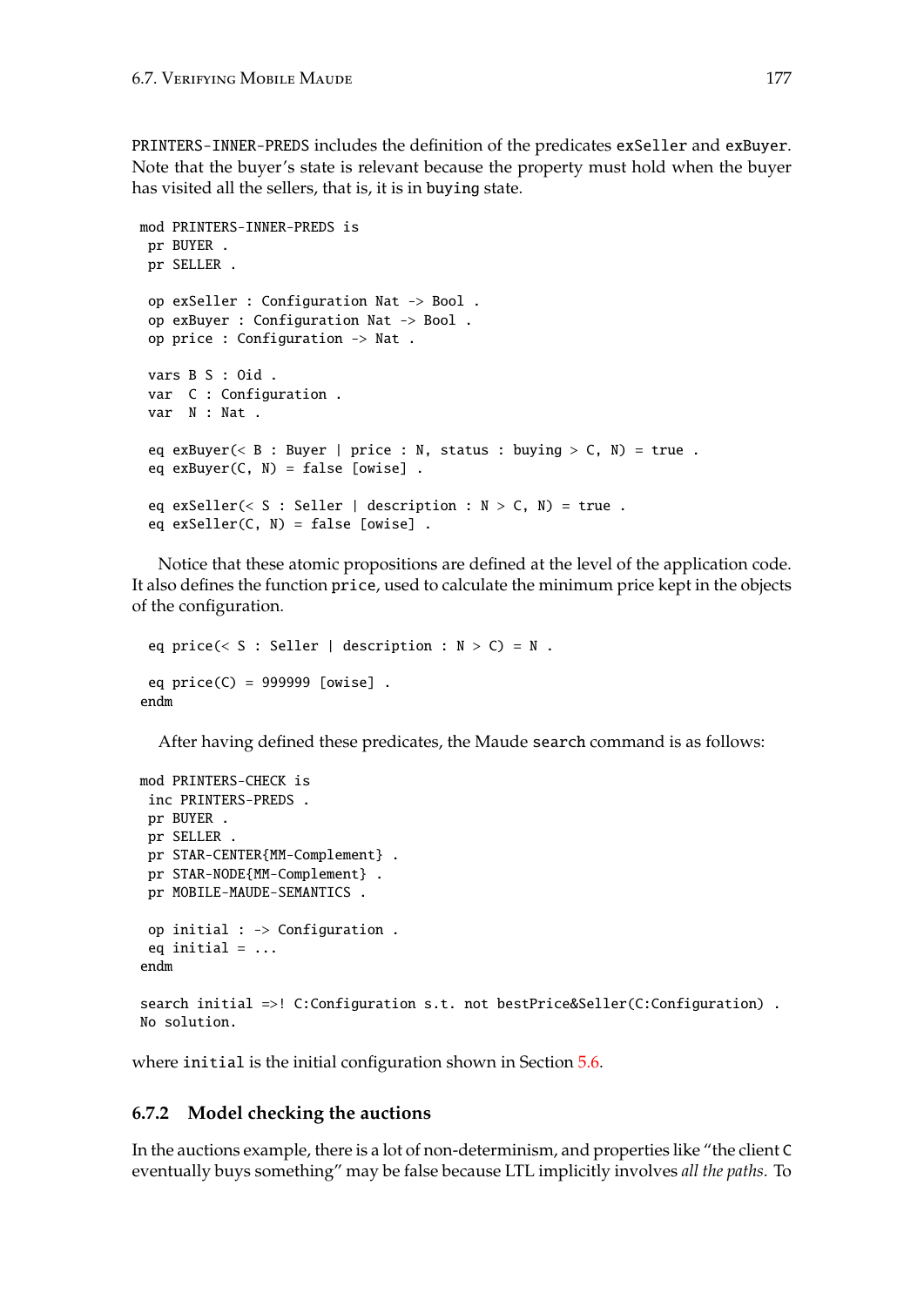PRINTERS-INNER-PREDS includes the definition of the predicates exSeller and exBuyer. Note that the buyer's state is relevant because the property must hold when the buyer has visited all the sellers, that is, it is in buying state.

```
mod PRINTERS-INNER-PREDS is
 pr BUYER .
 pr SELLER .

 op exSeller : Configuration Nat -> Bool .
 op exBuyer : Configuration Nat -> Bool .
 op price : Configuration -> Nat .

 vars B S : Oid .
 var  C : Configuration .
 var  N : Nat .

 eq exBuyer(< B : Buyer | price : N, status : buying > C, N) = true .
 eq exBuyer(C, N) = false [owise] .

 eq exSeller(< S : Seller | description : N > C, N) = true .
 eq exSeller(C, N) = false [owise] .
```

Notice that these atomic propositions are defined at the level of the application code. It also defines the function price, used to calculate the minimum price kept in the objects of the configuration.

```
 eq price(< S : Seller | description : N > C) = N .

 eq price(C) = 999999 [owise] .
endm
```

After having defined these predicates, the Maude search command is as follows:

```
mod PRINTERS-CHECK is
 inc PRINTERS-PREDS .
 pr BUYER .
 pr SELLER .
 pr STAR-CENTER{MM-Complement} .
 pr STAR-NODE{MM-Complement} .
 pr MOBILE-MAUDE-SEMANTICS .

 op initial : -> Configuration .
 eq initial = ...
endm

search initial =>! C:Configuration s.t. not bestPrice&Seller(C:Configuration) .
No solution.
```

where initial is the initial configuration shown in Section 5.6.

### 6.7.2 Model checking the auctions

In the auctions example, there is a lot of non-determinism, and properties like "the client C eventually buys something" may be false because LTL implicitly involves *all the paths*. To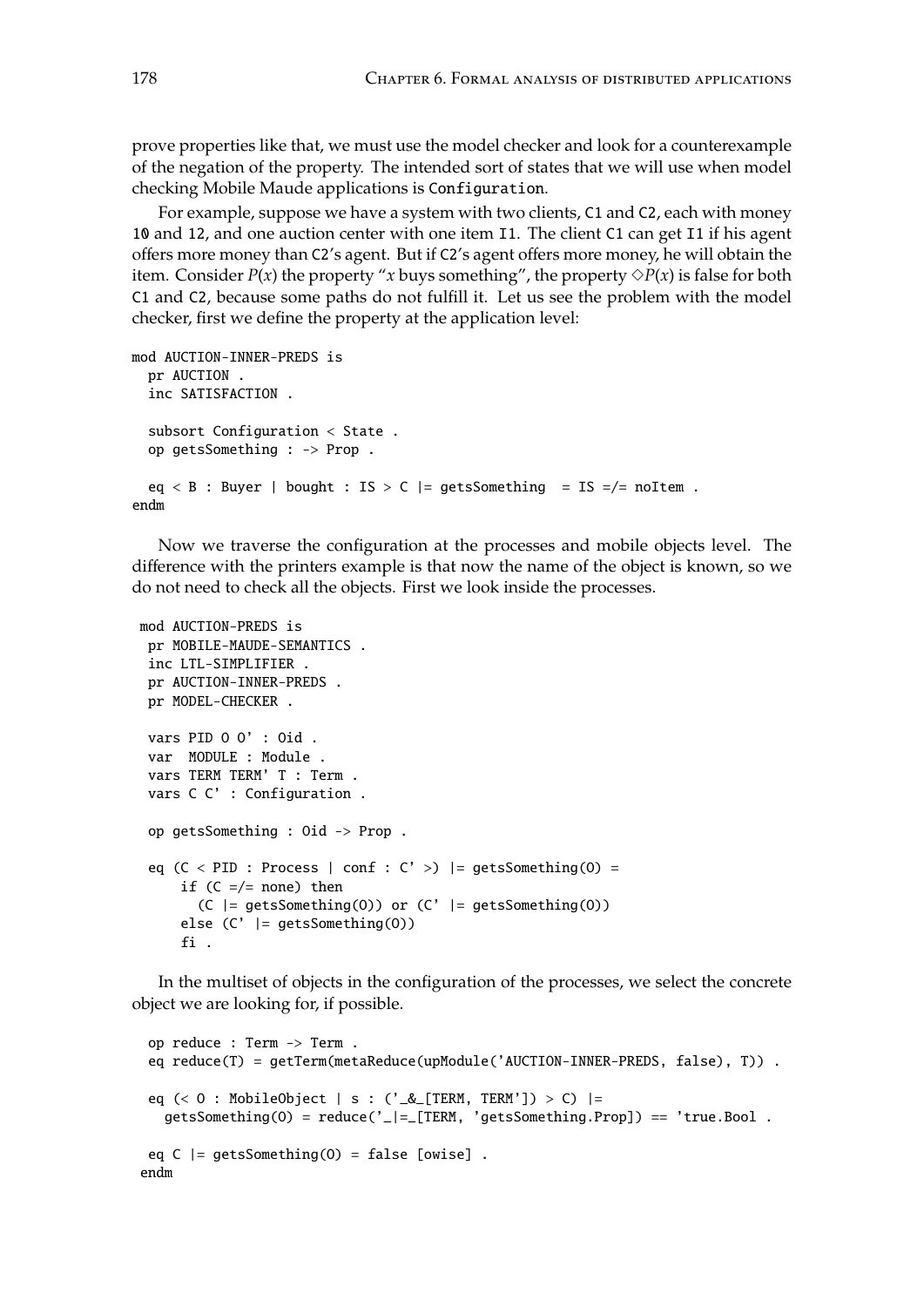prove properties like that, we must use the model checker and look for a counterexample of the negation of the property. The intended sort of states that we will use when model checking Mobile Maude applications is `Configuration`.

For example, suppose we have a system with two clients, `C1` and `C2`, each with money `10` and `12`, and one auction center with one item `I1`. The client `C1` can get `I1` if his agent offers more money than `C2`'s agent. But if `C2`'s agent offers more money, he will obtain the item. Consider $P(x)$ the property "$x$ buys something", the property $\Diamond P(x)$ is false for both `C1` and `C2`, because some paths do not fulfill it. Let us see the problem with the model checker, first we define the property at the application level:

```
mod AUCTION-INNER-PREDS is
  pr AUCTION .
  inc SATISFACTION .

  subsort Configuration < State .
  op getsSomething : -> Prop .

  eq < B : Buyer | bought : IS > C |= getsSomething  = IS =/= noItem .
endm
```

Now we traverse the configuration at the processes and mobile objects level. The difference with the printers example is that now the name of the object is known, so we do not need to check all the objects. First we look inside the processes.

```
 mod AUCTION-PREDS is
  pr MOBILE-MAUDE-SEMANTICS .
  inc LTL-SIMPLIFIER .
  pr AUCTION-INNER-PREDS .
  pr MODEL-CHECKER .

  vars PID O O' : Oid .
  var  MODULE : Module .
  vars TERM TERM' T : Term .
  vars C C' : Configuration .

  op getsSomething : Oid -> Prop .

  eq (C < PID : Process | conf : C' >) |= getsSomething(O) =
      if (C =/= none) then
        (C |= getsSomething(O)) or (C' |= getsSomething(O))
      else (C' |= getsSomething(O))
      fi .
```

In the multiset of objects in the configuration of the processes, we select the concrete object we are looking for, if possible.

```
  op reduce : Term -> Term .
  eq reduce(T) = getTerm(metaReduce(upModule('AUCTION-INNER-PREDS, false), T)) .

  eq (< O : MobileObject | s : ('_&_[TERM, TERM']) > C) |=
    getsSomething(O) = reduce('_|=_[TERM, 'getsSomething.Prop]) == 'true.Bool .

  eq C |= getsSomething(O) = false [owise] .
 endm
```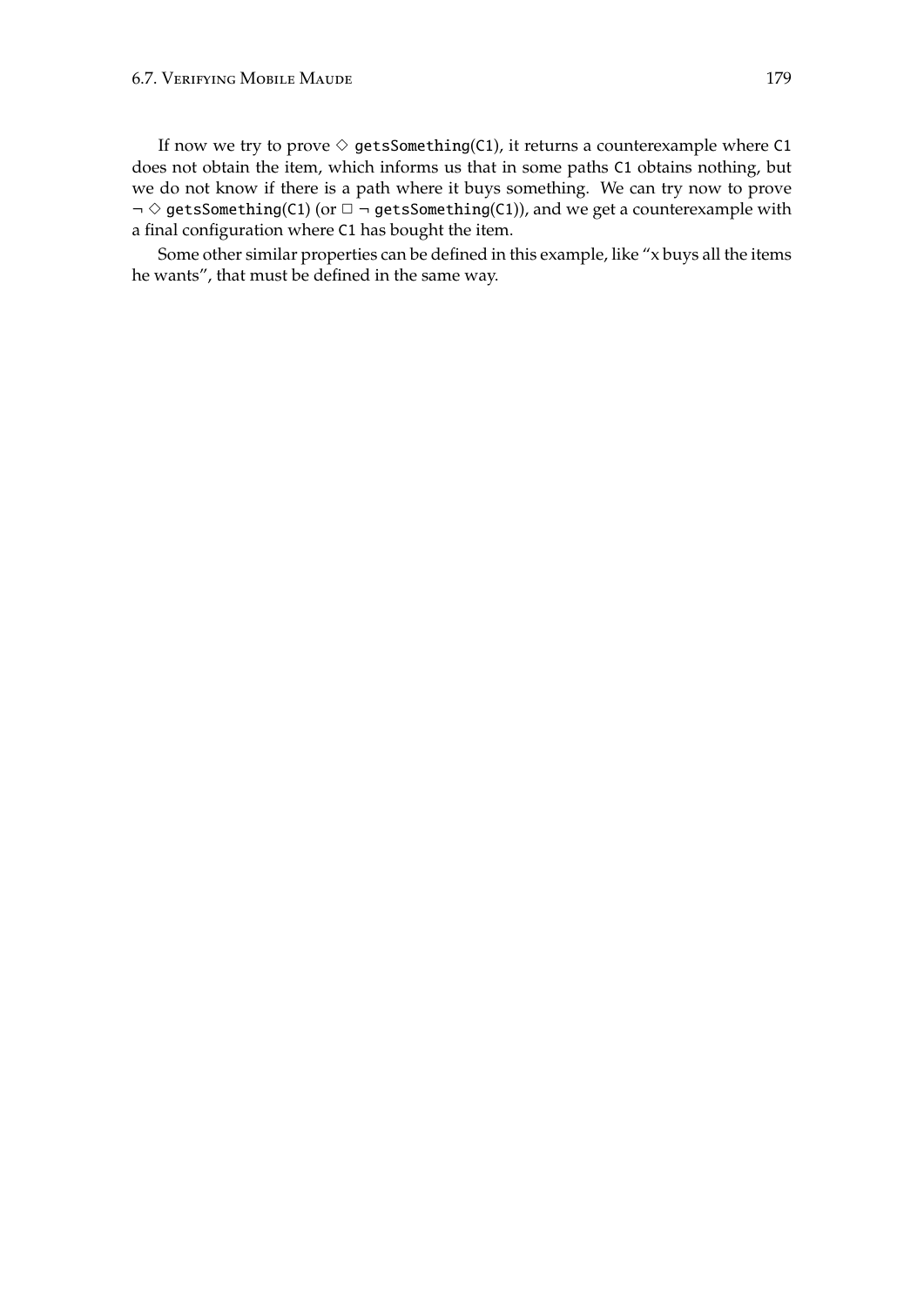If now we try to prove $\diamond$ `getsSomething(C1)`, it returns a counterexample where `C1` does not obtain the item, which informs us that in some paths `C1` obtains nothing, but we do not know if there is a path where it buys something. We can try now to prove $\neg \diamond$ `getsSomething(C1)` (or $\Box \neg$ `getsSomething(C1)`), and we get a counterexample with a final configuration where `C1` has bought the item.

Some other similar properties can be defined in this example, like "x buys all the items he wants", that must be defined in the same way.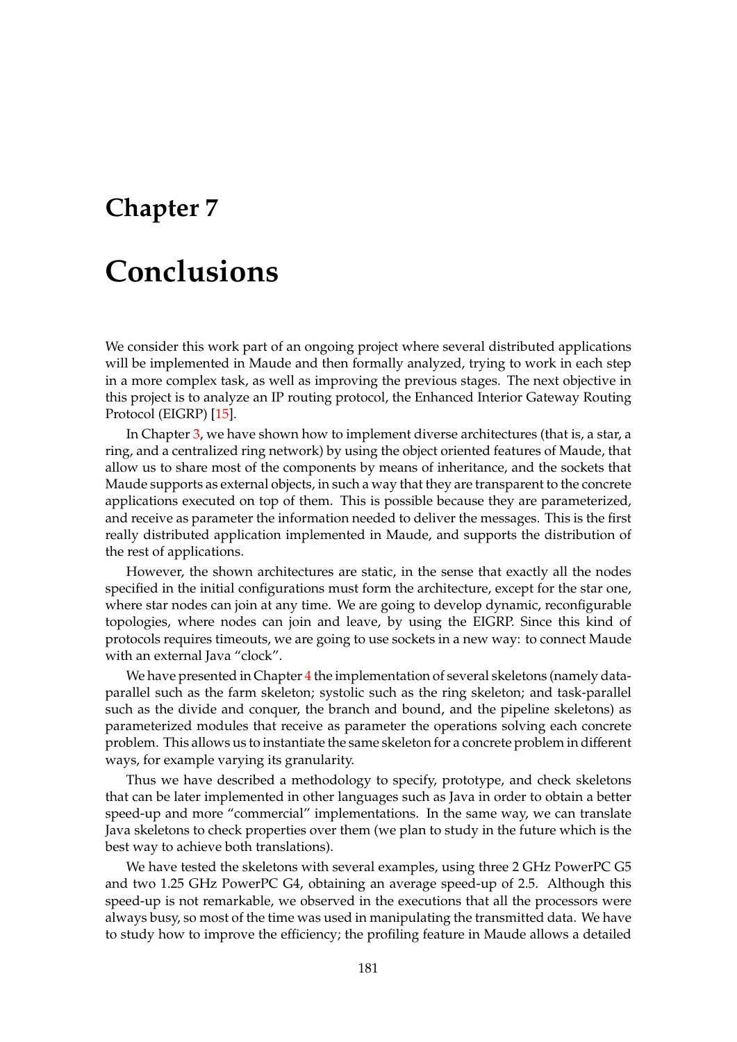# Chapter 7

# Conclusions

We consider this work part of an ongoing project where several distributed applications will be implemented in Maude and then formally analyzed, trying to work in each step in a more complex task, as well as improving the previous stages. The next objective in this project is to analyze an IP routing protocol, the Enhanced Interior Gateway Routing Protocol (EIGRP) [15].

In Chapter 3, we have shown how to implement diverse architectures (that is, a star, a ring, and a centralized ring network) by using the object oriented features of Maude, that allow us to share most of the components by means of inheritance, and the sockets that Maude supports as external objects, in such a way that they are transparent to the concrete applications executed on top of them. This is possible because they are parameterized, and receive as parameter the information needed to deliver the messages. This is the first really distributed application implemented in Maude, and supports the distribution of the rest of applications.

However, the shown architectures are static, in the sense that exactly all the nodes specified in the initial configurations must form the architecture, except for the star one, where star nodes can join at any time. We are going to develop dynamic, reconfigurable topologies, where nodes can join and leave, by using the EIGRP. Since this kind of protocols requires timeouts, we are going to use sockets in a new way: to connect Maude with an external Java "clock".

We have presented in Chapter 4 the implementation of several skeletons (namely data-parallel such as the farm skeleton; systolic such as the ring skeleton; and task-parallel such as the divide and conquer, the branch and bound, and the pipeline skeletons) as parameterized modules that receive as parameter the operations solving each concrete problem. This allows us to instantiate the same skeleton for a concrete problem in different ways, for example varying its granularity.

Thus we have described a methodology to specify, prototype, and check skeletons that can be later implemented in other languages such as Java in order to obtain a better speed-up and more "commercial" implementations. In the same way, we can translate Java skeletons to check properties over them (we plan to study in the future which is the best way to achieve both translations).

We have tested the skeletons with several examples, using three 2 GHz PowerPC G5 and two 1.25 GHz PowerPC G4, obtaining an average speed-up of 2.5. Although this speed-up is not remarkable, we observed in the executions that all the processors were always busy, so most of the time was used in manipulating the transmitted data. We have to study how to improve the efficiency; the profiling feature in Maude allows a detailed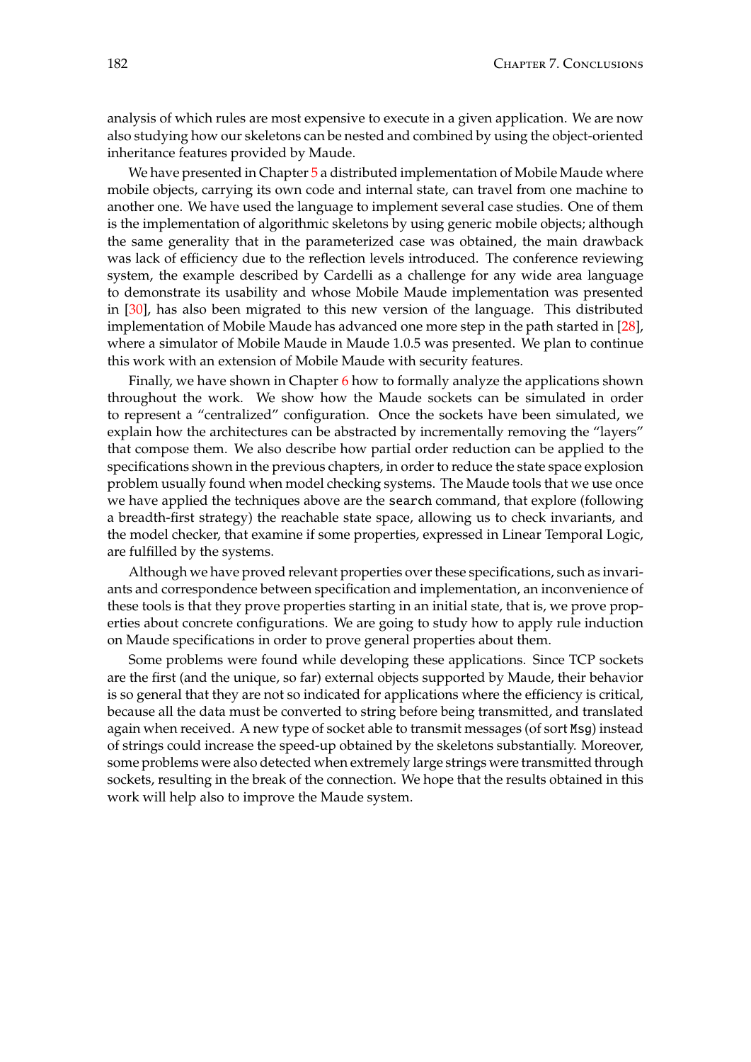analysis of which rules are most expensive to execute in a given application. We are now also studying how our skeletons can be nested and combined by using the object-oriented inheritance features provided by Maude.

We have presented in Chapter 5 a distributed implementation of Mobile Maude where mobile objects, carrying its own code and internal state, can travel from one machine to another one. We have used the language to implement several case studies. One of them is the implementation of algorithmic skeletons by using generic mobile objects; although the same generality that in the parameterized case was obtained, the main drawback was lack of efficiency due to the reflection levels introduced. The conference reviewing system, the example described by Cardelli as a challenge for any wide area language to demonstrate its usability and whose Mobile Maude implementation was presented in [30], has also been migrated to this new version of the language. This distributed implementation of Mobile Maude has advanced one more step in the path started in [28], where a simulator of Mobile Maude in Maude 1.0.5 was presented. We plan to continue this work with an extension of Mobile Maude with security features.

Finally, we have shown in Chapter 6 how to formally analyze the applications shown throughout the work. We show how the Maude sockets can be simulated in order to represent a "centralized" configuration. Once the sockets have been simulated, we explain how the architectures can be abstracted by incrementally removing the "layers" that compose them. We also describe how partial order reduction can be applied to the specifications shown in the previous chapters, in order to reduce the state space explosion problem usually found when model checking systems. The Maude tools that we use once we have applied the techniques above are the `search` command, that explore (following a breadth-first strategy) the reachable state space, allowing us to check invariants, and the model checker, that examine if some properties, expressed in Linear Temporal Logic, are fulfilled by the systems.

Although we have proved relevant properties over these specifications, such as invariants and correspondence between specification and implementation, an inconvenience of these tools is that they prove properties starting in an initial state, that is, we prove properties about concrete configurations. We are going to study how to apply rule induction on Maude specifications in order to prove general properties about them.

Some problems were found while developing these applications. Since TCP sockets are the first (and the unique, so far) external objects supported by Maude, their behavior is so general that they are not so indicated for applications where the efficiency is critical, because all the data must be converted to string before being transmitted, and translated again when received. A new type of socket able to transmit messages (of sort `Msg`) instead of strings could increase the speed-up obtained by the skeletons substantially. Moreover, some problems were also detected when extremely large strings were transmitted through sockets, resulting in the break of the connection. We hope that the results obtained in this work will help also to improve the Maude system.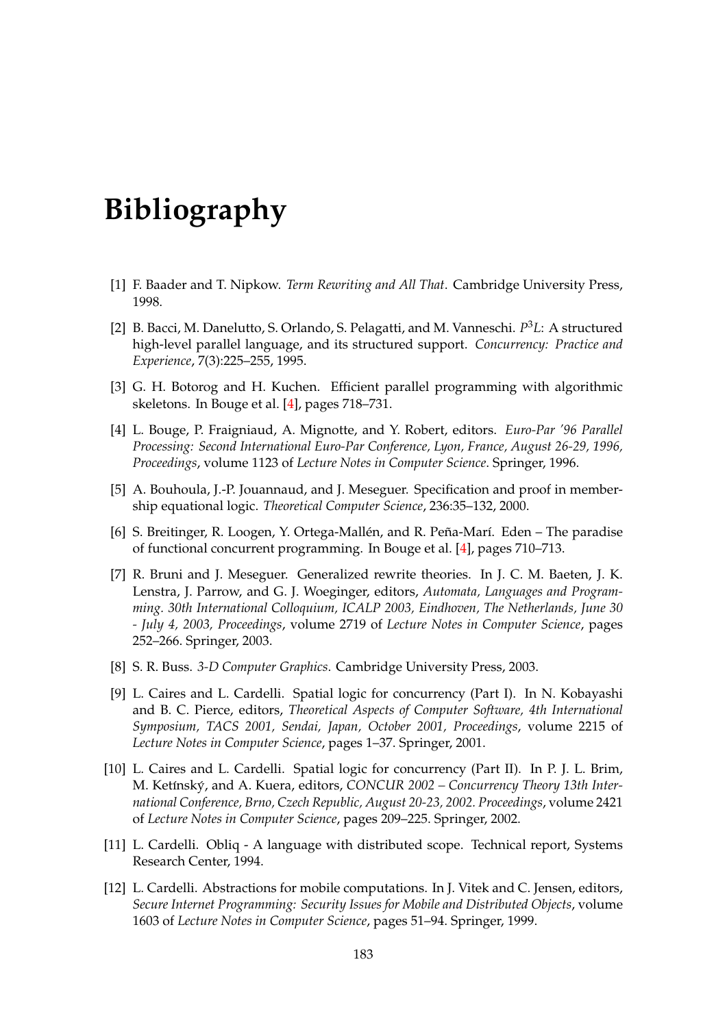# Bibliography

[1] F. Baader and T. Nipkow. *Term Rewriting and All That*. Cambridge University Press, 1998.

[2] B. Bacci, M. Danelutto, S. Orlando, S. Pelagatti, and M. Vanneschi. $P^3L$: A structured high-level parallel language, and its structured support. *Concurrency: Practice and Experience*, 7(3):225–255, 1995.

[3] G. H. Botorog and H. Kuchen. Efficient parallel programming with algorithmic skeletons. In Bouge et al. [4], pages 718–731.

[4] L. Bouge, P. Fraigniaud, A. Mignotte, and Y. Robert, editors. *Euro-Par '96 Parallel Processing: Second International Euro-Par Conference, Lyon, France, August 26-29, 1996, Proceedings*, volume 1123 of *Lecture Notes in Computer Science*. Springer, 1996.

[5] A. Bouhoula, J.-P. Jouannaud, and J. Meseguer. Specification and proof in membership equational logic. *Theoretical Computer Science*, 236:35–132, 2000.

[6] S. Breitinger, R. Loogen, Y. Ortega-Mallén, and R. Peña-Marí. Eden – The paradise of functional concurrent programming. In Bouge et al. [4], pages 710–713.

[7] R. Bruni and J. Meseguer. Generalized rewrite theories. In J. C. M. Baeten, J. K. Lenstra, J. Parrow, and G. J. Woeginger, editors, *Automata, Languages and Programming. 30th International Colloquium, ICALP 2003, Eindhoven, The Netherlands, June 30 - July 4, 2003, Proceedings*, volume 2719 of *Lecture Notes in Computer Science*, pages 252–266. Springer, 2003.

[8] S. R. Buss. *3-D Computer Graphics*. Cambridge University Press, 2003.

[9] L. Caires and L. Cardelli. Spatial logic for concurrency (Part I). In N. Kobayashi and B. C. Pierce, editors, *Theoretical Aspects of Computer Software, 4th International Symposium, TACS 2001, Sendai, Japan, October 2001, Proceedings*, volume 2215 of *Lecture Notes in Computer Science*, pages 1–37. Springer, 2001.

[10] L. Caires and L. Cardelli. Spatial logic for concurrency (Part II). In P. J. L. Brim, M. Ketínský, and A. Kuera, editors, *CONCUR 2002 – Concurrency Theory 13th International Conference, Brno, Czech Republic, August 20-23, 2002. Proceedings*, volume 2421 of *Lecture Notes in Computer Science*, pages 209–225. Springer, 2002.

[11] L. Cardelli. Obliq - A language with distributed scope. Technical report, Systems Research Center, 1994.

[12] L. Cardelli. Abstractions for mobile computations. In J. Vitek and C. Jensen, editors, *Secure Internet Programming: Security Issues for Mobile and Distributed Objects*, volume 1603 of *Lecture Notes in Computer Science*, pages 51–94. Springer, 1999.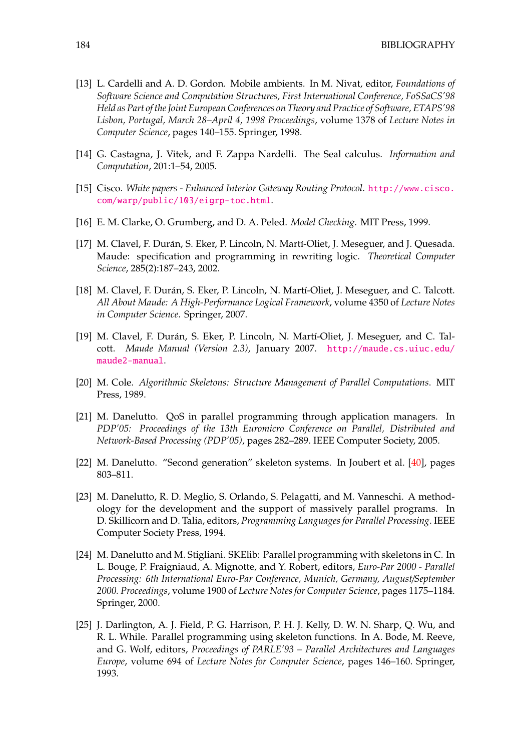[13] L. Cardelli and A. D. Gordon. Mobile ambients. In M. Nivat, editor, *Foundations of Software Science and Computation Structures, First International Conference, FoSSaCS'98 Held as Part of the Joint European Conferences on Theory and Practice of Software, ETAPS'98 Lisbon, Portugal, March 28–April 4, 1998 Proceedings*, volume 1378 of *Lecture Notes in Computer Science*, pages 140–155. Springer, 1998.

[14] G. Castagna, J. Vitek, and F. Zappa Nardelli. The Seal calculus. *Information and Computation*, 201:1–54, 2005.

[15] Cisco. *White papers - Enhanced Interior Gateway Routing Protocol*. http://www.cisco.com/warp/public/103/eigrp-toc.html.

[16] E. M. Clarke, O. Grumberg, and D. A. Peled. *Model Checking*. MIT Press, 1999.

[17] M. Clavel, F. Durán, S. Eker, P. Lincoln, N. Martí-Oliet, J. Meseguer, and J. Quesada. Maude: specification and programming in rewriting logic. *Theoretical Computer Science*, 285(2):187–243, 2002.

[18] M. Clavel, F. Durán, S. Eker, P. Lincoln, N. Martí-Oliet, J. Meseguer, and C. Talcott. *All About Maude: A High-Performance Logical Framework*, volume 4350 of *Lecture Notes in Computer Science*. Springer, 2007.

[19] M. Clavel, F. Durán, S. Eker, P. Lincoln, N. Martí-Oliet, J. Meseguer, and C. Talcott. *Maude Manual (Version 2.3)*, January 2007. http://maude.cs.uiuc.edu/maude2-manual.

[20] M. Cole. *Algorithmic Skeletons: Structure Management of Parallel Computations*. MIT Press, 1989.

[21] M. Danelutto. QoS in parallel programming through application managers. In *PDP'05: Proceedings of the 13th Euromicro Conference on Parallel, Distributed and Network-Based Processing (PDP'05)*, pages 282–289. IEEE Computer Society, 2005.

[22] M. Danelutto. "Second generation" skeleton systems. In Joubert et al. [40], pages 803–811.

[23] M. Danelutto, R. D. Meglio, S. Orlando, S. Pelagatti, and M. Vanneschi. A methodology for the development and the support of massively parallel programs. In D. Skillicorn and D. Talia, editors, *Programming Languages for Parallel Processing*. IEEE Computer Society Press, 1994.

[24] M. Danelutto and M. Stigliani. SKElib: Parallel programming with skeletons in C. In L. Bouge, P. Fraigniaud, A. Mignotte, and Y. Robert, editors, *Euro-Par 2000 - Parallel Processing: 6th International Euro-Par Conference, Munich, Germany, August/September 2000. Proceedings*, volume 1900 of *Lecture Notes for Computer Science*, pages 1175–1184. Springer, 2000.

[25] J. Darlington, A. J. Field, P. G. Harrison, P. H. J. Kelly, D. W. N. Sharp, Q. Wu, and R. L. While. Parallel programming using skeleton functions. In A. Bode, M. Reeve, and G. Wolf, editors, *Proceedings of PARLE'93 – Parallel Architectures and Languages Europe*, volume 694 of *Lecture Notes for Computer Science*, pages 146–160. Springer, 1993.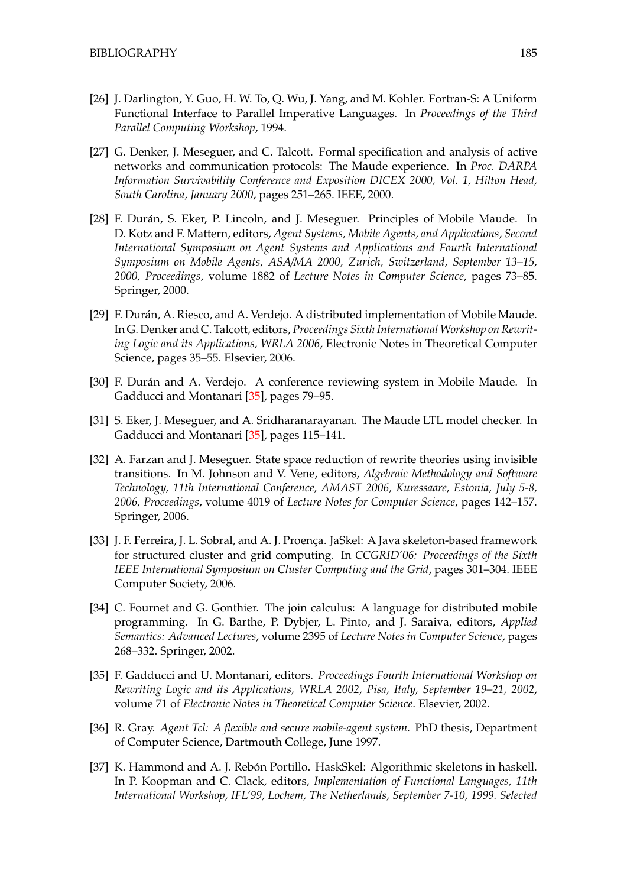[26] J. Darlington, Y. Guo, H. W. To, Q. Wu, J. Yang, and M. Kohler. Fortran-S: A Uniform Functional Interface to Parallel Imperative Languages. In *Proceedings of the Third Parallel Computing Workshop*, 1994.

[27] G. Denker, J. Meseguer, and C. Talcott. Formal specification and analysis of active networks and communication protocols: The Maude experience. In *Proc. DARPA Information Survivability Conference and Exposition DICEX 2000, Vol. 1, Hilton Head, South Carolina, January 2000*, pages 251–265. IEEE, 2000.

[28] F. Durán, S. Eker, P. Lincoln, and J. Meseguer. Principles of Mobile Maude. In D. Kotz and F. Mattern, editors, *Agent Systems, Mobile Agents, and Applications, Second International Symposium on Agent Systems and Applications and Fourth International Symposium on Mobile Agents, ASA/MA 2000, Zurich, Switzerland, September 13–15, 2000, Proceedings*, volume 1882 of *Lecture Notes in Computer Science*, pages 73–85. Springer, 2000.

[29] F. Durán, A. Riesco, and A. Verdejo. A distributed implementation of Mobile Maude. In G. Denker and C. Talcott, editors, *Proceedings Sixth International Workshop on Rewriting Logic and its Applications, WRLA 2006*, Electronic Notes in Theoretical Computer Science, pages 35–55. Elsevier, 2006.

[30] F. Durán and A. Verdejo. A conference reviewing system in Mobile Maude. In Gadducci and Montanari [35], pages 79–95.

[31] S. Eker, J. Meseguer, and A. Sridharanarayanan. The Maude LTL model checker. In Gadducci and Montanari [35], pages 115–141.

[32] A. Farzan and J. Meseguer. State space reduction of rewrite theories using invisible transitions. In M. Johnson and V. Vene, editors, *Algebraic Methodology and Software Technology, 11th International Conference, AMAST 2006, Kuressaare, Estonia, July 5-8, 2006, Proceedings*, volume 4019 of *Lecture Notes for Computer Science*, pages 142–157. Springer, 2006.

[33] J. F. Ferreira, J. L. Sobral, and A. J. Proença. JaSkel: A Java skeleton-based framework for structured cluster and grid computing. In *CCGRID'06: Proceedings of the Sixth IEEE International Symposium on Cluster Computing and the Grid*, pages 301–304. IEEE Computer Society, 2006.

[34] C. Fournet and G. Gonthier. The join calculus: A language for distributed mobile programming. In G. Barthe, P. Dybjer, L. Pinto, and J. Saraiva, editors, *Applied Semantics: Advanced Lectures*, volume 2395 of *Lecture Notes in Computer Science*, pages 268–332. Springer, 2002.

[35] F. Gadducci and U. Montanari, editors. *Proceedings Fourth International Workshop on Rewriting Logic and its Applications, WRLA 2002, Pisa, Italy, September 19–21, 2002*, volume 71 of *Electronic Notes in Theoretical Computer Science*. Elsevier, 2002.

[36] R. Gray. *Agent Tcl: A flexible and secure mobile-agent system*. PhD thesis, Department of Computer Science, Dartmouth College, June 1997.

[37] K. Hammond and A. J. Rebón Portillo. HaskSkel: Algorithmic skeletons in haskell. In P. Koopman and C. Clack, editors, *Implementation of Functional Languages, 11th International Workshop, IFL'99, Lochem, The Netherlands, September 7-10, 1999. Selected*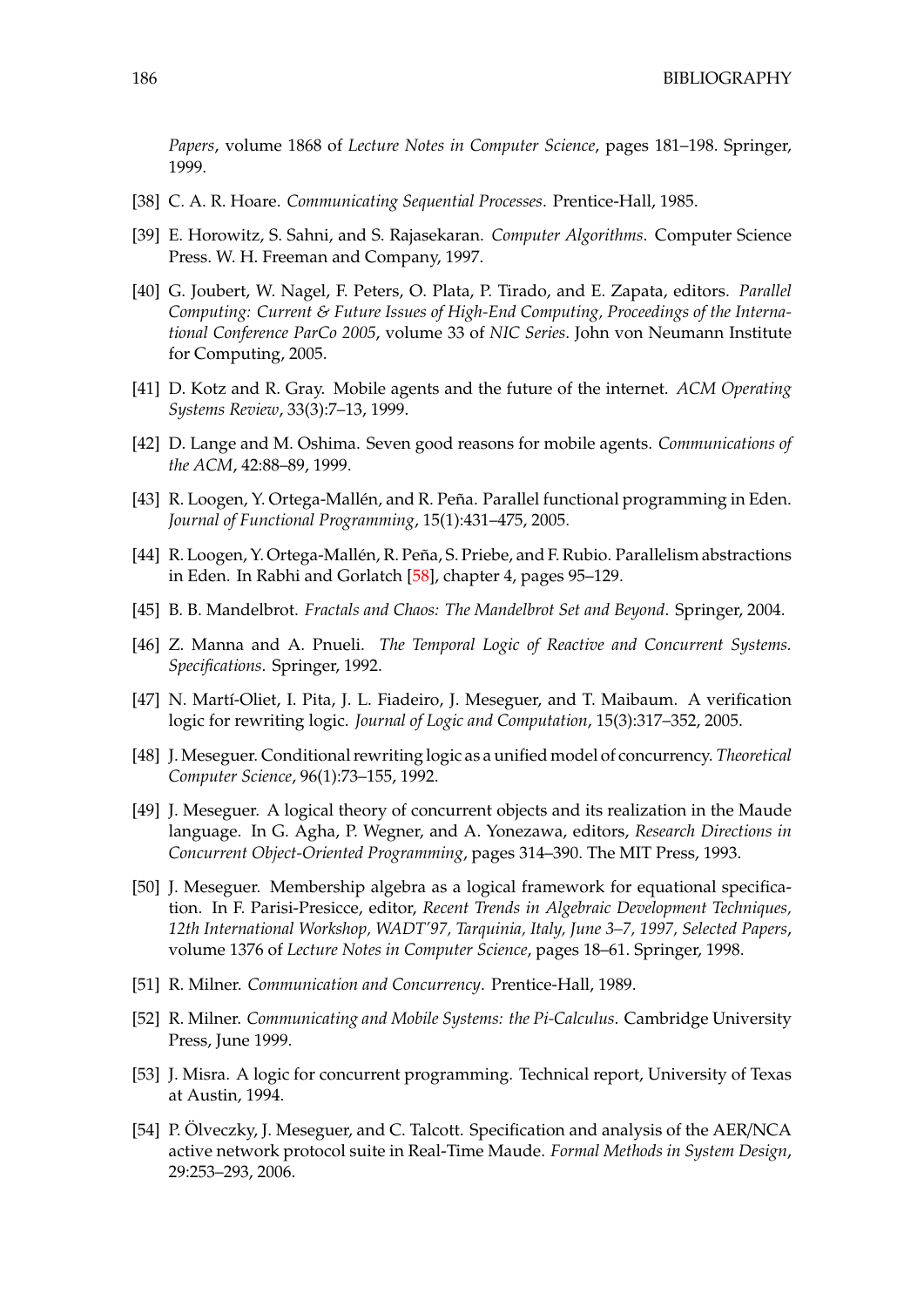*Papers*, volume 1868 of *Lecture Notes in Computer Science*, pages 181–198. Springer, 1999.

[38] C. A. R. Hoare. *Communicating Sequential Processes*. Prentice-Hall, 1985.

[39] E. Horowitz, S. Sahni, and S. Rajasekaran. *Computer Algorithms*. Computer Science Press. W. H. Freeman and Company, 1997.

[40] G. Joubert, W. Nagel, F. Peters, O. Plata, P. Tirado, and E. Zapata, editors. *Parallel Computing: Current & Future Issues of High-End Computing, Proceedings of the International Conference ParCo 2005*, volume 33 of *NIC Series*. John von Neumann Institute for Computing, 2005.

[41] D. Kotz and R. Gray. Mobile agents and the future of the internet. *ACM Operating Systems Review*, 33(3):7–13, 1999.

[42] D. Lange and M. Oshima. Seven good reasons for mobile agents. *Communications of the ACM*, 42:88–89, 1999.

[43] R. Loogen, Y. Ortega-Mallén, and R. Peña. Parallel functional programming in Eden. *Journal of Functional Programming*, 15(1):431–475, 2005.

[44] R. Loogen, Y. Ortega-Mallén, R. Peña, S. Priebe, and F. Rubio. Parallelism abstractions in Eden. In Rabhi and Gorlatch [58], chapter 4, pages 95–129.

[45] B. B. Mandelbrot. *Fractals and Chaos: The Mandelbrot Set and Beyond*. Springer, 2004.

[46] Z. Manna and A. Pnueli. *The Temporal Logic of Reactive and Concurrent Systems. Specifications*. Springer, 1992.

[47] N. Martí-Oliet, I. Pita, J. L. Fiadeiro, J. Meseguer, and T. Maibaum. A verification logic for rewriting logic. *Journal of Logic and Computation*, 15(3):317–352, 2005.

[48] J. Meseguer. Conditional rewriting logic as a unified model of concurrency. *Theoretical Computer Science*, 96(1):73–155, 1992.

[49] J. Meseguer. A logical theory of concurrent objects and its realization in the Maude language. In G. Agha, P. Wegner, and A. Yonezawa, editors, *Research Directions in Concurrent Object-Oriented Programming*, pages 314–390. The MIT Press, 1993.

[50] J. Meseguer. Membership algebra as a logical framework for equational specification. In F. Parisi-Presicce, editor, *Recent Trends in Algebraic Development Techniques, 12th International Workshop, WADT'97, Tarquinia, Italy, June 3–7, 1997, Selected Papers*, volume 1376 of *Lecture Notes in Computer Science*, pages 18–61. Springer, 1998.

[51] R. Milner. *Communication and Concurrency*. Prentice-Hall, 1989.

[52] R. Milner. *Communicating and Mobile Systems: the Pi-Calculus*. Cambridge University Press, June 1999.

[53] J. Misra. A logic for concurrent programming. Technical report, University of Texas at Austin, 1994.

[54] P. Ölveczky, J. Meseguer, and C. Talcott. Specification and analysis of the AER/NCA active network protocol suite in Real-Time Maude. *Formal Methods in System Design*, 29:253–293, 2006.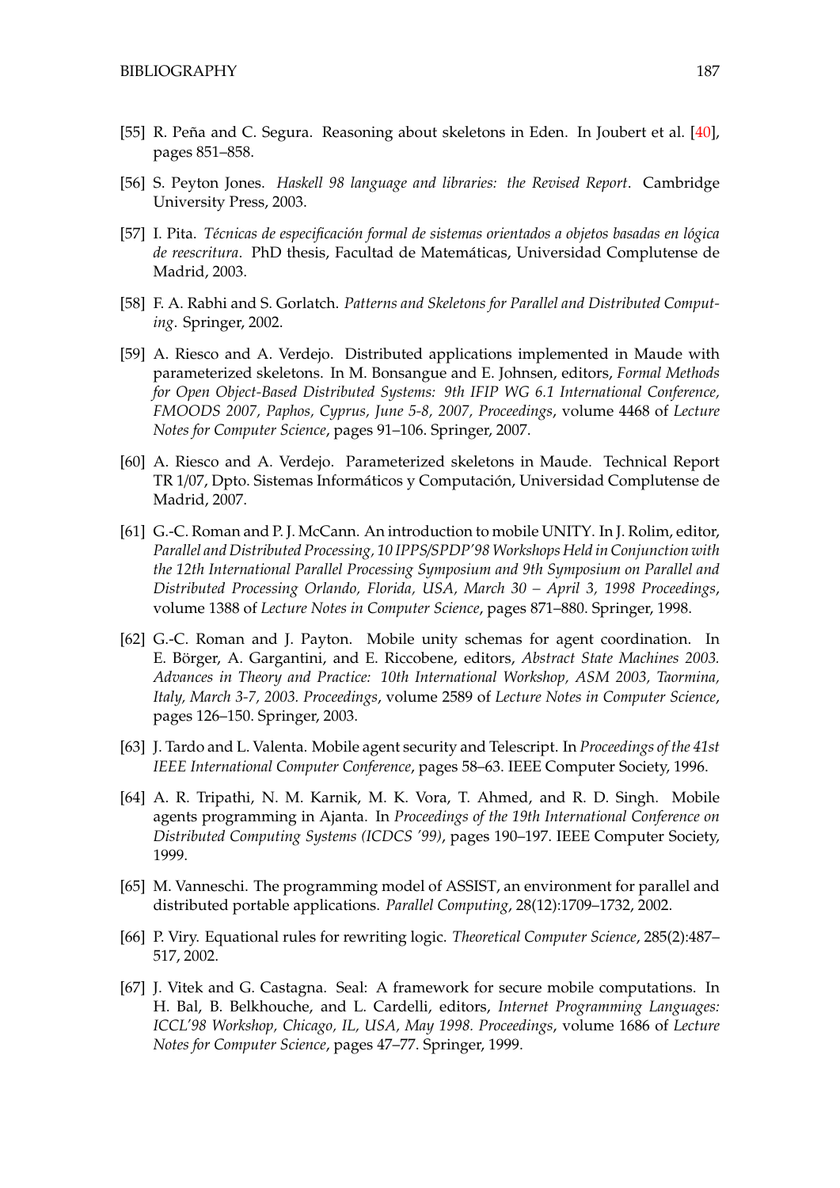[55] R. Peña and C. Segura. Reasoning about skeletons in Eden. In Joubert et al. [40], pages 851–858.

[56] S. Peyton Jones. *Haskell 98 language and libraries: the Revised Report*. Cambridge University Press, 2003.

[57] I. Pita. *Técnicas de especificación formal de sistemas orientados a objetos basadas en lógica de reescritura*. PhD thesis, Facultad de Matemáticas, Universidad Complutense de Madrid, 2003.

[58] F. A. Rabhi and S. Gorlatch. *Patterns and Skeletons for Parallel and Distributed Computing*. Springer, 2002.

[59] A. Riesco and A. Verdejo. Distributed applications implemented in Maude with parameterized skeletons. In M. Bonsangue and E. Johnsen, editors, *Formal Methods for Open Object-Based Distributed Systems: 9th IFIP WG 6.1 International Conference, FMOODS 2007, Paphos, Cyprus, June 5-8, 2007, Proceedings*, volume 4468 of *Lecture Notes for Computer Science*, pages 91–106. Springer, 2007.

[60] A. Riesco and A. Verdejo. Parameterized skeletons in Maude. Technical Report TR 1/07, Dpto. Sistemas Informáticos y Computación, Universidad Complutense de Madrid, 2007.

[61] G.-C. Roman and P. J. McCann. An introduction to mobile UNITY. In J. Rolim, editor, *Parallel and Distributed Processing, 10 IPPS/SPDP'98 Workshops Held in Conjunction with the 12th International Parallel Processing Symposium and 9th Symposium on Parallel and Distributed Processing Orlando, Florida, USA, March 30 – April 3, 1998 Proceedings*, volume 1388 of *Lecture Notes in Computer Science*, pages 871–880. Springer, 1998.

[62] G.-C. Roman and J. Payton. Mobile unity schemas for agent coordination. In E. Börger, A. Gargantini, and E. Riccobene, editors, *Abstract State Machines 2003. Advances in Theory and Practice: 10th International Workshop, ASM 2003, Taormina, Italy, March 3-7, 2003. Proceedings*, volume 2589 of *Lecture Notes in Computer Science*, pages 126–150. Springer, 2003.

[63] J. Tardo and L. Valenta. Mobile agent security and Telescript. In *Proceedings of the 41st IEEE International Computer Conference*, pages 58–63. IEEE Computer Society, 1996.

[64] A. R. Tripathi, N. M. Karnik, M. K. Vora, T. Ahmed, and R. D. Singh. Mobile agents programming in Ajanta. In *Proceedings of the 19th International Conference on Distributed Computing Systems (ICDCS '99)*, pages 190–197. IEEE Computer Society, 1999.

[65] M. Vanneschi. The programming model of ASSIST, an environment for parallel and distributed portable applications. *Parallel Computing*, 28(12):1709–1732, 2002.

[66] P. Viry. Equational rules for rewriting logic. *Theoretical Computer Science*, 285(2):487–517, 2002.

[67] J. Vitek and G. Castagna. Seal: A framework for secure mobile computations. In H. Bal, B. Belkhouche, and L. Cardelli, editors, *Internet Programming Languages: ICCL'98 Workshop, Chicago, IL, USA, May 1998. Proceedings*, volume 1686 of *Lecture Notes for Computer Science*, pages 47–77. Springer, 1999.